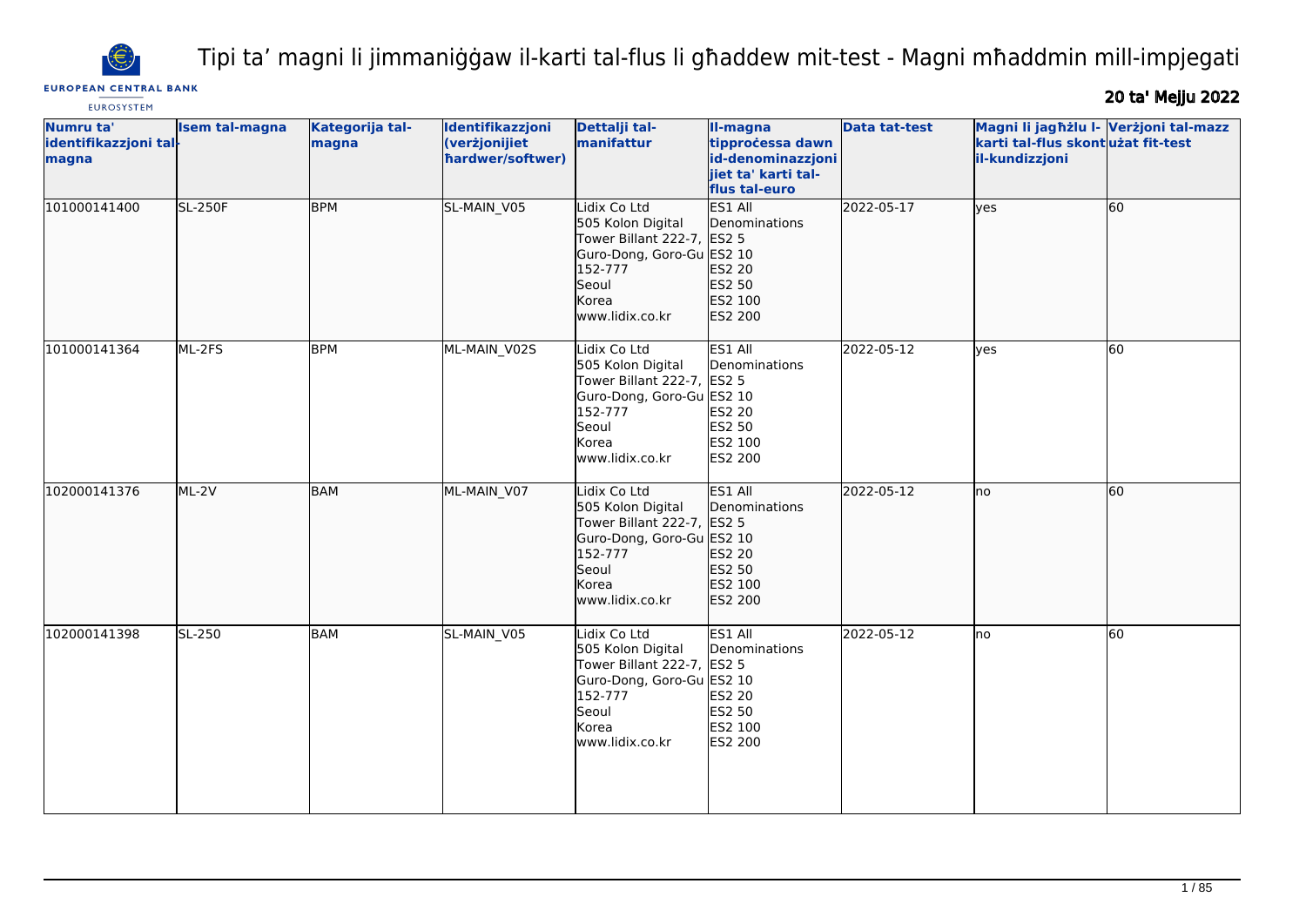# Tipi ta’ magni li jimmaniġġaw il-karti tal-flus li għaddew mit-test - Magni mħaddmin mill-impjegati

**20 ta' Mejju 2022**

| Numru ta' identifikazzjoni tal-magna | Isem tal-magna | Kategorija tal-magna | Identifikazzjoni (verżjonijiet ħardwer/softwer) | Dettalji tal-manifattur | Il-magna tipproċessa dawn id-denominazzjonijiet ta' karti tal-flus tal-euro | Data tat-test | Magni li jagħżlu l-karti tal-flus skont il-kundizzjoni | Verżjoni tal-mazz użat fit-test |
|---|---|---|---|---|---|---|---|---|
| 101000141400 | SL-250F | BPM | SL-MAIN_V05 | Lidix Co Ltd<br>505 Kolon Digital Tower Billant 222-7, Guro-Dong, Goro-Gu 152-777<br>Seoul<br>Korea<br>www.lidix.co.kr | ES1 All Denominations<br>ES2 5<br>ES2 10<br>ES2 20<br>ES2 50<br>ES2 100<br>ES2 200 | 2022-05-17 | yes | 60 |
| 101000141364 | ML-2FS | BPM | ML-MAIN_V02S | Lidix Co Ltd<br>505 Kolon Digital Tower Billant 222-7, Guro-Dong, Goro-Gu 152-777<br>Seoul<br>Korea<br>www.lidix.co.kr | ES1 All Denominations<br>ES2 5<br>ES2 10<br>ES2 20<br>ES2 50<br>ES2 100<br>ES2 200 | 2022-05-12 | yes | 60 |
| 102000141376 | ML-2V | BAM | ML-MAIN_V07 | Lidix Co Ltd<br>505 Kolon Digital Tower Billant 222-7, Guro-Dong, Goro-Gu 152-777<br>Seoul<br>Korea<br>www.lidix.co.kr | ES1 All Denominations<br>ES2 5<br>ES2 10<br>ES2 20<br>ES2 50<br>ES2 100<br>ES2 200 | 2022-05-12 | no | 60 |
| 102000141398 | SL-250 | BAM | SL-MAIN_V05 | Lidix Co Ltd<br>505 Kolon Digital Tower Billant 222-7, Guro-Dong, Goro-Gu 152-777<br>Seoul<br>Korea<br>www.lidix.co.kr | ES1 All Denominations<br>ES2 5<br>ES2 10<br>ES2 20<br>ES2 50<br>ES2 100<br>ES2 200 | 2022-05-12 | no | 60 |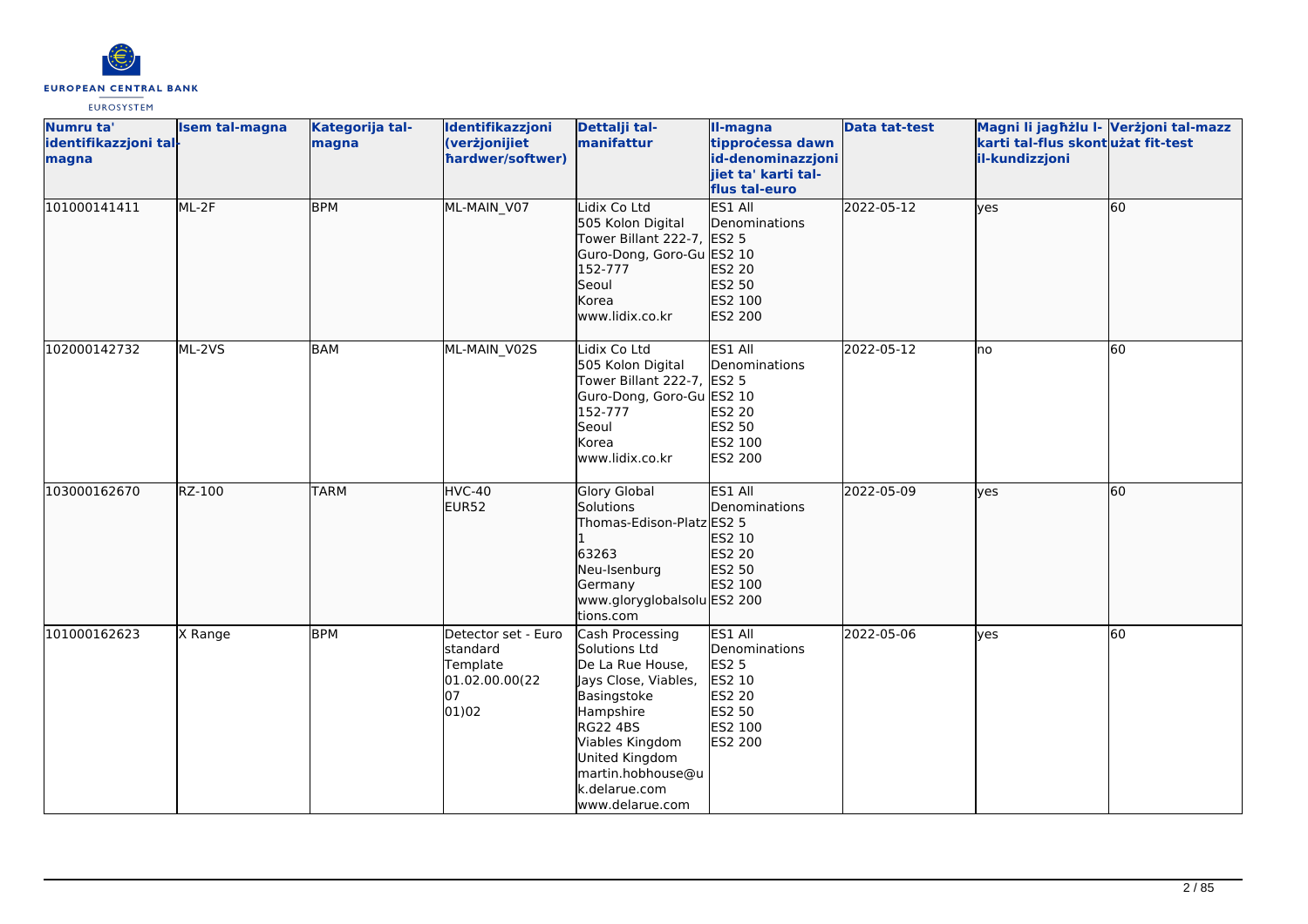| Numru ta' identifikazzjoni tal-magna | Isem tal-magna | Kategorija tal-magna | Identifikazzjoni (verżjonijiet ħardwer/softwer) | Dettalji tal-manifattur | Il-magna tipproċessa dawn id-denominazzjonijiet ta' karti tal-flus tal-euro | Data tat-test | Magni li jagħżlu l-karti tal-flus skont il-kundizzjoni | Verżjoni tal-mazz użat fit-test |
|---|---|---|---|---|---|---|---|---|
| 101000141411 | ML-2F | BPM | ML-MAIN_V07 | Lidix Co Ltd<br>505 Kolon Digital Tower Billant 222-7, Guro-Dong, Goro-Gu 152-777<br>Seoul<br>Korea<br>www.lidix.co.kr | ES1 All Denominations<br>ES2 5<br>ES2 10<br>ES2 20<br>ES2 50<br>ES2 100<br>ES2 200 | 2022-05-12 | yes | 60 |
| 102000142732 | ML-2VS | BAM | ML-MAIN_V02S | Lidix Co Ltd<br>505 Kolon Digital Tower Billant 222-7, Guro-Dong, Goro-Gu 152-777<br>Seoul<br>Korea<br>www.lidix.co.kr | ES1 All Denominations<br>ES2 5<br>ES2 10<br>ES2 20<br>ES2 50<br>ES2 100<br>ES2 200 | 2022-05-12 | no | 60 |
| 103000162670 | RZ-100 | TARM | HVC-40<br>EUR52 | Glory Global Solutions<br>Thomas-Edison-Platz 1<br>63263<br>Neu-Isenburg<br>Germany<br>www.gloryglobalsolutions.com | ES1 All Denominations<br>ES2 5<br>ES2 10<br>ES2 20<br>ES2 50<br>ES2 100<br>ES2 200 | 2022-05-09 | yes | 60 |
| 101000162623 | X Range | BPM | Detector set - Euro standard Template 01.02.00.00(22 07 01)02 | Cash Processing Solutions Ltd<br>De La Rue House, Jays Close, Viables, Basingstoke<br>Hampshire<br>RG22 4BS<br>Viables Kingdom<br>United Kingdom<br>martin.hobhouse@uk.delarue.com<br>www.delarue.com | ES1 All Denominations<br>ES2 5<br>ES2 10<br>ES2 20<br>ES2 50<br>ES2 100<br>ES2 200 | 2022-05-06 | yes | 60 |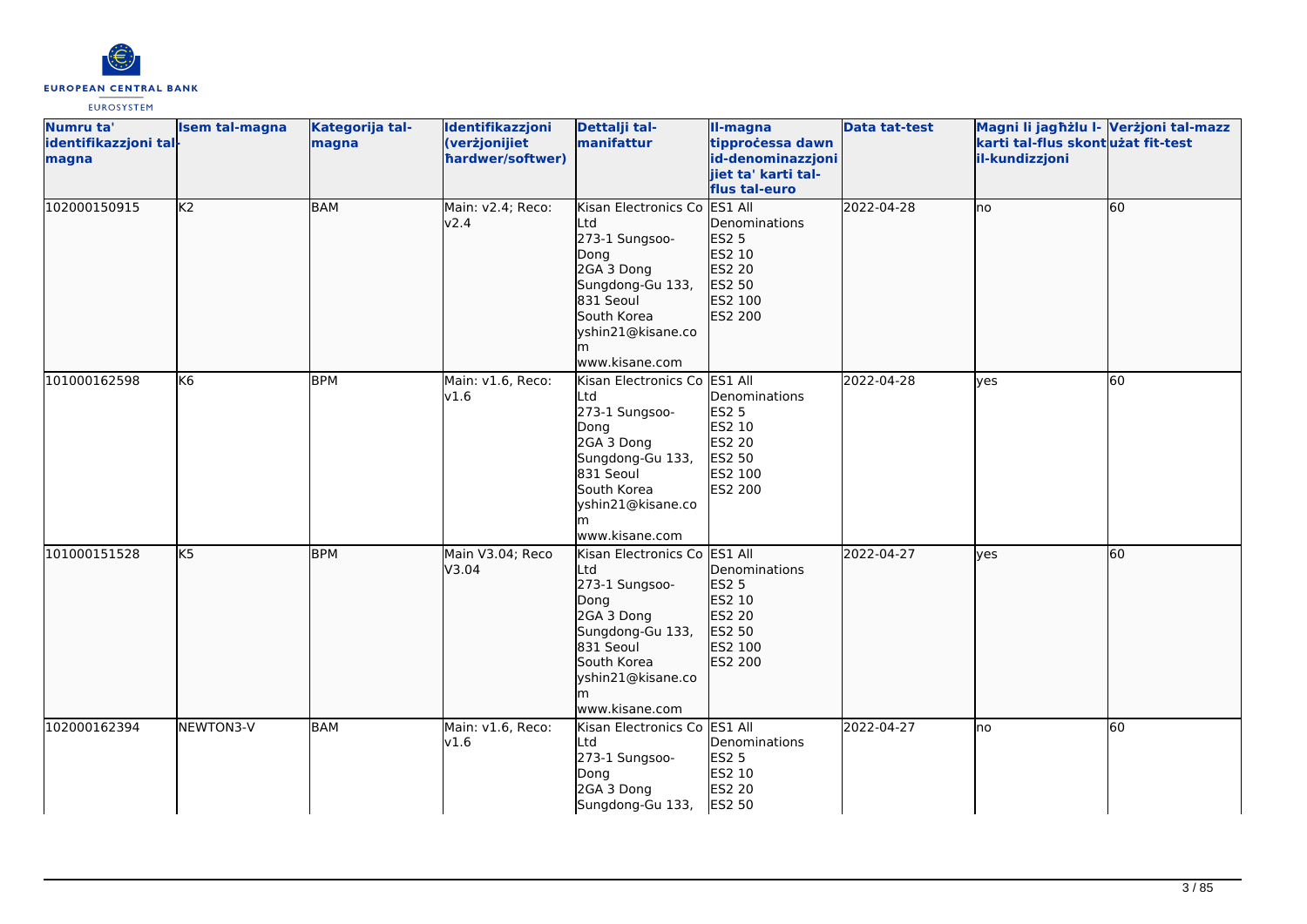| Numru ta' identifikazzjoni tal-magna | Isem tal-magna | Kategorija tal-magna | Identifikazzjoni (verżjonijiet ħardwer/softwer) | Dettalji tal-manifattur | Il-magna tipproċessa dawn id-denominazzjonijiet ta' karti tal-flus tal-euro | Data tat-test | Magni li jagħżlu l-karti tal-flus skont il-kundizzjoni | Verżjoni tal-mazz użat fit-test |
|---|---|---|---|---|---|---|---|---|
| 102000150915 | K2 | BAM | Main: v2.4; Reco: v2.4 | Kisan Electronics Co Ltd<br>273-1 Sungsoo-Dong<br>2GA 3 Dong<br>Sungdong-Gu 133, 831 Seoul<br>South Korea<br>yshin21@kisane.com<br>www.kisane.com | ES1 All Denominations<br>ES2 5<br>ES2 10<br>ES2 20<br>ES2 50<br>ES2 100<br>ES2 200 | 2022-04-28 | no | 60 |
| 101000162598 | K6 | BPM | Main: v1.6, Reco: v1.6 | Kisan Electronics Co Ltd<br>273-1 Sungsoo-Dong<br>2GA 3 Dong<br>Sungdong-Gu 133, 831 Seoul<br>South Korea<br>yshin21@kisane.com<br>www.kisane.com | ES1 All Denominations<br>ES2 5<br>ES2 10<br>ES2 20<br>ES2 50<br>ES2 100<br>ES2 200 | 2022-04-28 | yes | 60 |
| 101000151528 | K5 | BPM | Main V3.04; Reco V3.04 | Kisan Electronics Co Ltd<br>273-1 Sungsoo-Dong<br>2GA 3 Dong<br>Sungdong-Gu 133, 831 Seoul<br>South Korea<br>yshin21@kisane.com<br>www.kisane.com | ES1 All Denominations<br>ES2 5<br>ES2 10<br>ES2 20<br>ES2 50<br>ES2 100<br>ES2 200 | 2022-04-27 | yes | 60 |
| 102000162394 | NEWTON3-V | BAM | Main: v1.6, Reco: v1.6 | Kisan Electronics Co Ltd<br>273-1 Sungsoo-Dong<br>2GA 3 Dong<br>Sungdong-Gu 133, | ES1 All Denominations<br>ES2 5<br>ES2 10<br>ES2 20<br>ES2 50 | 2022-04-27 | no | 60 |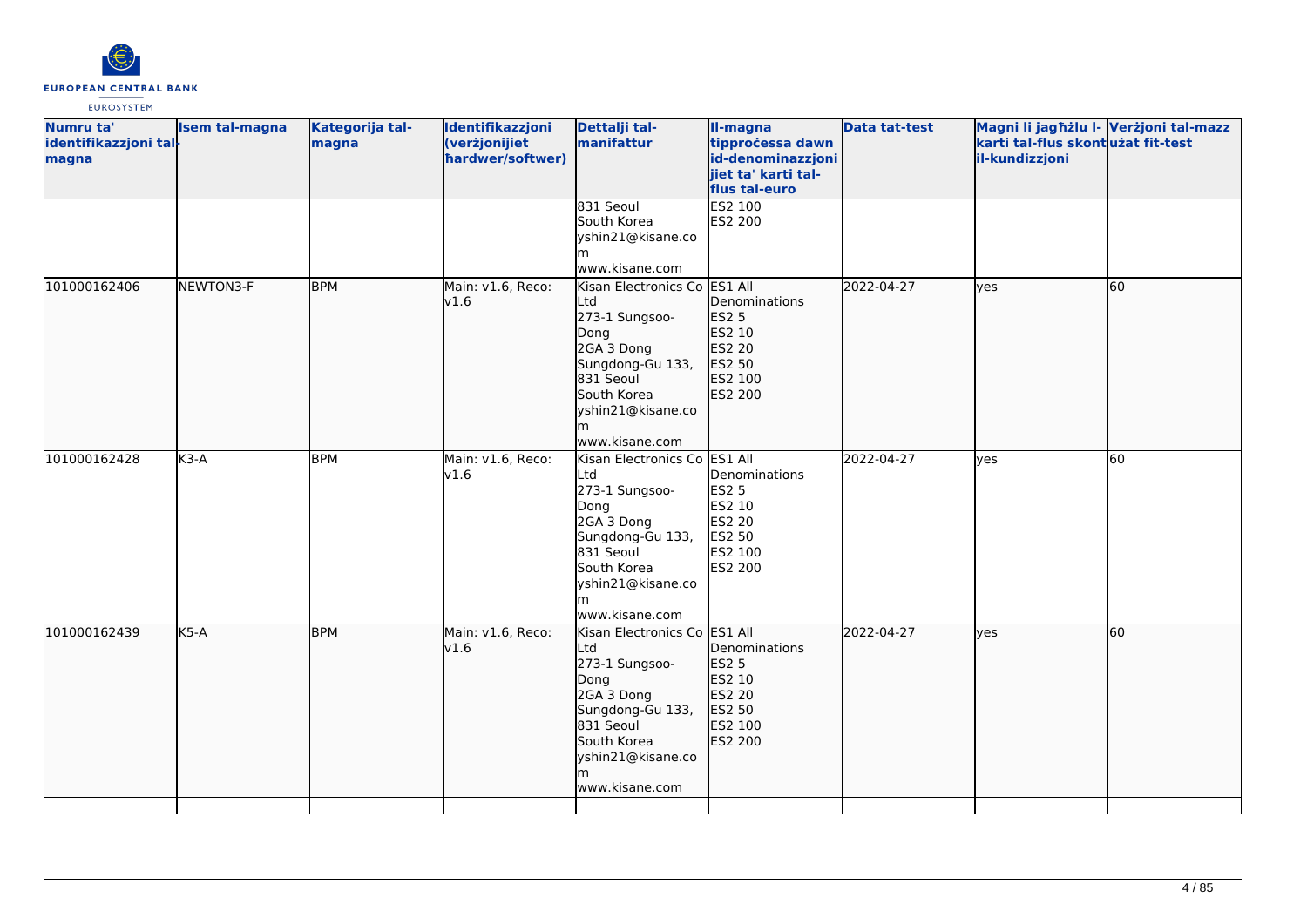| Numru ta' identifikazzjoni tal-magna | Isem tal-magna | Kategorija tal-magna | Identifikazzjoni (verżjonijiet ħardwer/softwer) | Dettalji tal-manifattur | Il-magna tipproċessa dawn id-denominazzjoniiet ta' karti tal-flus tal-euro | Data tat-test | Magni li jagħżlu l-karti tal-flus skont il-kundizzjoni | Verżjoni tal-mazz użat fit-test |
|---|---|---|---|---|---|---|---|---|
| | | | | 831 Seoul South Korea yshin21@kisane.com www.kisane.com | ES2 100 ES2 200 | | | |
| 101000162406 | NEWTON3-F | BPM | Main: v1.6, Reco: v1.6 | Kisan Electronics Co Ltd 273-1 Sungsoo-Dong 2GA 3 Dong Sungdong-Gu 133, 831 Seoul South Korea yshin21@kisane.com www.kisane.com | ES1 All Denominations ES2 5 ES2 10 ES2 20 ES2 50 ES2 100 ES2 200 | 2022-04-27 | yes | 60 |
| 101000162428 | K3-A | BPM | Main: v1.6, Reco: v1.6 | Kisan Electronics Co Ltd 273-1 Sungsoo-Dong 2GA 3 Dong Sungdong-Gu 133, 831 Seoul South Korea yshin21@kisane.com www.kisane.com | ES1 All Denominations ES2 5 ES2 10 ES2 20 ES2 50 ES2 100 ES2 200 | 2022-04-27 | yes | 60 |
| 101000162439 | K5-A | BPM | Main: v1.6, Reco: v1.6 | Kisan Electronics Co Ltd 273-1 Sungsoo-Dong 2GA 3 Dong Sungdong-Gu 133, 831 Seoul South Korea yshin21@kisane.com www.kisane.com | ES1 All Denominations ES2 5 ES2 10 ES2 20 ES2 50 ES2 100 ES2 200 | 2022-04-27 | yes | 60 |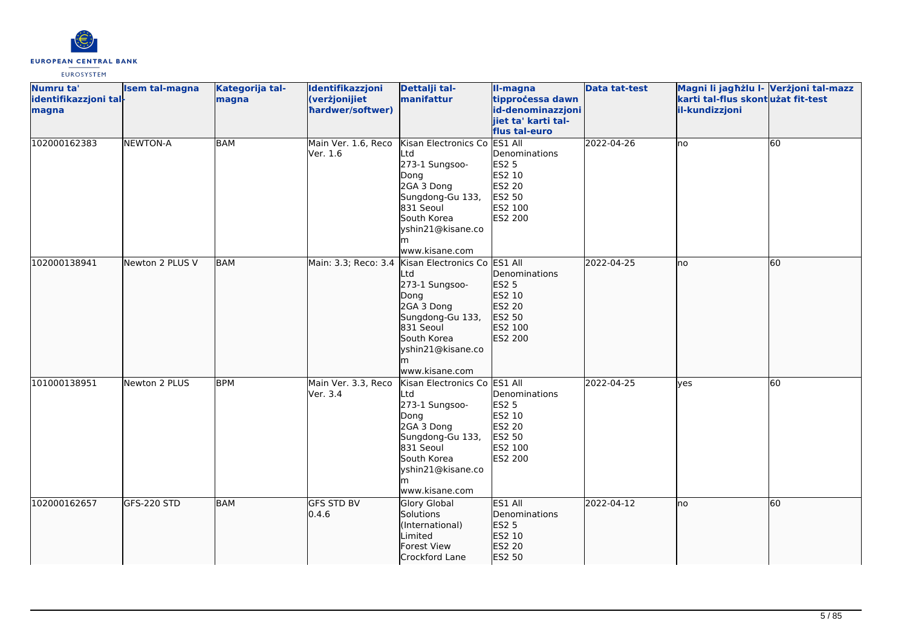| Numru ta' identifikazzjoni tal-magna | Isem tal-magna | Kategorija tal-magna | Identifikazzjoni (verżjonijiet ħardwer/softwer) | Dettalji tal-manifattur | Il-magna tipproċessa dawn id-denominazzjonijiet ta' karti tal-flus tal-euro | Data tat-test | Magni li jagħżlu l-karti tal-flus skont il-kundizzjoni | Verżjoni tal-mazz użat fit-test |
|---|---|---|---|---|---|---|---|---|
| 102000162383 | NEWTON-A | BAM | Main Ver. 1.6, Reco Ver. 1.6 | Kisan Electronics Co Ltd<br>273-1 Sungsoo-Dong<br>2GA 3 Dong<br>Sungdong-Gu 133, 831 Seoul<br>South Korea<br>yshin21@kisane.com<br>www.kisane.com | ES1 All Denominations<br>ES2 5<br>ES2 10<br>ES2 20<br>ES2 50<br>ES2 100<br>ES2 200 | 2022-04-26 | no | 60 |
| 102000138941 | Newton 2 PLUS V | BAM | Main: 3.3; Reco: 3.4 | Kisan Electronics Co Ltd<br>273-1 Sungsoo-Dong<br>2GA 3 Dong<br>Sungdong-Gu 133, 831 Seoul<br>South Korea<br>yshin21@kisane.com<br>www.kisane.com | ES1 All Denominations<br>ES2 5<br>ES2 10<br>ES2 20<br>ES2 50<br>ES2 100<br>ES2 200 | 2022-04-25 | no | 60 |
| 101000138951 | Newton 2 PLUS | BPM | Main Ver. 3.3, Reco Ver. 3.4 | Kisan Electronics Co Ltd<br>273-1 Sungsoo-Dong<br>2GA 3 Dong<br>Sungdong-Gu 133, 831 Seoul<br>South Korea<br>yshin21@kisane.com<br>www.kisane.com | ES1 All Denominations<br>ES2 5<br>ES2 10<br>ES2 20<br>ES2 50<br>ES2 100<br>ES2 200 | 2022-04-25 | yes | 60 |
| 102000162657 | GFS-220 STD | BAM | GFS STD BV 0.4.6 | Glory Global Solutions (International) Limited<br>Forest View<br>Crockford Lane | ES1 All Denominations<br>ES2 5<br>ES2 10<br>ES2 20<br>ES2 50 | 2022-04-12 | no | 60 |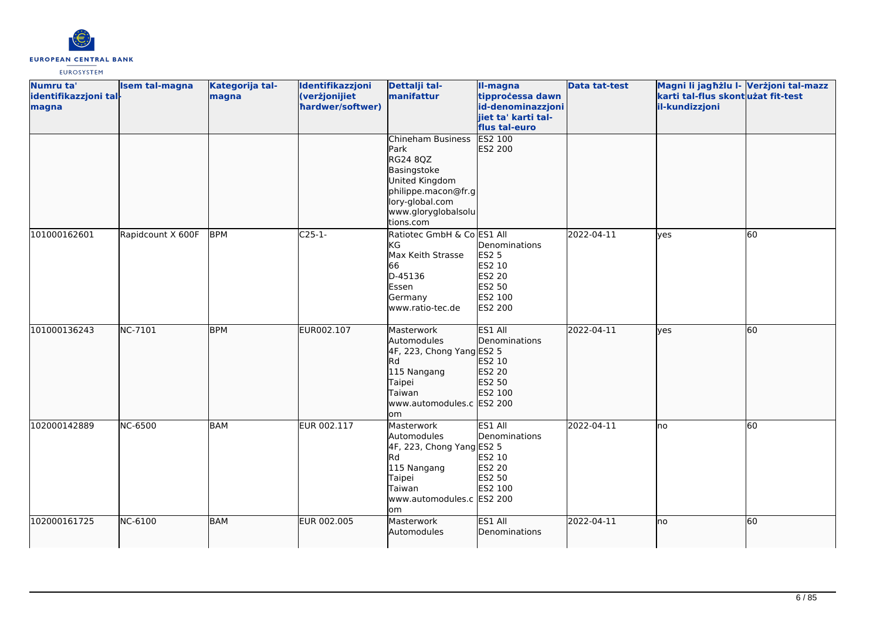| Numru ta' identifikazzjoni tal-magna | Isem tal-magna | Kategorija tal-magna | Identifikazzjoni (verżjonijiet ħardwer/softwer) | Dettalji tal-manifattur | Il-magna tipproċessa dawn id-denominazzjonijiet ta' karti tal-flus tal-euro | Data tat-test | Magni li jagħżlu l-karti tal-flus skont il-kundizzjoni | Verżjoni tal-mazz użat fit-test |
|---|---|---|---|---|---|---|---|---|
| | | | | Chineham Business Park<br>RG24 8QZ<br>Basingstoke<br>United Kingdom<br>philippe.macon@fr.glory-global.com<br>www.gloryglobalsolutions.com | ES2 100<br>ES2 200 | | | |
| 101000162601 | Rapidcount X 600F | BPM | C25-1- | Ratiotec GmbH & Co KG<br>Max Keith Strasse 66<br>D-45136<br>Essen<br>Germany<br>www.ratio-tec.de | ES1 All Denominations<br>ES2 5<br>ES2 10<br>ES2 20<br>ES2 50<br>ES2 100<br>ES2 200 | 2022-04-11 | yes | 60 |
| 101000136243 | NC-7101 | BPM | EUR002.107 | Masterwork Automodules<br>4F, 223, Chong Yang Rd<br>115 Nangang<br>Taipei<br>Taiwan<br>www.automodules.com | ES1 All Denominations<br>ES2 5<br>ES2 10<br>ES2 20<br>ES2 50<br>ES2 100<br>ES2 200 | 2022-04-11 | yes | 60 |
| 102000142889 | NC-6500 | BAM | EUR 002.117 | Masterwork Automodules<br>4F, 223, Chong Yang Rd<br>115 Nangang<br>Taipei<br>Taiwan<br>www.automodules.com | ES1 All Denominations<br>ES2 5<br>ES2 10<br>ES2 20<br>ES2 50<br>ES2 100<br>ES2 200 | 2022-04-11 | no | 60 |
| 102000161725 | NC-6100 | BAM | EUR 002.005 | Masterwork Automodules | ES1 All Denominations | 2022-04-11 | no | 60 |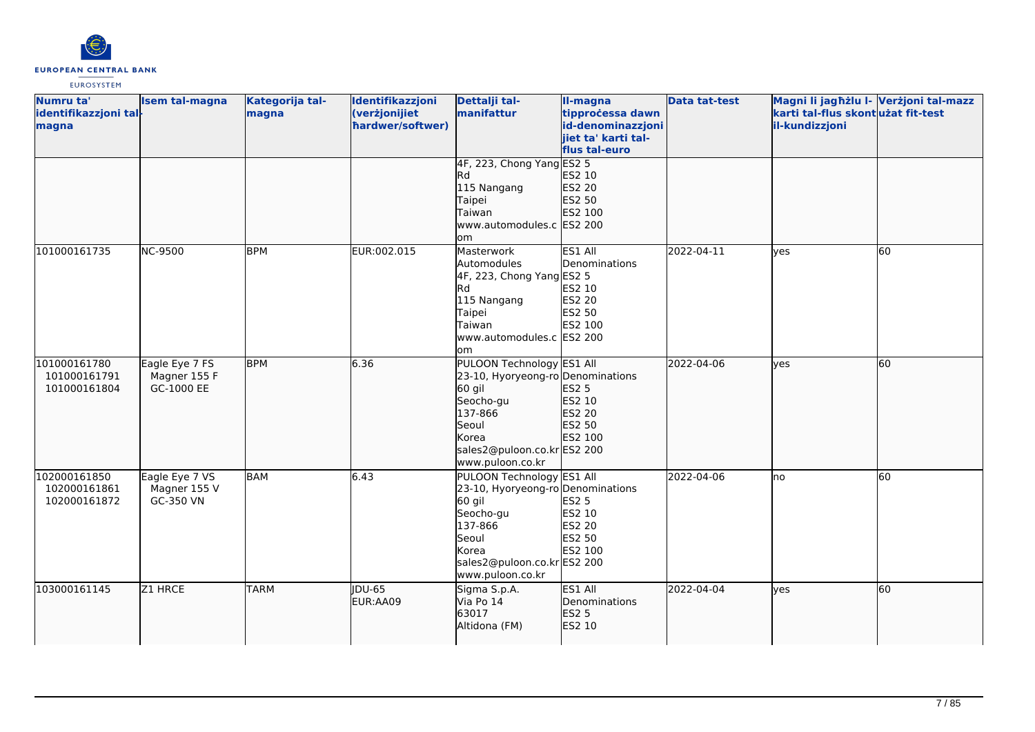| Numru ta' identifikazzjoni tal-magna | Isem tal-magna | Kategorija tal-magna | Identifikazzjoni (verżjonijiet ħardwer/softwer) | Dettalji tal-manifattur | Il-magna tipproċessa dawn id-denominazzjonijiet ta' karti tal-flus tal-euro | Data tat-test | Magni li jagħżlu l-karti tal-flus skont il-kundizzjoni | Verżjoni tal-mazz użat fit-test |
|---|---|---|---|---|---|---|---|---|
| | | | | 4F, 223, Chong Yang Rd<br>115 Nangang<br>Taipei<br>Taiwan<br>www.automodules.com | ES2 5<br>ES2 10<br>ES2 20<br>ES2 50<br>ES2 100<br>ES2 200 | | | |
| 101000161735 | NC-9500 | BPM | EUR:002.015 | Masterwork Automodules<br>4F, 223, Chong Yang Rd<br>115 Nangang<br>Taipei<br>Taiwan<br>www.automodules.com | ES1 All Denominations<br>ES2 5<br>ES2 10<br>ES2 20<br>ES2 50<br>ES2 100<br>ES2 200 | 2022-04-11 | yes | 60 |
| 101000161780<br>101000161791<br>101000161804 | Eagle Eye 7 FS<br>Magner 155 F<br>GC-1000 EE | BPM | 6.36 | PULOON Technology<br>23-10, Hyoryeong-ro<br>60 gil<br>Seocho-gu<br>137-866<br>Seoul<br>Korea<br>sales2@puloon.co.kr<br>www.puloon.co.kr | ES1 All Denominations<br>ES2 5<br>ES2 10<br>ES2 20<br>ES2 50<br>ES2 100<br>ES2 200 | 2022-04-06 | yes | 60 |
| 102000161850<br>102000161861<br>102000161872 | Eagle Eye 7 VS<br>Magner 155 V<br>GC-350 VN | BAM | 6.43 | PULOON Technology<br>23-10, Hyoryeong-ro<br>60 gil<br>Seocho-gu<br>137-866<br>Seoul<br>Korea<br>sales2@puloon.co.kr<br>www.puloon.co.kr | ES1 All Denominations<br>ES2 5<br>ES2 10<br>ES2 20<br>ES2 50<br>ES2 100<br>ES2 200 | 2022-04-06 | no | 60 |
| 103000161145 | Z1 HRCE | TARM | JDU-65<br>EUR:AA09 | Sigma S.p.A.<br>Via Po 14<br>63017<br>Altidona (FM) | ES1 All Denominations<br>ES2 5<br>ES2 10 | 2022-04-04 | yes | 60 |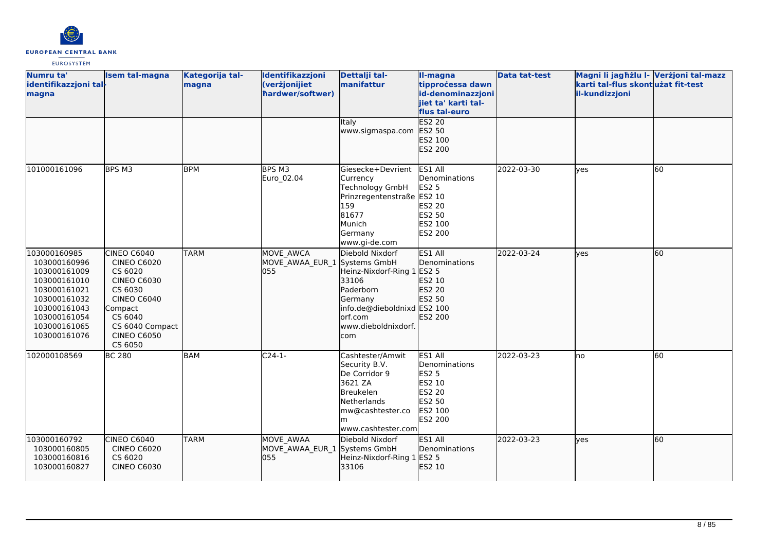| Numru ta' identifikazzjoni tal-magna | Isem tal-magna | Kategorija tal-magna | Identifikazzjoni (verżjonijiet ħardwer/softwer) | Dettalji tal-manifattur | Il-magna tipproċessa dawn id-denominazzjonijiet ta' karti tal-flus tal-euro | Data tat-test | Magni li jagħżlu l-karti tal-flus skont il-kundizzjoni | Verżjoni tal-mazz użat fit-test |
|---|---|---|---|---|---|---|---|---|
| | | | | Italy<br>www.sigmaspa.com | ES2 20<br>ES2 50<br>ES2 100<br>ES2 200 | | | |
| 101000161096 | BPS M3 | BPM | BPS M3<br>Euro_02.04 | Giesecke+Devrient Currency Technology GmbH<br>Prinzregentenstraße 159<br>81677<br>Munich<br>Germany<br>www.gi-de.com | ES1 All Denominations<br>ES2 5<br>ES2 10<br>ES2 20<br>ES2 50<br>ES2 100<br>ES2 200 | 2022-03-30 | yes | 60 |
| 103000160985<br>103000160996<br>103000161009<br>103000161010<br>103000161021<br>103000161032<br>103000161043<br>103000161054<br>103000161065<br>103000161076 | CINEO C6040<br>CINEO C6020<br>CS 6020<br>CINEO C6030<br>CS 6030<br>CINEO C6040 Compact<br>CS 6040<br>CS 6040 Compact<br>CINEO C6050<br>CS 6050 | TARM | MOVE_AWCA<br>MOVE_AWAA_EUR_1055 | Diebold Nixdorf Systems GmbH<br>Heinz-Nixdorf-Ring 1<br>33106<br>Paderborn<br>Germany<br>info.de@dieboldnixdorf.com<br>www.dieboldnixdorf.com | ES1 All Denominations<br>ES2 5<br>ES2 10<br>ES2 20<br>ES2 50<br>ES2 100<br>ES2 200 | 2022-03-24 | yes | 60 |
| 102000108569 | BC 280 | BAM | C24-1- | Cashtester/Amwit Security B.V.<br>De Corridor 9<br>3621 ZA<br>Breukelen<br>Netherlands<br>mw@cashtester.com<br>www.cashtester.com | ES1 All Denominations<br>ES2 5<br>ES2 10<br>ES2 20<br>ES2 50<br>ES2 100<br>ES2 200 | 2022-03-23 | no | 60 |
| 103000160792<br>103000160805<br>103000160816<br>103000160827 | CINEO C6040<br>CINEO C6020<br>CS 6020<br>CINEO C6030 | TARM | MOVE_AWAA<br>MOVE_AWAA_EUR_1055 | Diebold Nixdorf Systems GmbH<br>Heinz-Nixdorf-Ring 1<br>33106 | ES1 All Denominations<br>ES2 5<br>ES2 10 | 2022-03-23 | yes | 60 |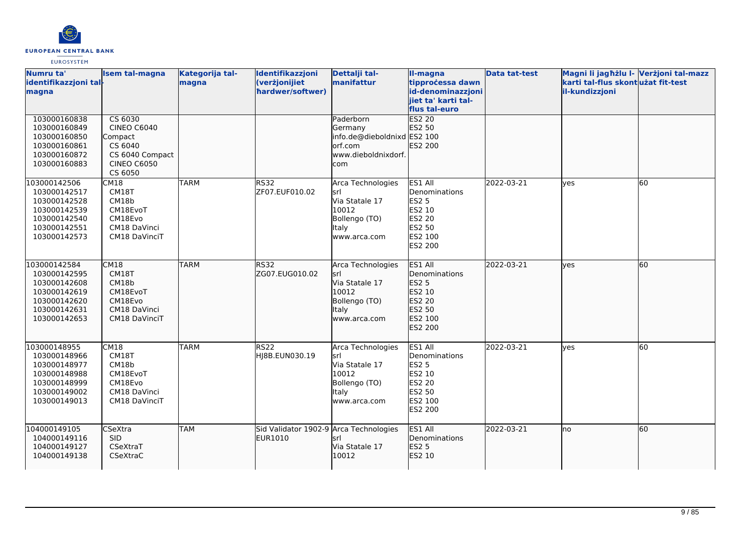| Numru ta' identifikazzjoni tal-magna | Isem tal-magna | Kategorija tal-magna | Identifikazzjoni (verżjonijiet ħardwer/softwer) | Dettalji tal-manifattur | Il-magna tipproċessa dawn id-denominazzjonijiet ta' karti tal-flus tal-euro | Data tat-test | Magni li jagħżlu l-karti tal-flus skont il-kundizzjoni | Verżjoni tal-mazz użat fit-test |
|---|---|---|---|---|---|---|---|---|
| 103000160838<br>103000160849<br>103000160850<br>103000160861<br>103000160872<br>103000160883 | CS 6030<br>CINEO C6040 Compact<br>CS 6040<br>CS 6040 Compact<br>CINEO C6050<br>CS 6050 | | | Paderborn<br>Germany<br>info.de@dieboldnixdorf.com<br>www.dieboldnixdorf.com | ES2 20<br>ES2 50<br>ES2 100<br>ES2 200 | | | |
| 103000142506<br>103000142517<br>103000142528<br>103000142539<br>103000142540<br>103000142551<br>103000142573 | CM18<br>CM18T<br>CM18b<br>CM18EvoT<br>CM18Evo<br>CM18 DaVinci<br>CM18 DaVinciT | TARM | RS32<br>ZF07.EUF010.02 | Arca Technologies srl<br>Via Statale 17<br>10012<br>Bollengo (TO)<br>Italy<br>www.arca.com | ES1 All Denominations<br>ES2 5<br>ES2 10<br>ES2 20<br>ES2 50<br>ES2 100<br>ES2 200 | 2022-03-21 | yes | 60 |
| 103000142584<br>103000142595<br>103000142608<br>103000142619<br>103000142620<br>103000142631<br>103000142653 | CM18<br>CM18T<br>CM18b<br>CM18EvoT<br>CM18Evo<br>CM18 DaVinci<br>CM18 DaVinciT | TARM | RS32<br>ZG07.EUG010.02 | Arca Technologies srl<br>Via Statale 17<br>10012<br>Bollengo (TO)<br>Italy<br>www.arca.com | ES1 All Denominations<br>ES2 5<br>ES2 10<br>ES2 20<br>ES2 50<br>ES2 100<br>ES2 200 | 2022-03-21 | yes | 60 |
| 103000148955<br>103000148966<br>103000148977<br>103000148988<br>103000148999<br>103000149002<br>103000149013 | CM18<br>CM18T<br>CM18b<br>CM18EvoT<br>CM18Evo<br>CM18 DaVinci<br>CM18 DaVinciT | TARM | RS22<br>HJ8B.EUN030.19 | Arca Technologies srl<br>Via Statale 17<br>10012<br>Bollengo (TO)<br>Italy<br>www.arca.com | ES1 All Denominations<br>ES2 5<br>ES2 10<br>ES2 20<br>ES2 50<br>ES2 100<br>ES2 200 | 2022-03-21 | yes | 60 |
| 104000149105<br>104000149116<br>104000149127<br>104000149138 | CSeXtra<br>SID<br>CSeXtraT<br>CSeXtraC | TAM | Sid Validator 1902-9<br>EUR1010 | Arca Technologies srl<br>Via Statale 17<br>10012 | ES1 All Denominations<br>ES2 5<br>ES2 10 | 2022-03-21 | no | 60 |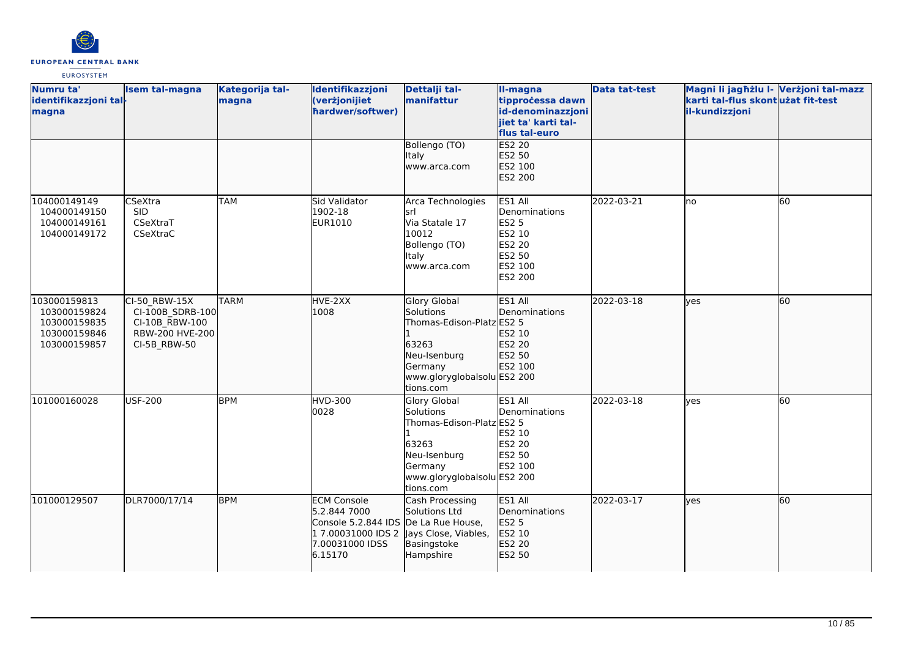| Numru ta' identifikazzjoni tal-magna | Isem tal-magna | Kategorija tal-magna | Identifikazzjoni (verżjonijiet ħardwer/softwer) | Dettalji tal-manifattur | Il-magna tipproċessa dawn id-denominazzjonijiet ta' karti tal-flus tal-euro | Data tat-test | Magni li jagħżlu l-karti tal-flus skont il-kundizzjoni | Verżjoni tal-mazz użat fit-test |
|---|---|---|---|---|---|---|---|---|
| | | | | Bollengo (TO) Italy www.arca.com | ES2 20 ES2 50 ES2 100 ES2 200 | | | |
| 104000149149 104000149150 104000149161 104000149172 | CSeXtra SID CSeXtraT CSeXtraC | TAM | Sid Validator 1902-18 EUR1010 | Arca Technologies srl Via Statale 17 10012 Bollengo (TO) Italy www.arca.com | ES1 All Denominations ES2 5 ES2 10 ES2 20 ES2 50 ES2 100 ES2 200 | 2022-03-21 | no | 60 |
| 103000159813 103000159824 103000159835 103000159846 103000159857 | CI-50_RBW-15X CI-100B_SDRB-100 CI-10B_RBW-100 RBW-200 HVE-200 CI-5B_RBW-50 | TARM | HVE-2XX 1008 | Glory Global Solutions Thomas-Edison-Platz 1 63263 Neu-Isenburg Germany www.gloryglobalsolutions.com | ES1 All Denominations ES2 5 ES2 10 ES2 20 ES2 50 ES2 100 ES2 200 | 2022-03-18 | yes | 60 |
| 101000160028 | USF-200 | BPM | HVD-300 0028 | Glory Global Solutions Thomas-Edison-Platz 1 63263 Neu-Isenburg Germany www.gloryglobalsolutions.com | ES1 All Denominations ES2 5 ES2 10 ES2 20 ES2 50 ES2 100 ES2 200 | 2022-03-18 | yes | 60 |
| 101000129507 | DLR7000/17/14 | BPM | ECM Console 5.2.844 7000 Console 5.2.844 IDS 1 7.00031000 IDS 2 7.00031000 IDSS 6.15170 | Cash Processing Solutions Ltd De La Rue House, Jays Close, Viables, Basingstoke Hampshire | ES1 All Denominations ES2 5 ES2 10 ES2 20 ES2 50 | 2022-03-17 | yes | 60 |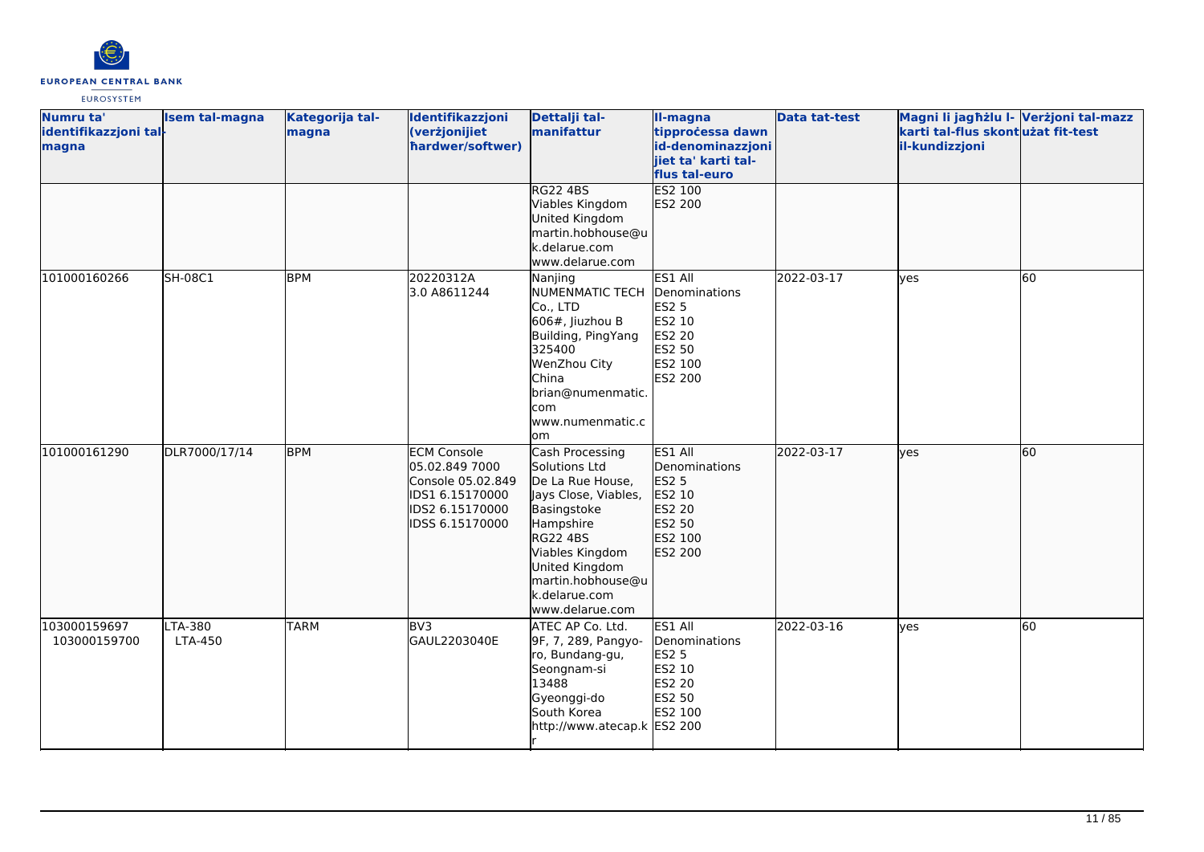| Numru ta' identifikazzjoni tal-magna | Isem tal-magna | Kategorija tal-magna | Identifikazzjoni (verżjonijiet ħardwer/softwer) | Dettalji tal-manifattur | Il-magna tipproċessa dawn id-denominazzjonijiet ta' karti tal-flus tal-euro | Data tat-test | Magni li jagħżlu l-karti tal-flus skont il-kundizzjoni | Verżjoni tal-mazz użat fit-test |
|---|---|---|---|---|---|---|---|---|
| | | | | RG22 4BS<br>Viables Kingdom<br>United Kingdom<br>martin.hobhouse@uk.delarue.com<br>www.delarue.com | ES2 100<br>ES2 200 | | | |
| 101000160266 | SH-08C1 | BPM | 20220312A<br>3.0 A8611244 | Nanjing NUMENMATIC TECH Co., LTD<br>606#, Jiuzhou B Building, PingYang<br>325400<br>WenZhou City<br>China<br>brian@numenmatic.com<br>www.numenmatic.com | ES1 All Denominations<br>ES2 5<br>ES2 10<br>ES2 20<br>ES2 50<br>ES2 100<br>ES2 200 | 2022-03-17 | yes | 60 |
| 101000161290 | DLR7000/17/14 | BPM | ECM Console 05.02.849 7000<br>Console 05.02.849<br>IDS1 6.15170000<br>IDS2 6.15170000<br>IDSS 6.15170000 | Cash Processing Solutions Ltd<br>De La Rue House, Jays Close, Viables, Basingstoke<br>Hampshire<br>RG22 4BS<br>Viables Kingdom<br>United Kingdom<br>martin.hobhouse@uk.delarue.com<br>www.delarue.com | ES1 All Denominations<br>ES2 5<br>ES2 10<br>ES2 20<br>ES2 50<br>ES2 100<br>ES2 200 | 2022-03-17 | yes | 60 |
| 103000159697<br>103000159700 | LTA-380<br>LTA-450 | TARM | BV3<br>GAUL2203040E | ATEC AP Co. Ltd.<br>9F, 7, 289, Pangyo-ro, Bundang-gu, Seongnam-si<br>13488<br>Gyeonggi-do<br>South Korea<br>http://www.atecap.kr | ES1 All Denominations<br>ES2 5<br>ES2 10<br>ES2 20<br>ES2 50<br>ES2 100<br>ES2 200 | 2022-03-16 | yes | 60 |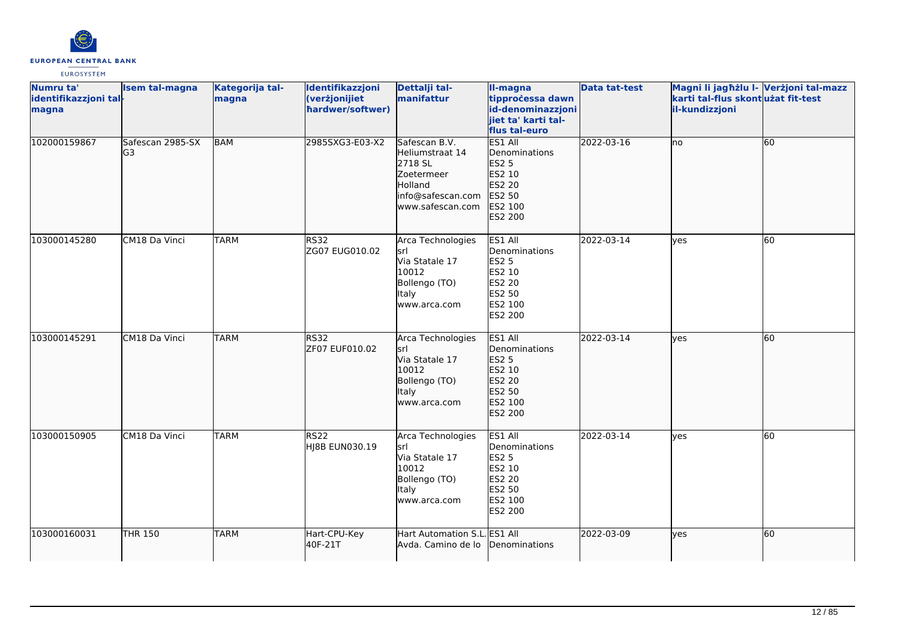| Numru ta' identifikazzjoni tal-magna | Isem tal-magna | Kategorija tal-magna | Identifikazzjoni (verżjonijiet ħardwer/softwer) | Dettalji tal-manifattur | Il-magna tipproċessa dawn id-denominazzjonijiet ta' karti tal-flus tal-euro | Data tat-test | Magni li jagħżlu l-karti tal-flus skont il-kundizzjoni | Verżjoni tal-mazz użat fit-test |
|---|---|---|---|---|---|---|---|---|
| 102000159867 | Safescan 2985-SX G3 | BAM | 2985SXG3-E03-X2 | Safescan B.V. Heliumstraat 14 2718 SL Zoetermeer Holland info@safescan.com www.safescan.com | ES1 All Denominations ES2 5 ES2 10 ES2 20 ES2 50 ES2 100 ES2 200 | 2022-03-16 | no | 60 |
| 103000145280 | CM18 Da Vinci | TARM | RS32 ZG07 EUG010.02 | Arca Technologies srl Via Statale 17 10012 Bollengo (TO) Italy www.arca.com | ES1 All Denominations ES2 5 ES2 10 ES2 20 ES2 50 ES2 100 ES2 200 | 2022-03-14 | yes | 60 |
| 103000145291 | CM18 Da Vinci | TARM | RS32 ZF07 EUF010.02 | Arca Technologies srl Via Statale 17 10012 Bollengo (TO) Italy www.arca.com | ES1 All Denominations ES2 5 ES2 10 ES2 20 ES2 50 ES2 100 ES2 200 | 2022-03-14 | yes | 60 |
| 103000150905 | CM18 Da Vinci | TARM | RS22 HJ8B EUN030.19 | Arca Technologies srl Via Statale 17 10012 Bollengo (TO) Italy www.arca.com | ES1 All Denominations ES2 5 ES2 10 ES2 20 ES2 50 ES2 100 ES2 200 | 2022-03-14 | yes | 60 |
| 103000160031 | THR 150 | TARM | Hart-CPU-Key 40F-21T | Hart Automation S.L. Avda. Camino de lo | ES1 All Denominations | 2022-03-09 | yes | 60 |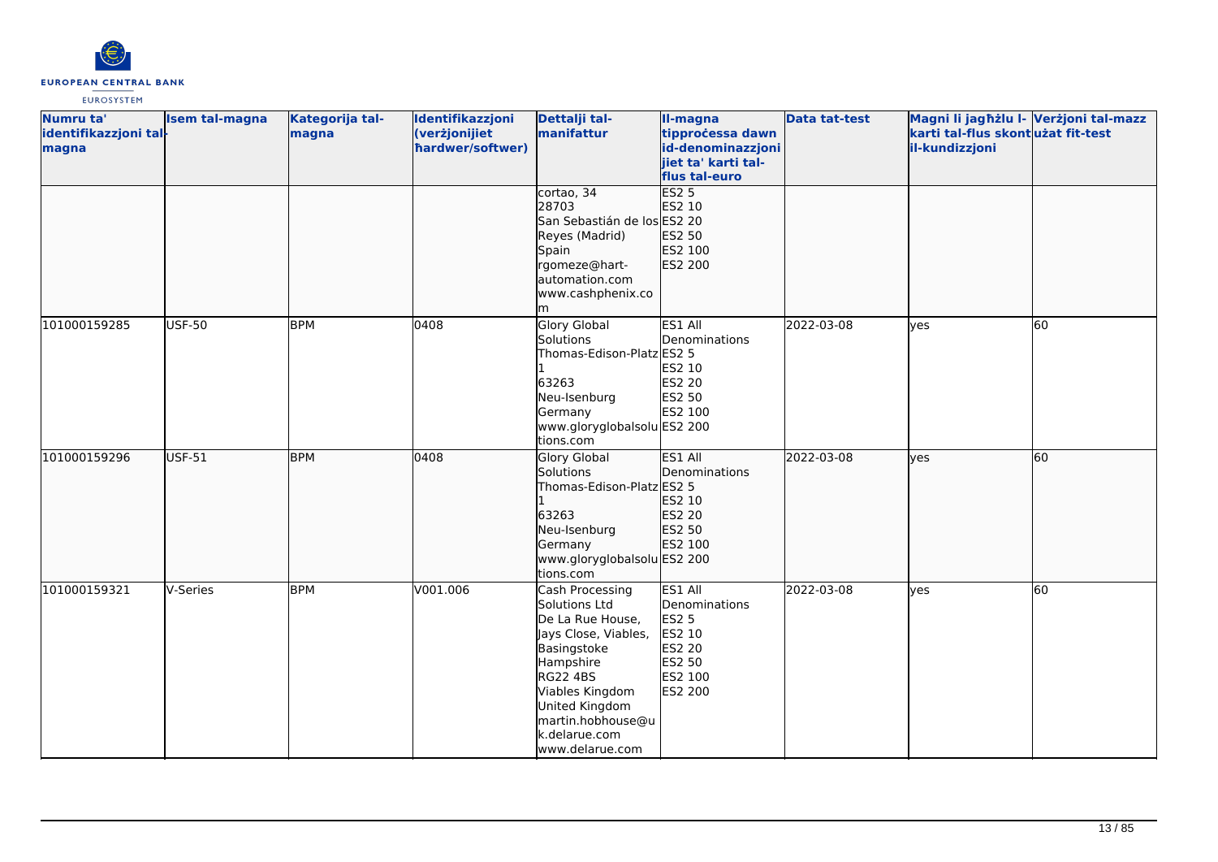| Numru ta' identifikazzjoni tal-magna | Isem tal-magna | Kategorija tal-magna | Identifikazzjoni (verżjonijiet ħardwer/softwer) | Dettalji tal-manifattur | Il-magna tipproċessa dawn id-denominazzjonijiet ta' karti tal-flus tal-euro | Data tat-test | Magni li jagħżlu l-karti tal-flus skont il-kundizzjoni | Verżjoni tal-mazz użat fit-test |
|---|---|---|---|---|---|---|---|---|
| | | | | cortao, 34<br>28703<br>San Sebastián de los Reyes (Madrid)<br>Spain<br>rgomeze@hart-automation.com<br>www.cashphenix.com | ES2 5<br>ES2 10<br>ES2 20<br>ES2 50<br>ES2 100<br>ES2 200 | | | |
| 101000159285 | USF-50 | BPM | 0408 | Glory Global Solutions<br>Thomas-Edison-Platz 1<br>63263<br>Neu-Isenburg<br>Germany<br>www.gloryglobalsolutions.com | ES1 All Denominations<br>ES2 5<br>ES2 10<br>ES2 20<br>ES2 50<br>ES2 100<br>ES2 200 | 2022-03-08 | yes | 60 |
| 101000159296 | USF-51 | BPM | 0408 | Glory Global Solutions<br>Thomas-Edison-Platz 1<br>63263<br>Neu-Isenburg<br>Germany<br>www.gloryglobalsolutions.com | ES1 All Denominations<br>ES2 5<br>ES2 10<br>ES2 20<br>ES2 50<br>ES2 100<br>ES2 200 | 2022-03-08 | yes | 60 |
| 101000159321 | V-Series | BPM | V001.006 | Cash Processing Solutions Ltd<br>De La Rue House, Jays Close, Viables, Basingstoke<br>Hampshire<br>RG22 4BS<br>Viables Kingdom<br>United Kingdom<br>martin.hobhouse@uk.delarue.com<br>www.delarue.com | ES1 All Denominations<br>ES2 5<br>ES2 10<br>ES2 20<br>ES2 50<br>ES2 100<br>ES2 200 | 2022-03-08 | yes | 60 |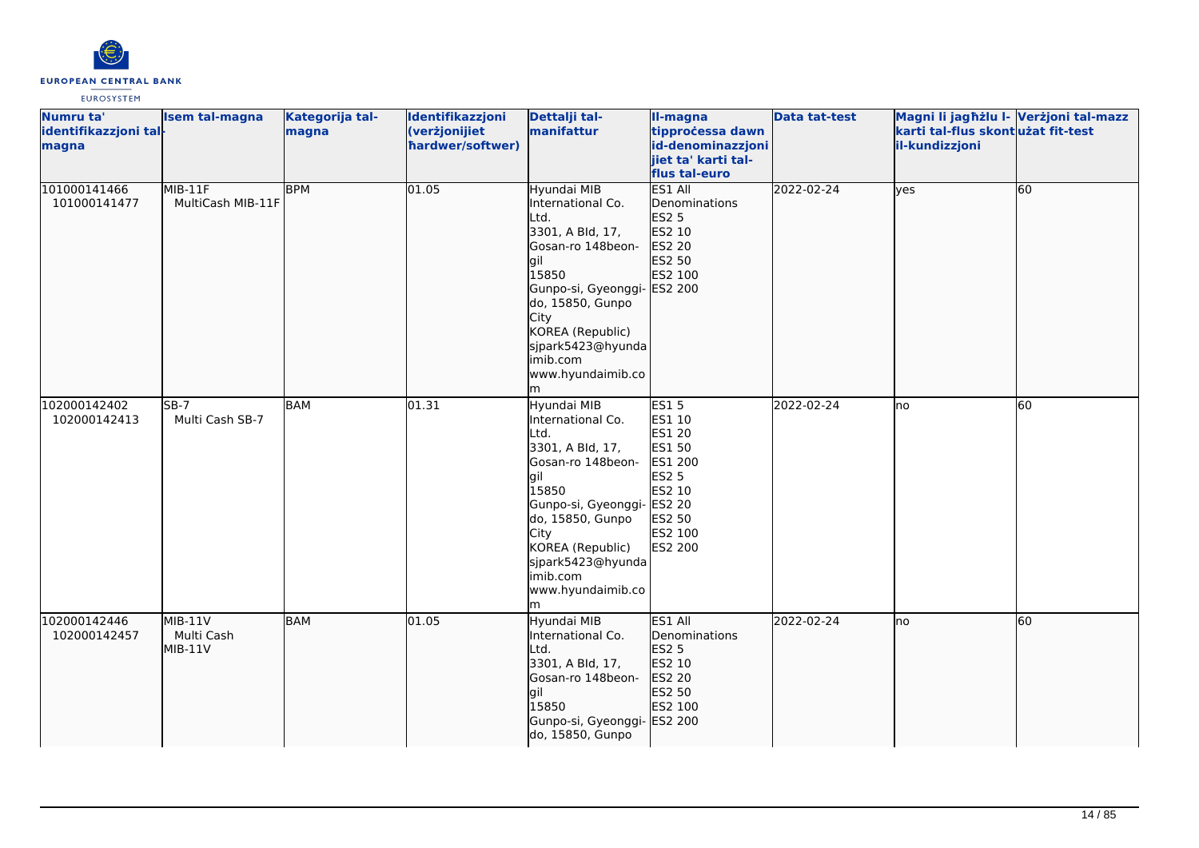| Numru ta' identifikazzjoni tal-magna | Isem tal-magna | Kategorija tal-magna | Identifikazzjoni (verżjonijiet ħardwer/softwer) | Dettalji tal-manifattur | Il-magna tipproċessa dawn id-denominazzjoni jiet ta' karti tal-flus tal-euro | Data tat-test | Magni li jagħżlu l-karti tal-flus skont il-kundizzjoni | Verżjoni tal-mazz użat fit-test |
|---|---|---|---|---|---|---|---|---|
| 101000141466 101000141477 | MIB-11F MultiCash MIB-11F | BPM | 01.05 | Hyundai MIB International Co. Ltd. 3301, A Bld, 17, Gosan-ro 148beon-gil 15850 Gunpo-si, Gyeonggi-do, 15850, Gunpo City KOREA (Republic) sjpark5423@hyundaimib.com www.hyundaimib.com | ES1 All Denominations ES2 5 ES2 10 ES2 20 ES2 50 ES2 100 ES2 200 | 2022-02-24 | yes | 60 |
| 102000142402 102000142413 | SB-7 Multi Cash SB-7 | BAM | 01.31 | Hyundai MIB International Co. Ltd. 3301, A Bld, 17, Gosan-ro 148beon-gil 15850 Gunpo-si, Gyeonggi-do, 15850, Gunpo City KOREA (Republic) sjpark5423@hyundaimib.com www.hyundaimib.com | ES1 5 ES1 10 ES1 20 ES1 50 ES1 200 ES2 5 ES2 10 ES2 20 ES2 50 ES2 100 ES2 200 | 2022-02-24 | no | 60 |
| 102000142446 102000142457 | MIB-11V Multi Cash MIB-11V | BAM | 01.05 | Hyundai MIB International Co. Ltd. 3301, A Bld, 17, Gosan-ro 148beon-gil 15850 Gunpo-si, Gyeonggi-do, 15850, Gunpo | ES1 All Denominations ES2 5 ES2 10 ES2 20 ES2 50 ES2 100 ES2 200 | 2022-02-24 | no | 60 |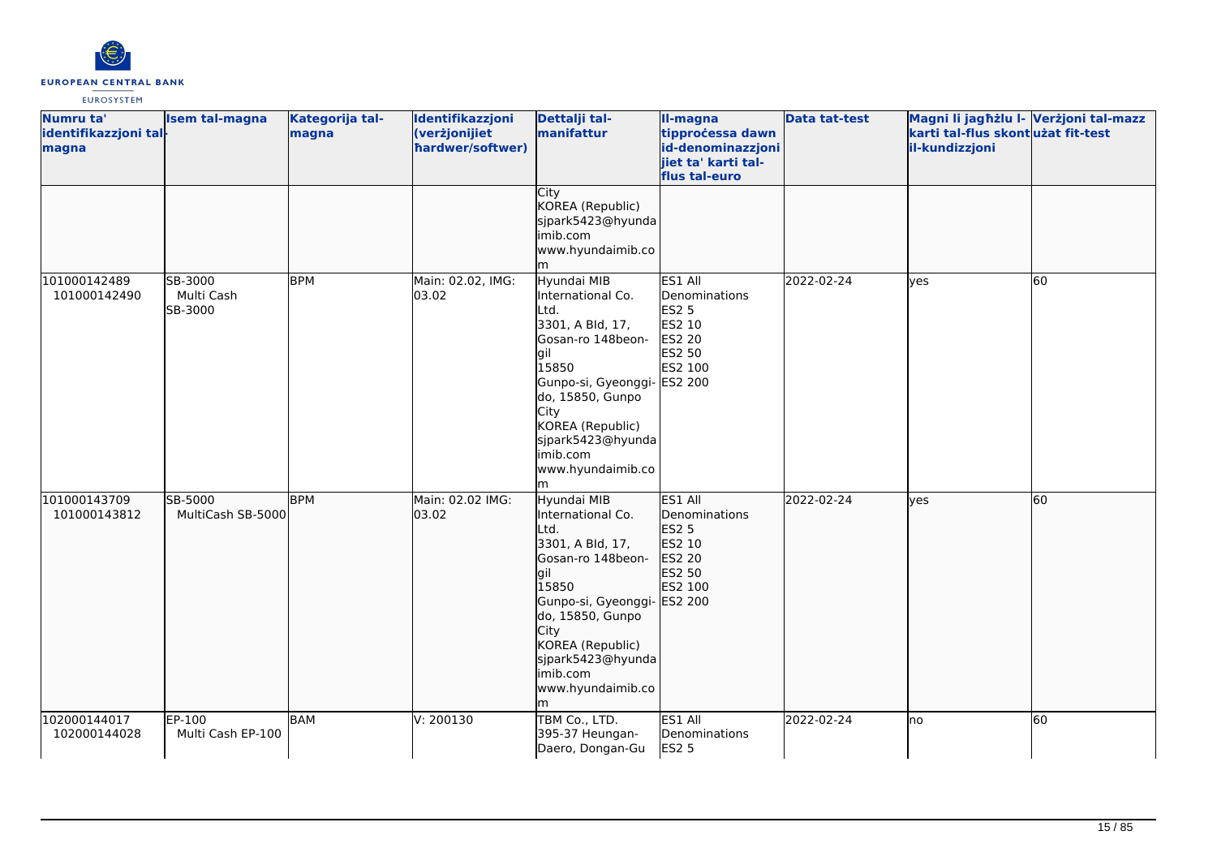| Numru ta' identifikazzjoni tal-magna | Isem tal-magna | Kategorija tal-magna | Identifikazzjoni (verżjonijiet ħardwer/softwer) | Dettalji tal-manifattur | Il-magna tipproċessa dawn id-denominazzjonijiet ta' karti tal-flus tal-euro | Data tat-test | Magni li jagħżlu l-karti tal-flus skont il-kundizzjoni | Verżjoni tal-mazz użat fit-test |
|---|---|---|---|---|---|---|---|---|
| | | | | City<br>KOREA (Republic)<br>sjpark5423@hyundaimib.com<br>www.hyundaimib.com | | | | |
| 101000142489<br>101000142490 | SB-3000<br>Multi Cash SB-3000 | BPM | Main: 02.02, IMG: 03.02 | Hyundai MIB International Co. Ltd.<br>3301, A Bld, 17, Gosan-ro 148beon-gil<br>15850<br>Gunpo-si, Gyeonggi-do, 15850, Gunpo City<br>KOREA (Republic)<br>sjpark5423@hyundaimib.com<br>www.hyundaimib.com | ES1 All Denominations<br>ES2 5<br>ES2 10<br>ES2 20<br>ES2 50<br>ES2 100<br>ES2 200 | 2022-02-24 | yes | 60 |
| 101000143709<br>101000143812 | SB-5000<br>MultiCash SB-5000 | BPM | Main: 02.02 IMG: 03.02 | Hyundai MIB International Co. Ltd.<br>3301, A Bld, 17, Gosan-ro 148beon-gil<br>15850<br>Gunpo-si, Gyeonggi-do, 15850, Gunpo City<br>KOREA (Republic)<br>sjpark5423@hyundaimib.com<br>www.hyundaimib.com | ES1 All Denominations<br>ES2 5<br>ES2 10<br>ES2 20<br>ES2 50<br>ES2 100<br>ES2 200 | 2022-02-24 | yes | 60 |
| 102000144017<br>102000144028 | EP-100<br>Multi Cash EP-100 | BAM | V: 200130 | TBM Co., LTD.<br>395-37 Heungan-Daero, Dongan-Gu | ES1 All Denominations<br>ES2 5 | 2022-02-24 | no | 60 |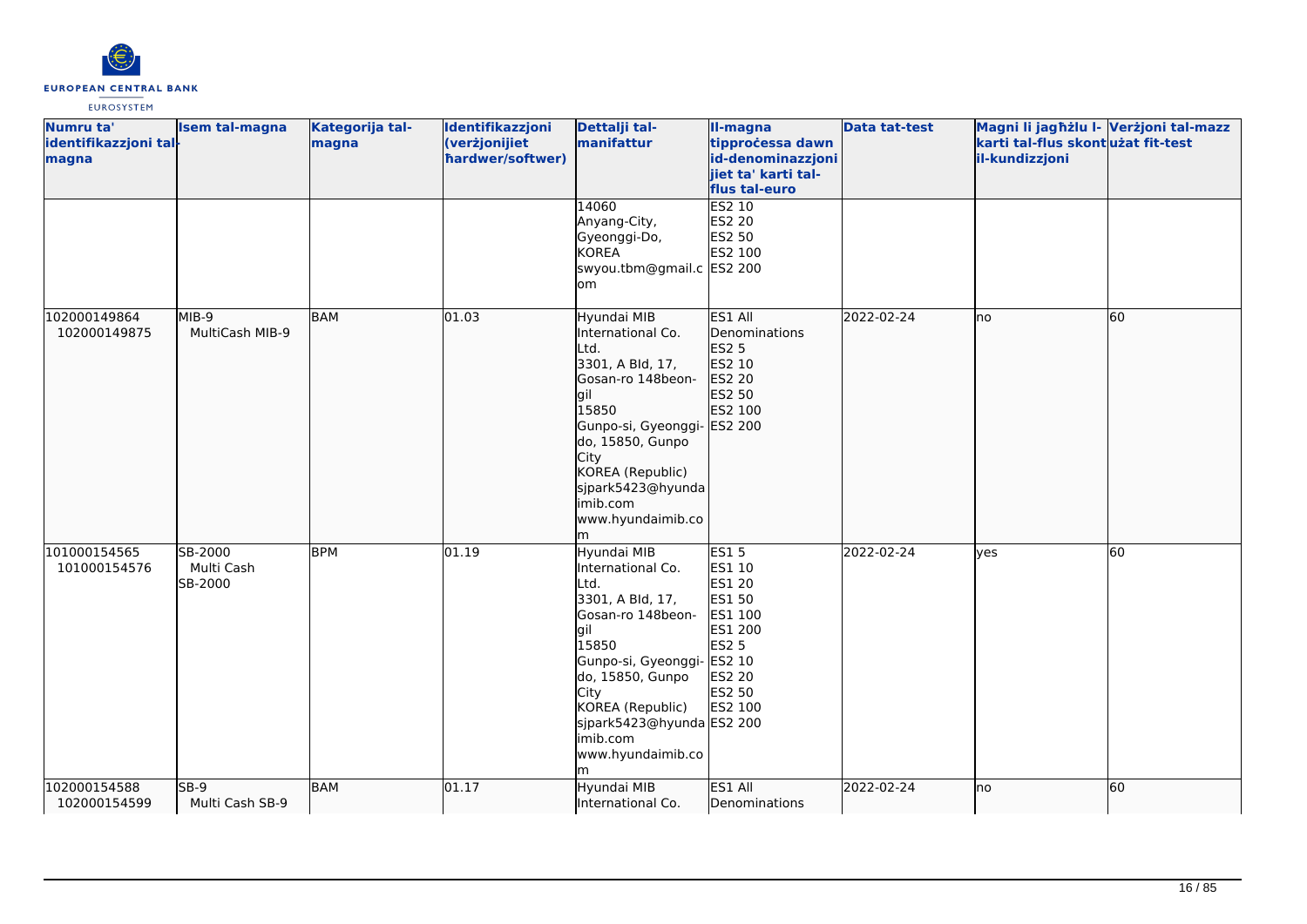| Numru ta' identifikazzjoni tal-magna | Isem tal-magna | Kategorija tal-magna | Identifikazzjoni (verżjonijiet ħardwer/softwer) | Dettalji tal-manifattur | Il-magna tipproċessa dawn id-denominazzjonijiet ta' karti tal-flus tal-euro | Data tat-test | Magni li jagħżlu l-karti tal-flus skont il-kundizzjoni | Verżjoni tal-mazz użat fit-test |
|---|---|---|---|---|---|---|---|---|
| | | | | 14060 Anyang-City, Gyeonggi-Do, KOREA swyou.tbm@gmail.com | ES2 10 ES2 20 ES2 50 ES2 100 ES2 200 | | | |
| 102000149864 102000149875 | MIB-9 MultiCash MIB-9 | BAM | 01.03 | Hyundai MIB International Co. Ltd. 3301, A Bld, 17, Gosan-ro 148beon-gil 15850 Gunpo-si, Gyeonggi-do, 15850, Gunpo City KOREA (Republic) sjpark5423@hyundaimib.com www.hyundaimib.com | ES1 All Denominations ES2 5 ES2 10 ES2 20 ES2 50 ES2 100 ES2 200 | 2022-02-24 | no | 60 |
| 101000154565 101000154576 | SB-2000 Multi Cash SB-2000 | BPM | 01.19 | Hyundai MIB International Co. Ltd. 3301, A Bld, 17, Gosan-ro 148beon-gil 15850 Gunpo-si, Gyeonggi-do, 15850, Gunpo City KOREA (Republic) sjpark5423@hyundaimib.com www.hyundaimib.com | ES1 5 ES1 10 ES1 20 ES1 50 ES1 100 ES1 200 ES2 5 ES2 10 ES2 20 ES2 50 ES2 100 ES2 200 | 2022-02-24 | yes | 60 |
| 102000154588 102000154599 | SB-9 Multi Cash SB-9 | BAM | 01.17 | Hyundai MIB International Co. | ES1 All Denominations | 2022-02-24 | no | 60 |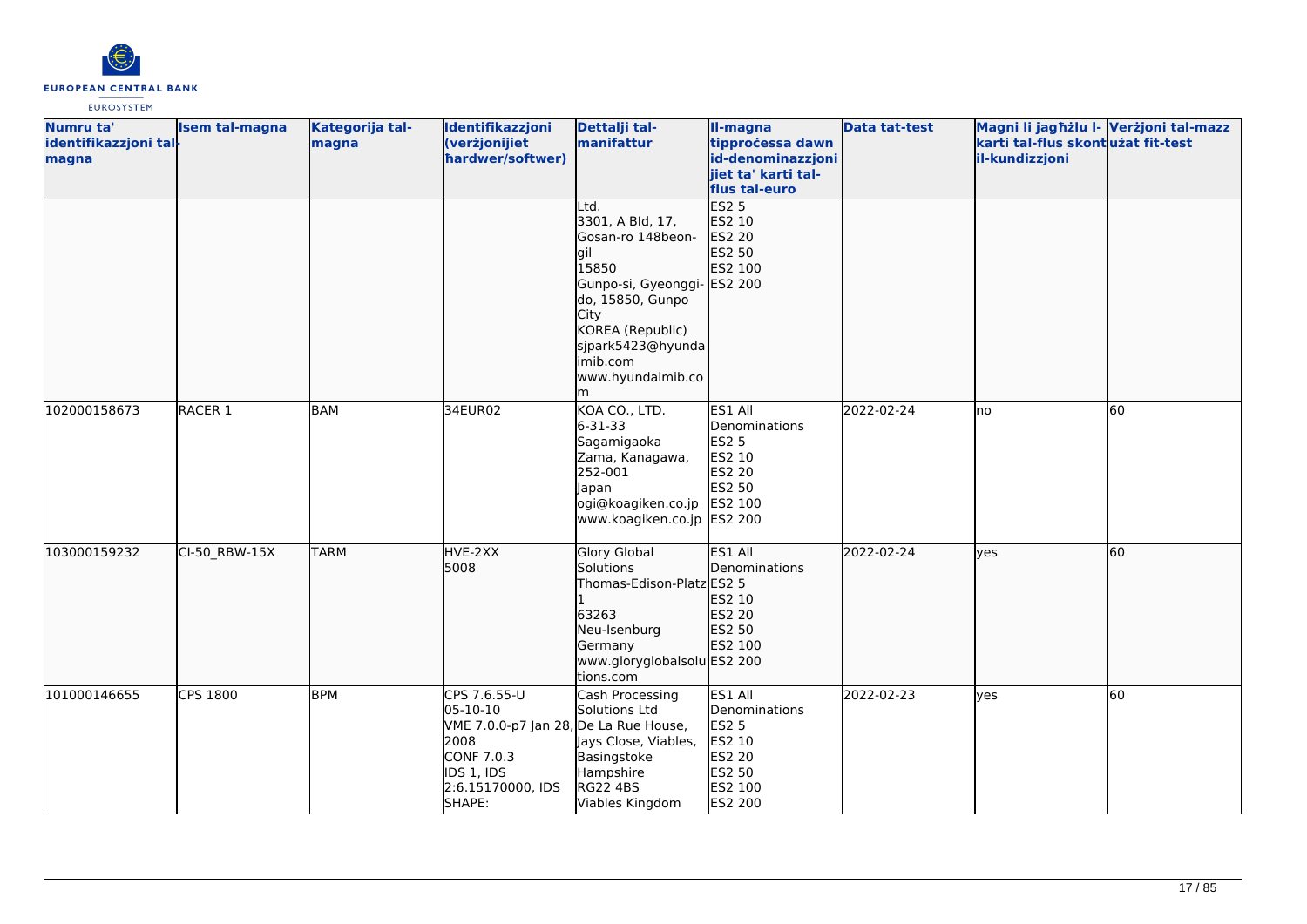| Numru ta' identifikazzjoni tal-magna | Isem tal-magna | Kategorija tal-magna | Identifikazzjoni (verżjonijiet ħardwer/softwer) | Dettalji tal-manifattur | Il-magna tipproċessa dawn id-denominazzjonijiet ta' karti tal-flus tal-euro | Data tat-test | Magni li jagħżlu l-karti tal-flus skont il-kundizzjoni | Verżjoni tal-mazz użat fit-test |
|---|---|---|---|---|---|---|---|---|
| | | | | Ltd.<br>3301, A Bld, 17, Gosan-ro 148beon-gil<br>15850<br>Gunpo-si, Gyeonggi-do, 15850, Gunpo City<br>KOREA (Republic)<br>sjpark5423@hyundaimib.com<br>www.hyundaimib.com | ES2 5<br>ES2 10<br>ES2 20<br>ES2 50<br>ES2 100<br>ES2 200 | | | |
| 102000158673 | RACER 1 | BAM | 34EUR02 | KOA CO., LTD.<br>6-31-33<br>Sagamigaoka<br>Zama, Kanagawa, 252-001<br>Japan<br>ogi@koagiken.co.jp<br>www.koagiken.co.jp | ES1 All Denominations<br>ES2 5<br>ES2 10<br>ES2 20<br>ES2 50<br>ES2 100<br>ES2 200 | 2022-02-24 | no | 60 |
| 103000159232 | CI-50_RBW-15X | TARM | HVE-2XX<br>5008 | Glory Global Solutions<br>Thomas-Edison-Platz 1<br>63263<br>Neu-Isenburg<br>Germany<br>www.gloryglobalsolutions.com | ES1 All Denominations<br>ES2 5<br>ES2 10<br>ES2 20<br>ES2 50<br>ES2 100<br>ES2 200 | 2022-02-24 | yes | 60 |
| 101000146655 | CPS 1800 | BPM | CPS 7.6.55-U<br>05-10-10<br>VME 7.0.0-p7 Jan 28, 2008<br>CONF 7.0.3<br>IDS 1, IDS 2:6.15170000, IDS SHAPE: | Cash Processing Solutions Ltd<br>De La Rue House, Jays Close, Viables, Basingstoke<br>Hampshire<br>RG22 4BS<br>Viables Kingdom | ES1 All Denominations<br>ES2 5<br>ES2 10<br>ES2 20<br>ES2 50<br>ES2 100<br>ES2 200 | 2022-02-23 | yes | 60 |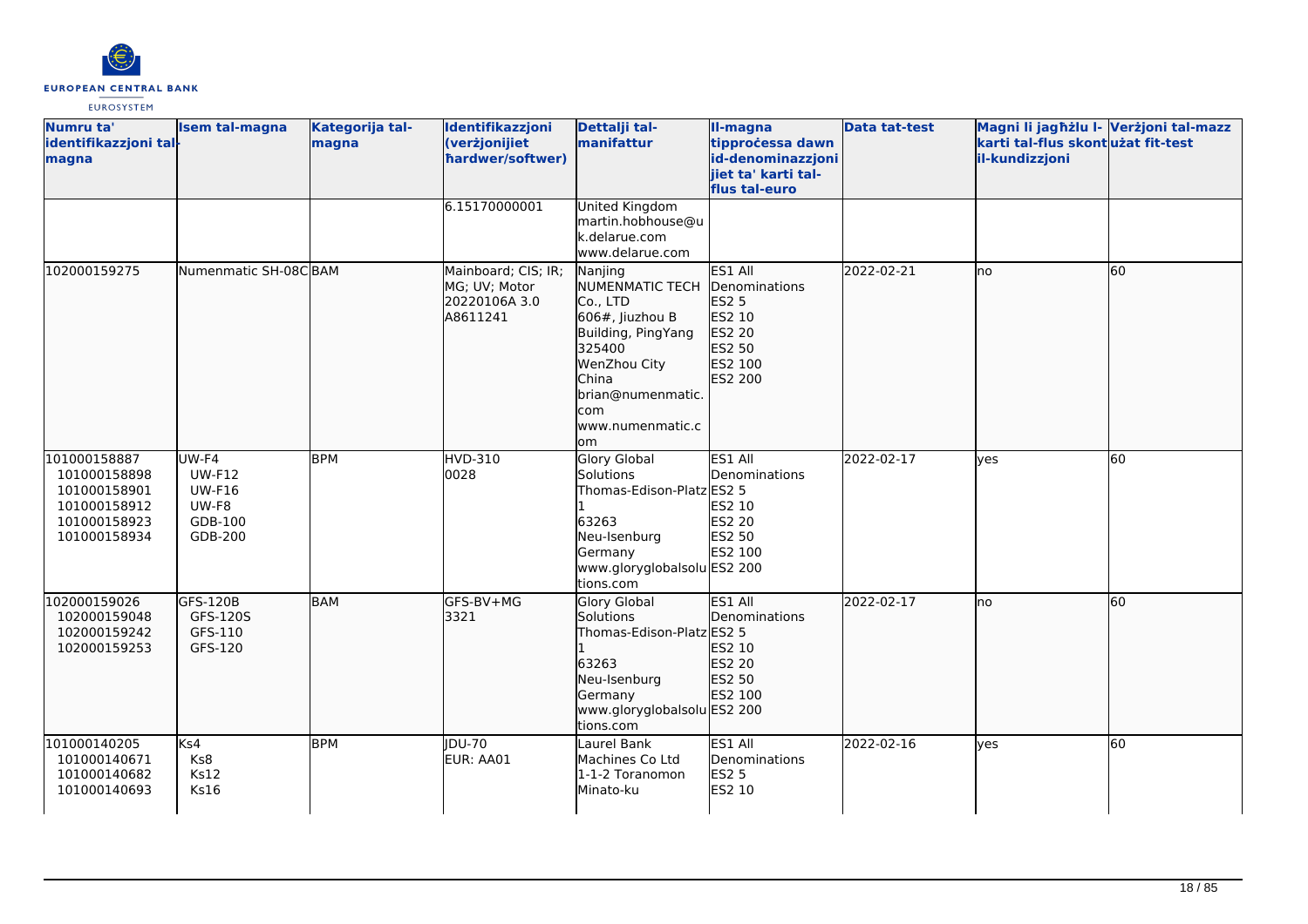| Numru ta' identifikazzjoni tal-magna | Isem tal-magna | Kategorija tal-magna | Identifikazzjoni (verżjonijiet ħardwer/softwer) | Dettalji tal-manifattur | Il-magna tipproċessa dawn id-denominazzjonijiet ta' karti tal-flus tal-euro | Data tat-test | Magni li jagħżlu l-karti tal-flus skont il-kundizzjoni | Verżjoni tal-mazz użat fit-test |
|---|---|---|---|---|---|---|---|---|
| | | | 6.15170000001 | United Kingdom martin.hobhouse@uk.delarue.com www.delarue.com | | | | |
| 102000159275 | Numenmatic SH-08C | BAM | Mainboard; CIS; IR; MG; UV; Motor 20220106A 3.0 A8611241 | Nanjing NUMENMATIC TECH Co., LTD 606#, Jiuzhou B Building, PingYang 325400 WenZhou City China brian@numenmatic.com www.numenmatic.com | ES1 All Denominations ES2 5 ES2 10 ES2 20 ES2 50 ES2 100 ES2 200 | 2022-02-21 | no | 60 |
| 101000158887 101000158898 101000158901 101000158912 101000158923 101000158934 | UW-F4 UW-F12 UW-F16 UW-F8 GDB-100 GDB-200 | BPM | HVD-310 0028 | Glory Global Solutions Thomas-Edison-Platz 1 63263 Neu-Isenburg Germany www.gloryglobalsolutions.com | ES1 All Denominations ES2 5 ES2 10 ES2 20 ES2 50 ES2 100 ES2 200 | 2022-02-17 | yes | 60 |
| 102000159026 102000159048 102000159242 102000159253 | GFS-120B GFS-120S GFS-110 GFS-120 | BAM | GFS-BV+MG 3321 | Glory Global Solutions Thomas-Edison-Platz 1 63263 Neu-Isenburg Germany www.gloryglobalsolutions.com | ES1 All Denominations ES2 5 ES2 10 ES2 20 ES2 50 ES2 100 ES2 200 | 2022-02-17 | no | 60 |
| 101000140205 101000140671 101000140682 101000140693 | Ks4 Ks8 Ks12 Ks16 | BPM | JDU-70 EUR: AA01 | Laurel Bank Machines Co Ltd 1-1-2 Toranomon Minato-ku | ES1 All Denominations ES2 5 ES2 10 | 2022-02-16 | yes | 60 |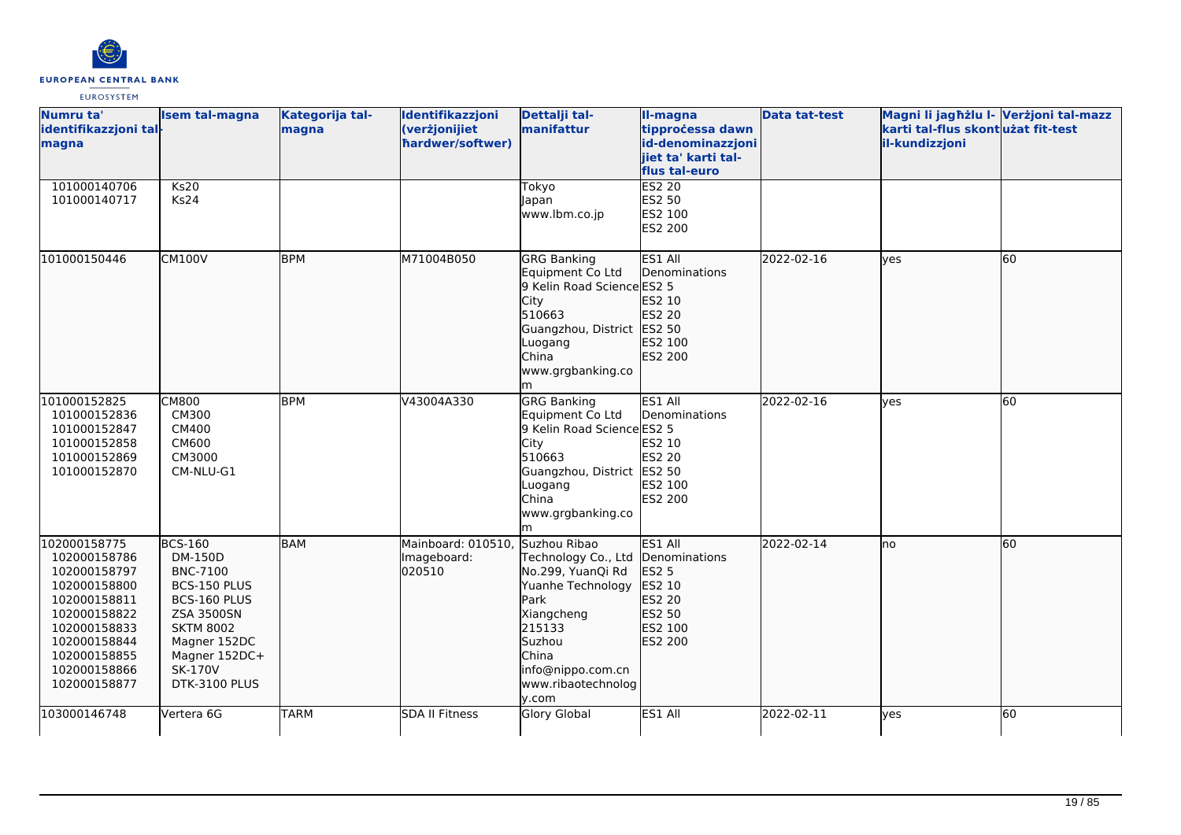| Numru ta' identifikazzjoni tal-magna | Isem tal-magna | Kategorija tal-magna | Identifikazzjoni (verżjonijiet ħardwer/softwer) | Dettalji tal-manifattur | Il-magna tipproċessa dawn id-denominazzjonijiet ta' karti tal-flus tal-euro | Data tat-test | Magni li jagħżlu l-karti tal-flus skont il-kundizzjoni | Verżjoni tal-mazz użat fit-test |
|---|---|---|---|---|---|---|---|---|
| 101000140706<br>101000140717 | Ks20<br>Ks24 | | | Tokyo<br>Japan<br>www.lbm.co.jp | ES2 20<br>ES2 50<br>ES2 100<br>ES2 200 | | | |
| 101000150446 | CM100V | BPM | M71004B050 | GRG Banking Equipment Co Ltd<br>9 Kelin Road Science City<br>510663<br>Guangzhou, District Luogang<br>China<br>www.grgbanking.com | ES1 All Denominations<br>ES2 5<br>ES2 10<br>ES2 20<br>ES2 50<br>ES2 100<br>ES2 200 | 2022-02-16 | yes | 60 |
| 101000152825<br>101000152836<br>101000152847<br>101000152858<br>101000152869<br>101000152870 | CM800<br>CM300<br>CM400<br>CM600<br>CM3000<br>CM-NLU-G1 | BPM | V43004A330 | GRG Banking Equipment Co Ltd<br>9 Kelin Road Science City<br>510663<br>Guangzhou, District Luogang<br>China<br>www.grgbanking.com | ES1 All Denominations<br>ES2 5<br>ES2 10<br>ES2 20<br>ES2 50<br>ES2 100<br>ES2 200 | 2022-02-16 | yes | 60 |
| 102000158775<br>102000158786<br>102000158797<br>102000158800<br>102000158811<br>102000158822<br>102000158833<br>102000158844<br>102000158855<br>102000158866<br>102000158877 | BCS-160<br>DM-150D<br>BNC-7100<br>BCS-150 PLUS<br>BCS-160 PLUS<br>ZSA 3500SN<br>SKTM 8002<br>Magner 152DC<br>Magner 152DC+<br>SK-170V<br>DTK-3100 PLUS | BAM | Mainboard: 010510,<br>Imageboard: 020510 | Suzhou Ribao Technology Co., Ltd<br>No.299, YuanQi Rd<br>Yuanhe Technology Park<br>Xiangcheng<br>215133<br>Suzhou<br>China<br>info@nippo.com.cn<br>www.ribaotechnology.com | ES1 All Denominations<br>ES2 5<br>ES2 10<br>ES2 20<br>ES2 50<br>ES2 100<br>ES2 200 | 2022-02-14 | no | 60 |
| 103000146748 | Vertera 6G | TARM | SDA II Fitness | Glory Global | ES1 All | 2022-02-11 | yes | 60 |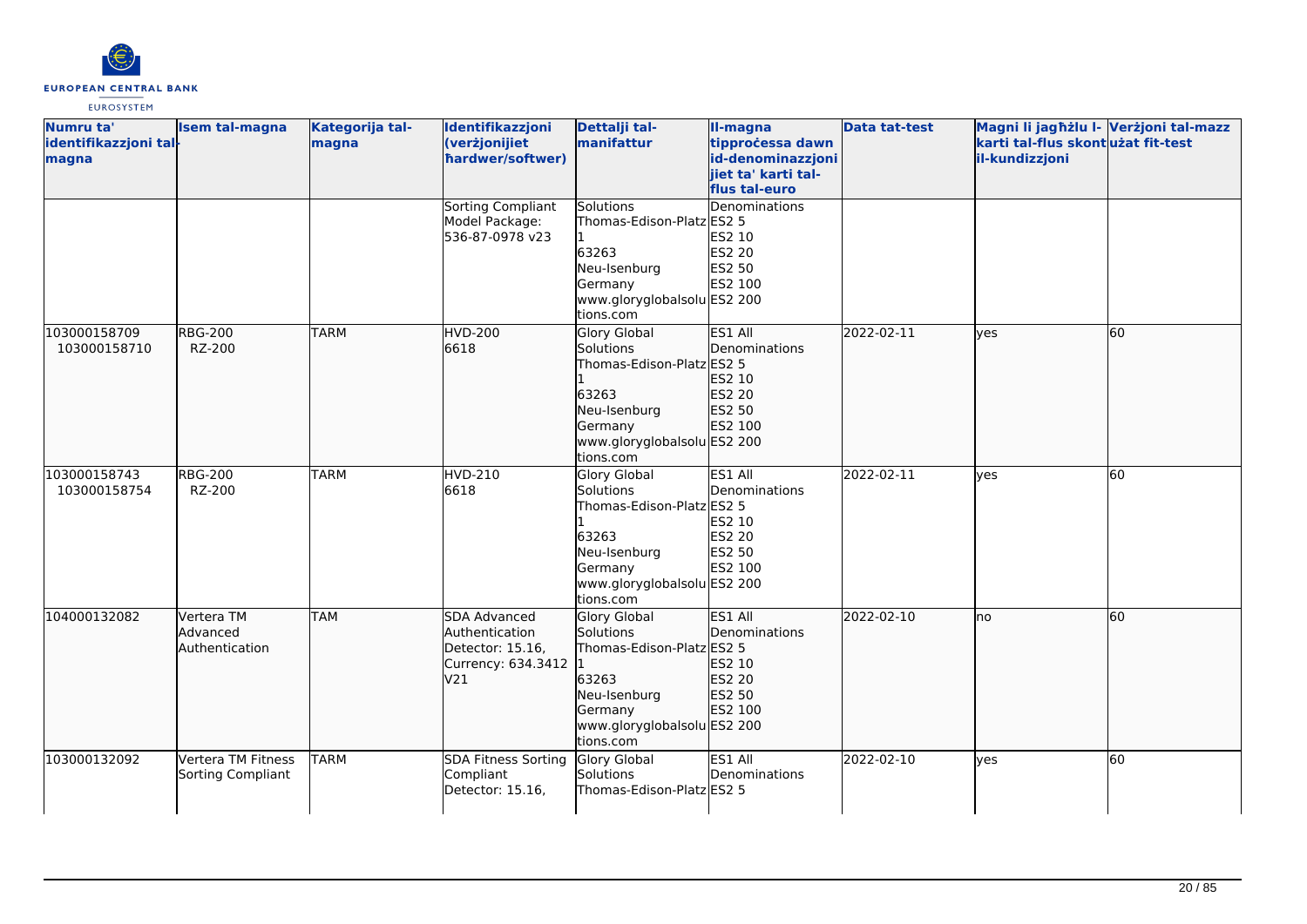| Numru ta' identifikazzjoni tal-magna | Isem tal-magna | Kategorija tal-magna | Identifikazzjoni (verżjonijiet ħardwer/softwer) | Dettalji tal-manifattur | Il-magna tipproċessa dawn id-denominazzjonijiet ta' karti tal-flus tal-euro | Data tat-test | Magni li jagħżlu l-karti tal-flus skont il-kundizzjoni | Verżjoni tal-mazz użat fit-test |
|---|---|---|---|---|---|---|---|---|
| | | | Sorting Compliant Model Package: 536-87-0978 v23 | Solutions Thomas-Edison-Platz 1 63263 Neu-Isenburg Germany www.gloryglobalsolutions.com | Denominations ES2 5 ES2 10 ES2 20 ES2 50 ES2 100 ES2 200 | | | |
| 103000158709 103000158710 | RBG-200 RZ-200 | TARM | HVD-200 6618 | Glory Global Solutions Thomas-Edison-Platz 1 63263 Neu-Isenburg Germany www.gloryglobalsolutions.com | ES1 All Denominations ES2 5 ES2 10 ES2 20 ES2 50 ES2 100 ES2 200 | 2022-02-11 | yes | 60 |
| 103000158743 103000158754 | RBG-200 RZ-200 | TARM | HVD-210 6618 | Glory Global Solutions Thomas-Edison-Platz 1 63263 Neu-Isenburg Germany www.gloryglobalsolutions.com | ES1 All Denominations ES2 5 ES2 10 ES2 20 ES2 50 ES2 100 ES2 200 | 2022-02-11 | yes | 60 |
| 104000132082 | Vertera TM Advanced Authentication | TAM | SDA Advanced Authentication Detector: 15.16, Currency: 634.3412 V21 | Glory Global Solutions Thomas-Edison-Platz 1 63263 Neu-Isenburg Germany www.gloryglobalsolutions.com | ES1 All Denominations ES2 5 ES2 10 ES2 20 ES2 50 ES2 100 ES2 200 | 2022-02-10 | no | 60 |
| 103000132092 | Vertera TM Fitness Sorting Compliant | TARM | SDA Fitness Sorting Compliant Detector: 15.16, | Glory Global Solutions Thomas-Edison-Platz | ES1 All Denominations ES2 5 | 2022-02-10 | yes | 60 |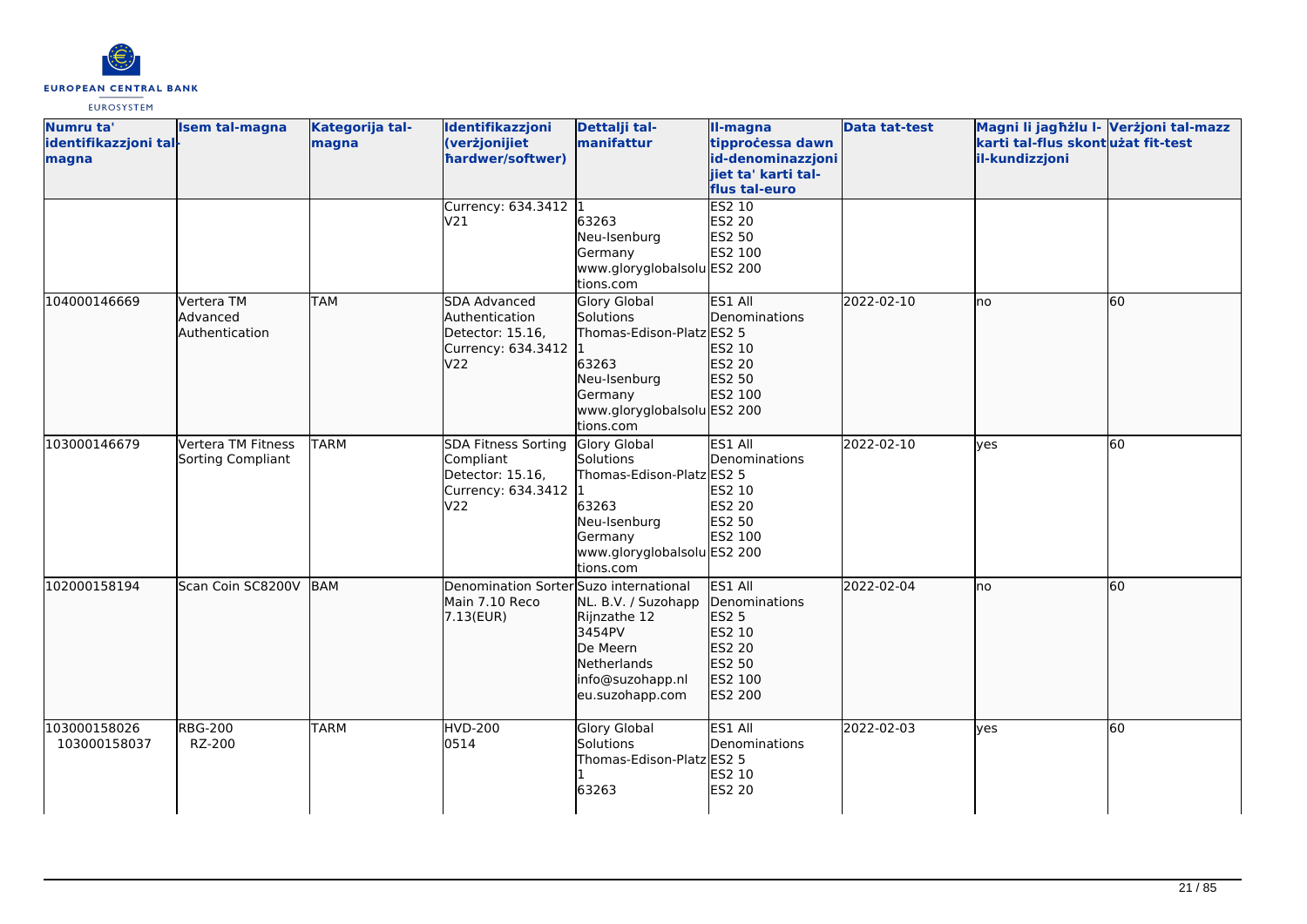| Numru ta' identifikazzjoni tal-magna | Isem tal-magna | Kategorija tal-magna | Identifikazzjoni (verżjonijiet ħardwer/softwer) | Dettalji tal-manifattur | Il-magna tipproċessa dawn id-denominazzjonijiet ta' karti tal-flus tal-euro | Data tat-test | Magni li jagħżlu l-karti tal-flus skont il-kundizzjoni | Verżjoni tal-mazz użat fit-test |
|---|---|---|---|---|---|---|---|---|
| | | | Currency: 634.3412 V21 | 1 63263 Neu-Isenburg Germany www.gloryglobalsolutions.com | ES2 10 ES2 20 ES2 50 ES2 100 ES2 200 | | | |
| 104000146669 | Vertera TM Advanced Authentication | TAM | SDA Advanced Authentication Detector: 15.16, Currency: 634.3412 V22 | Glory Global Solutions Thomas-Edison-Platz 1 63263 Neu-Isenburg Germany www.gloryglobalsolutions.com | ES1 All Denominations ES2 5 ES2 10 ES2 20 ES2 50 ES2 100 ES2 200 | 2022-02-10 | no | 60 |
| 103000146679 | Vertera TM Fitness Sorting Compliant | TARM | SDA Fitness Sorting Compliant Detector: 15.16, Currency: 634.3412 V22 | Glory Global Solutions Thomas-Edison-Platz 1 63263 Neu-Isenburg Germany www.gloryglobalsolutions.com | ES1 All Denominations ES2 5 ES2 10 ES2 20 ES2 50 ES2 100 ES2 200 | 2022-02-10 | yes | 60 |
| 102000158194 | Scan Coin SC8200V | BAM | Denomination Sorter Main 7.10 Reco 7.13(EUR) | Suzo international NL. B.V. / Suzohapp Rijnzathe 12 3454PV De Meern Netherlands info@suzohapp.nl eu.suzohapp.com | ES1 All Denominations ES2 5 ES2 10 ES2 20 ES2 50 ES2 100 ES2 200 | 2022-02-04 | no | 60 |
| 103000158026 103000158037 | RBG-200 RZ-200 | TARM | HVD-200 0514 | Glory Global Solutions Thomas-Edison-Platz 1 63263 | ES1 All Denominations ES2 5 ES2 10 ES2 20 | 2022-02-03 | yes | 60 |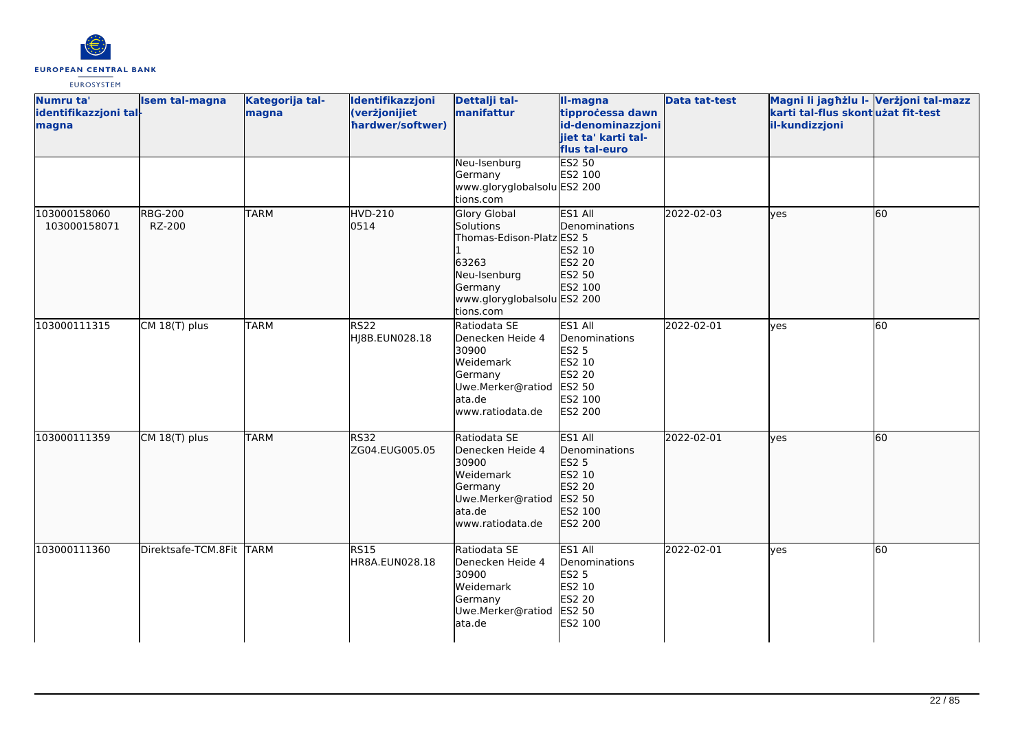| Numru ta' identifikazzjoni tal-magna | Isem tal-magna | Kategorija tal-magna | Identifikazzjoni (verżjonijiet ħardwer/softwer) | Dettalji tal-manifattur | Il-magna tipproċessa dawn id-denominazzjonijiet ta' karti tal-flus tal-euro | Data tat-test | Magni li jagħżlu l-karti tal-flus skont il-kundizzjoni | Verżjoni tal-mazz użat fit-test |
|---|---|---|---|---|---|---|---|---|
| | | | | Neu-Isenburg Germany www.gloryglobalsolutions.com | ES2 50 ES2 100 ES2 200 | | | |
| 103000158060 103000158071 | RBG-200 RZ-200 | TARM | HVD-210 0514 | Glory Global Solutions Thomas-Edison-Platz 1 63263 Neu-Isenburg Germany www.gloryglobalsolutions.com | ES1 All Denominations ES2 5 ES2 10 ES2 20 ES2 50 ES2 100 ES2 200 | 2022-02-03 | yes | 60 |
| 103000111315 | CM 18(T) plus | TARM | RS22 HJ8B.EUN028.18 | Ratiodata SE Denecken Heide 4 30900 Weidemark Germany Uwe.Merker@ratiodata.de www.ratiodata.de | ES1 All Denominations ES2 5 ES2 10 ES2 20 ES2 50 ES2 100 ES2 200 | 2022-02-01 | yes | 60 |
| 103000111359 | CM 18(T) plus | TARM | RS32 ZG04.EUG005.05 | Ratiodata SE Denecken Heide 4 30900 Weidemark Germany Uwe.Merker@ratiodata.de www.ratiodata.de | ES1 All Denominations ES2 5 ES2 10 ES2 20 ES2 50 ES2 100 ES2 200 | 2022-02-01 | yes | 60 |
| 103000111360 | Direktsafe-TCM.8Fit | TARM | RS15 HR8A.EUN028.18 | Ratiodata SE Denecken Heide 4 30900 Weidemark Germany Uwe.Merker@ratiodata.de | ES1 All Denominations ES2 5 ES2 10 ES2 20 ES2 50 ES2 100 | 2022-02-01 | yes | 60 |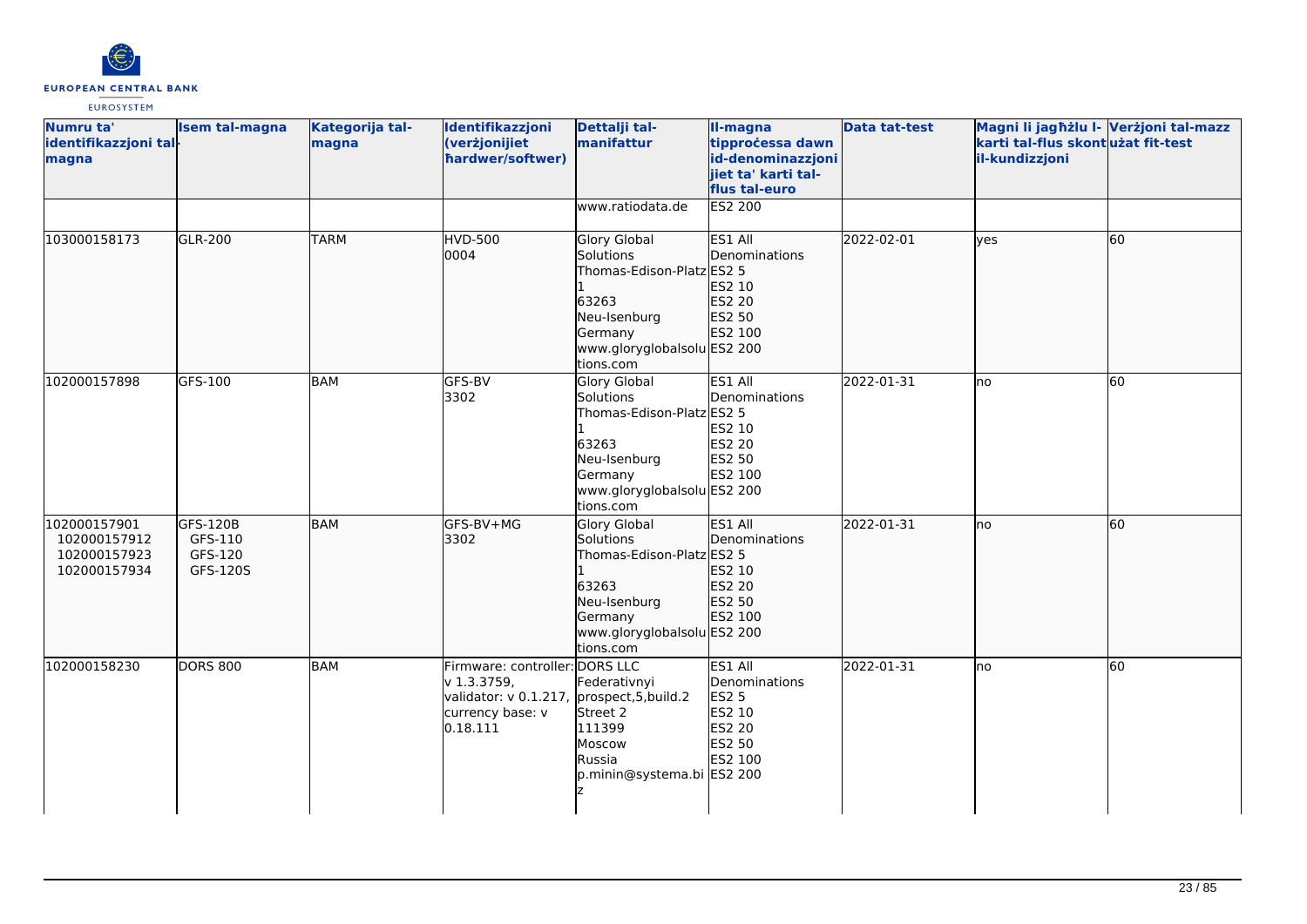| Numru ta' identifikazzjoni tal-magna | Isem tal-magna | Kategorija tal-magna | Identifikazzjoni (verżjonijiet ħardwer/softwer) | Dettalji tal-manifattur | Il-magna tipproċessa dawn id-denominazzjoni jiet ta' karti tal-flus tal-euro | Data tat-test | Magni li jagħżlu l-karti tal-flus skont il-kundizzjoni | Verżjoni tal-mazz użat fit-test |
|---|---|---|---|---|---|---|---|---|
| | | | | www.ratiodata.de | ES2 200 | | | |
| 103000158173 | GLR-200 | TARM | HVD-500<br>0004 | Glory Global Solutions<br>Thomas-Edison-Platz 1<br>63263<br>Neu-Isenburg<br>Germany<br>www.gloryglobalsolutions.com | ES1 All Denominations<br>ES2 5<br>ES2 10<br>ES2 20<br>ES2 50<br>ES2 100<br>ES2 200 | 2022-02-01 | yes | 60 |
| 102000157898 | GFS-100 | BAM | GFS-BV<br>3302 | Glory Global Solutions<br>Thomas-Edison-Platz 1<br>63263<br>Neu-Isenburg<br>Germany<br>www.gloryglobalsolutions.com | ES1 All Denominations<br>ES2 5<br>ES2 10<br>ES2 20<br>ES2 50<br>ES2 100<br>ES2 200 | 2022-01-31 | no | 60 |
| 102000157901<br>102000157912<br>102000157923<br>102000157934 | GFS-120B<br>GFS-110<br>GFS-120<br>GFS-120S | BAM | GFS-BV+MG<br>3302 | Glory Global Solutions<br>Thomas-Edison-Platz 1<br>63263<br>Neu-Isenburg<br>Germany<br>www.gloryglobalsolutions.com | ES1 All Denominations<br>ES2 5<br>ES2 10<br>ES2 20<br>ES2 50<br>ES2 100<br>ES2 200 | 2022-01-31 | no | 60 |
| 102000158230 | DORS 800 | BAM | Firmware: controller: v 1.3.3759,<br>validator: v 0.1.217,<br>currency base: v 0.18.111 | DORS LLC<br>Federativnyi prospect,5,build.2<br>Street 2<br>111399<br>Moscow<br>Russia<br>p.minin@systema.biz | ES1 All Denominations<br>ES2 5<br>ES2 10<br>ES2 20<br>ES2 50<br>ES2 100<br>ES2 200 | 2022-01-31 | no | 60 |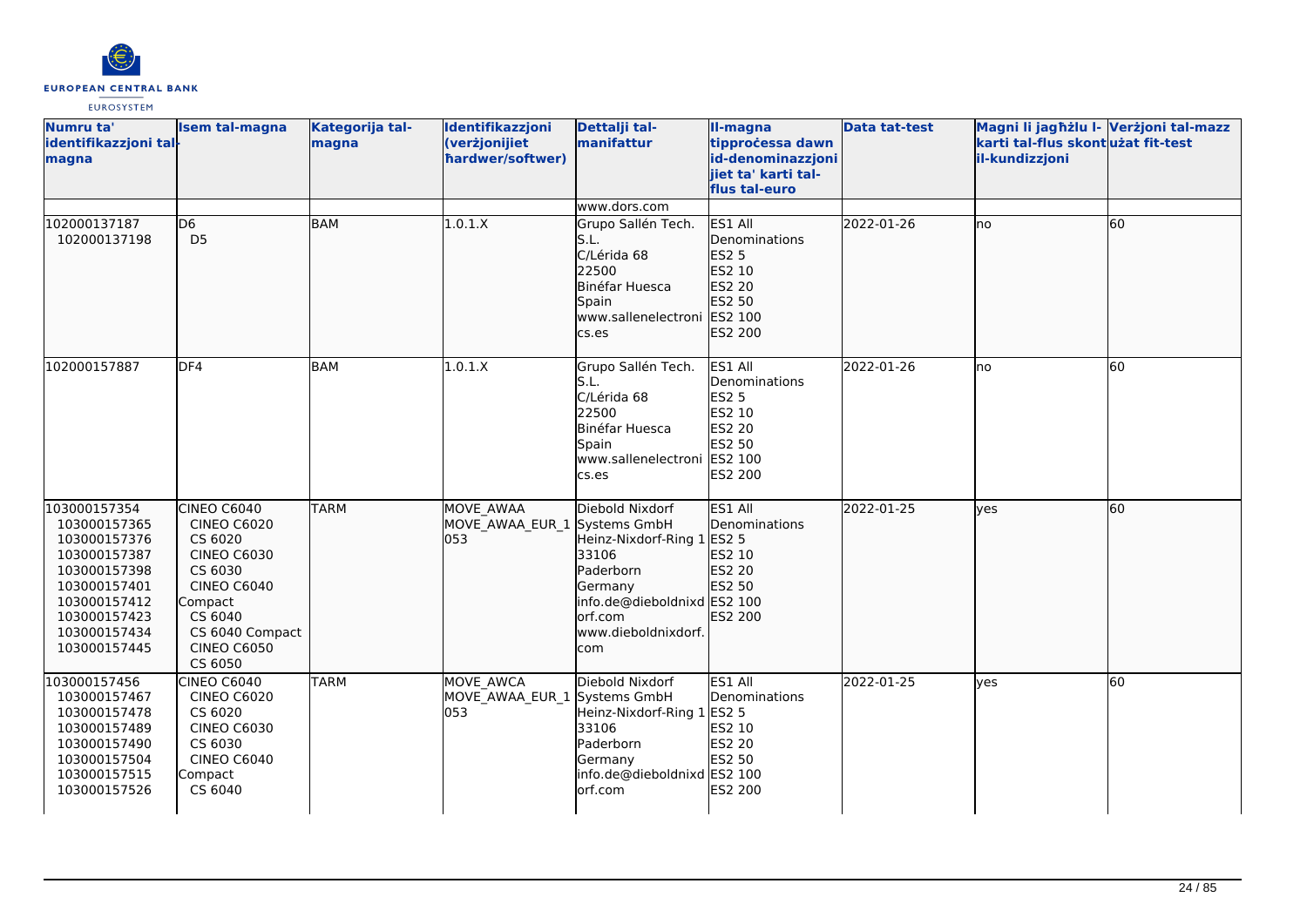| Numru ta' identifikazzjoni tal-magna | Isem tal-magna | Kategorija tal-magna | Identifikazzjoni (verżjonijiet ħardwer/softwer) | Dettalji tal-manifattur | Il-magna tipproċessa dawn id-denominazzjonijiet ta' karti tal-flus tal-euro | Data tat-test | Magni li jagħżlu l-karti tal-flus skont il-kundizzjoni | Verżjoni tal-mazz użat fit-test |
|---|---|---|---|---|---|---|---|---|
| | | | | www.dors.com | | | | |
| 102000137187<br>102000137198 | D6<br>D5 | BAM | 1.0.1.X | Grupo Sallén Tech. S.L.<br>C/Lérida 68<br>22500<br>Binéfar Huesca<br>Spain<br>www.sallenelectronics.es | ES1 All Denominations<br>ES2 5<br>ES2 10<br>ES2 20<br>ES2 50<br>ES2 100<br>ES2 200 | 2022-01-26 | no | 60 |
| 102000157887 | DF4 | BAM | 1.0.1.X | Grupo Sallén Tech. S.L.<br>C/Lérida 68<br>22500<br>Binéfar Huesca<br>Spain<br>www.sallenelectronics.es | ES1 All Denominations<br>ES2 5<br>ES2 10<br>ES2 20<br>ES2 50<br>ES2 100<br>ES2 200 | 2022-01-26 | no | 60 |
| 103000157354<br>103000157365<br>103000157376<br>103000157387<br>103000157398<br>103000157401<br>103000157412<br>103000157423<br>103000157434<br>103000157445 | CINEO C6040<br>CINEO C6020<br>CS 6020<br>CINEO C6030<br>CS 6030<br>CINEO C6040 Compact<br>CS 6040<br>CS 6040 Compact<br>CINEO C6050<br>CS 6050 | TARM | MOVE_AWAA<br>MOVE_AWAA_EUR_1053 | Diebold Nixdorf Systems GmbH<br>Heinz-Nixdorf-Ring 1<br>33106<br>Paderborn<br>Germany<br>info.de@dieboldnixdorf.com<br>www.dieboldnixdorf.com | ES1 All Denominations<br>ES2 5<br>ES2 10<br>ES2 20<br>ES2 50<br>ES2 100<br>ES2 200 | 2022-01-25 | yes | 60 |
| 103000157456<br>103000157467<br>103000157478<br>103000157489<br>103000157490<br>103000157504<br>103000157515<br>103000157526 | CINEO C6040<br>CINEO C6020<br>CS 6020<br>CINEO C6030<br>CS 6030<br>CINEO C6040 Compact<br>CS 6040 | TARM | MOVE_AWCA<br>MOVE_AWAA_EUR_1053 | Diebold Nixdorf Systems GmbH<br>Heinz-Nixdorf-Ring 1<br>33106<br>Paderborn<br>Germany<br>info.de@dieboldnixdorf.com | ES1 All Denominations<br>ES2 5<br>ES2 10<br>ES2 20<br>ES2 50<br>ES2 100<br>ES2 200 | 2022-01-25 | yes | 60 |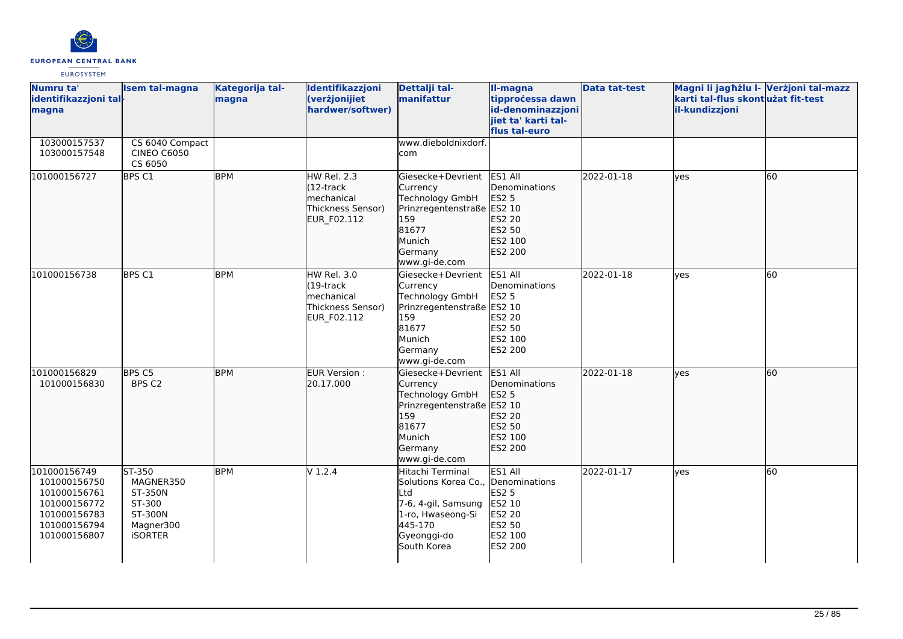| Numru ta' identifikazzjoni tal-magna | Isem tal-magna | Kategorija tal-magna | Identifikazzjoni (verżjonijiet ħardwer/softwer) | Dettalji tal-manifattur | Il-magna tipproċessa dawn id-denominazzjonijiet ta' karti tal-flus tal-euro | Data tat-test | Magni li jagħżlu l-karti tal-flus skont il-kundizzjoni | Verżjoni tal-mazz użat fit-test |
|---|---|---|---|---|---|---|---|---|
| 103000157537<br>103000157548 | CS 6040 Compact<br>CINEO C6050<br>CS 6050 | | | www.dieboldnixdorf.com | | | | |
| 101000156727 | BPS C1 | BPM | HW Rel. 2.3 (12-track mechanical Thickness Sensor) EUR_F02.112 | Giesecke+Devrient Currency Technology GmbH<br>Prinzregentenstraße 159<br>81677<br>Munich<br>Germany<br>www.gi-de.com | ES1 All Denominations<br>ES2 5<br>ES2 10<br>ES2 20<br>ES2 50<br>ES2 100<br>ES2 200 | 2022-01-18 | yes | 60 |
| 101000156738 | BPS C1 | BPM | HW Rel. 3.0 (19-track mechanical Thickness Sensor) EUR_F02.112 | Giesecke+Devrient Currency Technology GmbH<br>Prinzregentenstraße 159<br>81677<br>Munich<br>Germany<br>www.gi-de.com | ES1 All Denominations<br>ES2 5<br>ES2 10<br>ES2 20<br>ES2 50<br>ES2 100<br>ES2 200 | 2022-01-18 | yes | 60 |
| 101000156829<br>101000156830 | BPS C5<br>BPS C2 | BPM | EUR Version : 20.17.000 | Giesecke+Devrient Currency Technology GmbH<br>Prinzregentenstraße 159<br>81677<br>Munich<br>Germany<br>www.gi-de.com | ES1 All Denominations<br>ES2 5<br>ES2 10<br>ES2 20<br>ES2 50<br>ES2 100<br>ES2 200 | 2022-01-18 | yes | 60 |
| 101000156749<br>101000156750<br>101000156761<br>101000156772<br>101000156783<br>101000156794<br>101000156807 | ST-350<br>MAGNER350<br>ST-350N<br>ST-300<br>ST-300N<br>Magner300<br>iSORTER | BPM | V 1.2.4 | Hitachi Terminal Solutions Korea Co., Ltd<br>7-6, 4-gil, Samsung 1-ro, Hwaseong-Si<br>445-170<br>Gyeonggi-do<br>South Korea | ES1 All Denominations<br>ES2 5<br>ES2 10<br>ES2 20<br>ES2 50<br>ES2 100<br>ES2 200 | 2022-01-17 | yes | 60 |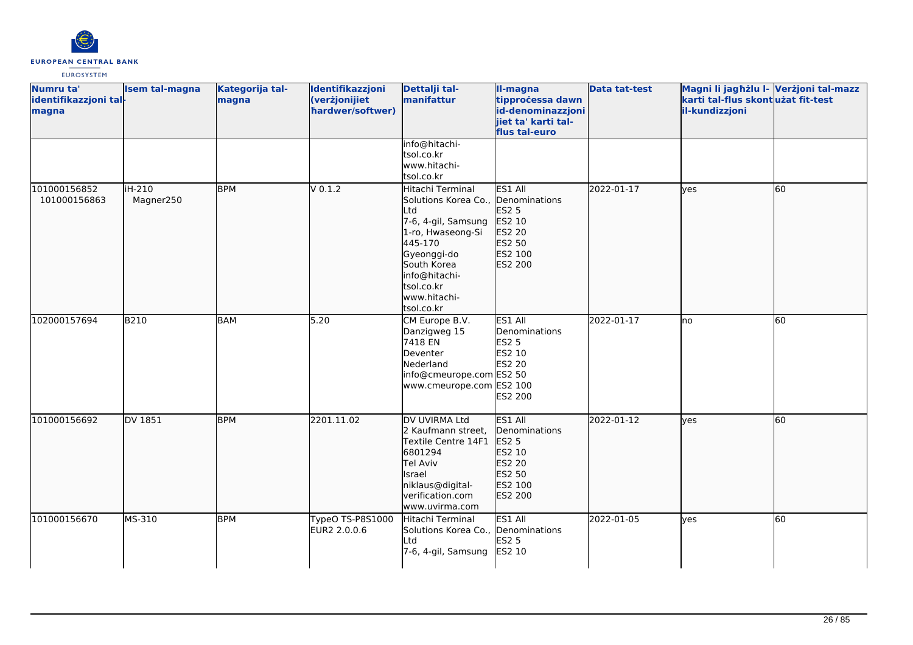| Numru ta' identifikazzjoni tal-magna | Isem tal-magna | Kategorija tal-magna | Identifikazzjoni (verżjonijiet ħardwer/softwer) | Dettalji tal-manifattur | Il-magna tipproċessa dawn id-denominazzjonijiet ta' karti tal-flus tal-euro | Data tat-test | Magni li jagħżlu l-karti tal-flus skont il-kundizzjoni | Verżjoni tal-mazz użat fit-test |
|---|---|---|---|---|---|---|---|---|
| | | | | info@hitachi-tsol.co.kr<br>www.hitachi-tsol.co.kr | | | | |
| 101000156852<br>101000156863 | iH-210<br>Magner250 | BPM | V 0.1.2 | Hitachi Terminal Solutions Korea Co., Ltd<br>7-6, 4-gil, Samsung 1-ro, Hwaseong-Si<br>445-170<br>Gyeonggi-do<br>South Korea<br>info@hitachi-tsol.co.kr<br>www.hitachi-tsol.co.kr | ES1 All Denominations<br>ES2 5<br>ES2 10<br>ES2 20<br>ES2 50<br>ES2 100<br>ES2 200 | 2022-01-17 | yes | 60 |
| 102000157694 | B210 | BAM | 5.20 | CM Europe B.V.<br>Danzigweg 15<br>7418 EN<br>Deventer<br>Nederland<br>info@cmeurope.com<br>www.cmeurope.com | ES1 All Denominations<br>ES2 5<br>ES2 10<br>ES2 20<br>ES2 50<br>ES2 100<br>ES2 200 | 2022-01-17 | no | 60 |
| 101000156692 | DV 1851 | BPM | 2201.11.02 | DV UVIRMA Ltd<br>2 Kaufmann street, Textile Centre 14F1<br>6801294<br>Tel Aviv<br>Israel<br>niklaus@digital-verification.com<br>www.uvirma.com | ES1 All Denominations<br>ES2 5<br>ES2 10<br>ES2 20<br>ES2 50<br>ES2 100<br>ES2 200 | 2022-01-12 | yes | 60 |
| 101000156670 | MS-310 | BPM | TypeO TS-P8S1000 EUR2 2.0.0.6 | Hitachi Terminal Solutions Korea Co., Ltd<br>7-6, 4-gil, Samsung | ES1 All Denominations<br>ES2 5<br>ES2 10 | 2022-01-05 | yes | 60 |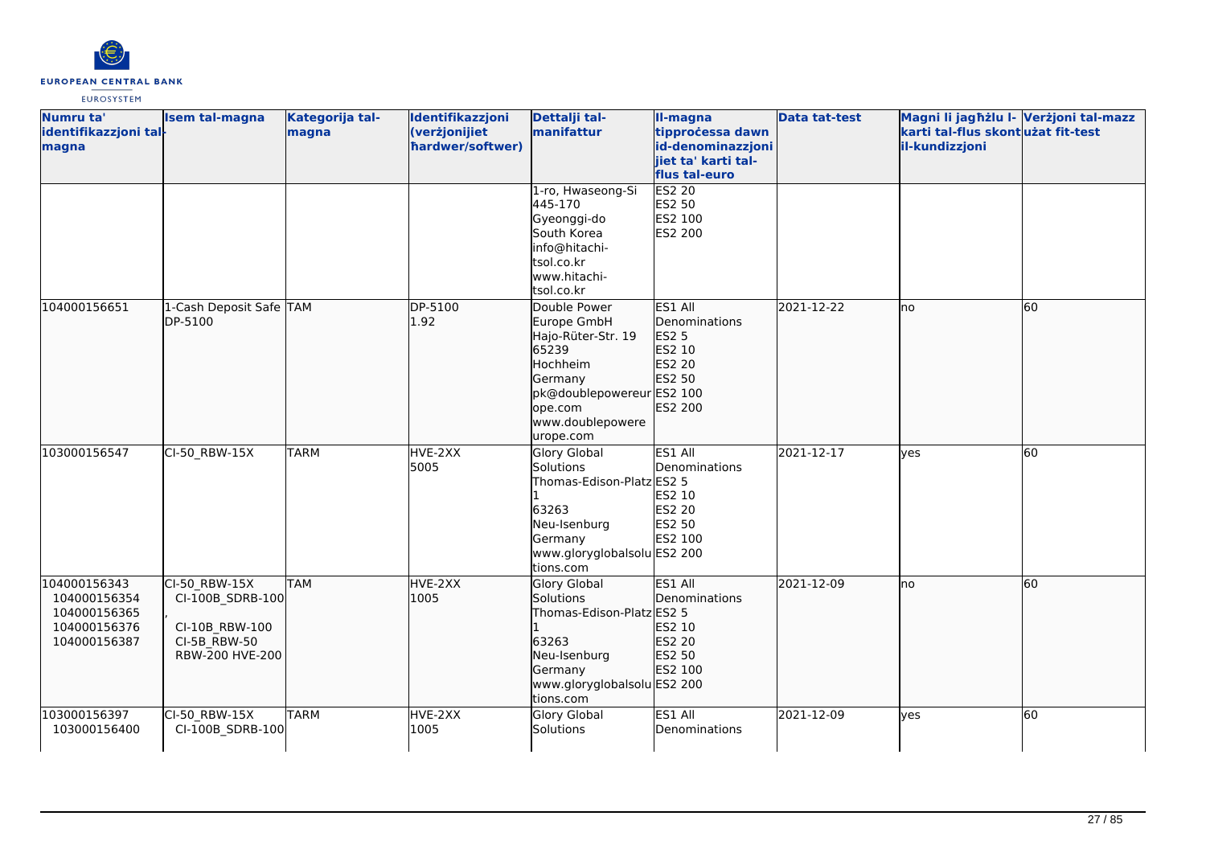| Numru ta' identifikazzjoni tal-magna | Isem tal-magna | Kategorija tal-magna | Identifikazzjoni (verżjonijiet ħardwer/softwer) | Dettalji tal-manifattur | Il-magna tipproċessa dawn id-denominazzjonijiet ta' karti tal-flus tal-euro | Data tat-test | Magni li jagħżlu l-karti tal-flus skont il-kundizzjoni | Verżjoni tal-mazz użat fit-test |
|---|---|---|---|---|---|---|---|---|
| | | | | 1-ro, Hwaseong-Si 445-170 Gyeonggi-do South Korea info@hitachi-tsol.co.kr www.hitachi-tsol.co.kr | ES2 20 ES2 50 ES2 100 ES2 200 | | | |
| 104000156651 | 1-Cash Deposit Safe DP-5100 | TAM | DP-5100 1.92 | Double Power Europe GmbH Hajo-Rüter-Str. 19 65239 Hochheim Germany pk@doublepowereurope.com www.doublepowereurope.com | ES1 All Denominations ES2 5 ES2 10 ES2 20 ES2 50 ES2 100 ES2 200 | 2021-12-22 | no | 60 |
| 103000156547 | CI-50_RBW-15X | TARM | HVE-2XX 5005 | Glory Global Solutions Thomas-Edison-Platz 1 63263 Neu-Isenburg Germany www.gloryglobalsolutions.com | ES1 All Denominations ES2 5 ES2 10 ES2 20 ES2 50 ES2 100 ES2 200 | 2021-12-17 | yes | 60 |
| 104000156343 104000156354 104000156365 104000156376 104000156387 | CI-50_RBW-15X CI-100B_SDRB-100, CI-10B_RBW-100 CI-5B_RBW-50 RBW-200 HVE-200 | TAM | HVE-2XX 1005 | Glory Global Solutions Thomas-Edison-Platz 1 63263 Neu-Isenburg Germany www.gloryglobalsolutions.com | ES1 All Denominations ES2 5 ES2 10 ES2 20 ES2 50 ES2 100 ES2 200 | 2021-12-09 | no | 60 |
| 103000156397 103000156400 | CI-50_RBW-15X CI-100B_SDRB-100 | TARM | HVE-2XX 1005 | Glory Global Solutions | ES1 All Denominations | 2021-12-09 | yes | 60 |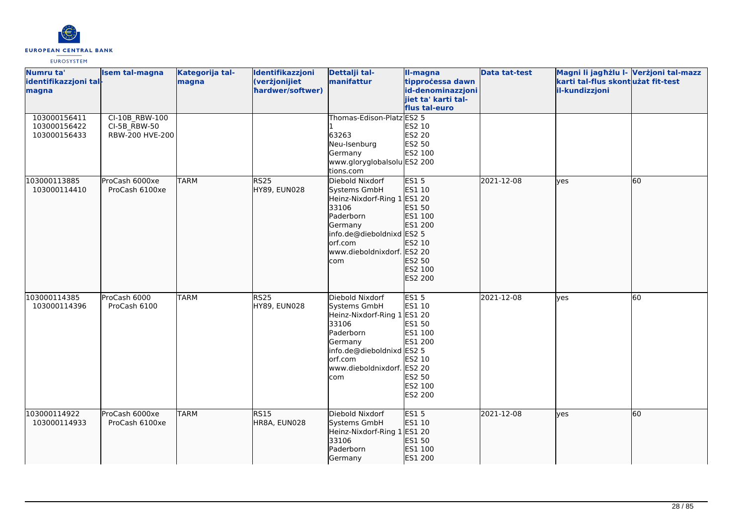| Numru ta' identifikazzjoni tal-magna | Isem tal-magna | Kategorija tal-magna | Identifikazzjoni (verżjonijiet ħardwer/softwer) | Dettalji tal-manifattur | Il-magna tipproċessa dawn id-denominazzjonijiet ta' karti tal-flus tal-euro | Data tat-test | Magni li jagħżlu l-karti tal-flus skont il-kundizzjoni | Verżjoni tal-mazz użat fit-test |
|---|---|---|---|---|---|---|---|---|
| 103000156411<br>103000156422<br>103000156433 | CI-10B_RBW-100<br>CI-5B_RBW-50<br>RBW-200 HVE-200 | | | Thomas-Edison-Platz 1<br>63263<br>Neu-Isenburg<br>Germany<br>www.gloryglobalsolutions.com | ES2 5<br>ES2 10<br>ES2 20<br>ES2 50<br>ES2 100<br>ES2 200 | | | |
| 103000113885<br>103000114410 | ProCash 6000xe<br>ProCash 6100xe | TARM | RS25<br>HY89, EUN028 | Diebold Nixdorf Systems GmbH<br>Heinz-Nixdorf-Ring 1<br>33106<br>Paderborn<br>Germany<br>info.de@dieboldnixdorf.com<br>www.dieboldnixdorf.com | ES1 5<br>ES1 10<br>ES1 20<br>ES1 50<br>ES1 100<br>ES1 200<br>ES2 5<br>ES2 10<br>ES2 20<br>ES2 50<br>ES2 100<br>ES2 200 | 2021-12-08 | yes | 60 |
| 103000114385<br>103000114396 | ProCash 6000<br>ProCash 6100 | TARM | RS25<br>HY89, EUN028 | Diebold Nixdorf Systems GmbH<br>Heinz-Nixdorf-Ring 1<br>33106<br>Paderborn<br>Germany<br>info.de@dieboldnixdorf.com<br>www.dieboldnixdorf.com | ES1 5<br>ES1 10<br>ES1 20<br>ES1 50<br>ES1 100<br>ES1 200<br>ES2 5<br>ES2 10<br>ES2 20<br>ES2 50<br>ES2 100<br>ES2 200 | 2021-12-08 | yes | 60 |
| 103000114922<br>103000114933 | ProCash 6000xe<br>ProCash 6100xe | TARM | RS15<br>HR8A, EUN028 | Diebold Nixdorf Systems GmbH<br>Heinz-Nixdorf-Ring 1<br>33106<br>Paderborn<br>Germany | ES1 5<br>ES1 10<br>ES1 20<br>ES1 50<br>ES1 100<br>ES1 200 | 2021-12-08 | yes | 60 |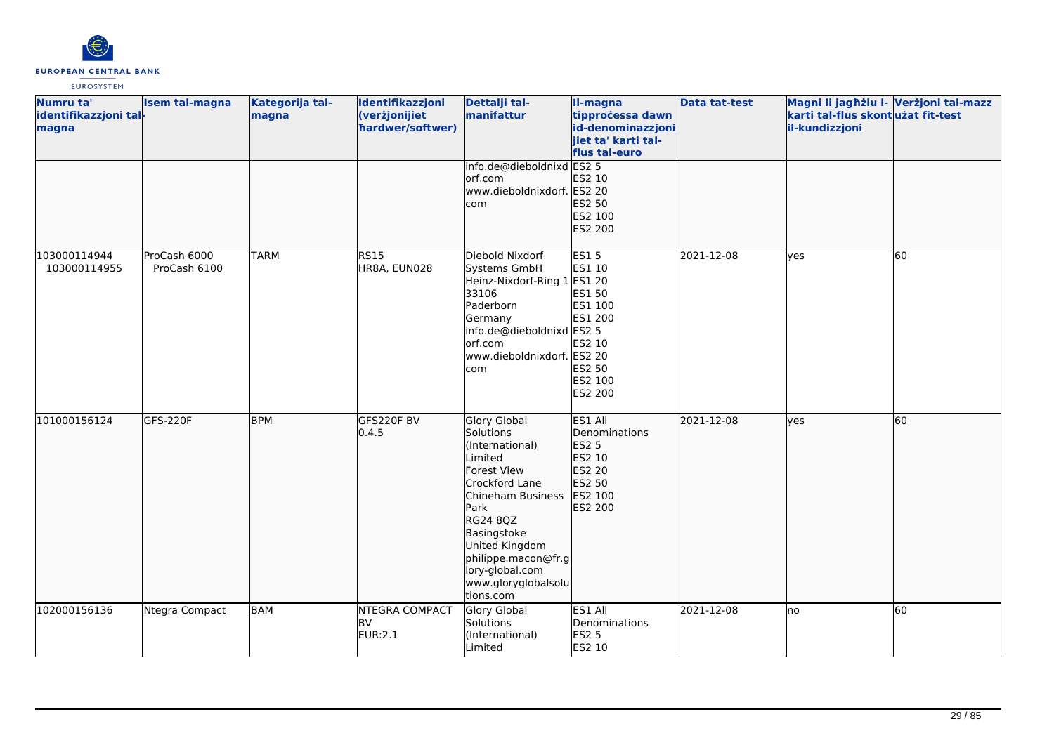| Numru ta' identifikazzjoni tal-magna | Isem tal-magna | Kategorija tal-magna | Identifikazzjoni (verżjonijiet ħardwer/softwer) | Dettalji tal-manifattur | Il-magna tipproċessa dawn id-denominazzjonijiet ta' karti tal-flus tal-euro | Data tat-test | Magni li jagħżlu l-karti tal-flus skont il-kundizzjoni | Verżjoni tal-mazz użat fit-test |
|---|---|---|---|---|---|---|---|---|
| | | | | info.de@dieboldnixdorf.com<br>www.dieboldnixdorf.com | ES2 5<br>ES2 10<br>ES2 20<br>ES2 50<br>ES2 100<br>ES2 200 | | | |
| 103000114944<br>103000114955 | ProCash 6000<br>ProCash 6100 | TARM | RS15<br>HR8A, EUN028 | Diebold Nixdorf Systems GmbH<br>Heinz-Nixdorf-Ring 1<br>33106<br>Paderborn<br>Germany<br>info.de@dieboldnixdorf.com<br>www.dieboldnixdorf.com | ES1 5<br>ES1 10<br>ES1 20<br>ES1 50<br>ES1 100<br>ES1 200<br>ES2 5<br>ES2 10<br>ES2 20<br>ES2 50<br>ES2 100<br>ES2 200 | 2021-12-08 | yes | 60 |
| 101000156124 | GFS-220F | BPM | GFS220F BV<br>0.4.5 | Glory Global Solutions (International) Limited<br>Forest View<br>Crockford Lane<br>Chineham Business Park<br>RG24 8QZ<br>Basingstoke<br>United Kingdom<br>philippe.macon@fr.glory-global.com<br>www.gloryglobalsolutions.com | ES1 All Denominations<br>ES2 5<br>ES2 10<br>ES2 20<br>ES2 50<br>ES2 100<br>ES2 200 | 2021-12-08 | yes | 60 |
| 102000156136 | Ntegra Compact | BAM | NTEGRA COMPACT<br>BV<br>EUR:2.1 | Glory Global Solutions (International) Limited | ES1 All Denominations<br>ES2 5<br>ES2 10 | 2021-12-08 | no | 60 |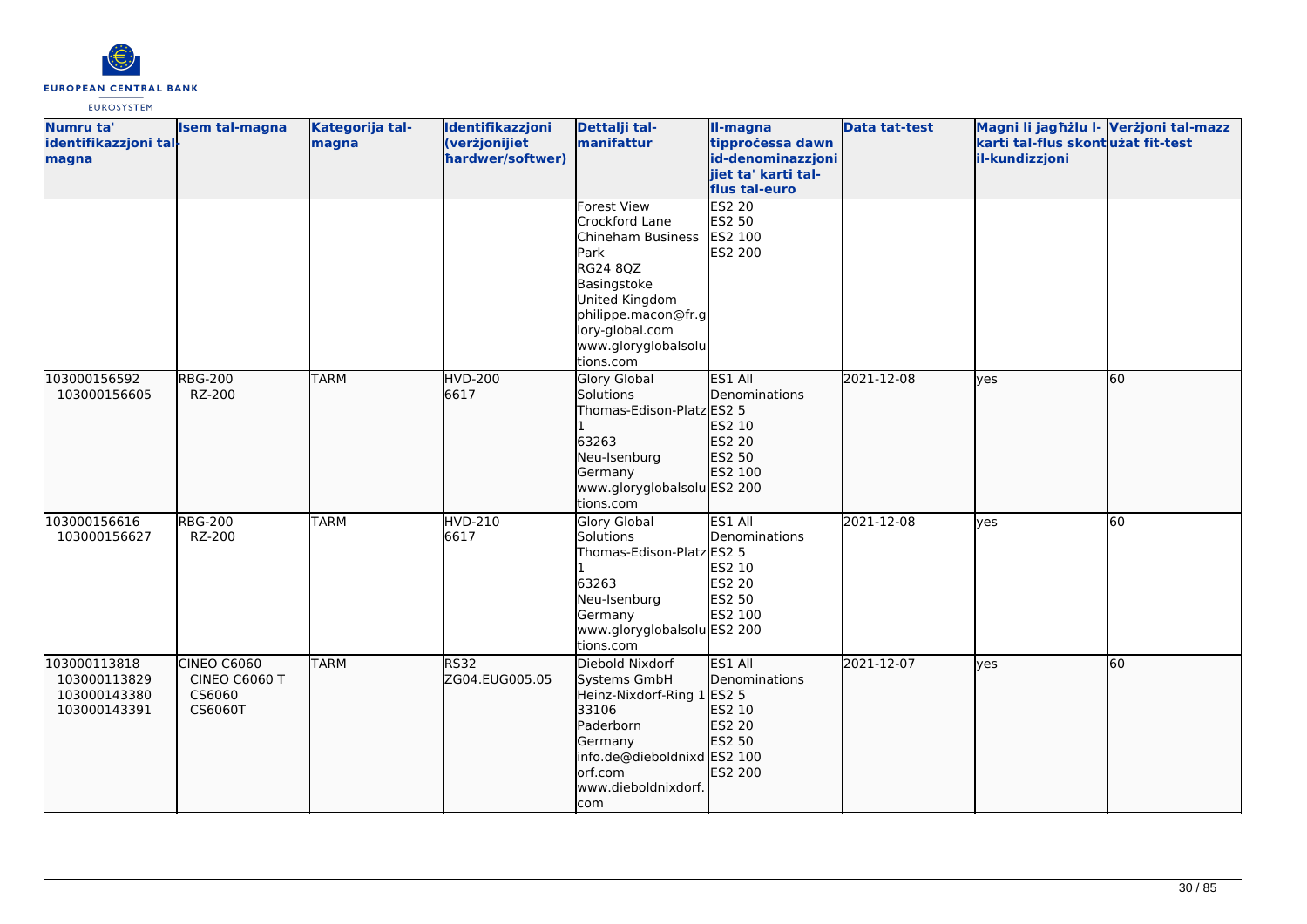| Numru ta' identifikazzjoni tal-magna | Isem tal-magna | Kategorija tal-magna | Identifikazzjoni (verżjonijiet ħardwer/softwer) | Dettalji tal-manifattur | Il-magna tipproċessa dawn id-denominazzjonijiet ta' karti tal-flus tal-euro | Data tat-test | Magni li jagħżlu l-karti tal-flus skont il-kundizzjoni | Verżjoni tal-mazz użat fit-test |
|---|---|---|---|---|---|---|---|---|
| | | | | Forest View<br>Crockford Lane<br>Chineham Business Park<br>RG24 8QZ<br>Basingstoke<br>United Kingdom<br>philippe.macon@fr.glory-global.com<br>www.gloryglobalsolutions.com | ES2 20<br>ES2 50<br>ES2 100<br>ES2 200 | | | |
| 103000156592<br>103000156605 | RBG-200<br>RZ-200 | TARM | HVD-200<br>6617 | Glory Global Solutions<br>Thomas-Edison-Platz 1<br>63263<br>Neu-Isenburg<br>Germany<br>www.gloryglobalsolutions.com | ES1 All Denominations<br>ES2 5<br>ES2 10<br>ES2 20<br>ES2 50<br>ES2 100<br>ES2 200 | 2021-12-08 | yes | 60 |
| 103000156616<br>103000156627 | RBG-200<br>RZ-200 | TARM | HVD-210<br>6617 | Glory Global Solutions<br>Thomas-Edison-Platz 1<br>63263<br>Neu-Isenburg<br>Germany<br>www.gloryglobalsolutions.com | ES1 All Denominations<br>ES2 5<br>ES2 10<br>ES2 20<br>ES2 50<br>ES2 100<br>ES2 200 | 2021-12-08 | yes | 60 |
| 103000113818<br>103000113829<br>103000143380<br>103000143391 | CINEO C6060<br>CINEO C6060 T<br>CS6060<br>CS6060T | TARM | RS32<br>ZG04.EUG005.05 | Diebold Nixdorf Systems GmbH<br>Heinz-Nixdorf-Ring 1<br>33106<br>Paderborn<br>Germany<br>info.de@dieboldnixdorf.com<br>www.dieboldnixdorf.com | ES1 All Denominations<br>ES2 5<br>ES2 10<br>ES2 20<br>ES2 50<br>ES2 100<br>ES2 200 | 2021-12-07 | yes | 60 |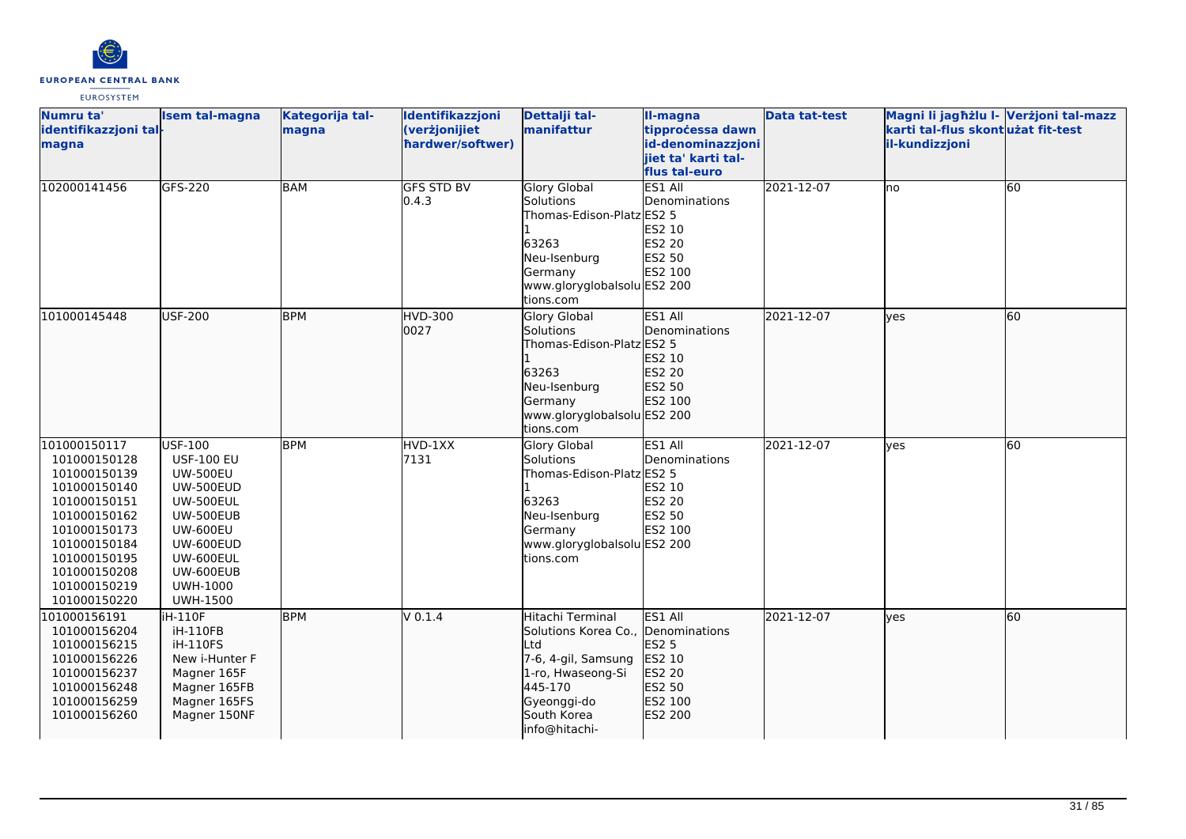| Numru ta' identifikazzjoni tal-magna | Isem tal-magna | Kategorija tal-magna | Identifikazzjoni (verżjonijiet ħardwer/softwer) | Dettalji tal-manifattur | Il-magna tipproċessa dawn id-denominazzjonijiet ta' karti tal-flus tal-euro | Data tat-test | Magni li jagħżlu l-karti tal-flus skont il-kundizzjoni | Verżjoni tal-mazz użat fit-test |
|---|---|---|---|---|---|---|---|---|
| 102000141456 | GFS-220 | BAM | GFS STD BV 0.4.3 | Glory Global Solutions Thomas-Edison-Platz 1 63263 Neu-Isenburg Germany www.gloryglobalsolutions.com | ES1 All Denominations ES2 5 ES2 10 ES2 20 ES2 50 ES2 100 ES2 200 | 2021-12-07 | no | 60 |
| 101000145448 | USF-200 | BPM | HVD-300 0027 | Glory Global Solutions Thomas-Edison-Platz 1 63263 Neu-Isenburg Germany www.gloryglobalsolutions.com | ES1 All Denominations ES2 5 ES2 10 ES2 20 ES2 50 ES2 100 ES2 200 | 2021-12-07 | yes | 60 |
| 101000150117 101000150128 101000150139 101000150140 101000150151 101000150162 101000150173 101000150184 101000150195 101000150208 101000150219 101000150220 | USF-100 USF-100 EU UW-500EU UW-500EUD UW-500EUL UW-500EUB UW-600EU UW-600EUD UW-600EUL UW-600EUB UWH-1000 UWH-1500 | BPM | HVD-1XX 7131 | Glory Global Solutions Thomas-Edison-Platz 1 63263 Neu-Isenburg Germany www.gloryglobalsolutions.com | ES1 All Denominations ES2 5 ES2 10 ES2 20 ES2 50 ES2 100 ES2 200 | 2021-12-07 | yes | 60 |
| 101000156191 101000156204 101000156215 101000156226 101000156237 101000156248 101000156259 101000156260 | iH-110F iH-110FB iH-110FS New i-Hunter F Magner 165F Magner 165FB Magner 165FS Magner 150NF | BPM | V 0.1.4 | Hitachi Terminal Solutions Korea Co., Ltd 7-6, 4-gil, Samsung 1-ro, Hwaseong-Si 445-170 Gyeonggi-do South Korea info@hitachi- | ES1 All Denominations ES2 5 ES2 10 ES2 20 ES2 50 ES2 100 ES2 200 | 2021-12-07 | yes | 60 |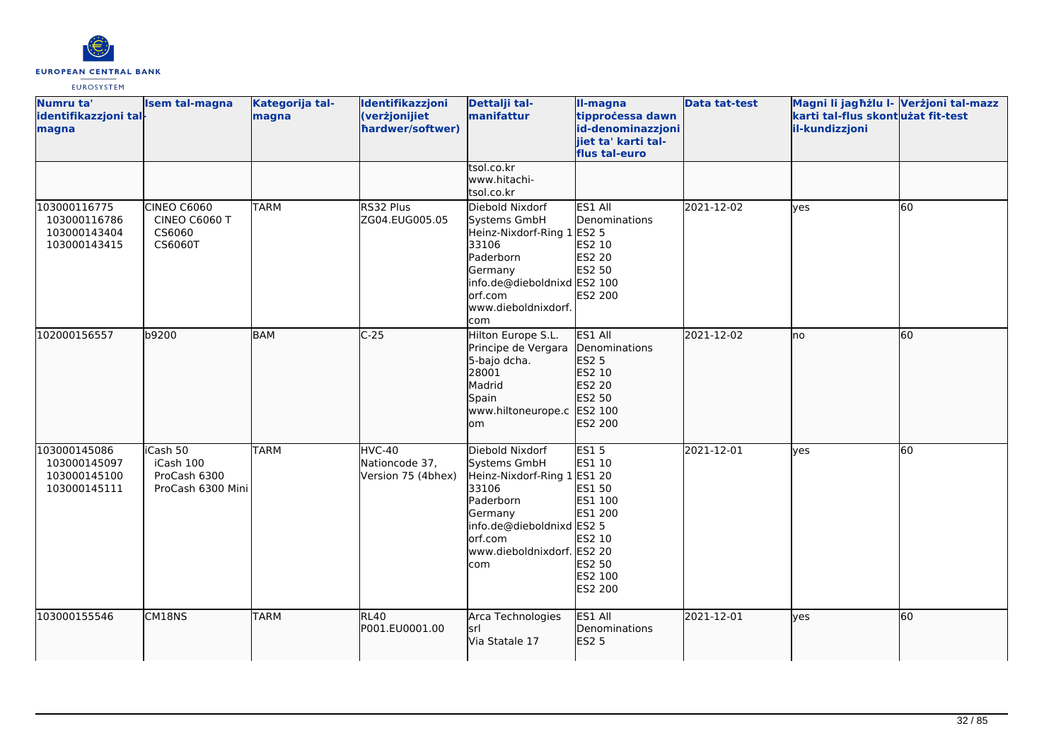| Numru ta' identifikazzjoni tal-magna | Isem tal-magna | Kategorija tal-magna | Identifikazzjoni (verżjonijiet ħardwer/softwer) | Dettalji tal-manifattur | Il-magna tipproċessa dawn id-denominazzjonijiet ta' karti tal-flus tal-euro | Data tat-test | Magni li jagħżlu l-karti tal-flus skont il-kundizzjoni | Verżjoni tal-mazz użat fit-test |
|---|---|---|---|---|---|---|---|---|
| | | | | tsol.co.kr<br>www.hitachi-tsol.co.kr | | | | |
| 103000116775<br>103000116786<br>103000143404<br>103000143415 | CINEO C6060<br>CINEO C6060 T<br>CS6060<br>CS6060T | TARM | RS32 Plus<br>ZG04.EUG005.05 | Diebold Nixdorf Systems GmbH<br>Heinz-Nixdorf-Ring 1<br>33106<br>Paderborn<br>Germany<br>info.de@dieboldnixdorf.com<br>www.dieboldnixdorf.com | ES1 All Denominations<br>ES2 5<br>ES2 10<br>ES2 20<br>ES2 50<br>ES2 100<br>ES2 200 | 2021-12-02 | yes | 60 |
| 102000156557 | b9200 | BAM | C-25 | Hilton Europe S.L.<br>Principe de Vergara 5-bajo dcha.<br>28001<br>Madrid<br>Spain<br>www.hiltoneurope.com | ES1 All Denominations<br>ES2 5<br>ES2 10<br>ES2 20<br>ES2 50<br>ES2 100<br>ES2 200 | 2021-12-02 | no | 60 |
| 103000145086<br>103000145097<br>103000145100<br>103000145111 | iCash 50<br>iCash 100<br>ProCash 6300<br>ProCash 6300 Mini | TARM | HVC-40<br>Nationcode 37,<br>Version 75 (4bhex) | Diebold Nixdorf Systems GmbH<br>Heinz-Nixdorf-Ring 1<br>33106<br>Paderborn<br>Germany<br>info.de@dieboldnixdorf.com<br>www.dieboldnixdorf.com | ES1 5<br>ES1 10<br>ES1 20<br>ES1 50<br>ES1 100<br>ES1 200<br>ES2 5<br>ES2 10<br>ES2 20<br>ES2 50<br>ES2 100<br>ES2 200 | 2021-12-01 | yes | 60 |
| 103000155546 | CM18NS | TARM | RL40<br>P001.EU0001.00 | Arca Technologies srl<br>Via Statale 17 | ES1 All Denominations<br>ES2 5 | 2021-12-01 | yes | 60 |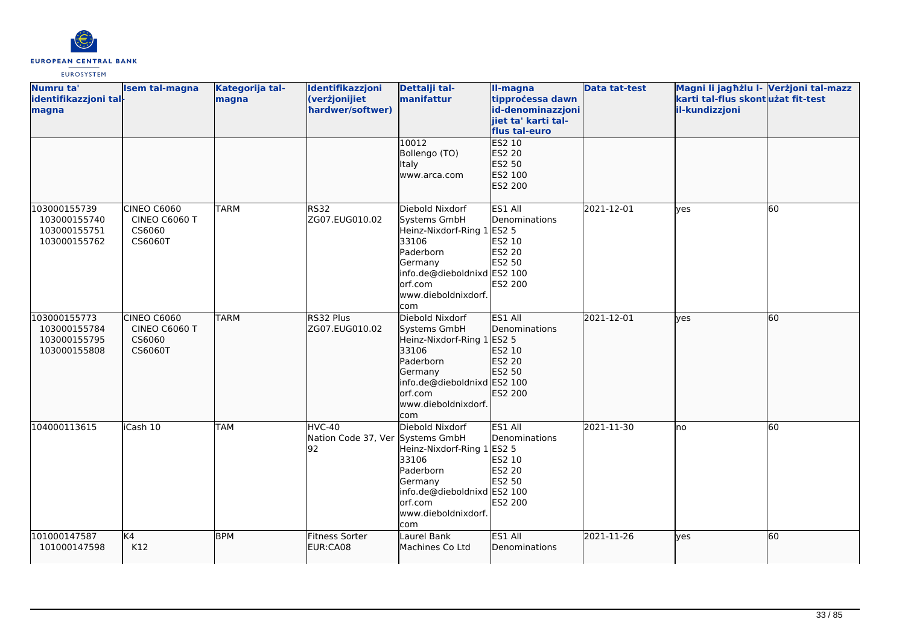| Numru ta' identifikazzjoni tal-magna | Isem tal-magna | Kategorija tal-magna | Identifikazzjoni (verżjonijiet ħardwer/softwer) | Dettalji tal-manifattur | Il-magna tipproċessa dawn id-denominazzjonijiet ta' karti tal-flus tal-euro | Data tat-test | Magni li jagħżlu l-karti tal-flus skont il-kundizzjoni | Verżjoni tal-mazz użat fit-test |
|---|---|---|---|---|---|---|---|---|
| | | | | 10012<br>Bollengo (TO)<br>Italy<br>www.arca.com | ES2 10<br>ES2 20<br>ES2 50<br>ES2 100<br>ES2 200 | | | |
| 103000155739<br>103000155740<br>103000155751<br>103000155762 | CINEO C6060<br>CINEO C6060 T<br>CS6060<br>CS6060T | TARM | RS32<br>ZG07.EUG010.02 | Diebold Nixdorf Systems GmbH<br>Heinz-Nixdorf-Ring 1<br>33106<br>Paderborn<br>Germany<br>info.de@dieboldnixdorf.com<br>www.dieboldnixdorf.com | ES1 All Denominations<br>ES2 5<br>ES2 10<br>ES2 20<br>ES2 50<br>ES2 100<br>ES2 200 | 2021-12-01 | yes | 60 |
| 103000155773<br>103000155784<br>103000155795<br>103000155808 | CINEO C6060<br>CINEO C6060 T<br>CS6060<br>CS6060T | TARM | RS32 Plus<br>ZG07.EUG010.02 | Diebold Nixdorf Systems GmbH<br>Heinz-Nixdorf-Ring 1<br>33106<br>Paderborn<br>Germany<br>info.de@dieboldnixdorf.com<br>www.dieboldnixdorf.com | ES1 All Denominations<br>ES2 5<br>ES2 10<br>ES2 20<br>ES2 50<br>ES2 100<br>ES2 200 | 2021-12-01 | yes | 60 |
| 104000113615 | iCash 10 | TAM | HVC-40<br>Nation Code 37, Ver 92 | Diebold Nixdorf Systems GmbH<br>Heinz-Nixdorf-Ring 1<br>33106<br>Paderborn<br>Germany<br>info.de@dieboldnixdorf.com<br>www.dieboldnixdorf.com | ES1 All Denominations<br>ES2 5<br>ES2 10<br>ES2 20<br>ES2 50<br>ES2 100<br>ES2 200 | 2021-11-30 | no | 60 |
| 101000147587<br>101000147598 | K4<br>K12 | BPM | Fitness Sorter<br>EUR:CA08 | Laurel Bank Machines Co Ltd | ES1 All Denominations | 2021-11-26 | yes | 60 |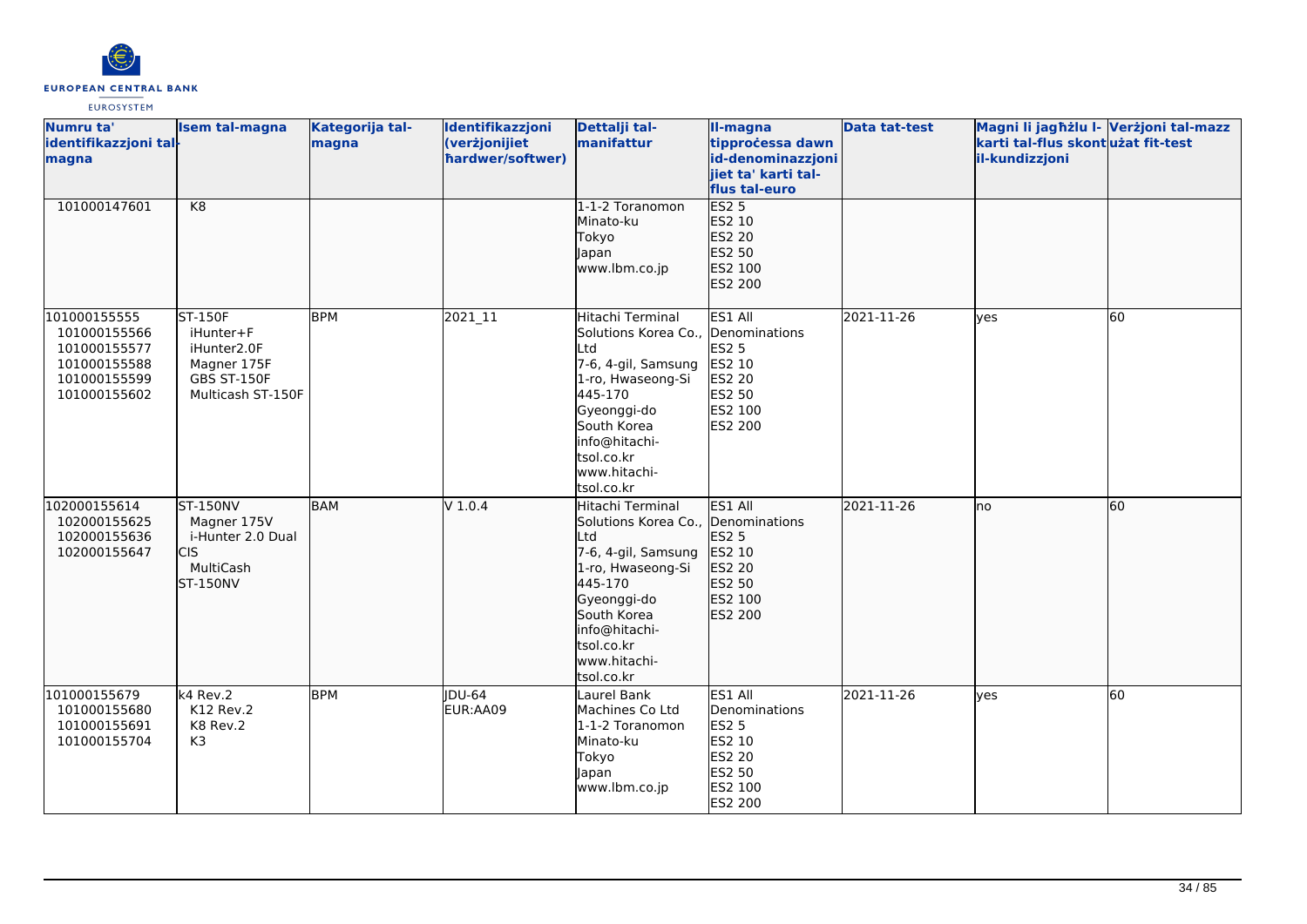| Numru ta' identifikazzjoni tal-magna | Isem tal-magna | Kategorija tal-magna | Identifikazzjoni (verżjonijiet ħardwer/softwer) | Dettalji tal-manifattur | Il-magna tipproċessa dawn id-denominazzjonijiet ta' karti tal-flus tal-euro | Data tat-test | Magni li jagħżlu l-karti tal-flus skont il-kundizzjoni | Verżjoni tal-mazz użat fit-test |
|---|---|---|---|---|---|---|---|---|
| 101000147601 | K8 | | | 1-1-2 Toranomon<br>Minato-ku<br>Tokyo<br>Japan<br>www.lbm.co.jp | ES2 5<br>ES2 10<br>ES2 20<br>ES2 50<br>ES2 100<br>ES2 200 | | | |
| 101000155555<br>101000155566<br>101000155577<br>101000155588<br>101000155599<br>101000155602 | ST-150F<br>iHunter+F<br>iHunter2.0F<br>Magner 175F<br>GBS ST-150F<br>Multicash ST-150F | BPM | 2021_11 | Hitachi Terminal Solutions Korea Co., Ltd<br>7-6, 4-gil, Samsung 1-ro, Hwaseong-Si 445-170<br>Gyeonggi-do<br>South Korea<br>info@hitachi-tsol.co.kr<br>www.hitachi-tsol.co.kr | ES1 All Denominations<br>ES2 5<br>ES2 10<br>ES2 20<br>ES2 50<br>ES2 100<br>ES2 200 | 2021-11-26 | yes | 60 |
| 102000155614<br>102000155625<br>102000155636<br>102000155647 | ST-150NV<br>Magner 175V<br>i-Hunter 2.0 Dual CIS<br>MultiCash ST-150NV | BAM | V 1.0.4 | Hitachi Terminal Solutions Korea Co., Ltd<br>7-6, 4-gil, Samsung 1-ro, Hwaseong-Si 445-170<br>Gyeonggi-do<br>South Korea<br>info@hitachi-tsol.co.kr<br>www.hitachi-tsol.co.kr | ES1 All Denominations<br>ES2 5<br>ES2 10<br>ES2 20<br>ES2 50<br>ES2 100<br>ES2 200 | 2021-11-26 | no | 60 |
| 101000155679<br>101000155680<br>101000155691<br>101000155704 | k4 Rev.2<br>K12 Rev.2<br>K8 Rev.2<br>K3 | BPM | JDU-64<br>EUR:AA09 | Laurel Bank Machines Co Ltd<br>1-1-2 Toranomon<br>Minato-ku<br>Tokyo<br>Japan<br>www.lbm.co.jp | ES1 All Denominations<br>ES2 5<br>ES2 10<br>ES2 20<br>ES2 50<br>ES2 100<br>ES2 200 | 2021-11-26 | yes | 60 |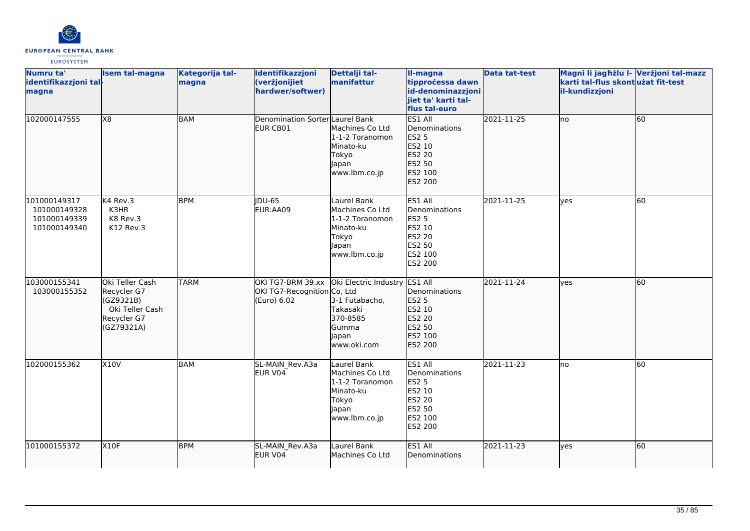| Numru ta' identifikazzjoni tal-magna | Isem tal-magna | Kategorija tal-magna | Identifikazzjoni (verżjonijiet ħardwer/softwer) | Dettalji tal-manifattur | Il-magna tipproċessa dawn id-denominazzjonijiet ta' karti tal-flus tal-euro | Data tat-test | Magni li jagħżlu l-karti tal-flus skont il-kundizzjoni | Verżjoni tal-mazz użat fit-test |
|---|---|---|---|---|---|---|---|---|
| 102000147555 | X8 | BAM | Denomination Sorter EUR CB01 | Laurel Bank Machines Co Ltd 1-1-2 Toranomon Minato-ku Tokyo Japan www.lbm.co.jp | ES1 All Denominations ES2 5 ES2 10 ES2 20 ES2 50 ES2 100 ES2 200 | 2021-11-25 | no | 60 |
| 101000149317 101000149328 101000149339 101000149340 | K4 Rev.3 K3HR K8 Rev.3 K12 Rev.3 | BPM | JDU-65 EUR:AA09 | Laurel Bank Machines Co Ltd 1-1-2 Toranomon Minato-ku Tokyo Japan www.lbm.co.jp | ES1 All Denominations ES2 5 ES2 10 ES2 20 ES2 50 ES2 100 ES2 200 | 2021-11-25 | yes | 60 |
| 103000155341 103000155352 | Oki Teller Cash Recycler G7 (GZ9321B) Oki Teller Cash Recycler G7 (GZ79321A) | TARM | OKI TG7-BRM 39.xx OKI TG7-Recognition (Euro) 6.02 | Oki Electric Industry Co, Ltd 3-1 Futabacho, Takasaki 370-8585 Gumma Japan www.oki.com | ES1 All Denominations ES2 5 ES2 10 ES2 20 ES2 50 ES2 100 ES2 200 | 2021-11-24 | yes | 60 |
| 102000155362 | X10V | BAM | SL-MAIN_Rev.A3a EUR V04 | Laurel Bank Machines Co Ltd 1-1-2 Toranomon Minato-ku Tokyo Japan www.lbm.co.jp | ES1 All Denominations ES2 5 ES2 10 ES2 20 ES2 50 ES2 100 ES2 200 | 2021-11-23 | no | 60 |
| 101000155372 | X10F | BPM | SL-MAIN_Rev.A3a EUR V04 | Laurel Bank Machines Co Ltd | ES1 All Denominations | 2021-11-23 | yes | 60 |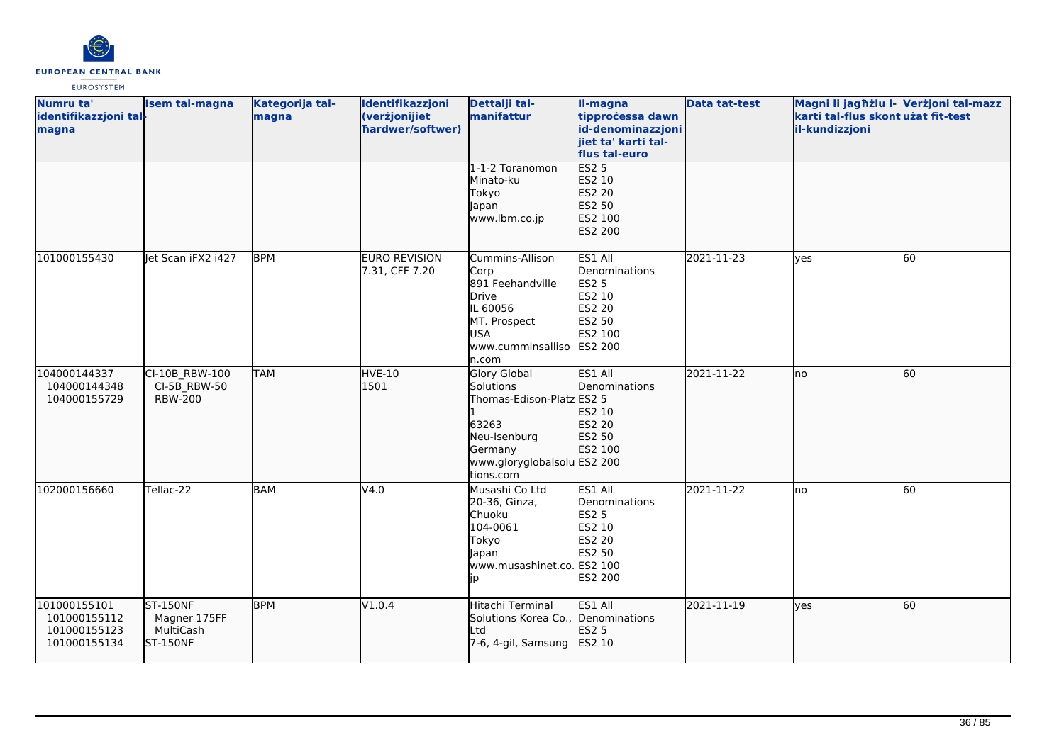| Numru ta' identifikazzjoni tal-magna | Isem tal-magna | Kategorija tal-magna | Identifikazzjoni (verżjonijiet ħardwer/softwer) | Dettalji tal-manifattur | Il-magna tipproċessa dawn id-denominazzjonijiet ta' karti tal-flus tal-euro | Data tat-test | Magni li jagħżlu l-karti tal-flus skont il-kundizzjoni | Verżjoni tal-mazz użat fit-test |
|---|---|---|---|---|---|---|---|---|
| | | | | 1-1-2 Toranomon<br>Minato-ku<br>Tokyo<br>Japan<br>www.lbm.co.jp | ES2 5<br>ES2 10<br>ES2 20<br>ES2 50<br>ES2 100<br>ES2 200 | | | |
| 101000155430 | Jet Scan iFX2 i427 | BPM | EURO REVISION 7.31, CFF 7.20 | Cummins-Allison Corp<br>891 Feehandville Drive<br>IL 60056<br>MT. Prospect<br>USA<br>www.cumminsallison.com | ES1 All Denominations<br>ES2 5<br>ES2 10<br>ES2 20<br>ES2 50<br>ES2 100<br>ES2 200 | 2021-11-23 | yes | 60 |
| 104000144337<br>104000144348<br>104000155729 | CI-10B_RBW-100<br>CI-5B_RBW-50<br>RBW-200 | TAM | HVE-10<br>1501 | Glory Global Solutions<br>Thomas-Edison-Platz 1<br>63263<br>Neu-Isenburg<br>Germany<br>www.gloryglobalsolutions.com | ES1 All Denominations<br>ES2 5<br>ES2 10<br>ES2 20<br>ES2 50<br>ES2 100<br>ES2 200 | 2021-11-22 | no | 60 |
| 102000156660 | Tellac-22 | BAM | V4.0 | Musashi Co Ltd<br>20-36, Ginza, Chuoku<br>104-0061<br>Tokyo<br>Japan<br>www.musashinet.co.jp | ES1 All Denominations<br>ES2 5<br>ES2 10<br>ES2 20<br>ES2 50<br>ES2 100<br>ES2 200 | 2021-11-22 | no | 60 |
| 101000155101<br>101000155112<br>101000155123<br>101000155134 | ST-150NF<br>Magner 175FF<br>MultiCash<br>ST-150NF | BPM | V1.0.4 | Hitachi Terminal Solutions Korea Co., Ltd<br>7-6, 4-gil, Samsung | ES1 All Denominations<br>ES2 5<br>ES2 10 | 2021-11-19 | yes | 60 |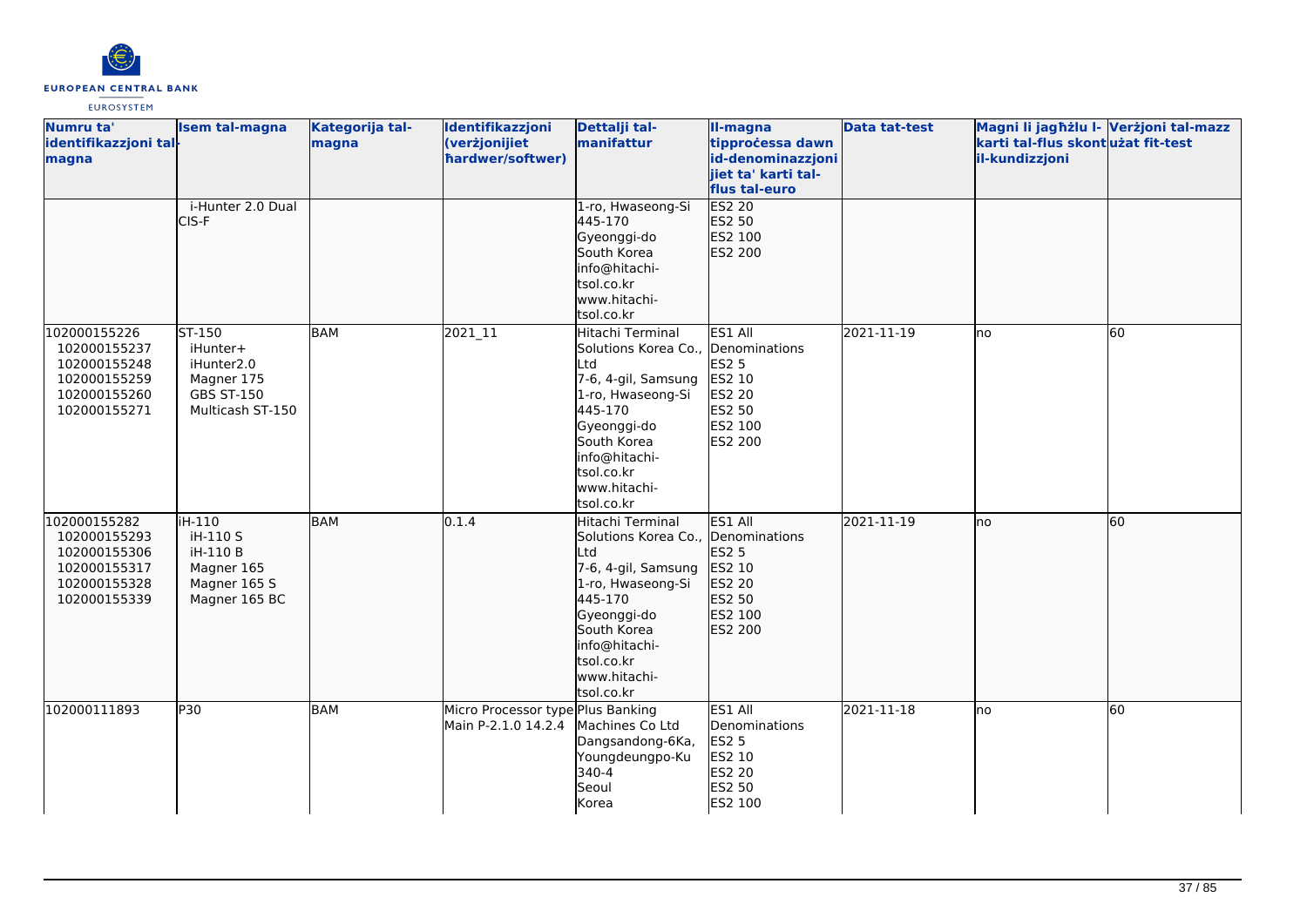| Numru ta' identifikazzjoni tal-magna | Isem tal-magna | Kategorija tal-magna | Identifikazzjoni (verżjonijiet ħardwer/softwer) | Dettalji tal-manifattur | Il-magna tipproċessa dawn id-denominazzjonijiet ta' karti tal-flus tal-euro | Data tat-test | Magni li jagħżlu l-karti tal-flus skont il-kundizzjoni | Verżjoni tal-mazz użat fit-test |
|---|---|---|---|---|---|---|---|---|
| | i-Hunter 2.0 Dual CIS-F | | | 1-ro, Hwaseong-Si 445-170 Gyeonggi-do South Korea info@hitachi-tsol.co.kr www.hitachi-tsol.co.kr | ES2 20 ES2 50 ES2 100 ES2 200 | | | |
| 102000155226 102000155237 102000155248 102000155259 102000155260 102000155271 | ST-150 iHunter+ iHunter2.0 Magner 175 GBS ST-150 Multicash ST-150 | BAM | 2021_11 | Hitachi Terminal Solutions Korea Co., Ltd 7-6, 4-gil, Samsung 1-ro, Hwaseong-Si 445-170 Gyeonggi-do South Korea info@hitachi-tsol.co.kr www.hitachi-tsol.co.kr | ES1 All Denominations ES2 5 ES2 10 ES2 20 ES2 50 ES2 100 ES2 200 | 2021-11-19 | no | 60 |
| 102000155282 102000155293 102000155306 102000155317 102000155328 102000155339 | iH-110 iH-110 S iH-110 B Magner 165 Magner 165 S Magner 165 BC | BAM | 0.1.4 | Hitachi Terminal Solutions Korea Co., Ltd 7-6, 4-gil, Samsung 1-ro, Hwaseong-Si 445-170 Gyeonggi-do South Korea info@hitachi-tsol.co.kr www.hitachi-tsol.co.kr | ES1 All Denominations ES2 5 ES2 10 ES2 20 ES2 50 ES2 100 ES2 200 | 2021-11-19 | no | 60 |
| 102000111893 | P30 | BAM | Micro Processor type Main P-2.1.0 14.2.4 | Plus Banking Machines Co Ltd Dangsandong-6Ka, Youngdeungpo-Ku 340-4 Seoul Korea | ES1 All Denominations ES2 5 ES2 10 ES2 20 ES2 50 ES2 100 | 2021-11-18 | no | 60 |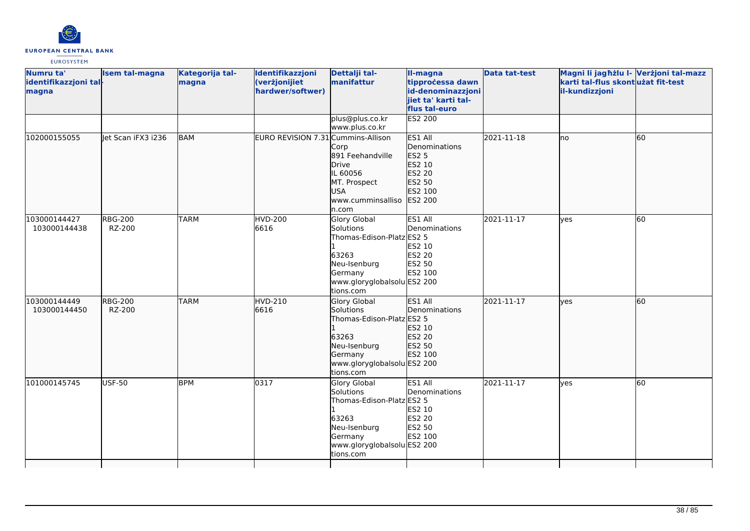| Numru ta' identifikazzjoni tal-magna | Isem tal-magna | Kategorija tal-magna | Identifikazzjoni (verżjonijiet ħardwer/softwer) | Dettalji tal-manifattur | Il-magna tipproċessa dawn id-denominazzjonijiet ta' karti tal-flus tal-euro | Data tat-test | Magni li jagħżlu l-karti tal-flus skont il-kundizzjoni | Verżjoni tal-mazz użat fit-test |
|---|---|---|---|---|---|---|---|---|
| | | | | plus@plus.co.kr<br>www.plus.co.kr | ES2 200 | | | |
| 102000155055 | Jet Scan iFX3 i236 | BAM | EURO REVISION 7.31 | Cummins-Allison Corp<br>891 Feehandville Drive<br>IL 60056<br>MT. Prospect<br>USA<br>www.cumminsallison.com | ES1 All Denominations<br>ES2 5<br>ES2 10<br>ES2 20<br>ES2 50<br>ES2 100<br>ES2 200 | 2021-11-18 | no | 60 |
| 103000144427<br>103000144438 | RBG-200<br>RZ-200 | TARM | HVD-200<br>6616 | Glory Global Solutions<br>Thomas-Edison-Platz 1<br>63263<br>Neu-Isenburg<br>Germany<br>www.gloryglobalsolutions.com | ES1 All Denominations<br>ES2 5<br>ES2 10<br>ES2 20<br>ES2 50<br>ES2 100<br>ES2 200 | 2021-11-17 | yes | 60 |
| 103000144449<br>103000144450 | RBG-200<br>RZ-200 | TARM | HVD-210<br>6616 | Glory Global Solutions<br>Thomas-Edison-Platz 1<br>63263<br>Neu-Isenburg<br>Germany<br>www.gloryglobalsolutions.com | ES1 All Denominations<br>ES2 5<br>ES2 10<br>ES2 20<br>ES2 50<br>ES2 100<br>ES2 200 | 2021-11-17 | yes | 60 |
| 101000145745 | USF-50 | BPM | 0317 | Glory Global Solutions<br>Thomas-Edison-Platz 1<br>63263<br>Neu-Isenburg<br>Germany<br>www.gloryglobalsolutions.com | ES1 All Denominations<br>ES2 5<br>ES2 10<br>ES2 20<br>ES2 50<br>ES2 100<br>ES2 200 | 2021-11-17 | yes | 60 |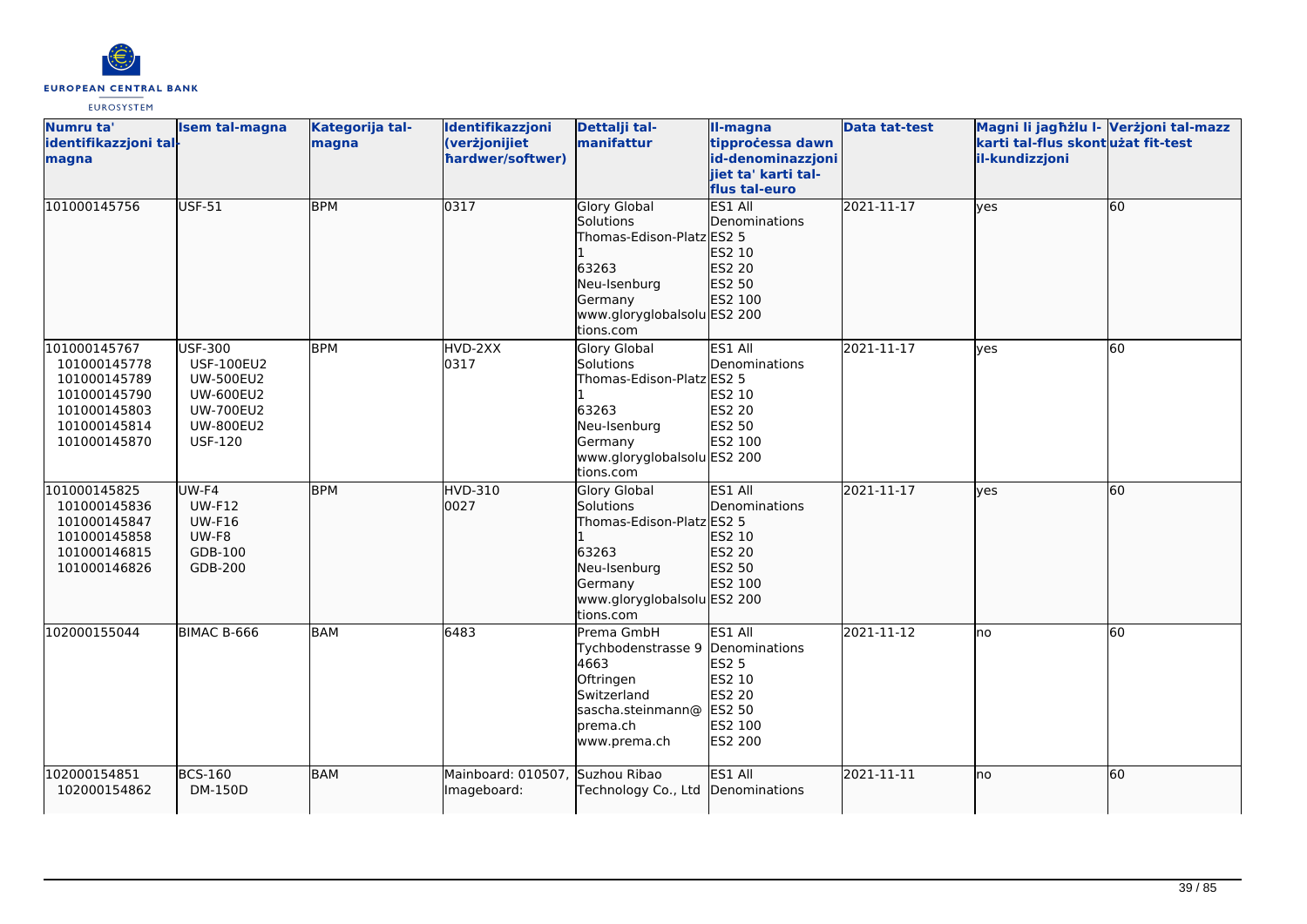| Numru ta' identifikazzjoni tal-magna | Isem tal-magna | Kategorija tal-magna | Identifikazzjoni (verżjonijiet ħardwer/softwer) | Dettalji tal-manifattur | Il-magna tipproċessa dawn id-denominazzjonijiet ta' karti tal-flus tal-euro | Data tat-test | Magni li jagħżlu l-karti tal-flus skont il-kundizzjoni | Verżjoni tal-mazz użat fit-test |
|---|---|---|---|---|---|---|---|---|
| 101000145756 | USF-51 | BPM | 0317 | Glory Global Solutions<br>Thomas-Edison-Platz 1<br>63263<br>Neu-Isenburg<br>Germany<br>www.gloryglobalsolutions.com | ES1 All Denominations<br>ES2 5<br>ES2 10<br>ES2 20<br>ES2 50<br>ES2 100<br>ES2 200 | 2021-11-17 | yes | 60 |
| 101000145767<br>101000145778<br>101000145789<br>101000145790<br>101000145803<br>101000145814<br>101000145870 | USF-300<br>USF-100EU2<br>UW-500EU2<br>UW-600EU2<br>UW-700EU2<br>UW-800EU2<br>USF-120 | BPM | HVD-2XX<br>0317 | Glory Global Solutions<br>Thomas-Edison-Platz 1<br>63263<br>Neu-Isenburg<br>Germany<br>www.gloryglobalsolutions.com | ES1 All Denominations<br>ES2 5<br>ES2 10<br>ES2 20<br>ES2 50<br>ES2 100<br>ES2 200 | 2021-11-17 | yes | 60 |
| 101000145825<br>101000145836<br>101000145847<br>101000145858<br>101000146815<br>101000146826 | UW-F4<br>UW-F12<br>UW-F16<br>UW-F8<br>GDB-100<br>GDB-200 | BPM | HVD-310<br>0027 | Glory Global Solutions<br>Thomas-Edison-Platz 1<br>63263<br>Neu-Isenburg<br>Germany<br>www.gloryglobalsolutions.com | ES1 All Denominations<br>ES2 5<br>ES2 10<br>ES2 20<br>ES2 50<br>ES2 100<br>ES2 200 | 2021-11-17 | yes | 60 |
| 102000155044 | BIMAC B-666 | BAM | 6483 | Prema GmbH<br>Tychbodenstrasse 9<br>4663<br>Oftringen<br>Switzerland<br>sascha.steinmann@prema.ch<br>www.prema.ch | ES1 All Denominations<br>ES2 5<br>ES2 10<br>ES2 20<br>ES2 50<br>ES2 100<br>ES2 200 | 2021-11-12 | no | 60 |
| 102000154851<br>102000154862 | BCS-160<br>DM-150D | BAM | Mainboard: 010507,<br>Imageboard: | Suzhou Ribao Technology Co., Ltd | ES1 All Denominations | 2021-11-11 | no | 60 |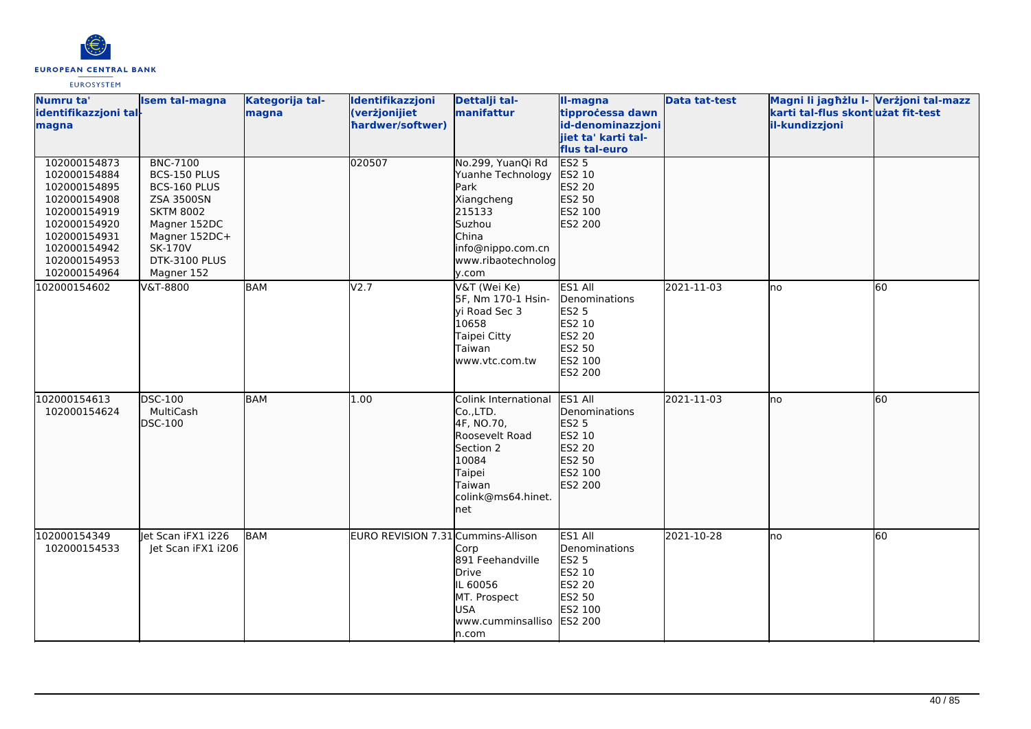| Numru ta' identifikazzjoni tal-magna | Isem tal-magna | Kategorija tal-magna | Identifikazzjoni (verżjonijiet ħardwer/softwer) | Dettalji tal-manifattur | Il-magna tipproċessa dawn id-denominazzjonijiet ta' karti tal-flus tal-euro | Data tat-test | Magni li jagħżlu l-karti tal-flus skont il-kundizzjoni | Verżjoni tal-mazz użat fit-test |
|---|---|---|---|---|---|---|---|---|
| 102000154873<br>102000154884<br>102000154895<br>102000154908<br>102000154919<br>102000154920<br>102000154931<br>102000154942<br>102000154953<br>102000154964 | BNC-7100<br>BCS-150 PLUS<br>BCS-160 PLUS<br>ZSA 3500SN<br>SKTM 8002<br>Magner 152DC<br>Magner 152DC+<br>SK-170V<br>DTK-3100 PLUS<br>Magner 152 | | 020507 | No.299, YuanQi Rd<br>Yuanhe Technology Park<br>Xiangcheng<br>215133<br>Suzhou<br>China<br>info@nippo.com.cn<br>www.ribaotechnology.com | ES2 5<br>ES2 10<br>ES2 20<br>ES2 50<br>ES2 100<br>ES2 200 | | | |
| 102000154602 | V&T-8800 | BAM | V2.7 | V&T (Wei Ke)<br>5F, Nm 170-1 Hsin-yi Road Sec 3<br>10658<br>Taipei Citty<br>Taiwan<br>www.vtc.com.tw | ES1 All Denominations<br>ES2 5<br>ES2 10<br>ES2 20<br>ES2 50<br>ES2 100<br>ES2 200 | 2021-11-03 | no | 60 |
| 102000154613<br>102000154624 | DSC-100<br>MultiCash<br>DSC-100 | BAM | 1.00 | Colink International Co.,LTD.<br>4F, NO.70,<br>Roosevelt Road Section 2<br>10084<br>Taipei<br>Taiwan<br>colink@ms64.hinet.net | ES1 All Denominations<br>ES2 5<br>ES2 10<br>ES2 20<br>ES2 50<br>ES2 100<br>ES2 200 | 2021-11-03 | no | 60 |
| 102000154349<br>102000154533 | Jet Scan iFX1 i226<br>Jet Scan iFX1 i206 | BAM | EURO REVISION 7.31 | Cummins-Allison Corp<br>891 Feehandville Drive<br>IL 60056<br>MT. Prospect<br>USA<br>www.cumminsallison.com | ES1 All Denominations<br>ES2 5<br>ES2 10<br>ES2 20<br>ES2 50<br>ES2 100<br>ES2 200 | 2021-10-28 | no | 60 |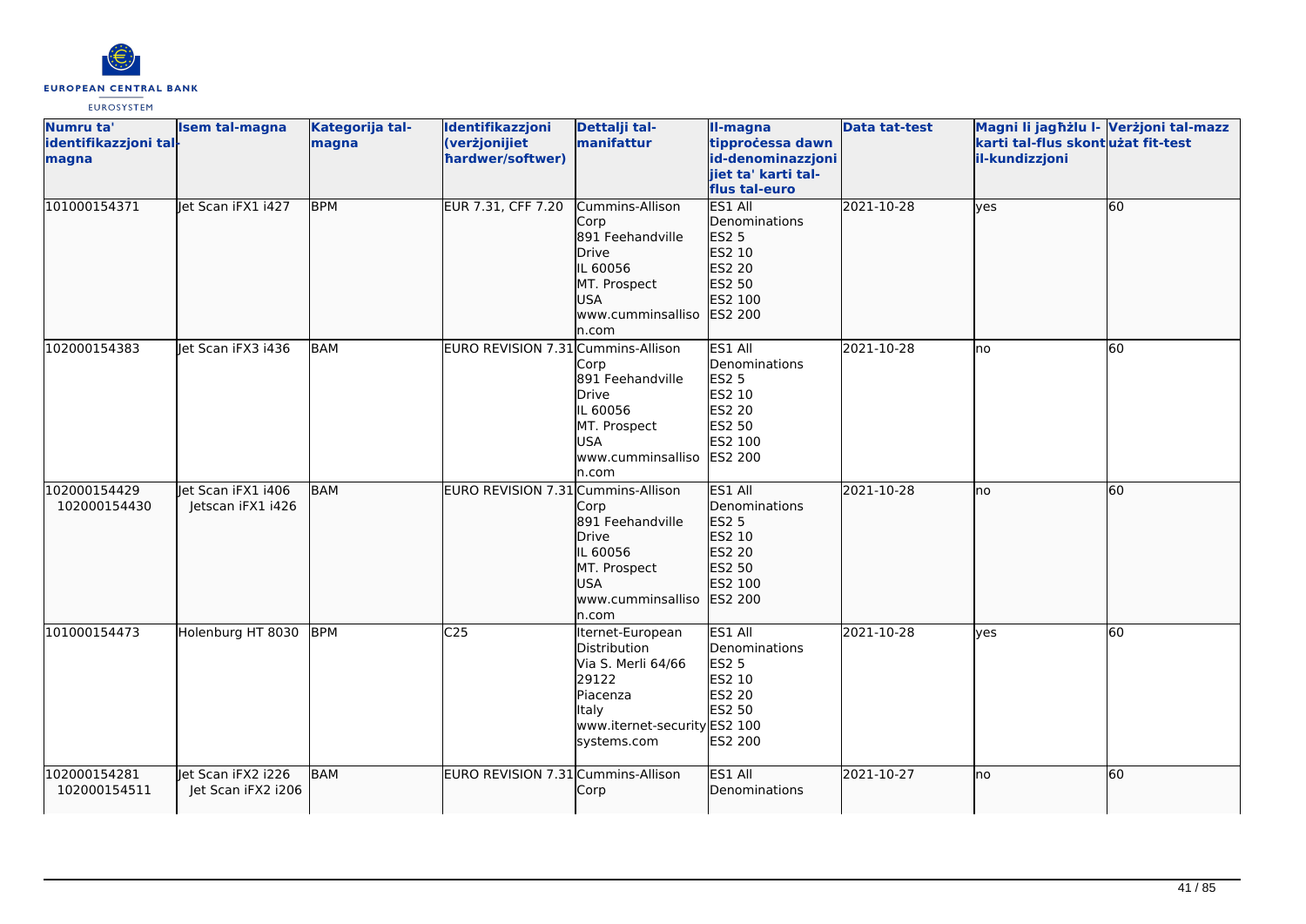| Numru ta' identifikazzjoni tal-magna | Isem tal-magna | Kategorija tal-magna | Identifikazzjoni (verżjonijiet ħardwer/softwer) | Dettalji tal-manifattur | Il-magna tipproċessa dawn id-denominazzjonijiet ta' karti tal-flus tal-euro | Data tat-test | Magni li jagħżlu l-karti tal-flus skont il-kundizzjoni | Verżjoni tal-mazz użat fit-test |
|---|---|---|---|---|---|---|---|---|
| 101000154371 | Jet Scan iFX1 i427 | BPM | EUR 7.31, CFF 7.20 | Cummins-Allison Corp<br>891 Feehandville Drive<br>IL 60056<br>MT. Prospect<br>USA<br>www.cumminsallison.com | ES1 All Denominations<br>ES2 5<br>ES2 10<br>ES2 20<br>ES2 50<br>ES2 100<br>ES2 200 | 2021-10-28 | yes | 60 |
| 102000154383 | Jet Scan iFX3 i436 | BAM | EURO REVISION 7.31 | Cummins-Allison Corp<br>891 Feehandville Drive<br>IL 60056<br>MT. Prospect<br>USA<br>www.cumminsallison.com | ES1 All Denominations<br>ES2 5<br>ES2 10<br>ES2 20<br>ES2 50<br>ES2 100<br>ES2 200 | 2021-10-28 | no | 60 |
| 102000154429<br>102000154430 | Jet Scan iFX1 i406<br>Jetscan iFX1 i426 | BAM | EURO REVISION 7.31 | Cummins-Allison Corp<br>891 Feehandville Drive<br>IL 60056<br>MT. Prospect<br>USA<br>www.cumminsallison.com | ES1 All Denominations<br>ES2 5<br>ES2 10<br>ES2 20<br>ES2 50<br>ES2 100<br>ES2 200 | 2021-10-28 | no | 60 |
| 101000154473 | Holenburg HT 8030 | BPM | C25 | Iternet-European Distribution<br>Via S. Merli 64/66<br>29122<br>Piacenza<br>Italy<br>www.iternet-securitysystems.com | ES1 All Denominations<br>ES2 5<br>ES2 10<br>ES2 20<br>ES2 50<br>ES2 100<br>ES2 200 | 2021-10-28 | yes | 60 |
| 102000154281<br>102000154511 | Jet Scan iFX2 i226<br>Jet Scan iFX2 i206 | BAM | EURO REVISION 7.31 | Cummins-Allison Corp | ES1 All Denominations | 2021-10-27 | no | 60 |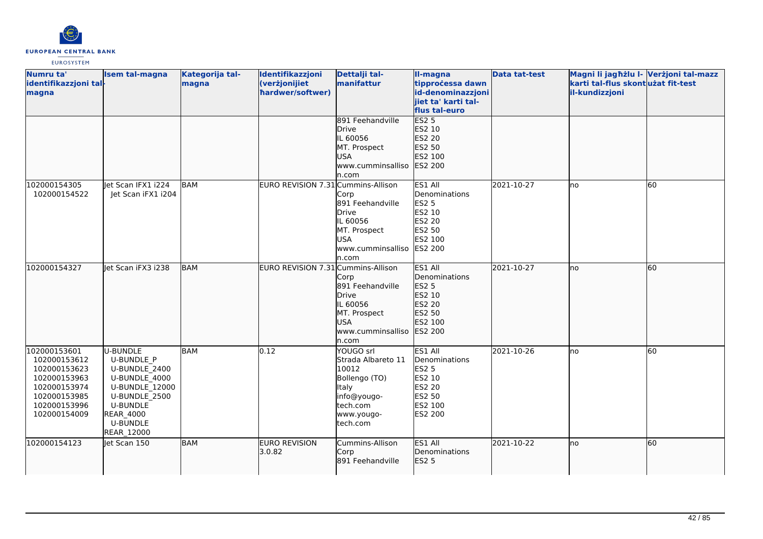| Numru ta' identifikazzjoni tal-magna | Isem tal-magna | Kategorija tal-magna | Identifikazzjoni (verżjonijiet ħardwer/softwer) | Dettalji tal-manifattur | Il-magna tipproċessa dawn id-denominazzjonijiet ta' karti tal-flus tal-euro | Data tat-test | Magni li jagħżlu l-karti tal-flus skont il-kundizzjoni | Verżjoni tal-mazz użat fit-test |
|---|---|---|---|---|---|---|---|---|
| | | | | 891 Feehandville Drive<br>IL 60056<br>MT. Prospect<br>USA<br>www.cumminsallison.com | ES2 5<br>ES2 10<br>ES2 20<br>ES2 50<br>ES2 100<br>ES2 200 | | | |
| 102000154305<br>102000154522 | Jet Scan IFX1 i224<br>Jet Scan iFX1 i204 | BAM | EURO REVISION 7.31 | Cummins-Allison Corp<br>891 Feehandville Drive<br>IL 60056<br>MT. Prospect<br>USA<br>www.cumminsallison.com | ES1 All Denominations<br>ES2 5<br>ES2 10<br>ES2 20<br>ES2 50<br>ES2 100<br>ES2 200 | 2021-10-27 | no | 60 |
| 102000154327 | Jet Scan iFX3 i238 | BAM | EURO REVISION 7.31 | Cummins-Allison Corp<br>891 Feehandville Drive<br>IL 60056<br>MT. Prospect<br>USA<br>www.cumminsallison.com | ES1 All Denominations<br>ES2 5<br>ES2 10<br>ES2 20<br>ES2 50<br>ES2 100<br>ES2 200 | 2021-10-27 | no | 60 |
| 102000153601<br>102000153612<br>102000153623<br>102000153963<br>102000153974<br>102000153985<br>102000153996<br>102000154009 | U-BUNDLE<br>U-BUNDLE_P<br>U-BUNDLE_2400<br>U-BUNDLE_4000<br>U-BUNDLE_12000<br>U-BUNDLE_2500<br>U-BUNDLE REAR_4000<br>U-BUNDLE REAR_12000 | BAM | 0.12 | YOUGO srl<br>Strada Albareto 11<br>10012<br>Bollengo (TO)<br>Italy<br>info@yougo-tech.com<br>www.yougo-tech.com | ES1 All Denominations<br>ES2 5<br>ES2 10<br>ES2 20<br>ES2 50<br>ES2 100<br>ES2 200 | 2021-10-26 | no | 60 |
| 102000154123 | Jet Scan 150 | BAM | EURO REVISION 3.0.82 | Cummins-Allison Corp<br>891 Feehandville | ES1 All Denominations<br>ES2 5 | 2021-10-22 | no | 60 |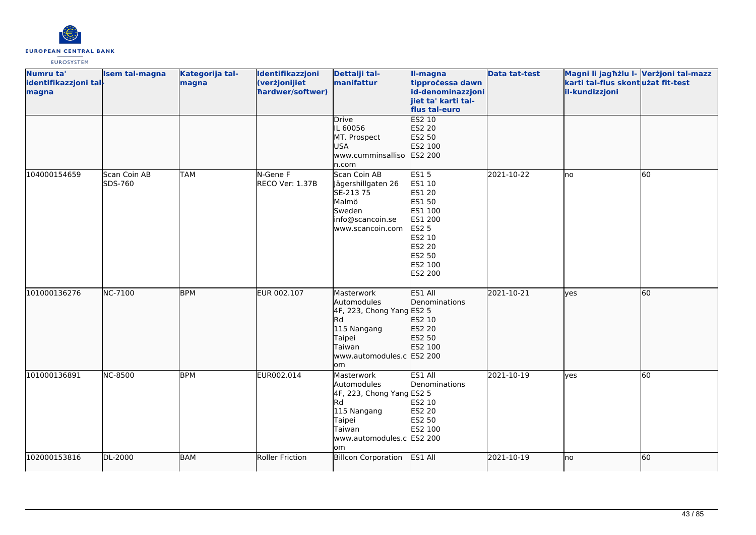| Numru ta' identifikazzjoni tal-magna | Isem tal-magna | Kategorija tal-magna | Identifikazzjoni (verżjonijiet ħardwer/softwer) | Dettalji tal-manifattur | Il-magna tipproċessa dawn id-denominazzjonijiet ta' karti tal-flus tal-euro | Data tat-test | Magni li jagħżlu l-karti tal-flus skont il-kundizzjoni | Verżjoni tal-mazz użat fit-test |
|---|---|---|---|---|---|---|---|---|
| | | | | Drive<br>IL 60056<br>MT. Prospect<br>USA<br>www.cumminsallison.com | ES2 10<br>ES2 20<br>ES2 50<br>ES2 100<br>ES2 200 | | | |
| 104000154659 | Scan Coin AB SDS-760 | TAM | N-Gene F<br>RECO Ver: 1.37B | Scan Coin AB<br>Jägershillgaten 26<br>SE-213 75<br>Malmö<br>Sweden<br>info@scancoin.se<br>www.scancoin.com | ES1 5<br>ES1 10<br>ES1 20<br>ES1 50<br>ES1 100<br>ES1 200<br>ES2 5<br>ES2 10<br>ES2 20<br>ES2 50<br>ES2 100<br>ES2 200 | 2021-10-22 | no | 60 |
| 101000136276 | NC-7100 | BPM | EUR 002.107 | Masterwork Automodules<br>4F, 223, Chong Yang Rd<br>115 Nangang<br>Taipei<br>Taiwan<br>www.automodules.com | ES1 All Denominations<br>ES2 5<br>ES2 10<br>ES2 20<br>ES2 50<br>ES2 100<br>ES2 200 | 2021-10-21 | yes | 60 |
| 101000136891 | NC-8500 | BPM | EUR002.014 | Masterwork Automodules<br>4F, 223, Chong Yang Rd<br>115 Nangang<br>Taipei<br>Taiwan<br>www.automodules.com | ES1 All Denominations<br>ES2 5<br>ES2 10<br>ES2 20<br>ES2 50<br>ES2 100<br>ES2 200 | 2021-10-19 | yes | 60 |
| 102000153816 | DL-2000 | BAM | Roller Friction | Billcon Corporation | ES1 All | 2021-10-19 | no | 60 |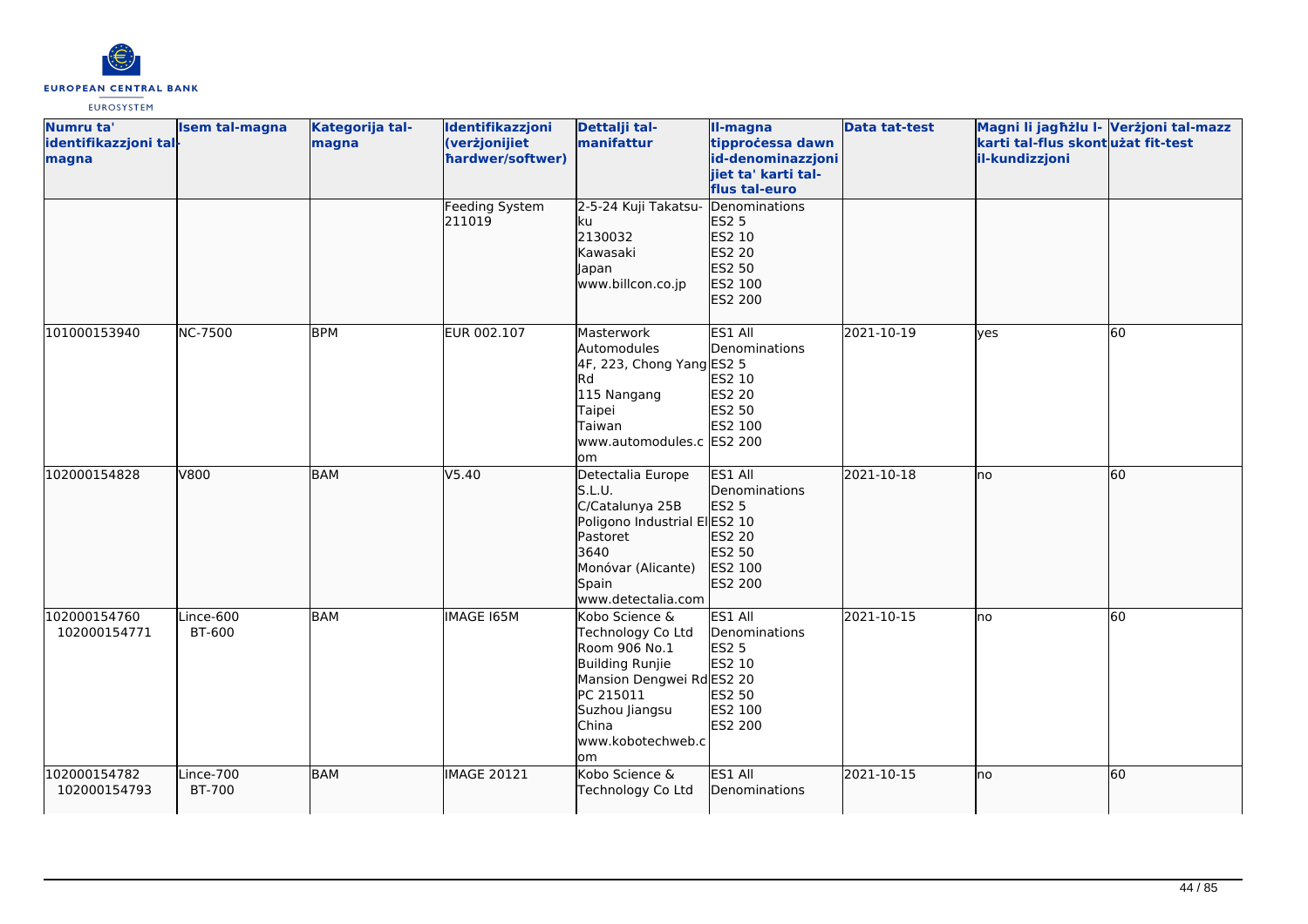| Numru ta' identifikazzjoni tal-magna | Isem tal-magna | Kategorija tal-magna | Identifikazzjoni (verżjonijiet ħardwer/softwer) | Dettalji tal-manifattur | Il-magna tipproċessa dawn id-denominazzjonijiet ta' karti tal-flus tal-euro | Data tat-test | Magni li jagħżlu l-karti tal-flus skont il-kundizzjoni | Verżjoni tal-mazz użat fit-test |
|---|---|---|---|---|---|---|---|---|
| | | | Feeding System 211019 | 2-5-24 Kuji Takatsu-ku<br>2130032<br>Kawasaki<br>Japan<br>www.billcon.co.jp | Denominations<br>ES2 5<br>ES2 10<br>ES2 20<br>ES2 50<br>ES2 100<br>ES2 200 | | | |
| 101000153940 | NC-7500 | BPM | EUR 002.107 | Masterwork Automodules<br>4F, 223, Chong Yang Rd<br>115 Nangang<br>Taipei<br>Taiwan<br>www.automodules.com | ES1 All Denominations<br>ES2 5<br>ES2 10<br>ES2 20<br>ES2 50<br>ES2 100<br>ES2 200 | 2021-10-19 | yes | 60 |
| 102000154828 | V800 | BAM | V5.40 | Detectalia Europe S.L.U.<br>C/Catalunya 25B<br>Poligono Industrial El Pastoret<br>3640<br>Monóvar (Alicante)<br>Spain<br>www.detectalia.com | ES1 All Denominations<br>ES2 5<br>ES2 10<br>ES2 20<br>ES2 50<br>ES2 100<br>ES2 200 | 2021-10-18 | no | 60 |
| 102000154760<br>102000154771 | Lince-600<br>BT-600 | BAM | IMAGE I65M | Kobo Science & Technology Co Ltd<br>Room 906 No.1 Building Runjie Mansion Dengwei Rd<br>PC 215011<br>Suzhou Jiangsu<br>China<br>www.kobotechweb.com | ES1 All Denominations<br>ES2 5<br>ES2 10<br>ES2 20<br>ES2 50<br>ES2 100<br>ES2 200 | 2021-10-15 | no | 60 |
| 102000154782<br>102000154793 | Lince-700<br>BT-700 | BAM | IMAGE 20121 | Kobo Science & Technology Co Ltd | ES1 All Denominations | 2021-10-15 | no | 60 |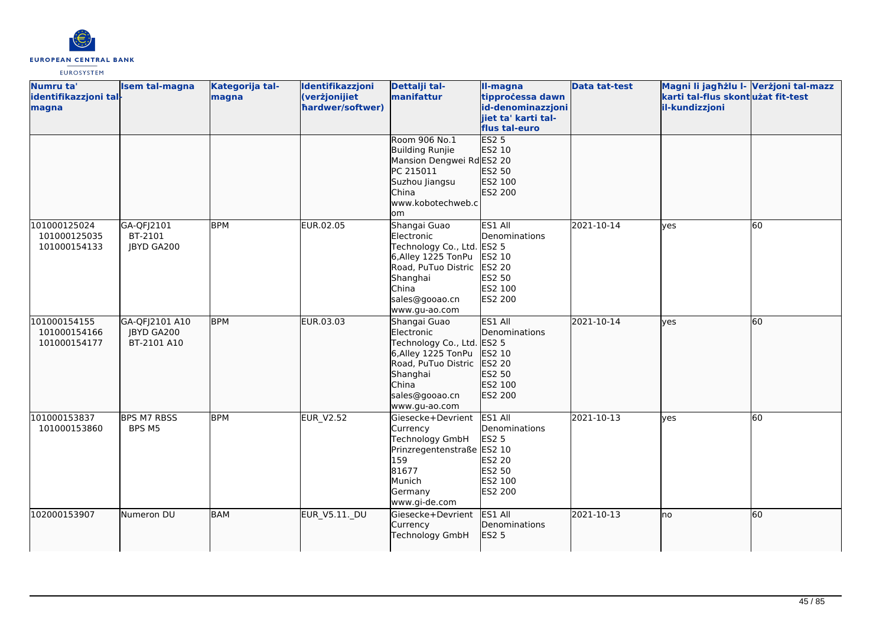| Numru ta' identifikazzjoni tal-magna | Isem tal-magna | Kategorija tal-magna | Identifikazzjoni (verżjonijiet ħardwer/softwer) | Dettalji tal-manifattur | Il-magna tipproċessa dawn id-denominazzjonijiet ta' karti tal-flus tal-euro | Data tat-test | Magni li jagħżlu l-karti tal-flus skont il-kundizzjoni | Verżjoni tal-mazz użat fit-test |
|---|---|---|---|---|---|---|---|---|
| | | | | Room 906 No.1 Building Runjie Mansion Dengwei Rd PC 215011 Suzhou Jiangsu China www.kobotechweb.com | ES2 5 ES2 10 ES2 20 ES2 50 ES2 100 ES2 200 | | | |
| 101000125024 101000125035 101000154133 | GA-QFJ2101 BT-2101 JBYD GA200 | BPM | EUR.02.05 | Shangai Guao Electronic Technology Co., Ltd. 6,Alley 1225 TonPu Road, PuTuo Distric Shanghai China sales@gooao.cn www.gu-ao.com | ES1 All Denominations ES2 5 ES2 10 ES2 20 ES2 50 ES2 100 ES2 200 | 2021-10-14 | yes | 60 |
| 101000154155 101000154166 101000154177 | GA-QFJ2101 A10 JBYD GA200 BT-2101 A10 | BPM | EUR.03.03 | Shangai Guao Electronic Technology Co., Ltd. 6,Alley 1225 TonPu Road, PuTuo Distric Shanghai China sales@gooao.cn www.gu-ao.com | ES1 All Denominations ES2 5 ES2 10 ES2 20 ES2 50 ES2 100 ES2 200 | 2021-10-14 | yes | 60 |
| 101000153837 101000153860 | BPS M7 RBSS BPS M5 | BPM | EUR_V2.52 | Giesecke+Devrient Currency Technology GmbH Prinzregentenstraße 159 81677 Munich Germany www.gi-de.com | ES1 All Denominations ES2 5 ES2 10 ES2 20 ES2 50 ES2 100 ES2 200 | 2021-10-13 | yes | 60 |
| 102000153907 | Numeron DU | BAM | EUR_V5.11._DU | Giesecke+Devrient Currency Technology GmbH | ES1 All Denominations ES2 5 | 2021-10-13 | no | 60 |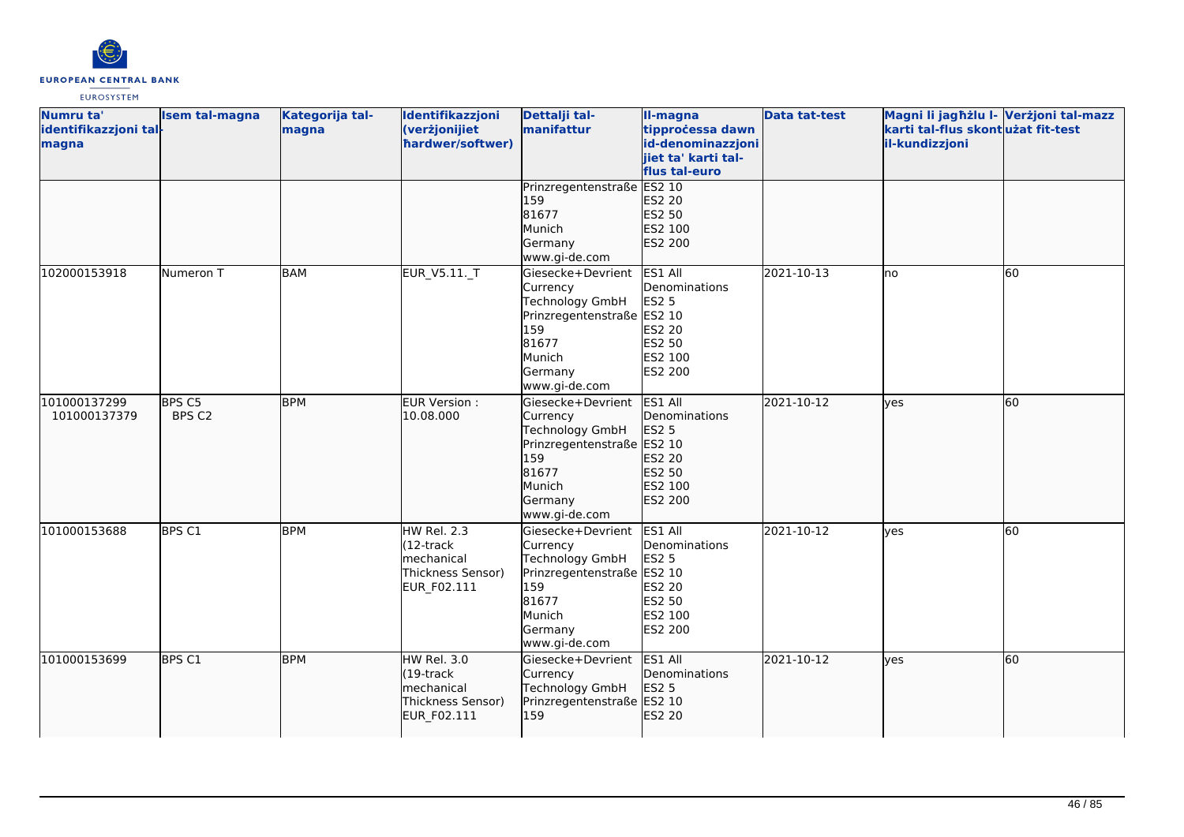| Numru ta' identifikazzjoni tal-magna | Isem tal-magna | Kategorija tal-magna | Identifikazzjoni (verżjonijiet ħardwer/softwer) | Dettalji tal-manifattur | Il-magna tipproċessa dawn id-denominazzjonijiet ta' karti tal-flus tal-euro | Data tat-test | Magni li jagħżlu l-karti tal-flus skont il-kundizzjoni | Verżjoni tal-mazz użat fit-test |
|---|---|---|---|---|---|---|---|---|
| | | | | Prinzregentenstraße 159<br>81677<br>Munich<br>Germany<br>www.gi-de.com | ES2 10<br>ES2 20<br>ES2 50<br>ES2 100<br>ES2 200 | | | |
| 102000153918 | Numeron T | BAM | EUR_V5.11._T | Giesecke+Devrient Currency Technology GmbH<br>Prinzregentenstraße 159<br>81677<br>Munich<br>Germany<br>www.gi-de.com | ES1 All Denominations<br>ES2 5<br>ES2 10<br>ES2 20<br>ES2 50<br>ES2 100<br>ES2 200 | 2021-10-13 | no | 60 |
| 101000137299<br>101000137379 | BPS C5<br>BPS C2 | BPM | EUR Version : 10.08.000 | Giesecke+Devrient Currency Technology GmbH<br>Prinzregentenstraße 159<br>81677<br>Munich<br>Germany<br>www.gi-de.com | ES1 All Denominations<br>ES2 5<br>ES2 10<br>ES2 20<br>ES2 50<br>ES2 100<br>ES2 200 | 2021-10-12 | yes | 60 |
| 101000153688 | BPS C1 | BPM | HW Rel. 2.3 (12-track mechanical Thickness Sensor)<br>EUR_F02.111 | Giesecke+Devrient Currency Technology GmbH<br>Prinzregentenstraße 159<br>81677<br>Munich<br>Germany<br>www.gi-de.com | ES1 All Denominations<br>ES2 5<br>ES2 10<br>ES2 20<br>ES2 50<br>ES2 100<br>ES2 200 | 2021-10-12 | yes | 60 |
| 101000153699 | BPS C1 | BPM | HW Rel. 3.0 (19-track mechanical Thickness Sensor)<br>EUR_F02.111 | Giesecke+Devrient Currency Technology GmbH<br>Prinzregentenstraße 159 | ES1 All Denominations<br>ES2 5<br>ES2 10<br>ES2 20 | 2021-10-12 | yes | 60 |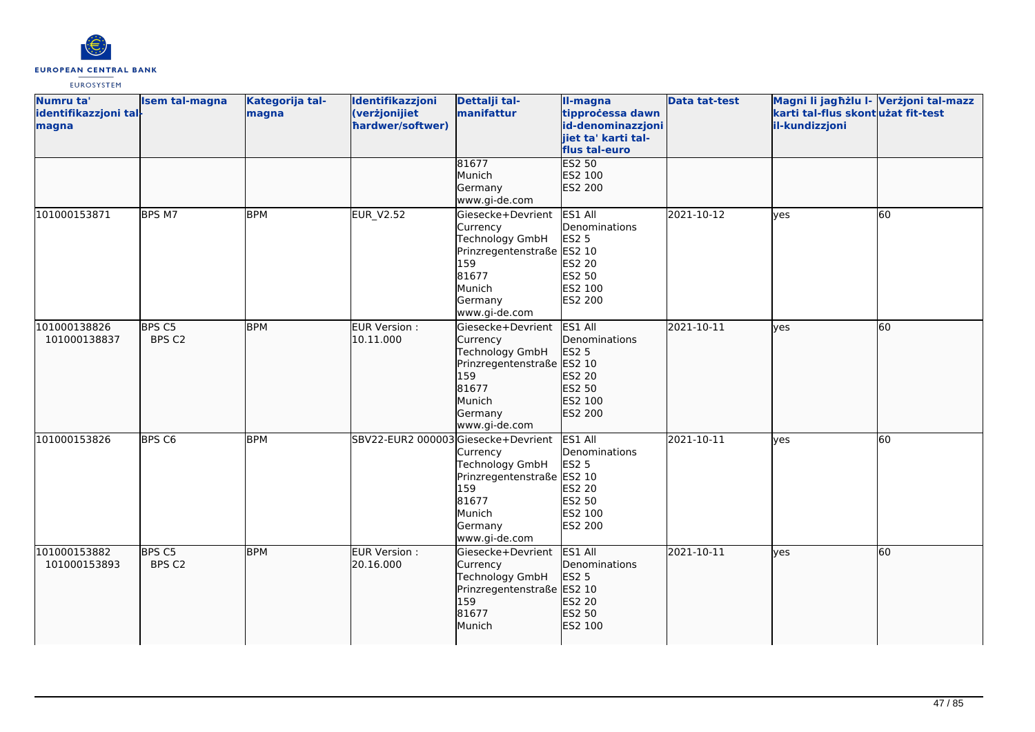| Numru ta' identifikazzjoni tal-magna | Isem tal-magna | Kategorija tal-magna | Identifikazzjoni (verżjonijiet ħardwer/softwer) | Dettalji tal-manifattur | Il-magna tipproċessa dawn id-denominazzjonijiet ta' karti tal-flus tal-euro | Data tat-test | Magni li jagħżlu l-karti tal-flus skont il-kundizzjoni | Verżjoni tal-mazz użat fit-test |
|---|---|---|---|---|---|---|---|---|
| | | | | 81677<br>Munich<br>Germany<br>www.gi-de.com | ES2 50<br>ES2 100<br>ES2 200 | | | |
| 101000153871 | BPS M7 | BPM | EUR_V2.52 | Giesecke+Devrient Currency Technology GmbH<br>Prinzregentenstraße 159<br>81677<br>Munich<br>Germany<br>www.gi-de.com | ES1 All Denominations<br>ES2 5<br>ES2 10<br>ES2 20<br>ES2 50<br>ES2 100<br>ES2 200 | 2021-10-12 | yes | 60 |
| 101000138826<br>101000138837 | BPS C5<br>BPS C2 | BPM | EUR Version : 10.11.000 | Giesecke+Devrient Currency Technology GmbH<br>Prinzregentenstraße 159<br>81677<br>Munich<br>Germany<br>www.gi-de.com | ES1 All Denominations<br>ES2 5<br>ES2 10<br>ES2 20<br>ES2 50<br>ES2 100<br>ES2 200 | 2021-10-11 | yes | 60 |
| 101000153826 | BPS C6 | BPM | SBV22-EUR2 000003 | Giesecke+Devrient Currency Technology GmbH<br>Prinzregentenstraße 159<br>81677<br>Munich<br>Germany<br>www.gi-de.com | ES1 All Denominations<br>ES2 5<br>ES2 10<br>ES2 20<br>ES2 50<br>ES2 100<br>ES2 200 | 2021-10-11 | yes | 60 |
| 101000153882<br>101000153893 | BPS C5<br>BPS C2 | BPM | EUR Version : 20.16.000 | Giesecke+Devrient Currency Technology GmbH<br>Prinzregentenstraße 159<br>81677<br>Munich | ES1 All Denominations<br>ES2 5<br>ES2 10<br>ES2 20<br>ES2 50<br>ES2 100 | 2021-10-11 | yes | 60 |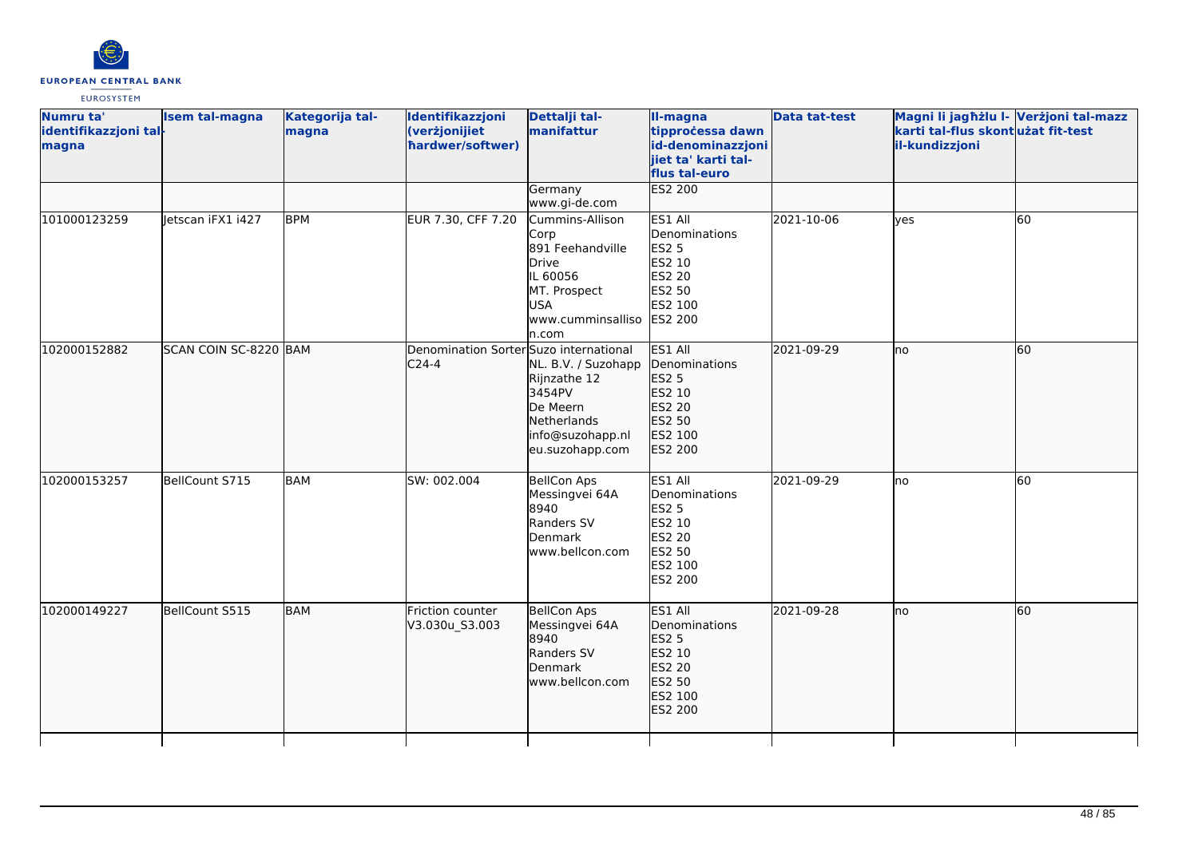| Numru ta' identifikazzjoni tal-magna | Isem tal-magna | Kategorija tal-magna | Identifikazzjoni (verżjonijiet ħardwer/softwer) | Dettalji tal-manifattur | Il-magna tipproċessa dawn id-denominazzjonijiet ta' karti tal-flus tal-euro | Data tat-test | Magni li jagħżlu l-karti tal-flus skont il-kundizzjoni | Verżjoni tal-mazz użat fit-test |
|---|---|---|---|---|---|---|---|---|
| | | | | Germany www.gi-de.com | ES2 200 | | | |
| 101000123259 | Jetscan iFX1 i427 | BPM | EUR 7.30, CFF 7.20 | Cummins-Allison Corp 891 Feehandville Drive IL 60056 MT. Prospect USA www.cumminsallison.com | ES1 All Denominations ES2 5 ES2 10 ES2 20 ES2 50 ES2 100 ES2 200 | 2021-10-06 | yes | 60 |
| 102000152882 | SCAN COIN SC-8220 | BAM | Denomination Sorter C24-4 | Suzo international NL. B.V. / Suzohapp Rijnzathe 12 3454PV De Meern Netherlands info@suzohapp.nl eu.suzohapp.com | ES1 All Denominations ES2 5 ES2 10 ES2 20 ES2 50 ES2 100 ES2 200 | 2021-09-29 | no | 60 |
| 102000153257 | BellCount S715 | BAM | SW: 002.004 | BellCon Aps Messingvei 64A 8940 Randers SV Denmark www.bellcon.com | ES1 All Denominations ES2 5 ES2 10 ES2 20 ES2 50 ES2 100 ES2 200 | 2021-09-29 | no | 60 |
| 102000149227 | BellCount S515 | BAM | Friction counter V3.030u_S3.003 | BellCon Aps Messingvei 64A 8940 Randers SV Denmark www.bellcon.com | ES1 All Denominations ES2 5 ES2 10 ES2 20 ES2 50 ES2 100 ES2 200 | 2021-09-28 | no | 60 |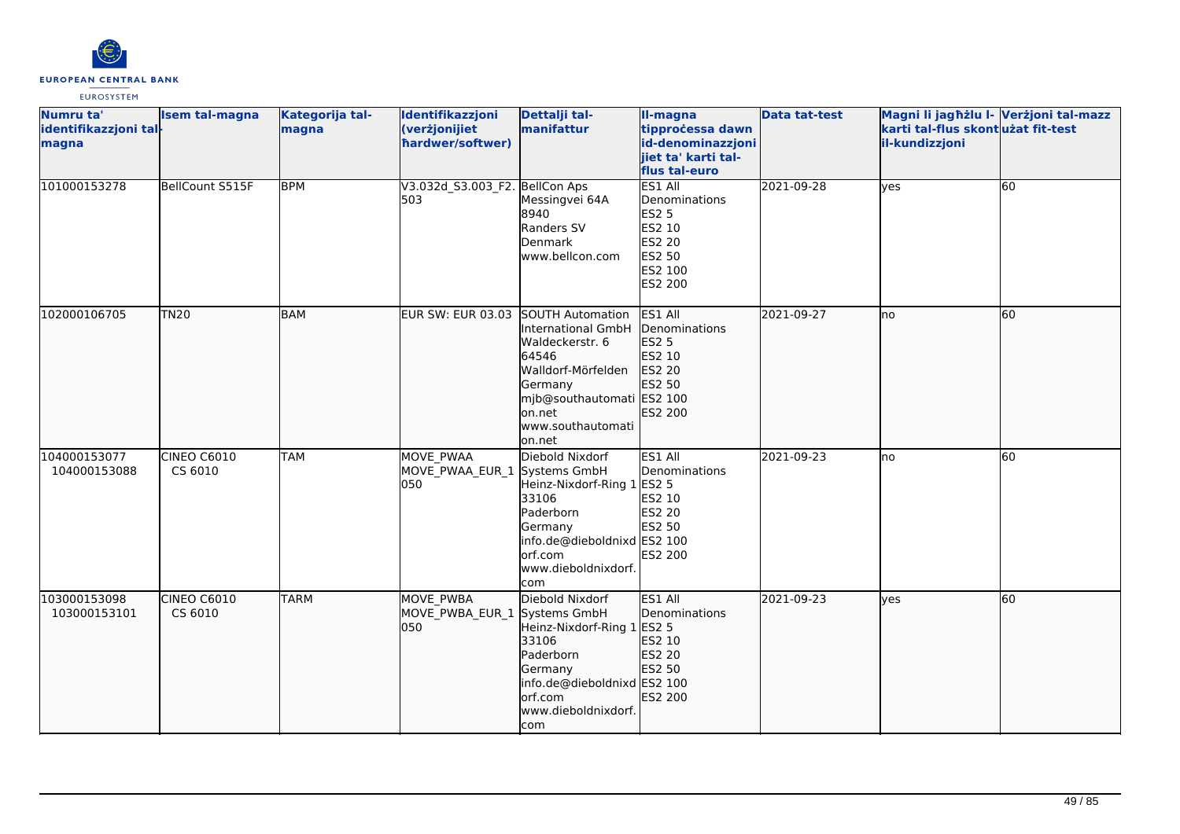| Numru ta' identifikazzjoni tal-magna | Isem tal-magna | Kategorija tal-magna | Identifikazzjoni (verżjonijiet ħardwer/softwer) | Dettalji tal-manifattur | Il-magna tipproċessa dawn id-denominazzjonijiet ta' karti tal-flus tal-euro | Data tat-test | Magni li jagħżlu l-karti tal-flus skont il-kundizzjoni | Verżjoni tal-mazz użat fit-test |
|---|---|---|---|---|---|---|---|---|
| 101000153278 | BellCount S515F | BPM | V3.032d_S3.003_F2.503 | BellCon Aps<br>Messingvei 64A<br>8940<br>Randers SV<br>Denmark<br>www.bellcon.com | ES1 All Denominations<br>ES2 5<br>ES2 10<br>ES2 20<br>ES2 50<br>ES2 100<br>ES2 200 | 2021-09-28 | yes | 60 |
| 102000106705 | TN20 | BAM | EUR SW: EUR 03.03 | SOUTH Automation International GmbH<br>Waldeckerstr. 6<br>64546<br>Walldorf-Mörfelden<br>Germany<br>mjb@southautomation.net<br>www.southautomation.net | ES1 All Denominations<br>ES2 5<br>ES2 10<br>ES2 20<br>ES2 50<br>ES2 100<br>ES2 200 | 2021-09-27 | no | 60 |
| 104000153077<br>104000153088 | CINEO C6010<br>CS 6010 | TAM | MOVE_PWAA<br>MOVE_PWAA_EUR_1050 | Diebold Nixdorf Systems GmbH<br>Heinz-Nixdorf-Ring 1<br>33106<br>Paderborn<br>Germany<br>info.de@dieboldnixdorf.com<br>www.dieboldnixdorf.com | ES1 All Denominations<br>ES2 5<br>ES2 10<br>ES2 20<br>ES2 50<br>ES2 100<br>ES2 200 | 2021-09-23 | no | 60 |
| 103000153098<br>103000153101 | CINEO C6010<br>CS 6010 | TARM | MOVE_PWBA<br>MOVE_PWBA_EUR_1050 | Diebold Nixdorf Systems GmbH<br>Heinz-Nixdorf-Ring 1<br>33106<br>Paderborn<br>Germany<br>info.de@dieboldnixdorf.com<br>www.dieboldnixdorf.com | ES1 All Denominations<br>ES2 5<br>ES2 10<br>ES2 20<br>ES2 50<br>ES2 100<br>ES2 200 | 2021-09-23 | yes | 60 |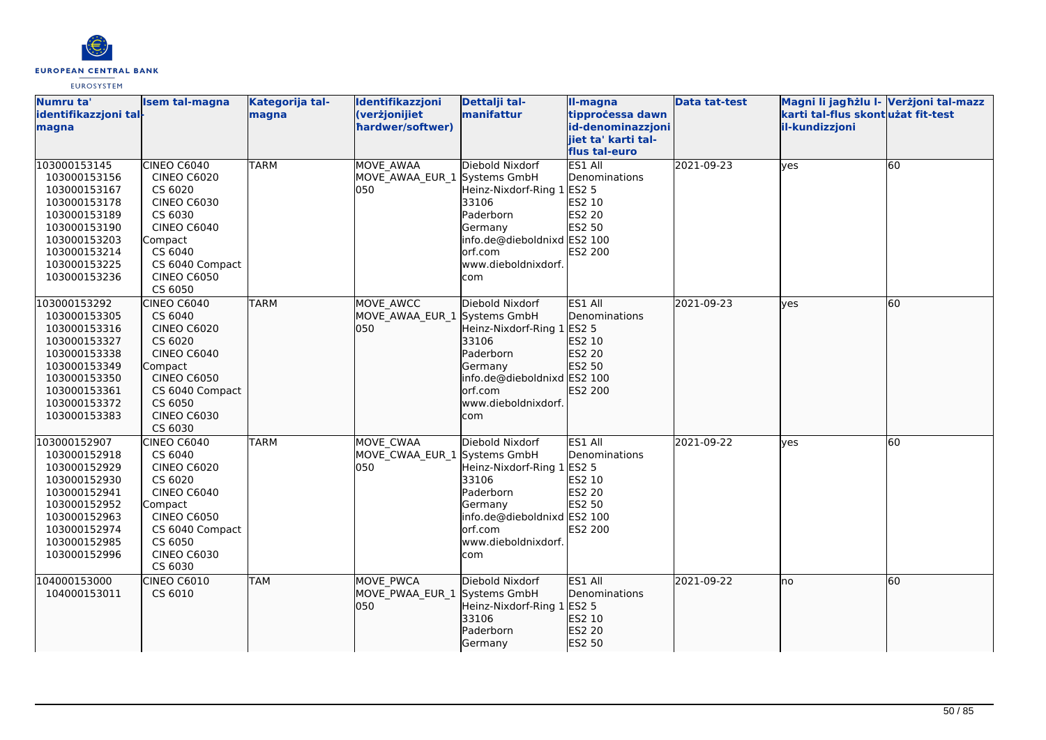| Numru ta' identifikazzjoni tal-magna | Isem tal-magna | Kategorija tal-magna | Identifikazzjoni (verżjonijiet ħardwer/softwer) | Dettalji tal-manifattur | Il-magna tipproċessa dawn id-denominazzjonijiet ta' karti tal-flus tal-euro | Data tat-test | Magni li jagħżlu l-karti tal-flus skont il-kundizzjoni | Verżjoni tal-mazz użat fit-test |
|---|---|---|---|---|---|---|---|---|
| 103000153145<br>103000153156<br>103000153167<br>103000153178<br>103000153189<br>103000153190<br>103000153203<br>103000153214<br>103000153225<br>103000153236 | CINEO C6040<br>CINEO C6020<br>CS 6020<br>CINEO C6030<br>CS 6030<br>CINEO C6040 Compact<br>CS 6040<br>CS 6040 Compact<br>CINEO C6050<br>CS 6050 | TARM | MOVE_AWAA<br>MOVE_AWAA_EUR_1050 | Diebold Nixdorf Systems GmbH<br>Heinz-Nixdorf-Ring 1<br>33106<br>Paderborn<br>Germany<br>info.de@dieboldnixdorf.com<br>www.dieboldnixdorf.com | ES1 All Denominations<br>ES2 5<br>ES2 10<br>ES2 20<br>ES2 50<br>ES2 100<br>ES2 200 | 2021-09-23 | yes | 60 |
| 103000153292<br>103000153305<br>103000153316<br>103000153327<br>103000153338<br>103000153349<br>103000153350<br>103000153361<br>103000153372<br>103000153383 | CINEO C6040<br>CS 6040<br>CINEO C6020<br>CS 6020<br>CINEO C6040 Compact<br>CINEO C6050<br>CS 6040 Compact<br>CS 6050<br>CINEO C6030<br>CS 6030 | TARM | MOVE_AWCC<br>MOVE_AWAA_EUR_1050 | Diebold Nixdorf Systems GmbH<br>Heinz-Nixdorf-Ring 1<br>33106<br>Paderborn<br>Germany<br>info.de@dieboldnixdorf.com<br>www.dieboldnixdorf.com | ES1 All Denominations<br>ES2 5<br>ES2 10<br>ES2 20<br>ES2 50<br>ES2 100<br>ES2 200 | 2021-09-23 | yes | 60 |
| 103000152907<br>103000152918<br>103000152929<br>103000152930<br>103000152941<br>103000152952<br>103000152963<br>103000152974<br>103000152985<br>103000152996 | CINEO C6040<br>CS 6040<br>CINEO C6020<br>CS 6020<br>CINEO C6040 Compact<br>CINEO C6050<br>CS 6040 Compact<br>CS 6050<br>CINEO C6030<br>CS 6030 | TARM | MOVE_CWAA<br>MOVE_CWAA_EUR_1050 | Diebold Nixdorf Systems GmbH<br>Heinz-Nixdorf-Ring 1<br>33106<br>Paderborn<br>Germany<br>info.de@dieboldnixdorf.com<br>www.dieboldnixdorf.com | ES1 All Denominations<br>ES2 5<br>ES2 10<br>ES2 20<br>ES2 50<br>ES2 100<br>ES2 200 | 2021-09-22 | yes | 60 |
| 104000153000<br>104000153011 | CINEO C6010<br>CS 6010 | TAM | MOVE_PWCA<br>MOVE_PWAA_EUR_1050 | Diebold Nixdorf Systems GmbH<br>Heinz-Nixdorf-Ring 1<br>33106<br>Paderborn<br>Germany | ES1 All Denominations<br>ES2 5<br>ES2 10<br>ES2 20<br>ES2 50 | 2021-09-22 | no | 60 |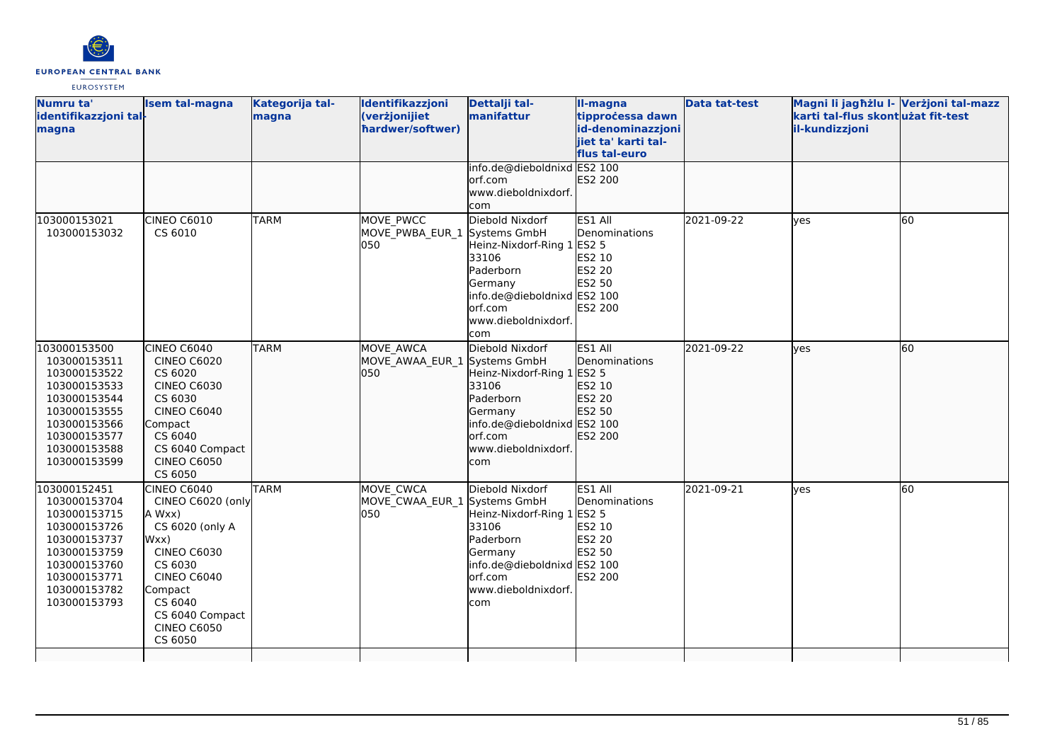| Numru ta' identifikazzjoni tal-magna | Isem tal-magna | Kategorija tal-magna | Identifikazzjoni (verżjonijiet ħardwer/softwer) | Dettalji tal-manifattur | Il-magna tipproċessa dawn id-denominazzjonijiet ta' karti tal-flus tal-euro | Data tat-test | Magni li jagħżlu l-karti tal-flus skont il-kundizzjoni | Verżjoni tal-mazz użat fit-test |
|---|---|---|---|---|---|---|---|---|
| | | | | info.de@dieboldnixdorf.com<br>www.dieboldnixdorf.com | ES2 100<br>ES2 200 | | | |
| 103000153021<br>103000153032 | CINEO C6010<br>CS 6010 | TARM | MOVE_PWCC<br>MOVE_PWBA_EUR_1050 | Diebold Nixdorf Systems GmbH<br>Heinz-Nixdorf-Ring 1<br>33106<br>Paderborn<br>Germany<br>info.de@dieboldnixdorf.com<br>www.dieboldnixdorf.com | ES1 All Denominations<br>ES2 5<br>ES2 10<br>ES2 20<br>ES2 50<br>ES2 100<br>ES2 200 | 2021-09-22 | yes | 60 |
| 103000153500<br>103000153511<br>103000153522<br>103000153533<br>103000153544<br>103000153555<br>103000153566<br>103000153577<br>103000153588<br>103000153599 | CINEO C6040<br>CINEO C6020<br>CS 6020<br>CINEO C6030<br>CS 6030<br>CINEO C6040 Compact<br>CS 6040<br>CS 6040 Compact<br>CINEO C6050<br>CS 6050 | TARM | MOVE_AWCA<br>MOVE_AWAA_EUR_1050 | Diebold Nixdorf Systems GmbH<br>Heinz-Nixdorf-Ring 1<br>33106<br>Paderborn<br>Germany<br>info.de@dieboldnixdorf.com<br>www.dieboldnixdorf.com | ES1 All Denominations<br>ES2 5<br>ES2 10<br>ES2 20<br>ES2 50<br>ES2 100<br>ES2 200 | 2021-09-22 | yes | 60 |
| 103000152451<br>103000153704<br>103000153715<br>103000153726<br>103000153737<br>103000153759<br>103000153760<br>103000153771<br>103000153782<br>103000153793 | CINEO C6040<br>CINEO C6020 (only A Wxx)<br>CS 6020 (only A Wxx)<br>CINEO C6030<br>CS 6030<br>CINEO C6040 Compact<br>CS 6040<br>CS 6040 Compact<br>CINEO C6050<br>CS 6050 | TARM | MOVE_CWCA<br>MOVE_CWAA_EUR_1050 | Diebold Nixdorf Systems GmbH<br>Heinz-Nixdorf-Ring 1<br>33106<br>Paderborn<br>Germany<br>info.de@dieboldnixdorf.com<br>www.dieboldnixdorf.com | ES1 All Denominations<br>ES2 5<br>ES2 10<br>ES2 20<br>ES2 50<br>ES2 100<br>ES2 200 | 2021-09-21 | yes | 60 |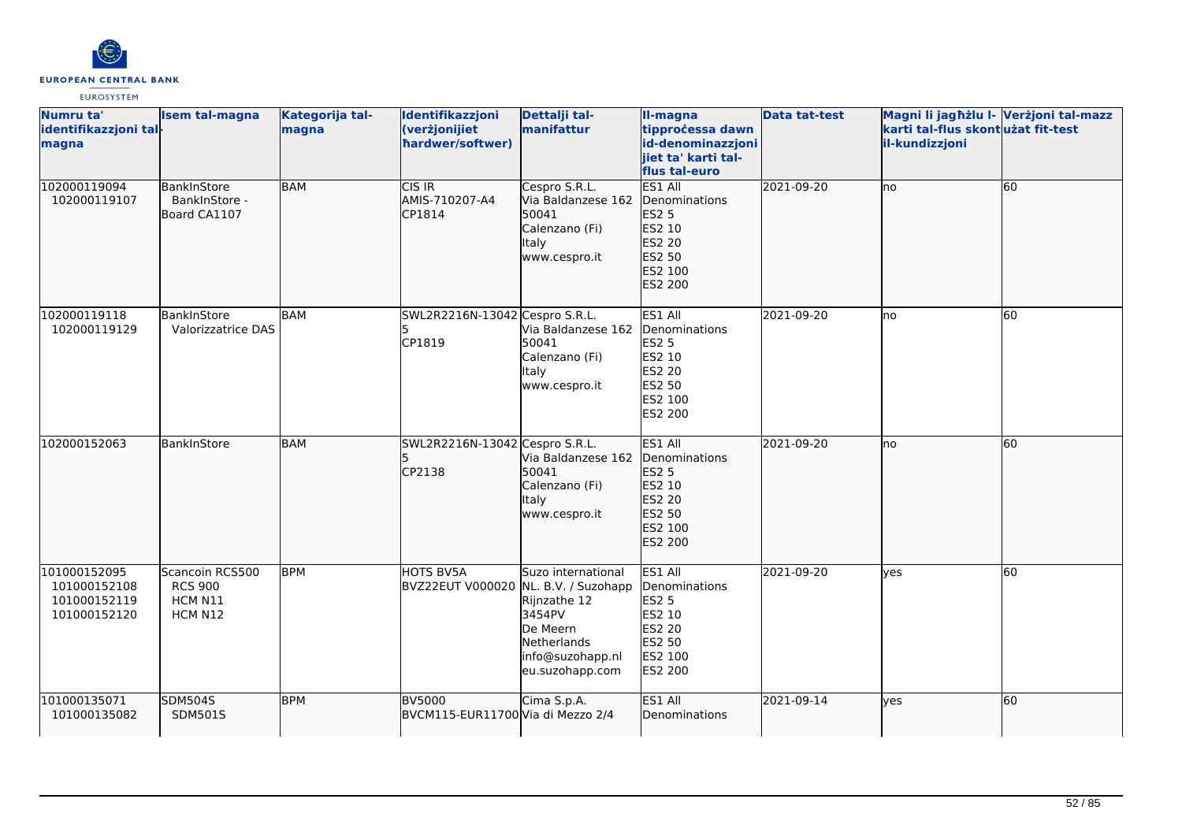| Numru ta' identifikazzjoni tal-magna | Isem tal-magna | Kategorija tal-magna | Identifikazzjoni (verżjonijiet ħardwer/softwer) | Dettalji tal-manifattur | Il-magna tipproċessa dawn id-denominazzjonijiet ta' karti tal-flus tal-euro | Data tat-test | Magni li jagħżlu l-karti tal-flus skont il-kundizzjoni | Verżjoni tal-mazz użat fit-test |
|---|---|---|---|---|---|---|---|---|
| 102000119094<br>102000119107 | BankInStore<br>BankInStore - Board CA1107 | BAM | CIS IR<br>AMIS-710207-A4<br>CP1814 | Cespro S.R.L.<br>Via Baldanzese 162<br>50041<br>Calenzano (Fi)<br>Italy<br>www.cespro.it | ES1 All Denominations<br>ES2 5<br>ES2 10<br>ES2 20<br>ES2 50<br>ES2 100<br>ES2 200 | 2021-09-20 | no | 60 |
| 102000119118<br>102000119129 | BankInStore<br>Valorizzatrice DAS | BAM | SWL2R2216N-130425<br>CP1819 | Cespro S.R.L.<br>Via Baldanzese 162<br>50041<br>Calenzano (Fi)<br>Italy<br>www.cespro.it | ES1 All Denominations<br>ES2 5<br>ES2 10<br>ES2 20<br>ES2 50<br>ES2 100<br>ES2 200 | 2021-09-20 | no | 60 |
| 102000152063 | BankInStore | BAM | SWL2R2216N-130425<br>CP2138 | Cespro S.R.L.<br>Via Baldanzese 162<br>50041<br>Calenzano (Fi)<br>Italy<br>www.cespro.it | ES1 All Denominations<br>ES2 5<br>ES2 10<br>ES2 20<br>ES2 50<br>ES2 100<br>ES2 200 | 2021-09-20 | no | 60 |
| 101000152095<br>101000152108<br>101000152119<br>101000152120 | Scancoin RCS500<br>RCS 900<br>HCM N11<br>HCM N12 | BPM | HOTS BV5A<br>BVZ22EUT V000020 | Suzo international NL. B.V. / Suzohapp<br>Rijnzathe 12<br>3454PV<br>De Meern<br>Netherlands<br>info@suzohapp.nl<br>eu.suzohapp.com | ES1 All Denominations<br>ES2 5<br>ES2 10<br>ES2 20<br>ES2 50<br>ES2 100<br>ES2 200 | 2021-09-20 | yes | 60 |
| 101000135071<br>101000135082 | SDM504S<br>SDM501S | BPM | BV5000<br>BVCM115-EUR11700 | Cima S.p.A.<br>Via di Mezzo 2/4 | ES1 All Denominations | 2021-09-14 | yes | 60 |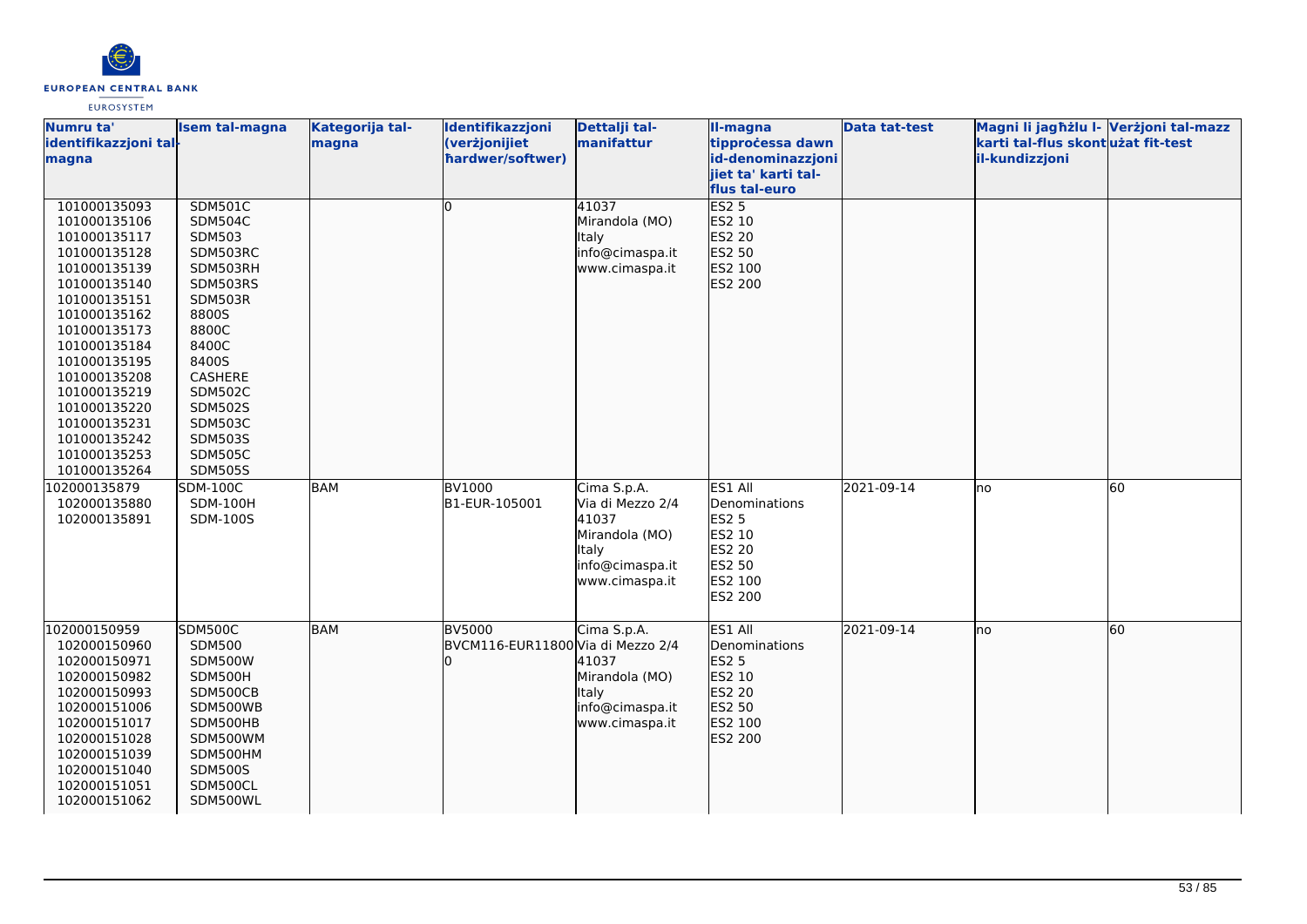| Numru ta' identifikazzjoni tal-magna | Isem tal-magna | Kategorija tal-magna | Identifikazzjoni (verżjonijiet ħardwer/softwer) | Dettalji tal-manifattur | Il-magna tipproċessa dawn id-denominazzjonijiet ta' karti tal-flus tal-euro | Data tat-test | Magni li jagħżlu l-karti tal-flus skont il-kundizzjoni | Verżjoni tal-mazz użat fit-test |
|---|---|---|---|---|---|---|---|---|
| 101000135093<br>101000135106<br>101000135117<br>101000135128<br>101000135139<br>101000135140<br>101000135151<br>101000135162<br>101000135173<br>101000135184<br>101000135195<br>101000135208<br>101000135219<br>101000135220<br>101000135231<br>101000135242<br>101000135253<br>101000135264 | SDM501C<br>SDM504C<br>SDM503<br>SDM503RC<br>SDM503RH<br>SDM503RS<br>SDM503R<br>8800S<br>8800C<br>8400C<br>8400S<br>CASHERE<br>SDM502C<br>SDM502S<br>SDM503C<br>SDM503S<br>SDM505C<br>SDM505S | | 0 | 41037<br>Mirandola (MO)<br>Italy<br>info@cimaspa.it<br>www.cimaspa.it | ES2 5<br>ES2 10<br>ES2 20<br>ES2 50<br>ES2 100<br>ES2 200 | | | |
| 102000135879<br>102000135880<br>102000135891 | SDM-100C<br>SDM-100H<br>SDM-100S | BAM | BV1000<br>B1-EUR-105001 | Cima S.p.A.<br>Via di Mezzo 2/4<br>41037<br>Mirandola (MO)<br>Italy<br>info@cimaspa.it<br>www.cimaspa.it | ES1 All Denominations<br>ES2 5<br>ES2 10<br>ES2 20<br>ES2 50<br>ES2 100<br>ES2 200 | 2021-09-14 | no | 60 |
| 102000150959<br>102000150960<br>102000150971<br>102000150982<br>102000150993<br>102000151006<br>102000151017<br>102000151028<br>102000151039<br>102000151040<br>102000151051<br>102000151062 | SDM500C<br>SDM500<br>SDM500W<br>SDM500H<br>SDM500CB<br>SDM500WB<br>SDM500HB<br>SDM500WM<br>SDM500HM<br>SDM500S<br>SDM500CL<br>SDM500WL | BAM | BV5000<br>BVCM116-EUR11800<br>0 | Cima S.p.A.<br>Via di Mezzo 2/4<br>41037<br>Mirandola (MO)<br>Italy<br>info@cimaspa.it<br>www.cimaspa.it | ES1 All Denominations<br>ES2 5<br>ES2 10<br>ES2 20<br>ES2 50<br>ES2 100<br>ES2 200 | 2021-09-14 | no | 60 |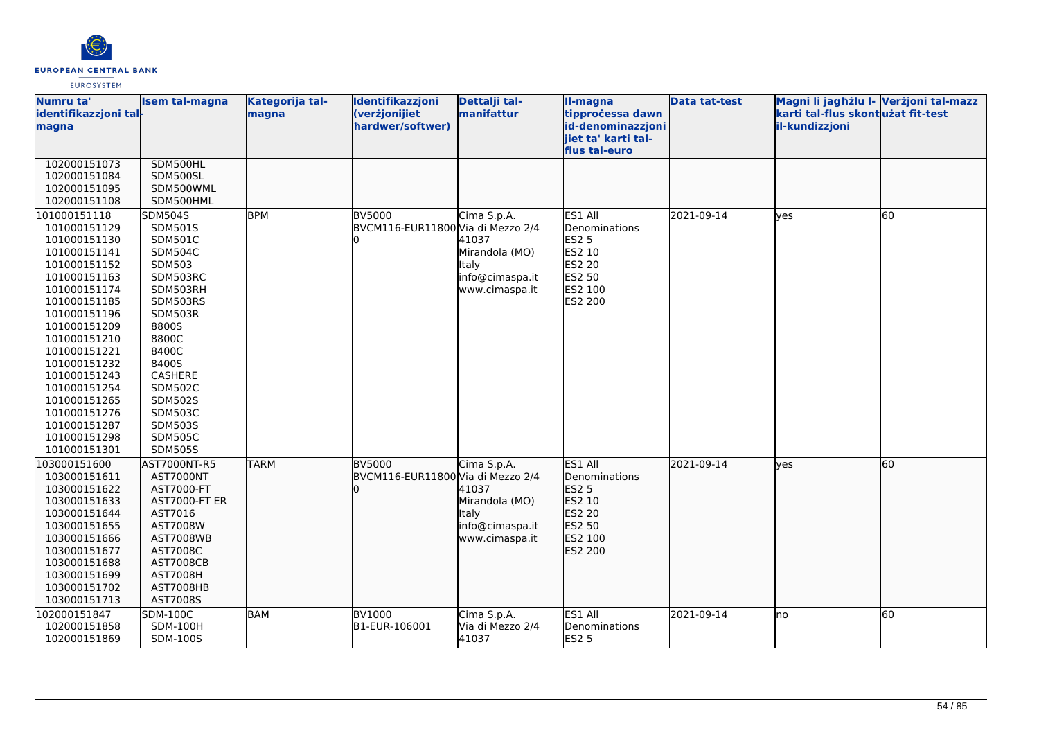| Numru ta' identifikazzjoni tal-magna | Isem tal-magna | Kategorija tal-magna | Identifikazzjoni (verżjonijiet ħardwer/softwer) | Dettalji tal-manifattur | Il-magna tipproċessa dawn id-denominazzjonijiet ta' karti tal-flus tal-euro | Data tat-test | Magni li jagħżlu l-karti tal-flus skont il-kundizzjoni | Verżjoni tal-mazz użat fit-test |
|---|---|---|---|---|---|---|---|---|
| 102000151073<br>102000151084<br>102000151095<br>102000151108 | SDM500HL<br>SDM500SL<br>SDM500WML<br>SDM500HML | | | | | | | |
| 101000151118<br>101000151129<br>101000151130<br>101000151141<br>101000151152<br>101000151163<br>101000151174<br>101000151185<br>101000151196<br>101000151209<br>101000151210<br>101000151221<br>101000151232<br>101000151243<br>101000151254<br>101000151265<br>101000151276<br>101000151287<br>101000151298<br>101000151301 | SDM504S<br>SDM501S<br>SDM501C<br>SDM504C<br>SDM503<br>SDM503RC<br>SDM503RH<br>SDM503RS<br>SDM503R<br>8800S<br>8800C<br>8400C<br>8400S<br>CASHERE<br>SDM502C<br>SDM502S<br>SDM503C<br>SDM503S<br>SDM505C<br>SDM505S | BPM | BV5000<br>BVCM116-EUR11800<br>0 | Cima S.p.A.<br>Via di Mezzo 2/4<br>41037<br>Mirandola (MO)<br>Italy<br>info@cimaspa.it<br>www.cimaspa.it | ES1 All Denominations<br>ES2 5<br>ES2 10<br>ES2 20<br>ES2 50<br>ES2 100<br>ES2 200 | 2021-09-14 | yes | 60 |
| 103000151600<br>103000151611<br>103000151622<br>103000151633<br>103000151644<br>103000151655<br>103000151666<br>103000151677<br>103000151688<br>103000151699<br>103000151702<br>103000151713 | AST7000NT-R5<br>AST7000NT<br>AST7000-FT<br>AST7000-FT ER<br>AST7016<br>AST7008W<br>AST7008WB<br>AST7008C<br>AST7008CB<br>AST7008H<br>AST7008HB<br>AST7008S | TARM | BV5000<br>BVCM116-EUR11800<br>0 | Cima S.p.A.<br>Via di Mezzo 2/4<br>41037<br>Mirandola (MO)<br>Italy<br>info@cimaspa.it<br>www.cimaspa.it | ES1 All Denominations<br>ES2 5<br>ES2 10<br>ES2 20<br>ES2 50<br>ES2 100<br>ES2 200 | 2021-09-14 | yes | 60 |
| 102000151847<br>102000151858<br>102000151869 | SDM-100C<br>SDM-100H<br>SDM-100S | BAM | BV1000<br>B1-EUR-106001 | Cima S.p.A.<br>Via di Mezzo 2/4<br>41037 | ES1 All Denominations<br>ES2 5 | 2021-09-14 | no | 60 |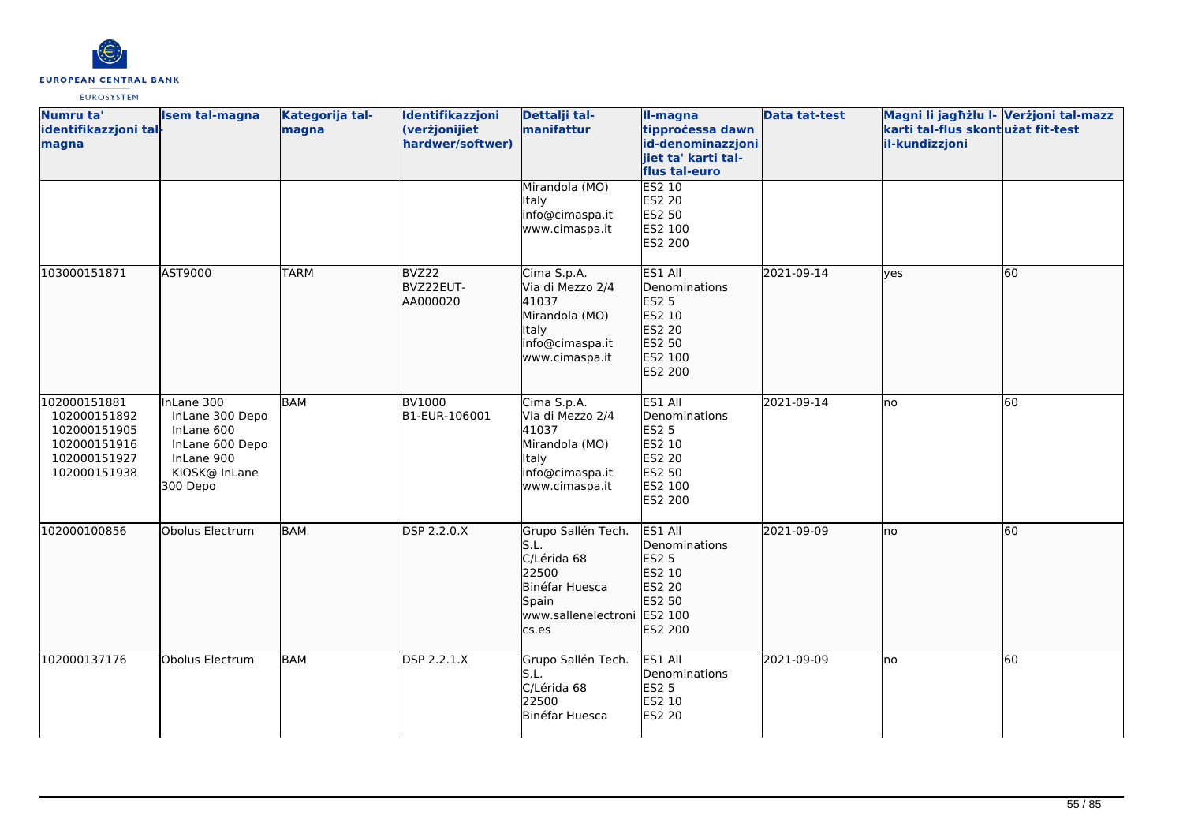| Numru ta' identifikazzjoni tal-magna | Isem tal-magna | Kategorija tal-magna | Identifikazzjoni (verżjonijiet ħardwer/softwer) | Dettalji tal-manifattur | Il-magna tipproċessa dawn id-denominazzjonijiet ta' karti tal-flus tal-euro | Data tat-test | Magni li jagħżlu l-karti tal-flus skont il-kundizzjoni | Verżjoni tal-mazz użat fit-test |
|---|---|---|---|---|---|---|---|---|
| | | | | Mirandola (MO)<br>Italy<br>info@cimaspa.it<br>www.cimaspa.it | ES2 10<br>ES2 20<br>ES2 50<br>ES2 100<br>ES2 200 | | | |
| 103000151871 | AST9000 | TARM | BVZ22<br>BVZ22EUT-AA000020 | Cima S.p.A.<br>Via di Mezzo 2/4<br>41037<br>Mirandola (MO)<br>Italy<br>info@cimaspa.it<br>www.cimaspa.it | ES1 All Denominations<br>ES2 5<br>ES2 10<br>ES2 20<br>ES2 50<br>ES2 100<br>ES2 200 | 2021-09-14 | yes | 60 |
| 102000151881<br>102000151892<br>102000151905<br>102000151916<br>102000151927<br>102000151938 | InLane 300<br>InLane 300 Depo<br>InLane 600<br>InLane 600 Depo<br>InLane 900<br>KIOSK@ InLane 300 Depo | BAM | BV1000<br>B1-EUR-106001 | Cima S.p.A.<br>Via di Mezzo 2/4<br>41037<br>Mirandola (MO)<br>Italy<br>info@cimaspa.it<br>www.cimaspa.it | ES1 All Denominations<br>ES2 5<br>ES2 10<br>ES2 20<br>ES2 50<br>ES2 100<br>ES2 200 | 2021-09-14 | no | 60 |
| 102000100856 | Obolus Electrum | BAM | DSP 2.2.0.X | Grupo Sallén Tech. S.L.<br>C/Lérida 68<br>22500<br>Binéfar Huesca<br>Spain<br>www.sallenelectronics.es | ES1 All Denominations<br>ES2 5<br>ES2 10<br>ES2 20<br>ES2 50<br>ES2 100<br>ES2 200 | 2021-09-09 | no | 60 |
| 102000137176 | Obolus Electrum | BAM | DSP 2.2.1.X | Grupo Sallén Tech. S.L.<br>C/Lérida 68<br>22500<br>Binéfar Huesca | ES1 All Denominations<br>ES2 5<br>ES2 10<br>ES2 20 | 2021-09-09 | no | 60 |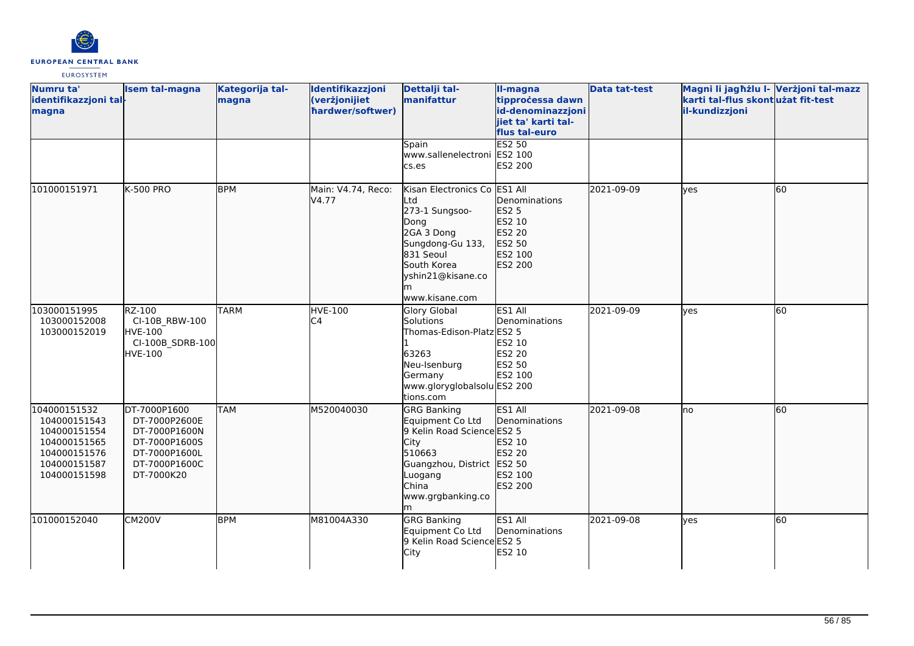| Numru ta' identifikazzjoni tal-magna | Isem tal-magna | Kategorija tal-magna | Identifikazzjoni (verżjonijiet ħardwer/softwer) | Dettalji tal-manifattur | Il-magna tipproċessa dawn id-denominazzjonijiet ta' karti tal-flus tal-euro | Data tat-test | Magni li jagħżlu l-karti tal-flus skont il-kundizzjoni | Verżjoni tal-mazz użat fit-test |
|---|---|---|---|---|---|---|---|---|
| | | | | Spain<br>www.sallenelectronics.es | ES2 50<br>ES2 100<br>ES2 200 | | | |
| 101000151971 | K-500 PRO | BPM | Main: V4.74, Reco: V4.77 | Kisan Electronics Co Ltd<br>273-1 Sungsoo-Dong<br>2GA 3 Dong<br>Sungdong-Gu 133, 831 Seoul<br>South Korea<br>yshin21@kisane.com<br>www.kisane.com | ES1 All Denominations<br>ES2 5<br>ES2 10<br>ES2 20<br>ES2 50<br>ES2 100<br>ES2 200 | 2021-09-09 | yes | 60 |
| 103000151995<br>103000152008<br>103000152019 | RZ-100<br>CI-10B_RBW-100<br>HVE-100<br>CI-100B_SDRB-100<br>HVE-100 | TARM | HVE-100<br>C4 | Glory Global Solutions<br>Thomas-Edison-Platz 1<br>63263<br>Neu-Isenburg<br>Germany<br>www.gloryglobalsolutions.com | ES1 All Denominations<br>ES2 5<br>ES2 10<br>ES2 20<br>ES2 50<br>ES2 100<br>ES2 200 | 2021-09-09 | yes | 60 |
| 104000151532<br>104000151543<br>104000151554<br>104000151565<br>104000151576<br>104000151587<br>104000151598 | DT-7000P1600<br>DT-7000P2600E<br>DT-7000P1600N<br>DT-7000P1600S<br>DT-7000P1600L<br>DT-7000P1600C<br>DT-7000K20 | TAM | M520040030 | GRG Banking Equipment Co Ltd<br>9 Kelin Road Science City<br>510663<br>Guangzhou, District Luogang<br>China<br>www.grgbanking.com | ES1 All Denominations<br>ES2 5<br>ES2 10<br>ES2 20<br>ES2 50<br>ES2 100<br>ES2 200 | 2021-09-08 | no | 60 |
| 101000152040 | CM200V | BPM | M81004A330 | GRG Banking Equipment Co Ltd<br>9 Kelin Road Science City | ES1 All Denominations<br>ES2 5<br>ES2 10 | 2021-09-08 | yes | 60 |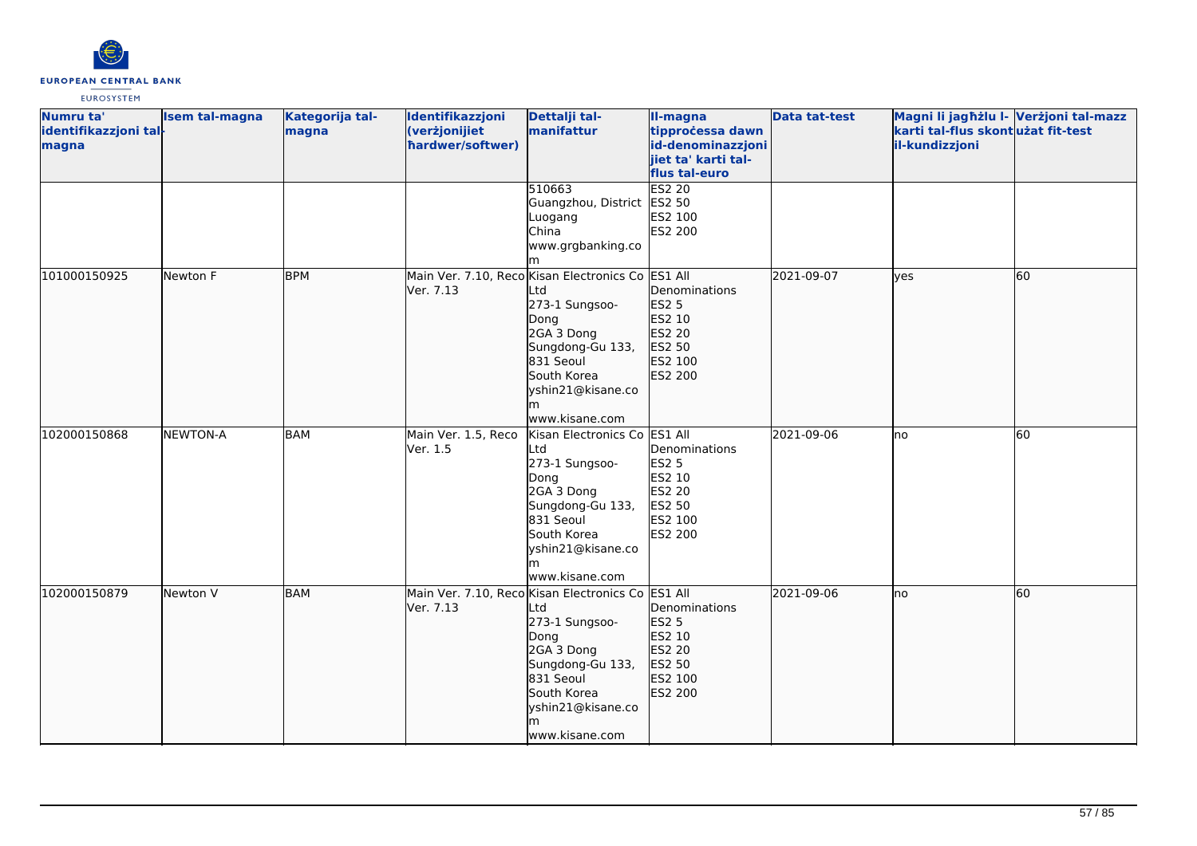| Numru ta' identifikazzjoni tal-magna | Isem tal-magna | Kategorija tal-magna | Identifikazzjoni (verżjonijiet ħardwer/softwer) | Dettalji tal-manifattur | Il-magna tipproċessa dawn id-denominazzjonijiet ta' karti tal-flus tal-euro | Data tat-test | Magni li jagħżlu l-karti tal-flus skont il-kundizzjoni | Verżjoni tal-mazz użat fit-test |
|---|---|---|---|---|---|---|---|---|
| | | | | 510663 Guangzhou, District Luogang China www.grgbanking.com | ES2 20 ES2 50 ES2 100 ES2 200 | | | |
| 101000150925 | Newton F | BPM | Main Ver. 7.10, Reco Ver. 7.13 | Kisan Electronics Co Ltd 273-1 Sungsoo-Dong 2GA 3 Dong Sungdong-Gu 133, 831 Seoul South Korea yshin21@kisane.com www.kisane.com | ES1 All Denominations ES2 5 ES2 10 ES2 20 ES2 50 ES2 100 ES2 200 | 2021-09-07 | yes | 60 |
| 102000150868 | NEWTON-A | BAM | Main Ver. 1.5, Reco Ver. 1.5 | Kisan Electronics Co Ltd 273-1 Sungsoo-Dong 2GA 3 Dong Sungdong-Gu 133, 831 Seoul South Korea yshin21@kisane.com www.kisane.com | ES1 All Denominations ES2 5 ES2 10 ES2 20 ES2 50 ES2 100 ES2 200 | 2021-09-06 | no | 60 |
| 102000150879 | Newton V | BAM | Main Ver. 7.10, Reco Ver. 7.13 | Kisan Electronics Co Ltd 273-1 Sungsoo-Dong 2GA 3 Dong Sungdong-Gu 133, 831 Seoul South Korea yshin21@kisane.com www.kisane.com | ES1 All Denominations ES2 5 ES2 10 ES2 20 ES2 50 ES2 100 ES2 200 | 2021-09-06 | no | 60 |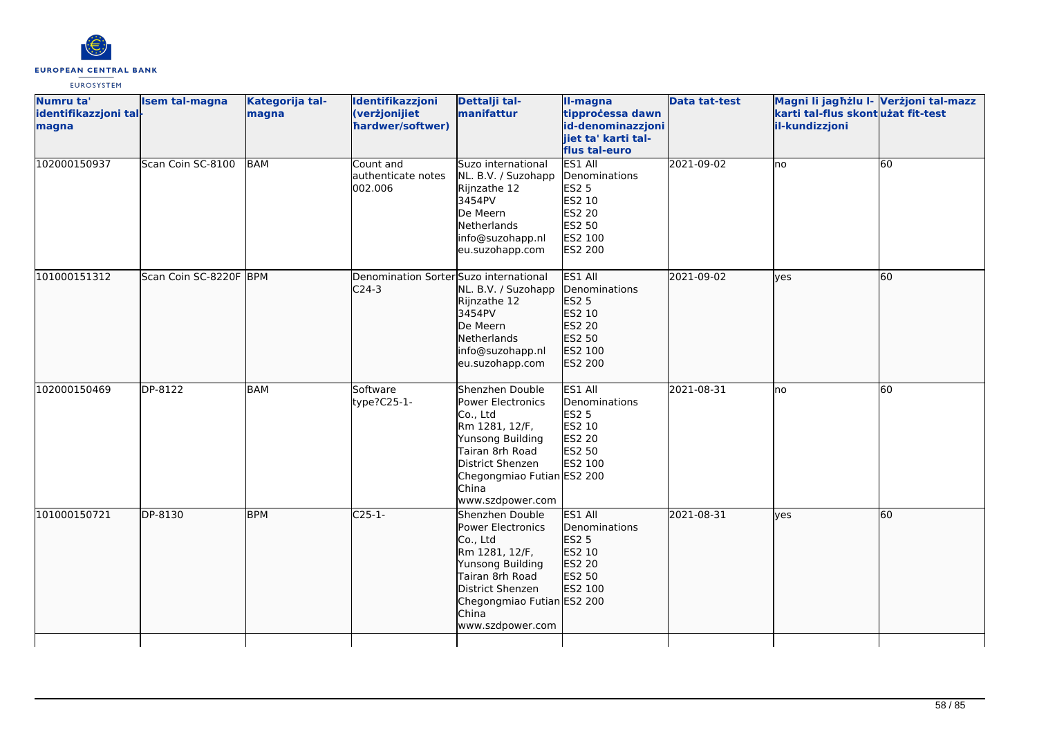| Numru ta' identifikazzjoni tal-magna | Isem tal-magna | Kategorija tal-magna | Identifikazzjoni (verżjonijiet ħardwer/softwer) | Dettalji tal-manifattur | Il-magna tipproċessa dawn id-denominazzjonijiet ta' karti tal-flus tal-euro | Data tat-test | Magni li jagħżlu l-karti tal-flus skont il-kundizzjoni | Verżjoni tal-mazz użat fit-test |
|---|---|---|---|---|---|---|---|---|
| 102000150937 | Scan Coin SC-8100 | BAM | Count and authenticate notes 002.006 | Suzo international NL. B.V. / Suzohapp Rijnzathe 12 3454PV De Meern Netherlands info@suzohapp.nl eu.suzohapp.com | ES1 All Denominations ES2 5 ES2 10 ES2 20 ES2 50 ES2 100 ES2 200 | 2021-09-02 | no | 60 |
| 101000151312 | Scan Coin SC-8220F | BPM | Denomination Sorter C24-3 | Suzo international NL. B.V. / Suzohapp Rijnzathe 12 3454PV De Meern Netherlands info@suzohapp.nl eu.suzohapp.com | ES1 All Denominations ES2 5 ES2 10 ES2 20 ES2 50 ES2 100 ES2 200 | 2021-09-02 | yes | 60 |
| 102000150469 | DP-8122 | BAM | Software type?C25-1- | Shenzhen Double Power Electronics Co., Ltd Rm 1281, 12/F, Yunsong Building Tairan 8rh Road District Shenzen Chegongmiao Futian China www.szdpower.com | ES1 All Denominations ES2 5 ES2 10 ES2 20 ES2 50 ES2 100 ES2 200 | 2021-08-31 | no | 60 |
| 101000150721 | DP-8130 | BPM | C25-1- | Shenzhen Double Power Electronics Co., Ltd Rm 1281, 12/F, Yunsong Building Tairan 8rh Road District Shenzen Chegongmiao Futian China www.szdpower.com | ES1 All Denominations ES2 5 ES2 10 ES2 20 ES2 50 ES2 100 ES2 200 | 2021-08-31 | yes | 60 |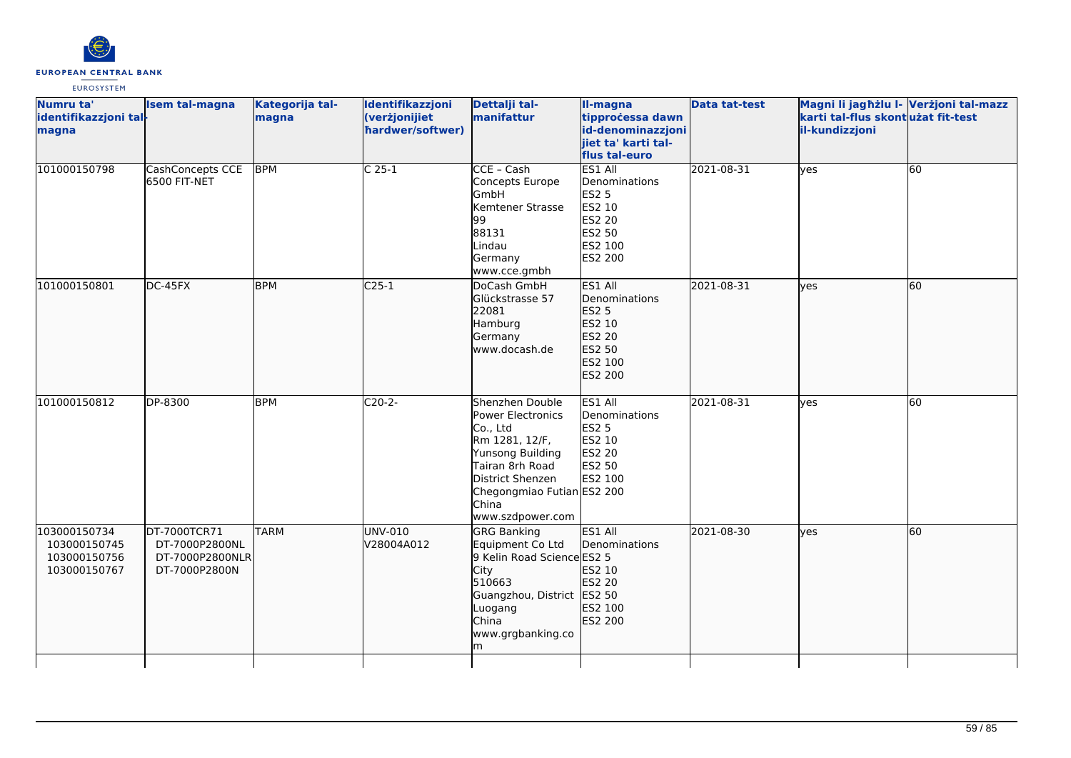| Numru ta' identifikazzjoni tal-magna | Isem tal-magna | Kategorija tal-magna | Identifikazzjoni (verżjonijiet ħardwer/softwer) | Dettalji tal-manifattur | Il-magna tipproċessa dawn id-denominazzjonijiet ta' karti tal-flus tal-euro | Data tat-test | Magni li jagħżlu l-karti tal-flus skont il-kundizzjoni | Verżjoni tal-mazz użat fit-test |
|---|---|---|---|---|---|---|---|---|
| 101000150798 | CashConcepts CCE 6500 FIT-NET | BPM | C 25-1 | CCE – Cash Concepts Europe GmbH<br>Kemtener Strasse 99<br>88131<br>Lindau<br>Germany<br>www.cce.gmbh | ES1 All Denominations<br>ES2 5<br>ES2 10<br>ES2 20<br>ES2 50<br>ES2 100<br>ES2 200 | 2021-08-31 | yes | 60 |
| 101000150801 | DC-45FX | BPM | C25-1 | DoCash GmbH<br>Glückstrasse 57<br>22081<br>Hamburg<br>Germany<br>www.docash.de | ES1 All Denominations<br>ES2 5<br>ES2 10<br>ES2 20<br>ES2 50<br>ES2 100<br>ES2 200 | 2021-08-31 | yes | 60 |
| 101000150812 | DP-8300 | BPM | C20-2- | Shenzhen Double Power Electronics Co., Ltd<br>Rm 1281, 12/F, Yunsong Building Tairan 8rh Road District Shenzen Chegongmiao Futian<br>China<br>www.szdpower.com | ES1 All Denominations<br>ES2 5<br>ES2 10<br>ES2 20<br>ES2 50<br>ES2 100<br>ES2 200 | 2021-08-31 | yes | 60 |
| 103000150734<br>103000150745<br>103000150756<br>103000150767 | DT-7000TCR71<br>DT-7000P2800NL<br>DT-7000P2800NLR<br>DT-7000P2800N | TARM | UNV-010<br>V28004A012 | GRG Banking Equipment Co Ltd<br>9 Kelin Road Science City<br>510663<br>Guangzhou, District Luogang<br>China<br>www.grgbanking.com | ES1 All Denominations<br>ES2 5<br>ES2 10<br>ES2 20<br>ES2 50<br>ES2 100<br>ES2 200 | 2021-08-30 | yes | 60 |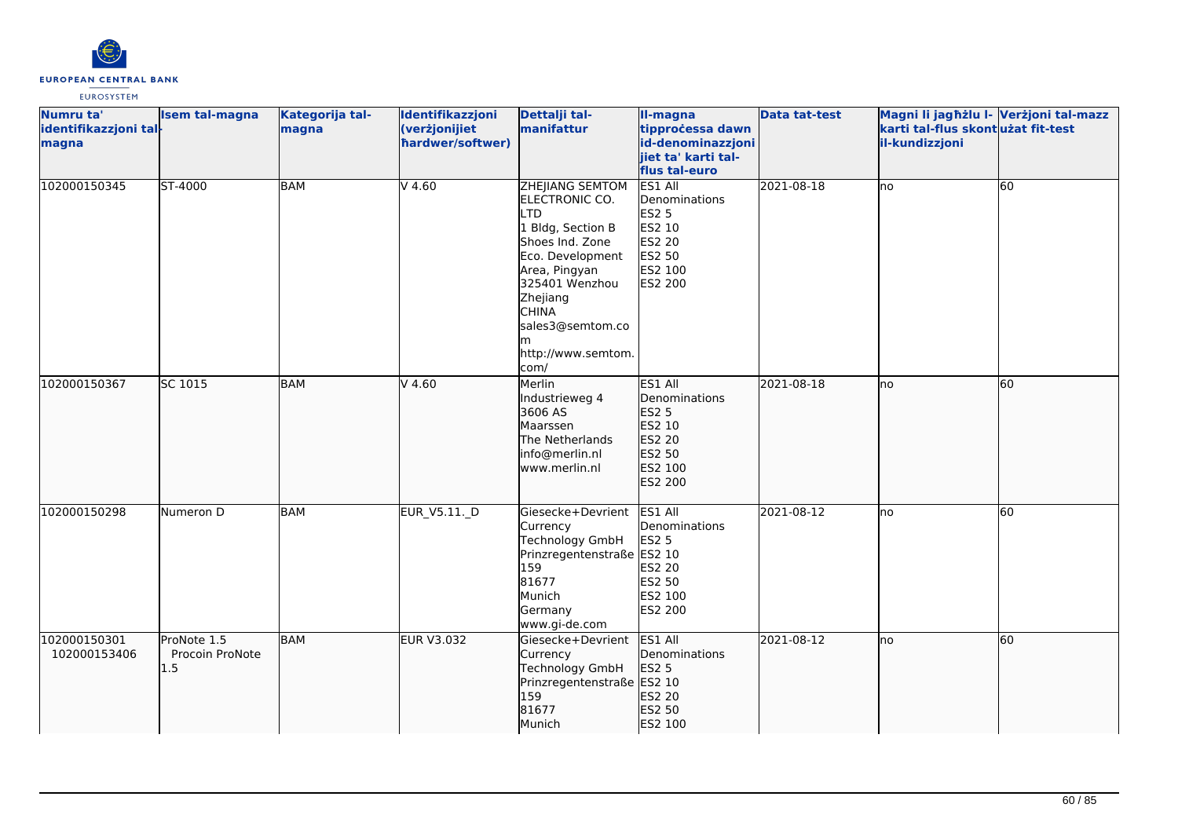| Numru ta' identifikazzjoni tal-magna | Isem tal-magna | Kategorija tal-magna | Identifikazzjoni (verżjonijiet ħardwer/softwer) | Dettalji tal-manifattur | Il-magna tipproċessa dawn id-denominazzjonijiet ta' karti tal-flus tal-euro | Data tat-test | Magni li jagħżlu l-karti tal-flus skont il-kundizzjoni | Verżjoni tal-mazz użat fit-test |
|---|---|---|---|---|---|---|---|---|
| 102000150345 | ST-4000 | BAM | V 4.60 | ZHEJIANG SEMTOM ELECTRONIC CO. LTD<br>1 Bldg, Section B Shoes Ind. Zone Eco. Development Area, Pingyan<br>325401 Wenzhou Zhejiang<br>CHINA<br>sales3@semtom.com<br>http://www.semtom.com/ | ES1 All Denominations<br>ES2 5<br>ES2 10<br>ES2 20<br>ES2 50<br>ES2 100<br>ES2 200 | 2021-08-18 | no | 60 |
| 102000150367 | SC 1015 | BAM | V 4.60 | Merlin<br>Industrieweg 4<br>3606 AS<br>Maarssen<br>The Netherlands<br>info@merlin.nl<br>www.merlin.nl | ES1 All Denominations<br>ES2 5<br>ES2 10<br>ES2 20<br>ES2 50<br>ES2 100<br>ES2 200 | 2021-08-18 | no | 60 |
| 102000150298 | Numeron D | BAM | EUR_V5.11._D | Giesecke+Devrient Currency Technology GmbH<br>Prinzregentenstraße 159<br>81677<br>Munich<br>Germany<br>www.gi-de.com | ES1 All Denominations<br>ES2 5<br>ES2 10<br>ES2 20<br>ES2 50<br>ES2 100<br>ES2 200 | 2021-08-12 | no | 60 |
| 102000150301<br>102000153406 | ProNote 1.5<br>Procoin ProNote 1.5 | BAM | EUR V3.032 | Giesecke+Devrient Currency Technology GmbH<br>Prinzregentenstraße 159<br>81677<br>Munich | ES1 All Denominations<br>ES2 5<br>ES2 10<br>ES2 20<br>ES2 50<br>ES2 100 | 2021-08-12 | no | 60 |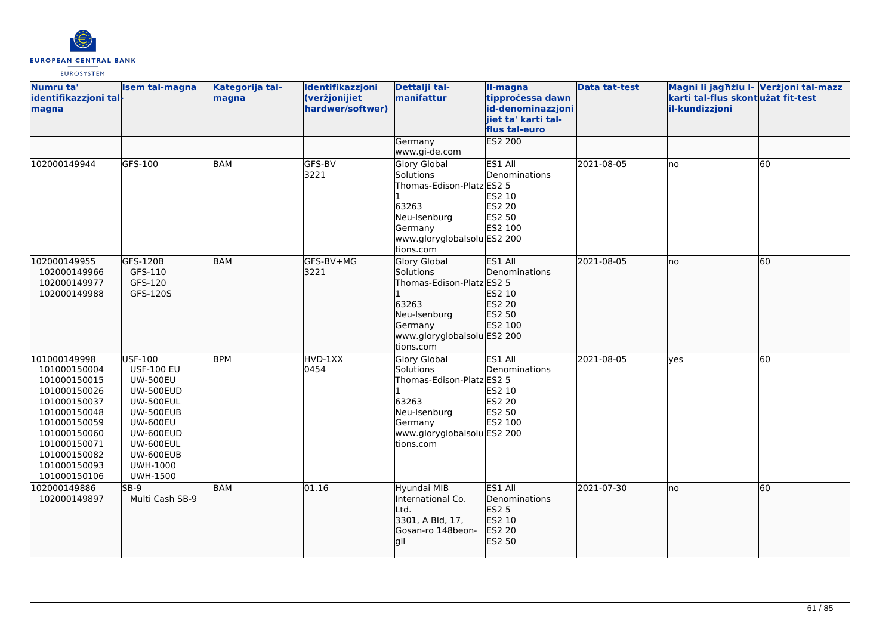| Numru ta' identifikazzjoni tal-magna | Isem tal-magna | Kategorija tal-magna | Identifikazzjoni (verżjonijiet ħardwer/softwer) | Dettalji tal-manifattur | Il-magna tipproċessa dawn id-denominazzjonijiet ta' karti tal-flus tal-euro | Data tat-test | Magni li jagħżlu l-karti tal-flus skont il-kundizzjoni | Verżjoni tal-mazz użat fit-test |
|---|---|---|---|---|---|---|---|---|
| | | | | Germany<br>www.gi-de.com | ES2 200 | | | |
| 102000149944 | GFS-100 | BAM | GFS-BV<br>3221 | Glory Global Solutions<br>Thomas-Edison-Platz 1<br>63263<br>Neu-Isenburg<br>Germany<br>www.gloryglobalsolutions.com | ES1 All Denominations<br>ES2 5<br>ES2 10<br>ES2 20<br>ES2 50<br>ES2 100<br>ES2 200 | 2021-08-05 | no | 60 |
| 102000149955<br>102000149966<br>102000149977<br>102000149988 | GFS-120B<br>GFS-110<br>GFS-120<br>GFS-120S | BAM | GFS-BV+MG<br>3221 | Glory Global Solutions<br>Thomas-Edison-Platz 1<br>63263<br>Neu-Isenburg<br>Germany<br>www.gloryglobalsolutions.com | ES1 All Denominations<br>ES2 5<br>ES2 10<br>ES2 20<br>ES2 50<br>ES2 100<br>ES2 200 | 2021-08-05 | no | 60 |
| 101000149998<br>101000150004<br>101000150015<br>101000150026<br>101000150037<br>101000150048<br>101000150059<br>101000150060<br>101000150071<br>101000150082<br>101000150093<br>101000150106 | USF-100<br>USF-100 EU<br>UW-500EU<br>UW-500EUD<br>UW-500EUL<br>UW-500EUB<br>UW-600EU<br>UW-600EUD<br>UW-600EUL<br>UW-600EUB<br>UWH-1000<br>UWH-1500 | BPM | HVD-1XX<br>0454 | Glory Global Solutions<br>Thomas-Edison-Platz 1<br>63263<br>Neu-Isenburg<br>Germany<br>www.gloryglobalsolutions.com | ES1 All Denominations<br>ES2 5<br>ES2 10<br>ES2 20<br>ES2 50<br>ES2 100<br>ES2 200 | 2021-08-05 | yes | 60 |
| 102000149886<br>102000149897 | SB-9<br>Multi Cash SB-9 | BAM | 01.16 | Hyundai MIB International Co. Ltd.<br>3301, A Bld, 17, Gosan-ro 148beon-gil | ES1 All Denominations<br>ES2 5<br>ES2 10<br>ES2 20<br>ES2 50 | 2021-07-30 | no | 60 |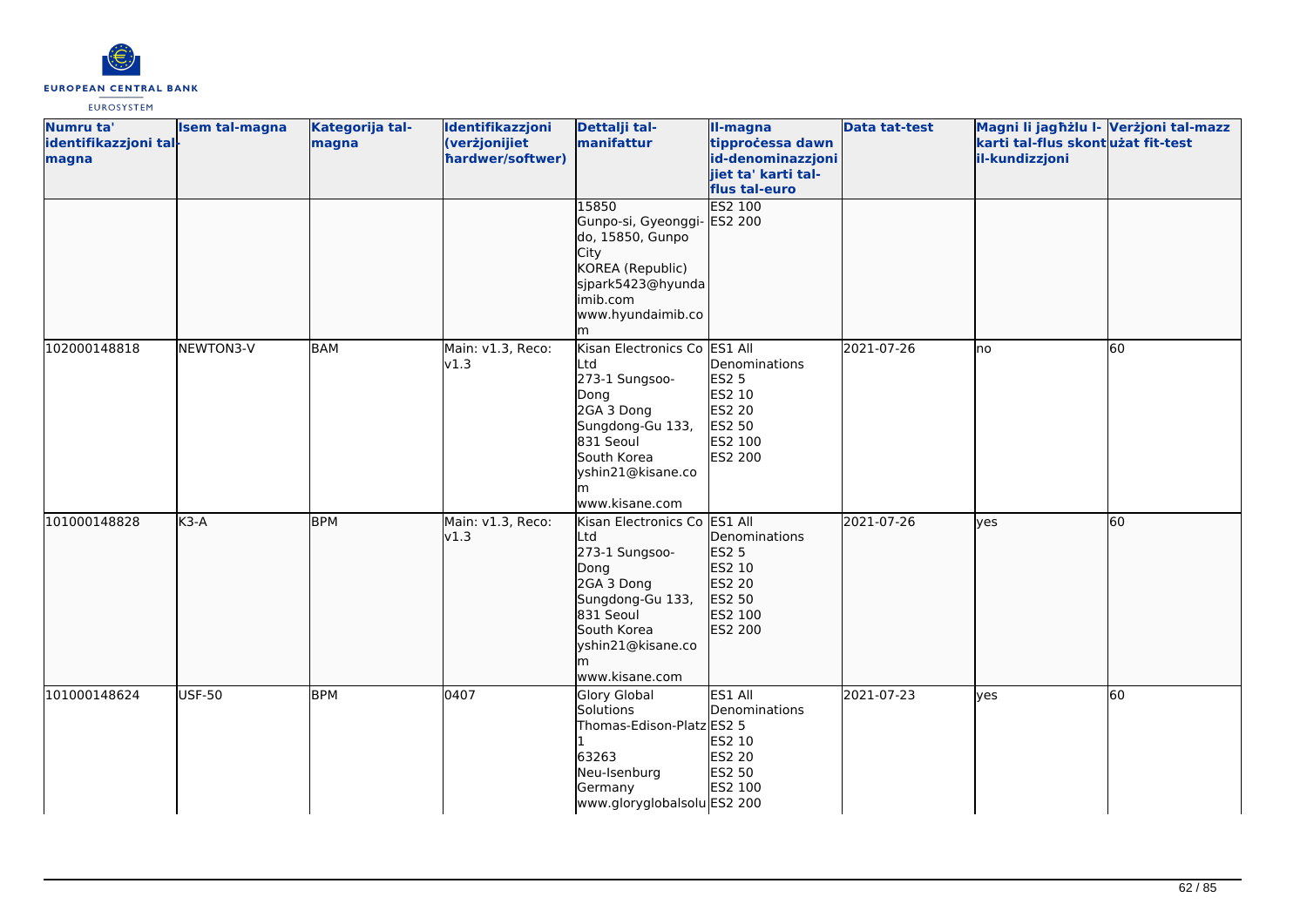| Numru ta' identifikazzjoni tal-magna | Isem tal-magna | Kategorija tal-magna | Identifikazzjoni (verżjonijiet ħardwer/softwer) | Dettalji tal-manifattur | Il-magna tipproċessa dawn id-denominazzjonijiet ta' karti tal-flus tal-euro | Data tat-test | Magni li jagħżlu l-karti tal-flus skont il-kundizzjoni | Verżjoni tal-mazz użat fit-test |
|---|---|---|---|---|---|---|---|---|
| | | | | 15850<br>Gunpo-si, Gyeonggi-do, 15850, Gunpo City<br>KOREA (Republic)<br>sjpark5423@hyundaimib.com<br>www.hyundaimib.com | ES2 100<br>ES2 200 | | | |
| 102000148818 | NEWTON3-V | BAM | Main: v1.3, Reco: v1.3 | Kisan Electronics Co Ltd<br>273-1 Sungsoo-Dong<br>2GA 3 Dong<br>Sungdong-Gu 133, 831 Seoul<br>South Korea<br>yshin21@kisane.com<br>www.kisane.com | ES1 All Denominations<br>ES2 5<br>ES2 10<br>ES2 20<br>ES2 50<br>ES2 100<br>ES2 200 | 2021-07-26 | no | 60 |
| 101000148828 | K3-A | BPM | Main: v1.3, Reco: v1.3 | Kisan Electronics Co Ltd<br>273-1 Sungsoo-Dong<br>2GA 3 Dong<br>Sungdong-Gu 133, 831 Seoul<br>South Korea<br>yshin21@kisane.com<br>www.kisane.com | ES1 All Denominations<br>ES2 5<br>ES2 10<br>ES2 20<br>ES2 50<br>ES2 100<br>ES2 200 | 2021-07-26 | yes | 60 |
| 101000148624 | USF-50 | BPM | 0407 | Glory Global Solutions<br>Thomas-Edison-Platz 1<br>63263<br>Neu-Isenburg<br>Germany<br>www.gloryglobalsolu | ES1 All Denominations<br>ES2 5<br>ES2 10<br>ES2 20<br>ES2 50<br>ES2 100<br>ES2 200 | 2021-07-23 | yes | 60 |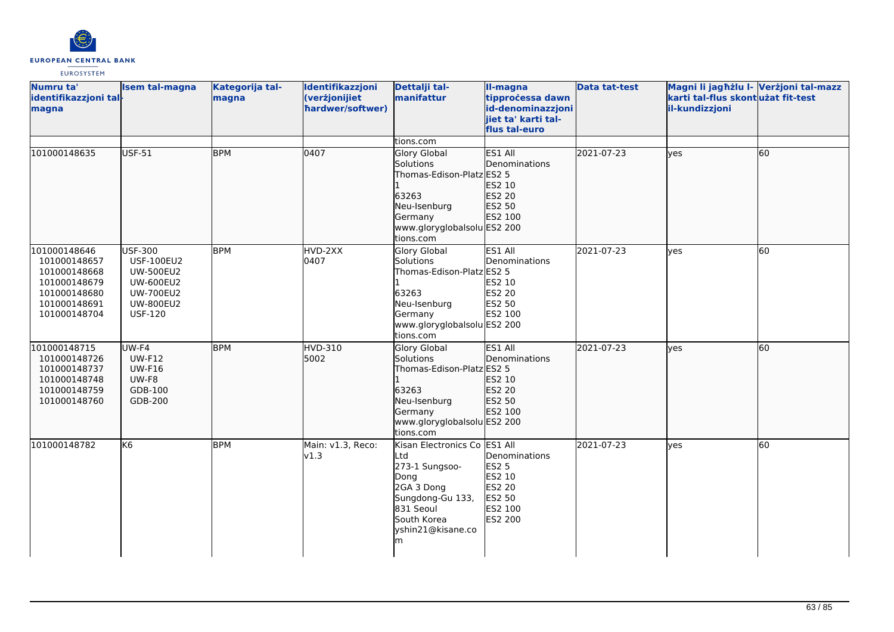| Numru ta' identifikazzjoni tal-magna | Isem tal-magna | Kategorija tal-magna | Identifikazzjoni (verżjonijiet ħardwer/softwer) | Dettalji tal-manifattur | Il-magna tipproċessa dawn id-denominazzjonijiet ta' karti tal-flus tal-euro | Data tat-test | Magni li jagħżlu l-karti tal-flus skont il-kundizzjoni | Verżjoni tal-mazz użat fit-test |
|---|---|---|---|---|---|---|---|---|
| | | | | tions.com | | | | |
| 101000148635 | USF-51 | BPM | 0407 | Glory Global Solutions Thomas-Edison-Platz 1 63263 Neu-Isenburg Germany www.gloryglobalsolutions.com | ES1 All Denominations ES2 5 ES2 10 ES2 20 ES2 50 ES2 100 ES2 200 | 2021-07-23 | yes | 60 |
| 101000148646 101000148657 101000148668 101000148679 101000148680 101000148691 101000148704 | USF-300 USF-100EU2 UW-500EU2 UW-600EU2 UW-700EU2 UW-800EU2 USF-120 | BPM | HVD-2XX 0407 | Glory Global Solutions Thomas-Edison-Platz 1 63263 Neu-Isenburg Germany www.gloryglobalsolutions.com | ES1 All Denominations ES2 5 ES2 10 ES2 20 ES2 50 ES2 100 ES2 200 | 2021-07-23 | yes | 60 |
| 101000148715 101000148726 101000148737 101000148748 101000148759 101000148760 | UW-F4 UW-F12 UW-F16 UW-F8 GDB-100 GDB-200 | BPM | HVD-310 5002 | Glory Global Solutions Thomas-Edison-Platz 1 63263 Neu-Isenburg Germany www.gloryglobalsolutions.com | ES1 All Denominations ES2 5 ES2 10 ES2 20 ES2 50 ES2 100 ES2 200 | 2021-07-23 | yes | 60 |
| 101000148782 | K6 | BPM | Main: v1.3, Reco: v1.3 | Kisan Electronics Co Ltd 273-1 Sungsoo-Dong 2GA 3 Dong Sungdong-Gu 133, 831 Seoul South Korea yshin21@kisane.com | ES1 All Denominations ES2 5 ES2 10 ES2 20 ES2 50 ES2 100 ES2 200 | 2021-07-23 | yes | 60 |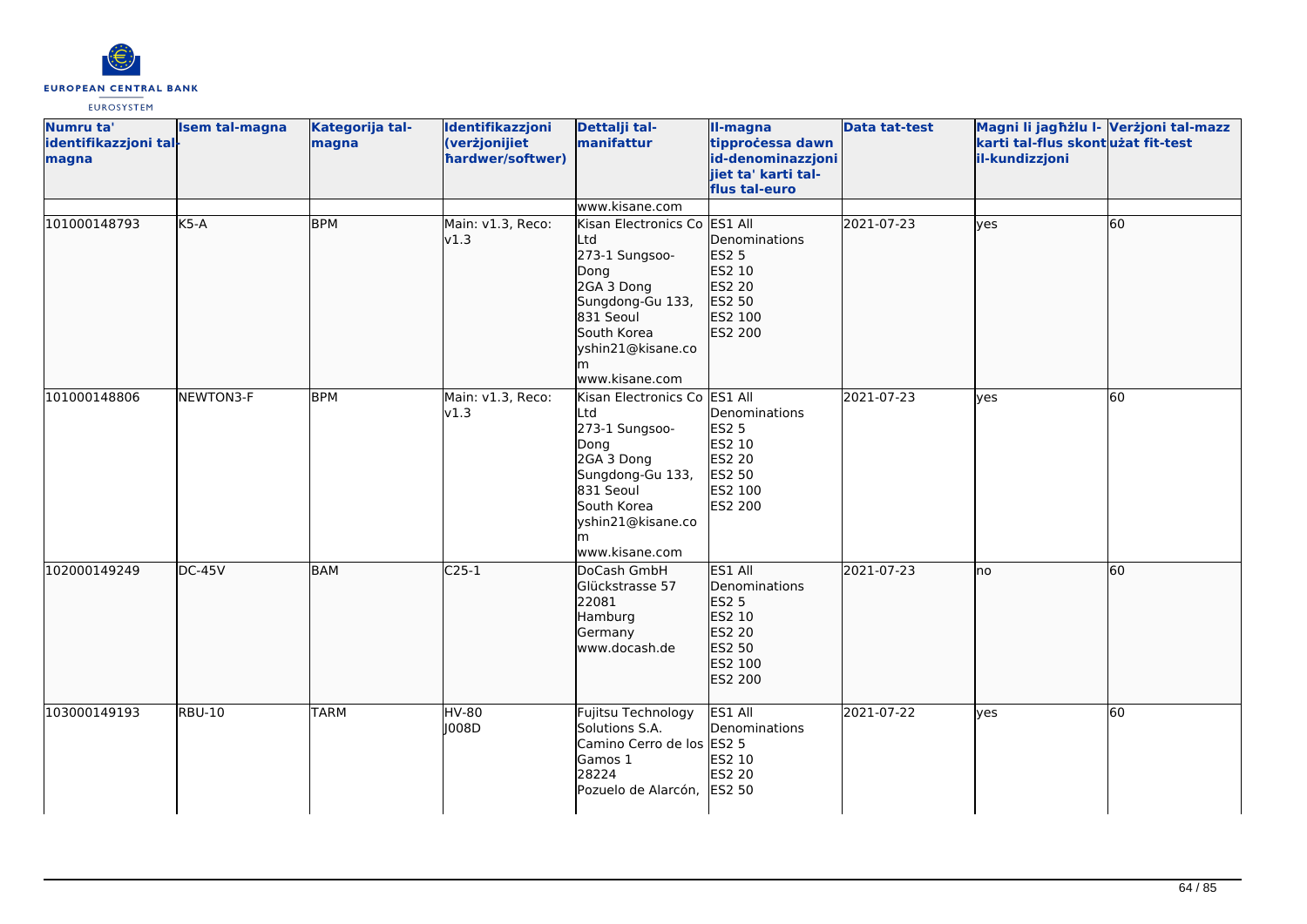| Numru ta' identifikazzjoni tal-magna | Isem tal-magna | Kategorija tal-magna | Identifikazzjoni (verżjonijiet ħardwer/softwer) | Dettalji tal-manifattur | Il-magna tipproċessa dawn id-denominazzjonijiet ta' karti tal-flus tal-euro | Data tat-test | Magni li jagħżlu l-karti tal-flus skont il-kundizzjoni | Verżjoni tal-mazz użat fit-test |
|---|---|---|---|---|---|---|---|---|
| | | | | www.kisane.com | | | | |
| 101000148793 | K5-A | BPM | Main: v1.3, Reco: v1.3 | Kisan Electronics Co Ltd<br>273-1 Sungsoo-Dong<br>2GA 3 Dong<br>Sungdong-Gu 133, 831 Seoul<br>South Korea<br>yshin21@kisane.com<br>www.kisane.com | ES1 All Denominations<br>ES2 5<br>ES2 10<br>ES2 20<br>ES2 50<br>ES2 100<br>ES2 200 | 2021-07-23 | yes | 60 |
| 101000148806 | NEWTON3-F | BPM | Main: v1.3, Reco: v1.3 | Kisan Electronics Co Ltd<br>273-1 Sungsoo-Dong<br>2GA 3 Dong<br>Sungdong-Gu 133, 831 Seoul<br>South Korea<br>yshin21@kisane.com<br>www.kisane.com | ES1 All Denominations<br>ES2 5<br>ES2 10<br>ES2 20<br>ES2 50<br>ES2 100<br>ES2 200 | 2021-07-23 | yes | 60 |
| 102000149249 | DC-45V | BAM | C25-1 | DoCash GmbH<br>Glückstrasse 57<br>22081<br>Hamburg<br>Germany<br>www.docash.de | ES1 All Denominations<br>ES2 5<br>ES2 10<br>ES2 20<br>ES2 50<br>ES2 100<br>ES2 200 | 2021-07-23 | no | 60 |
| 103000149193 | RBU-10 | TARM | HV-80<br>J008D | Fujitsu Technology Solutions S.A.<br>Camino Cerro de los Gamos 1<br>28224<br>Pozuelo de Alarcón, | ES1 All Denominations<br>ES2 5<br>ES2 10<br>ES2 20<br>ES2 50 | 2021-07-22 | yes | 60 |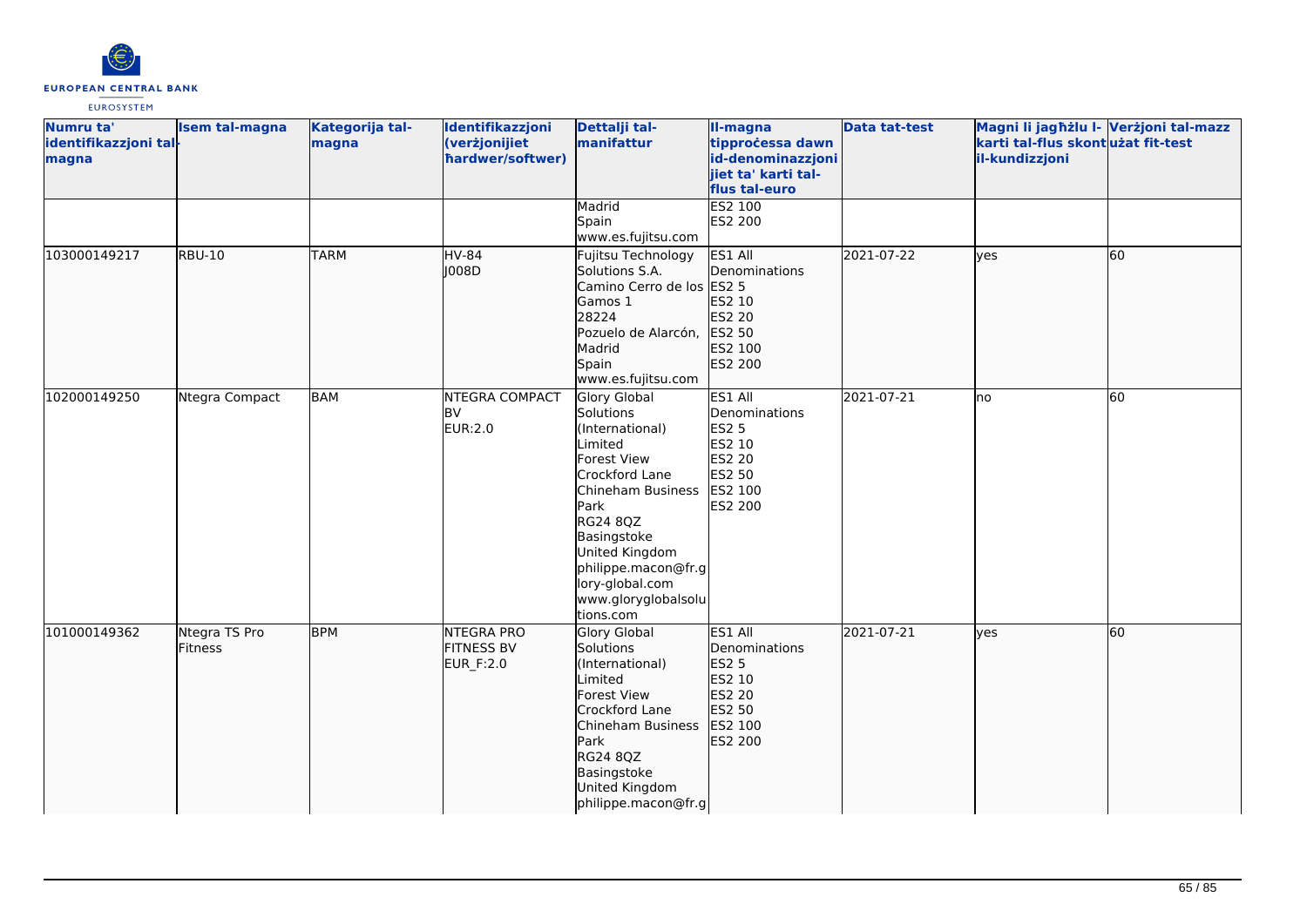| Numru ta' identifikazzjoni tal-magna | Isem tal-magna | Kategorija tal-magna | Identifikazzjoni (verżjonijiet ħardwer/softwer) | Dettalji tal-manifattur | Il-magna tipproċessa dawn id-denominazzjonijiet ta' karti tal-flus tal-euro | Data tat-test | Magni li jagħżlu l-karti tal-flus skont il-kundizzjoni | Verżjoni tal-mazz użat fit-test |
|---|---|---|---|---|---|---|---|---|
| | | | | Madrid<br>Spain<br>www.es.fujitsu.com | ES2 100<br>ES2 200 | | | |
| 103000149217 | RBU-10 | TARM | HV-84<br>J008D | Fujitsu Technology Solutions S.A.<br>Camino Cerro de los Gamos 1<br>28224<br>Pozuelo de Alarcón, Madrid<br>Spain<br>www.es.fujitsu.com | ES1 All Denominations<br>ES2 5<br>ES2 10<br>ES2 20<br>ES2 50<br>ES2 100<br>ES2 200 | 2021-07-22 | yes | 60 |
| 102000149250 | Ntegra Compact | BAM | NTEGRA COMPACT BV<br>EUR:2.0 | Glory Global Solutions (International) Limited<br>Forest View<br>Crockford Lane<br>Chineham Business Park<br>RG24 8QZ<br>Basingstoke<br>United Kingdom<br>philippe.macon@fr.glory-global.com<br>www.gloryglobalsolutions.com | ES1 All Denominations<br>ES2 5<br>ES2 10<br>ES2 20<br>ES2 50<br>ES2 100<br>ES2 200 | 2021-07-21 | no | 60 |
| 101000149362 | Ntegra TS Pro Fitness | BPM | NTEGRA PRO FITNESS BV<br>EUR_F:2.0 | Glory Global Solutions (International) Limited<br>Forest View<br>Crockford Lane<br>Chineham Business Park<br>RG24 8QZ<br>Basingstoke<br>United Kingdom<br>philippe.macon@fr.g | ES1 All Denominations<br>ES2 5<br>ES2 10<br>ES2 20<br>ES2 50<br>ES2 100<br>ES2 200 | 2021-07-21 | yes | 60 |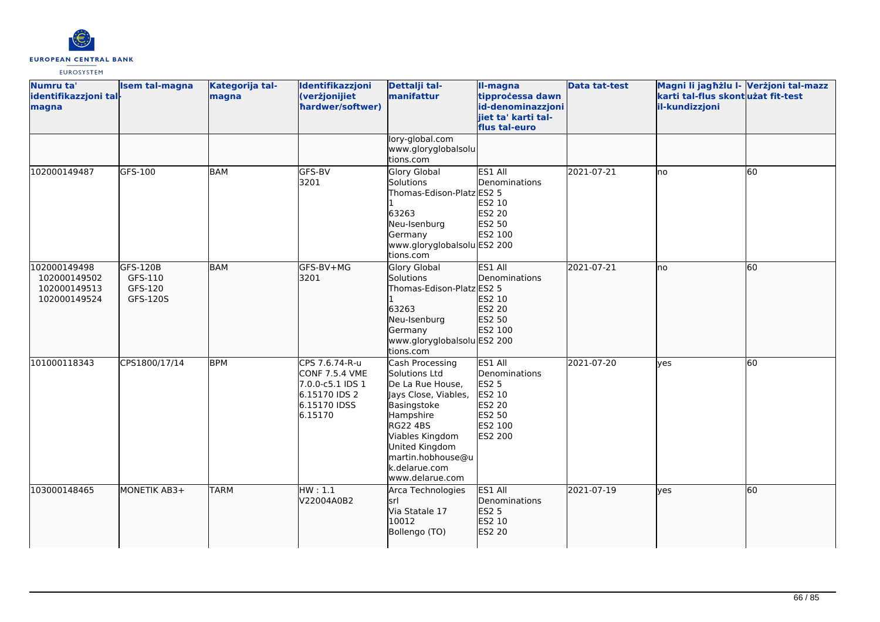| Numru ta' identifikazzjoni tal-magna | Isem tal-magna | Kategorija tal-magna | Identifikazzjoni (verżjonijiet ħardwer/softwer) | Dettalji tal-manifattur | Il-magna tipproċessa dawn id-denominazzjonijiet ta' karti tal-flus tal-euro | Data tat-test | Magni li jagħżlu l-karti tal-flus skont il-kundizzjoni | Verżjoni tal-mazz użat fit-test |
|---|---|---|---|---|---|---|---|---|
| | | | | lory-global.com www.gloryglobalsolutions.com | | | | |
| 102000149487 | GFS-100 | BAM | GFS-BV 3201 | Glory Global Solutions Thomas-Edison-Platz 1 63263 Neu-Isenburg Germany www.gloryglobalsolutions.com | ES1 All Denominations ES2 5 ES2 10 ES2 20 ES2 50 ES2 100 ES2 200 | 2021-07-21 | no | 60 |
| 102000149498 102000149502 102000149513 102000149524 | GFS-120B GFS-110 GFS-120 GFS-120S | BAM | GFS-BV+MG 3201 | Glory Global Solutions Thomas-Edison-Platz 1 63263 Neu-Isenburg Germany www.gloryglobalsolutions.com | ES1 All Denominations ES2 5 ES2 10 ES2 20 ES2 50 ES2 100 ES2 200 | 2021-07-21 | no | 60 |
| 101000118343 | CPS1800/17/14 | BPM | CPS 7.6.74-R-u CONF 7.5.4 VME 7.0.0-c5.1 IDS 1 6.15170 IDS 2 6.15170 IDSS 6.15170 | Cash Processing Solutions Ltd De La Rue House, Jays Close, Viables, Basingstoke Hampshire RG22 4BS Viables Kingdom United Kingdom martin.hobhouse@uk.delarue.com www.delarue.com | ES1 All Denominations ES2 5 ES2 10 ES2 20 ES2 50 ES2 100 ES2 200 | 2021-07-20 | yes | 60 |
| 103000148465 | MONETIK AB3+ | TARM | HW : 1.1 V22004A0B2 | Arca Technologies srl Via Statale 17 10012 Bollengo (TO) | ES1 All Denominations ES2 5 ES2 10 ES2 20 | 2021-07-19 | yes | 60 |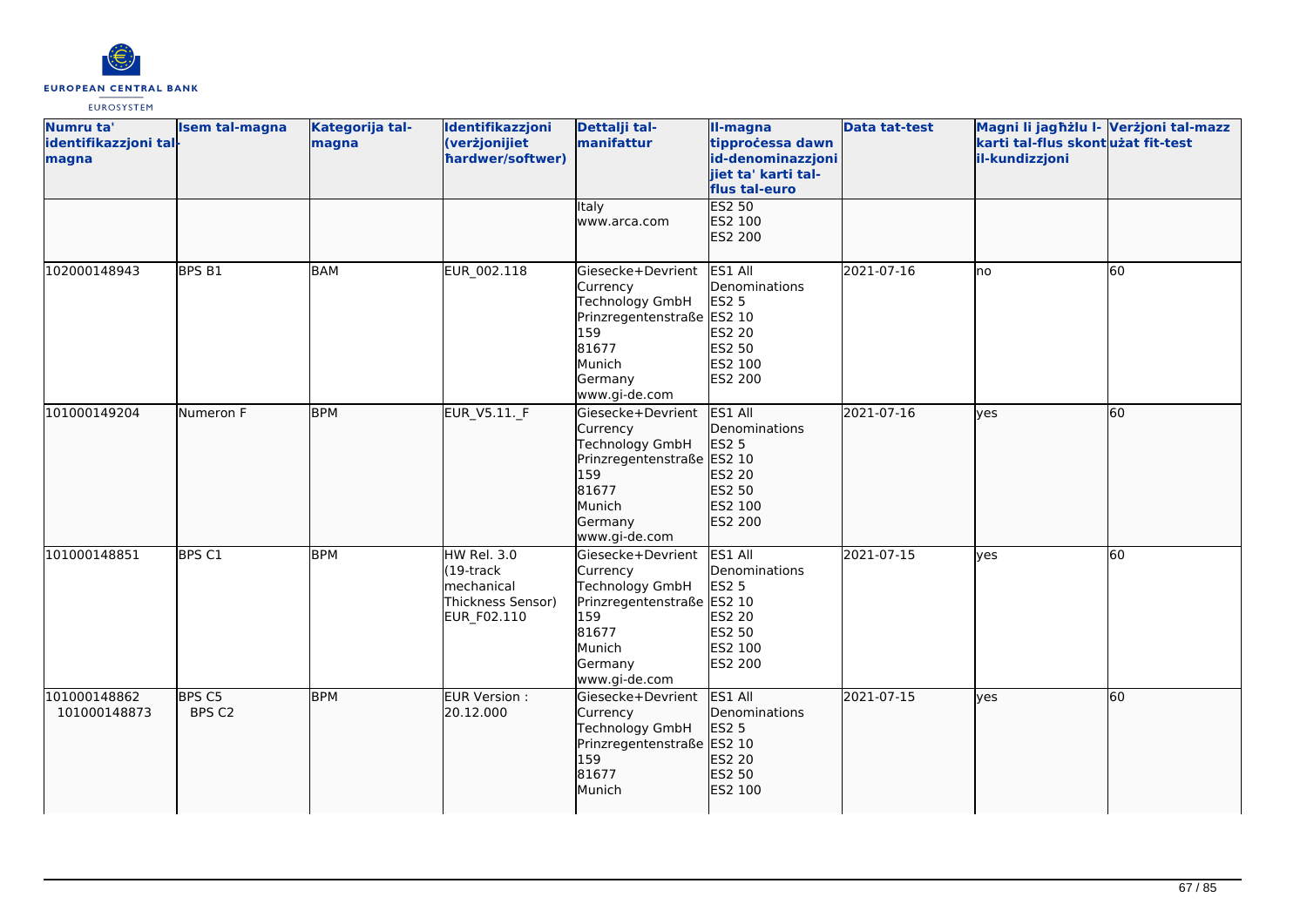| Numru ta' identifikazzjoni tal-magna | Isem tal-magna | Kategorija tal-magna | Identifikazzjoni (verżjonijiet ħardwer/softwer) | Dettalji tal-manifattur | Il-magna tipproċessa dawn id-denominazzjonijiet ta' karti tal-flus tal-euro | Data tat-test | Magni li jagħżlu l-karti tal-flus skont il-kundizzjoni | Verżjoni tal-mazz użat fit-test |
|---|---|---|---|---|---|---|---|---|
| | | | | Italy<br>www.arca.com | ES2 50<br>ES2 100<br>ES2 200 | | | |
| 102000148943 | BPS B1 | BAM | EUR_002.118 | Giesecke+Devrient Currency Technology GmbH<br>Prinzregentenstraße 159<br>81677<br>Munich<br>Germany<br>www.gi-de.com | ES1 All Denominations<br>ES2 5<br>ES2 10<br>ES2 20<br>ES2 50<br>ES2 100<br>ES2 200 | 2021-07-16 | no | 60 |
| 101000149204 | Numeron F | BPM | EUR_V5.11._F | Giesecke+Devrient Currency Technology GmbH<br>Prinzregentenstraße 159<br>81677<br>Munich<br>Germany<br>www.gi-de.com | ES1 All Denominations<br>ES2 5<br>ES2 10<br>ES2 20<br>ES2 50<br>ES2 100<br>ES2 200 | 2021-07-16 | yes | 60 |
| 101000148851 | BPS C1 | BPM | HW Rel. 3.0 (19-track mechanical Thickness Sensor)<br>EUR_F02.110 | Giesecke+Devrient Currency Technology GmbH<br>Prinzregentenstraße 159<br>81677<br>Munich<br>Germany<br>www.gi-de.com | ES1 All Denominations<br>ES2 5<br>ES2 10<br>ES2 20<br>ES2 50<br>ES2 100<br>ES2 200 | 2021-07-15 | yes | 60 |
| 101000148862<br>101000148873 | BPS C5<br>BPS C2 | BPM | EUR Version : 20.12.000 | Giesecke+Devrient Currency Technology GmbH<br>Prinzregentenstraße 159<br>81677<br>Munich | ES1 All Denominations<br>ES2 5<br>ES2 10<br>ES2 20<br>ES2 50<br>ES2 100 | 2021-07-15 | yes | 60 |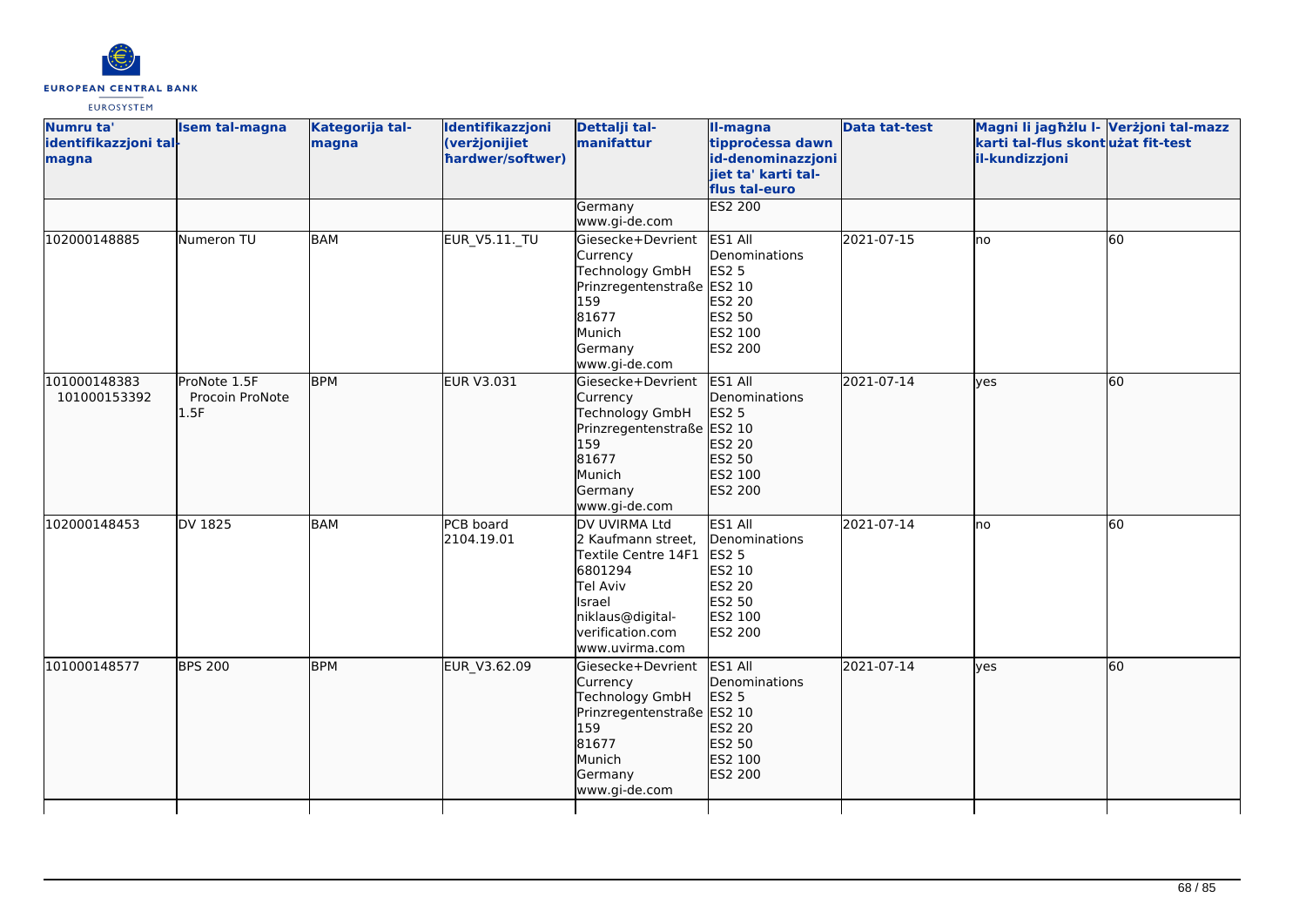| Numru ta' identifikazzjoni tal-magna | Isem tal-magna | Kategorija tal-magna | Identifikazzjoni (verżjonijiet ħardwer/softwer) | Dettalji tal-manifattur | Il-magna tipproċessa dawn id-denominazzjonijiet ta' karti tal-flus tal-euro | Data tat-test | Magni li jagħżlu l-karti tal-flus skont il-kundizzjoni | Verżjoni tal-mazzużat fit-test |
|---|---|---|---|---|---|---|---|---|
| | | | | Germany www.gi-de.com | ES2 200 | | | |
| 102000148885 | Numeron TU | BAM | EUR_V5.11._TU | Giesecke+Devrient Currency Technology GmbH Prinzregentenstraße 159 81677 Munich Germany www.gi-de.com | ES1 All Denominations ES2 5 ES2 10 ES2 20 ES2 50 ES2 100 ES2 200 | 2021-07-15 | no | 60 |
| 101000148383 101000153392 | ProNote 1.5F Procoin ProNote 1.5F | BPM | EUR V3.031 | Giesecke+Devrient Currency Technology GmbH Prinzregentenstraße 159 81677 Munich Germany www.gi-de.com | ES1 All Denominations ES2 5 ES2 10 ES2 20 ES2 50 ES2 100 ES2 200 | 2021-07-14 | yes | 60 |
| 102000148453 | DV 1825 | BAM | PCB board 2104.19.01 | DV UVIRMA Ltd 2 Kaufmann street, Textile Centre 14F1 6801294 Tel Aviv Israel niklaus@digital-verification.com www.uvirma.com | ES1 All Denominations ES2 5 ES2 10 ES2 20 ES2 50 ES2 100 ES2 200 | 2021-07-14 | no | 60 |
| 101000148577 | BPS 200 | BPM | EUR_V3.62.09 | Giesecke+Devrient Currency Technology GmbH Prinzregentenstraße 159 81677 Munich Germany www.gi-de.com | ES1 All Denominations ES2 5 ES2 10 ES2 20 ES2 50 ES2 100 ES2 200 | 2021-07-14 | yes | 60 |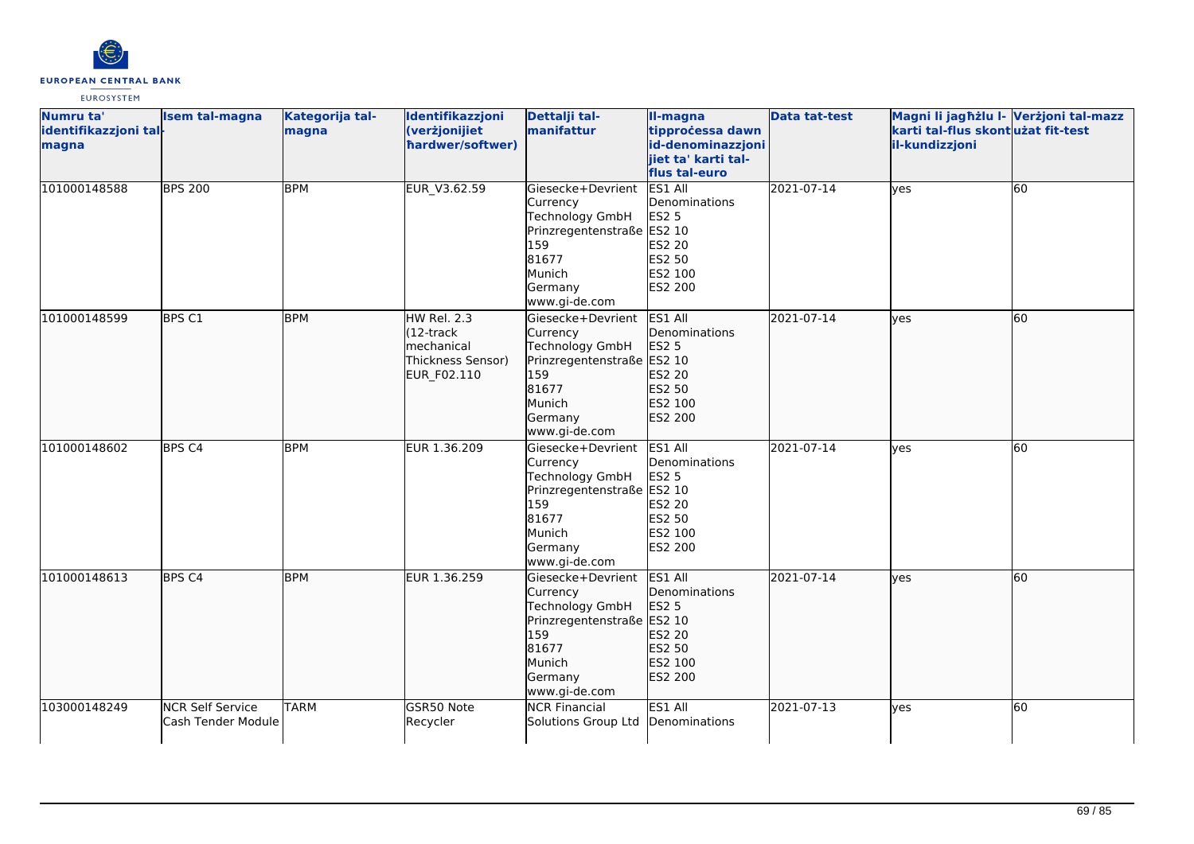| Numru ta' identifikazzjoni tal-magna | Isem tal-magna | Kategorija tal-magna | Identifikazzjoni (verżjonijiet ħardwer/softwer) | Dettalji tal-manifattur | Il-magna tipproċessa dawn id-denominazzjonijiet ta' karti tal-flus tal-euro | Data tat-test | Magni li jagħżlu l-karti tal-flus skont il-kundizzjoni | Verżjoni tal-mazzużat fit-test |
|---|---|---|---|---|---|---|---|---|
| 101000148588 | BPS 200 | BPM | EUR_V3.62.59 | Giesecke+Devrient Currency Technology GmbH Prinzregentenstraße 159 81677 Munich Germany www.gi-de.com | ES1 All Denominations ES2 5 ES2 10 ES2 20 ES2 50 ES2 100 ES2 200 | 2021-07-14 | yes | 60 |
| 101000148599 | BPS C1 | BPM | HW Rel. 2.3 (12-track mechanical Thickness Sensor) EUR_F02.110 | Giesecke+Devrient Currency Technology GmbH Prinzregentenstraße 159 81677 Munich Germany www.gi-de.com | ES1 All Denominations ES2 5 ES2 10 ES2 20 ES2 50 ES2 100 ES2 200 | 2021-07-14 | yes | 60 |
| 101000148602 | BPS C4 | BPM | EUR 1.36.209 | Giesecke+Devrient Currency Technology GmbH Prinzregentenstraße 159 81677 Munich Germany www.gi-de.com | ES1 All Denominations ES2 5 ES2 10 ES2 20 ES2 50 ES2 100 ES2 200 | 2021-07-14 | yes | 60 |
| 101000148613 | BPS C4 | BPM | EUR 1.36.259 | Giesecke+Devrient Currency Technology GmbH Prinzregentenstraße 159 81677 Munich Germany www.gi-de.com | ES1 All Denominations ES2 5 ES2 10 ES2 20 ES2 50 ES2 100 ES2 200 | 2021-07-14 | yes | 60 |
| 103000148249 | NCR Self Service Cash Tender Module | TARM | GSR50 Note Recycler | NCR Financial Solutions Group Ltd | ES1 All Denominations | 2021-07-13 | yes | 60 |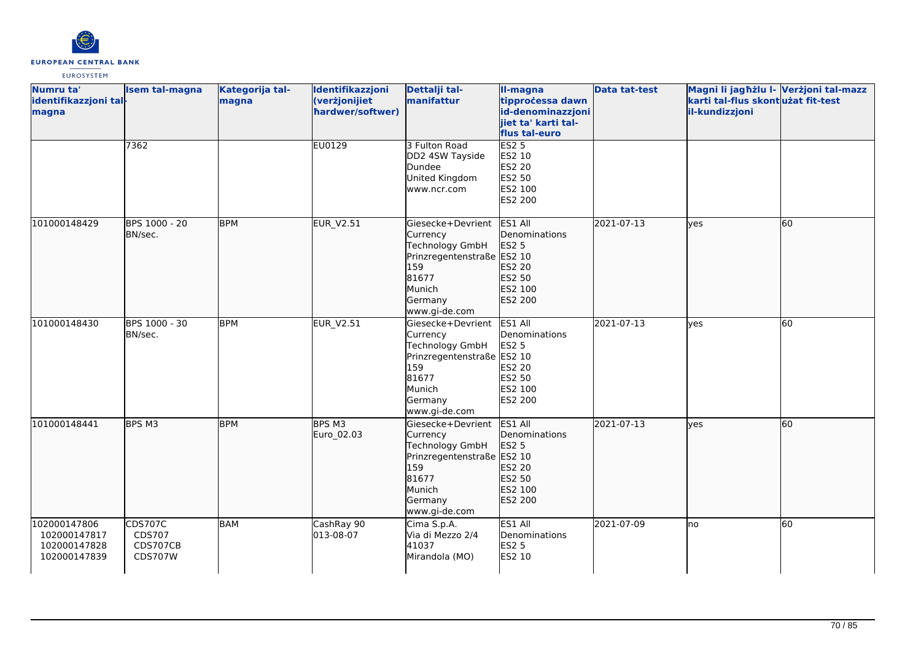| Numru ta' identifikazzjoni tal-magna | Isem tal-magna | Kategorija tal-magna | Identifikazzjoni (verżjonijiet ħardwer/softwer) | Dettalji tal-manifattur | Il-magna tipproċessa dawn id-denominazzjonijiet ta' karti tal-flus tal-euro | Data tat-test | Magni li jagħżlu l-karti tal-flus skont il-kundizzjoni | Verżjoni tal-mazz użat fit-test |
|---|---|---|---|---|---|---|---|---|
| | 7362 | | EU0129 | 3 Fulton Road DD2 4SW Tayside Dundee United Kingdom www.ncr.com | ES2 5 ES2 10 ES2 20 ES2 50 ES2 100 ES2 200 | | | |
| 101000148429 | BPS 1000 - 20 BN/sec. | BPM | EUR_V2.51 | Giesecke+Devrient Currency Technology GmbH Prinzregentenstraße 159 81677 Munich Germany www.gi-de.com | ES1 All Denominations ES2 5 ES2 10 ES2 20 ES2 50 ES2 100 ES2 200 | 2021-07-13 | yes | 60 |
| 101000148430 | BPS 1000 - 30 BN/sec. | BPM | EUR_V2.51 | Giesecke+Devrient Currency Technology GmbH Prinzregentenstraße 159 81677 Munich Germany www.gi-de.com | ES1 All Denominations ES2 5 ES2 10 ES2 20 ES2 50 ES2 100 ES2 200 | 2021-07-13 | yes | 60 |
| 101000148441 | BPS M3 | BPM | BPS M3 Euro_02.03 | Giesecke+Devrient Currency Technology GmbH Prinzregentenstraße 159 81677 Munich Germany www.gi-de.com | ES1 All Denominations ES2 5 ES2 10 ES2 20 ES2 50 ES2 100 ES2 200 | 2021-07-13 | yes | 60 |
| 102000147806 102000147817 102000147828 102000147839 | CDS707C CDS707 CDS707CB CDS707W | BAM | CashRay 90 013-08-07 | Cima S.p.A. Via di Mezzo 2/4 41037 Mirandola (MO) | ES1 All Denominations ES2 5 ES2 10 | 2021-07-09 | no | 60 |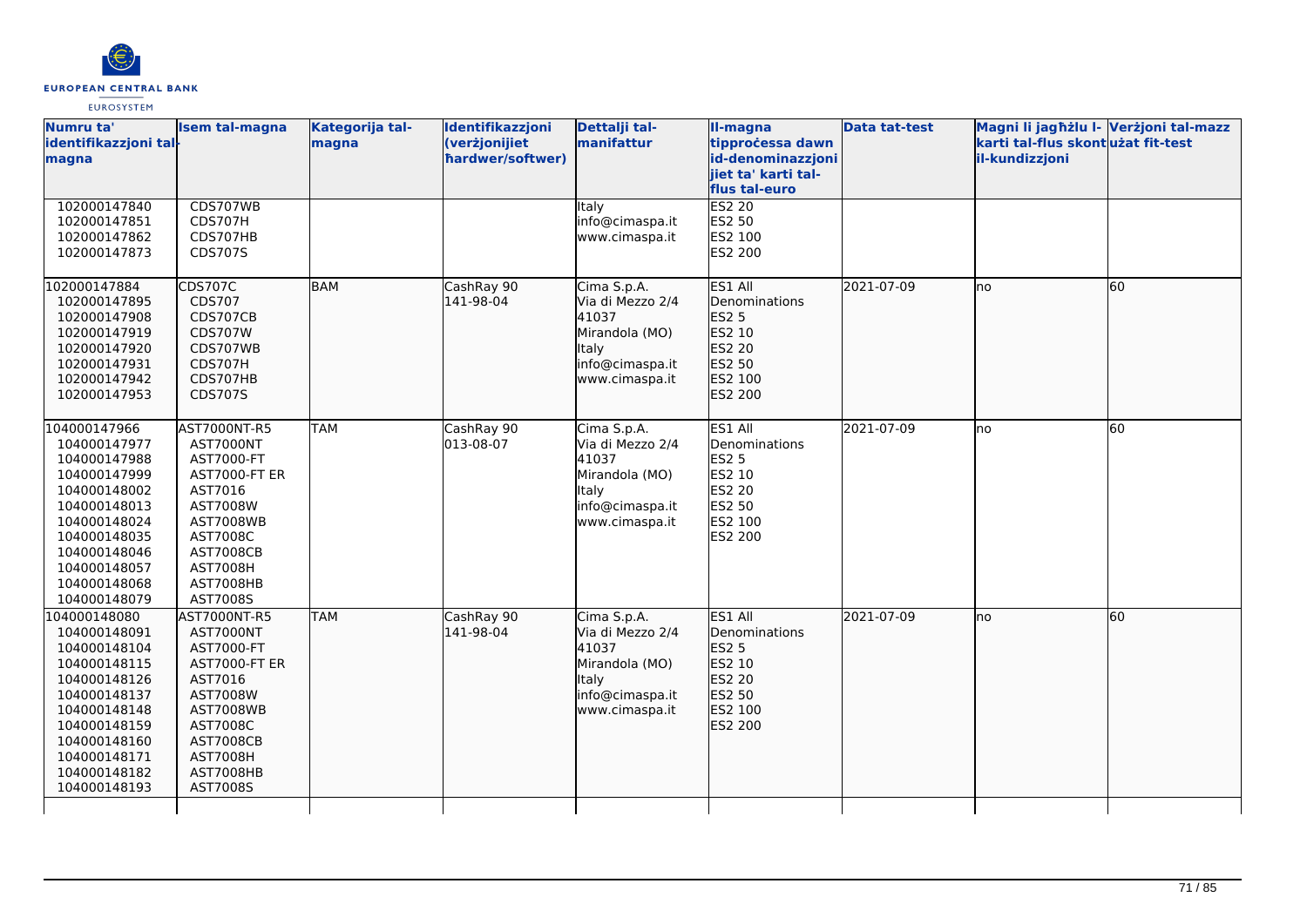| Numru ta' identifikazzjoni tal-magna | Isem tal-magna | Kategorija tal-magna | Identifikazzjoni (verżjonijiet ħardwer/softwer) | Dettalji tal-manifattur | Il-magna tipproċessa dawn id-denominazzjoni jiet ta' karti tal-flus tal-euro | Data tat-test | Magni li jagħżlu l-karti tal-flus skont il-kundizzjoni | Verżjoni tal-mazz użat fit-test |
|---|---|---|---|---|---|---|---|---|
| 102000147840<br>102000147851<br>102000147862<br>102000147873 | CDS707WB<br>CDS707H<br>CDS707HB<br>CDS707S | | | Italy<br>info@cimaspa.it<br>www.cimaspa.it | ES2 20<br>ES2 50<br>ES2 100<br>ES2 200 | | | |
| 102000147884<br>102000147895<br>102000147908<br>102000147919<br>102000147920<br>102000147931<br>102000147942<br>102000147953 | CDS707C<br>CDS707<br>CDS707CB<br>CDS707W<br>CDS707WB<br>CDS707H<br>CDS707HB<br>CDS707S | BAM | CashRay 90<br>141-98-04 | Cima S.p.A.<br>Via di Mezzo 2/4<br>41037<br>Mirandola (MO)<br>Italy<br>info@cimaspa.it<br>www.cimaspa.it | ES1 All Denominations<br>ES2 5<br>ES2 10<br>ES2 20<br>ES2 50<br>ES2 100<br>ES2 200 | 2021-07-09 | no | 60 |
| 104000147966<br>104000147977<br>104000147988<br>104000147999<br>104000148002<br>104000148013<br>104000148024<br>104000148035<br>104000148046<br>104000148057<br>104000148068<br>104000148079 | AST7000NT-R5<br>AST7000NT<br>AST7000-FT<br>AST7000-FT ER<br>AST7016<br>AST7008W<br>AST7008WB<br>AST7008C<br>AST7008CB<br>AST7008H<br>AST7008HB<br>AST7008S | TAM | CashRay 90<br>013-08-07 | Cima S.p.A.<br>Via di Mezzo 2/4<br>41037<br>Mirandola (MO)<br>Italy<br>info@cimaspa.it<br>www.cimaspa.it | ES1 All Denominations<br>ES2 5<br>ES2 10<br>ES2 20<br>ES2 50<br>ES2 100<br>ES2 200 | 2021-07-09 | no | 60 |
| 104000148080<br>104000148091<br>104000148104<br>104000148115<br>104000148126<br>104000148137<br>104000148148<br>104000148159<br>104000148160<br>104000148171<br>104000148182<br>104000148193 | AST7000NT-R5<br>AST7000NT<br>AST7000-FT<br>AST7000-FT ER<br>AST7016<br>AST7008W<br>AST7008WB<br>AST7008C<br>AST7008CB<br>AST7008H<br>AST7008HB<br>AST7008S | TAM | CashRay 90<br>141-98-04 | Cima S.p.A.<br>Via di Mezzo 2/4<br>41037<br>Mirandola (MO)<br>Italy<br>info@cimaspa.it<br>www.cimaspa.it | ES1 All Denominations<br>ES2 5<br>ES2 10<br>ES2 20<br>ES2 50<br>ES2 100<br>ES2 200 | 2021-07-09 | no | 60 |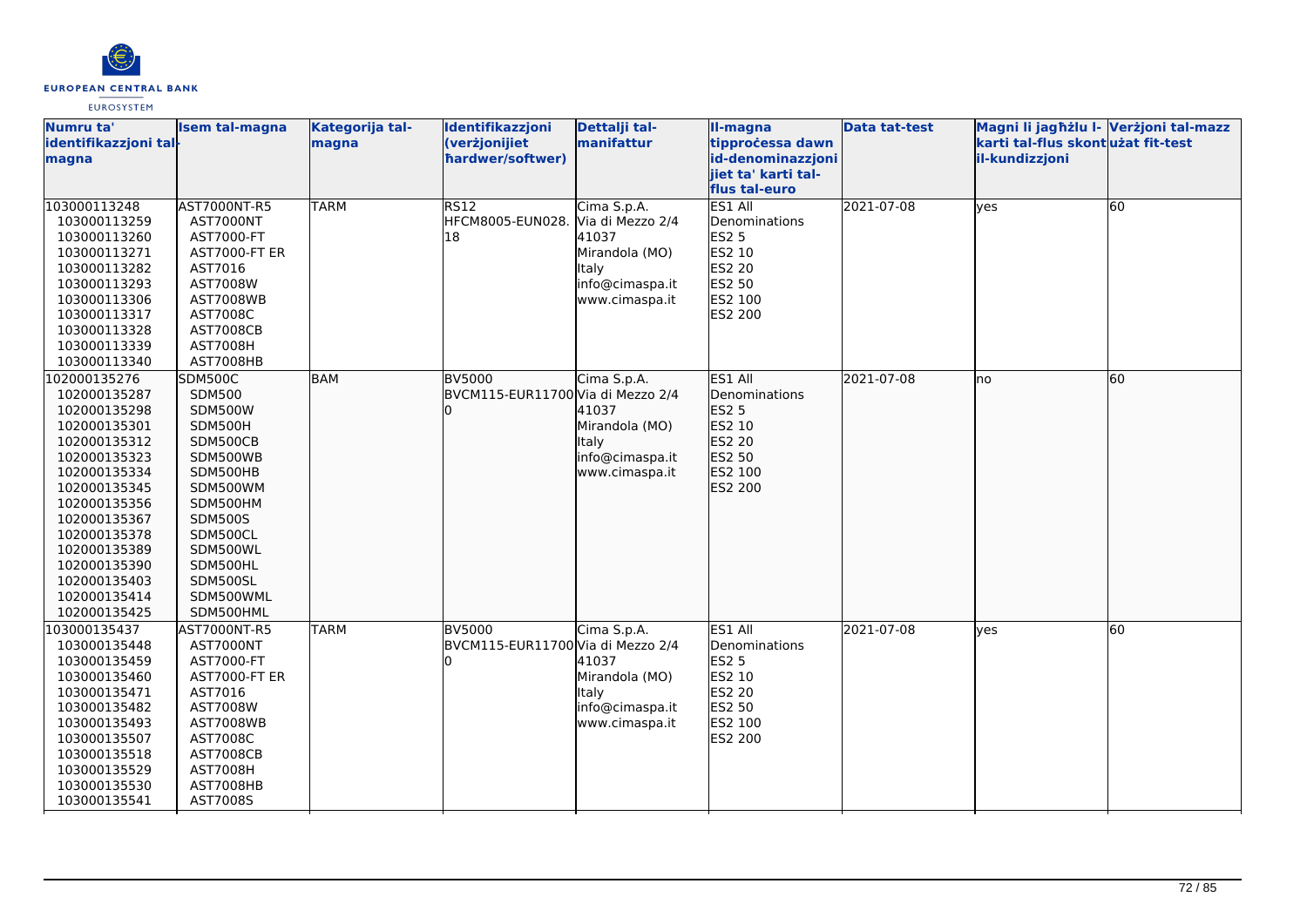| Numru ta' identifikazzjoni tal-magna | Isem tal-magna | Kategorija tal-magna | Identifikazzjoni (verżjonijiet ħardwer/softwer) | Dettalji tal-manifattur | Il-magna tipproċessa dawn id-denominazzjonijiet ta' karti tal-flus tal-euro | Data tat-test | Magni li jagħżlu l-karti tal-flus skont il-kundizzjoni | Verżjoni tal-mazz użat fit-test |
|---|---|---|---|---|---|---|---|---|
| 103000113248<br>103000113259<br>103000113260<br>103000113271<br>103000113282<br>103000113293<br>103000113306<br>103000113317<br>103000113328<br>103000113339<br>103000113340 | AST7000NT-R5<br>AST7000NT<br>AST7000-FT<br>AST7000-FT ER<br>AST7016<br>AST7008W<br>AST7008WB<br>AST7008C<br>AST7008CB<br>AST7008H<br>AST7008HB | TARM | RS12<br>HFCM8005-EUN028.18 | Cima S.p.A.<br>Via di Mezzo 2/4<br>41037<br>Mirandola (MO)<br>Italy<br>info@cimaspa.it<br>www.cimaspa.it | ES1 All Denominations<br>ES2 5<br>ES2 10<br>ES2 20<br>ES2 50<br>ES2 100<br>ES2 200 | 2021-07-08 | yes | 60 |
| 102000135276<br>102000135287<br>102000135298<br>102000135301<br>102000135312<br>102000135323<br>102000135334<br>102000135345<br>102000135356<br>102000135367<br>102000135378<br>102000135389<br>102000135390<br>102000135403<br>102000135414<br>102000135425 | SDM500C<br>SDM500<br>SDM500W<br>SDM500H<br>SDM500CB<br>SDM500WB<br>SDM500HB<br>SDM500WM<br>SDM500HM<br>SDM500S<br>SDM500CL<br>SDM500WL<br>SDM500HL<br>SDM500SL<br>SDM500WML<br>SDM500HML | BAM | BV5000<br>BVCM115-EUR117000 | Cima S.p.A.<br>Via di Mezzo 2/4<br>41037<br>Mirandola (MO)<br>Italy<br>info@cimaspa.it<br>www.cimaspa.it | ES1 All Denominations<br>ES2 5<br>ES2 10<br>ES2 20<br>ES2 50<br>ES2 100<br>ES2 200 | 2021-07-08 | no | 60 |
| 103000135437<br>103000135448<br>103000135459<br>103000135460<br>103000135471<br>103000135482<br>103000135493<br>103000135507<br>103000135518<br>103000135529<br>103000135530<br>103000135541 | AST7000NT-R5<br>AST7000NT<br>AST7000-FT<br>AST7000-FT ER<br>AST7016<br>AST7008W<br>AST7008WB<br>AST7008C<br>AST7008CB<br>AST7008H<br>AST7008HB<br>AST7008S | TARM | BV5000<br>BVCM115-EUR117000 | Cima S.p.A.<br>Via di Mezzo 2/4<br>41037<br>Mirandola (MO)<br>Italy<br>info@cimaspa.it<br>www.cimaspa.it | ES1 All Denominations<br>ES2 5<br>ES2 10<br>ES2 20<br>ES2 50<br>ES2 100<br>ES2 200 | 2021-07-08 | yes | 60 |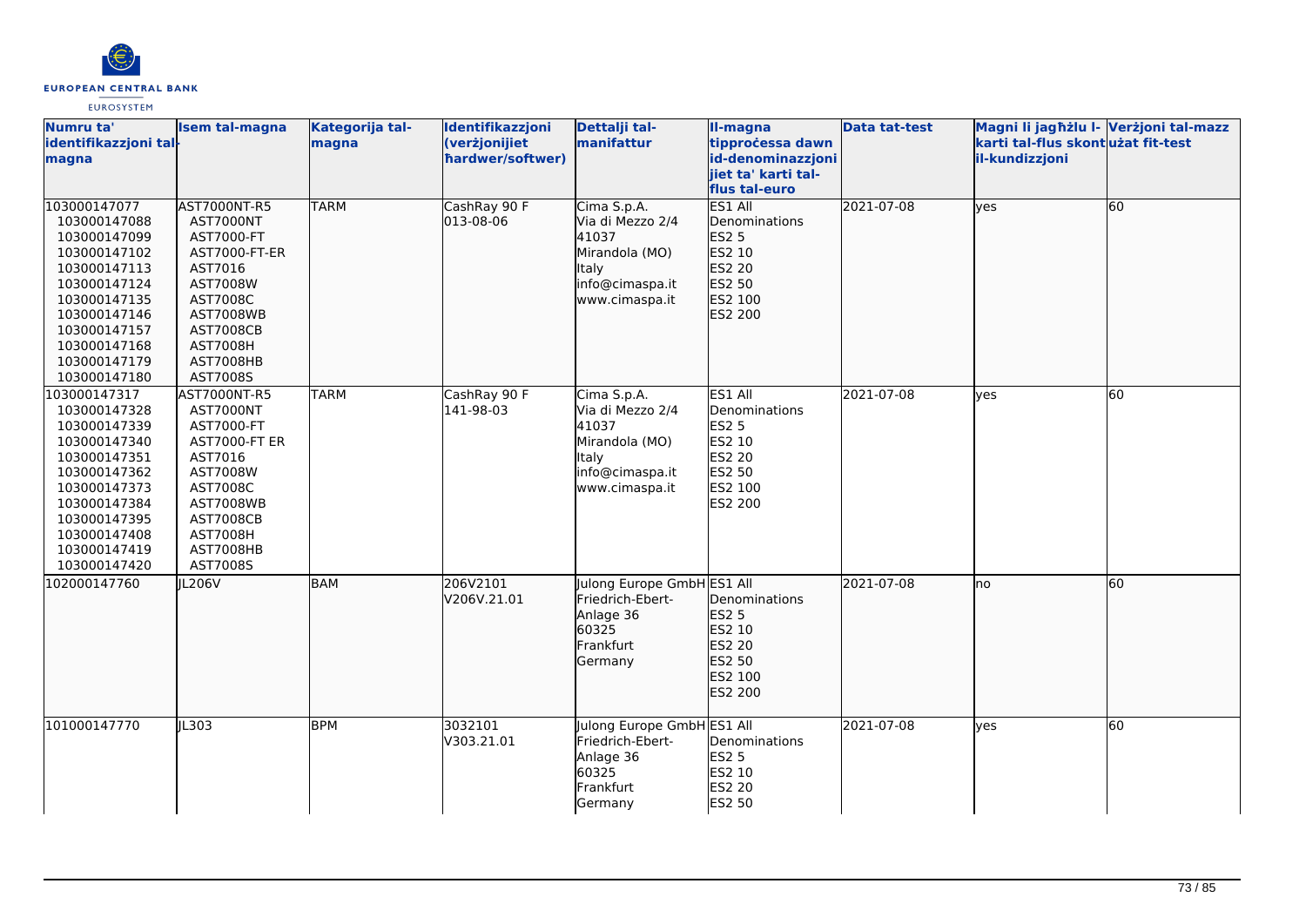| Numru ta' identifikazzjoni tal-magna | Isem tal-magna | Kategorija tal-magna | Identifikazzjoni (verżjonijiet ħardwer/softwer) | Dettalji tal-manifattur | Il-magna tipproċessa dawn id-denominazzjoni jiet ta' karti tal-flus tal-euro | Data tat-test | Magni li jagħżlu l-karti tal-flus skont il-kundizzjoni | Verżjoni tal-mazz użat fit-test |
|---|---|---|---|---|---|---|---|---|
| 103000147077<br>103000147088<br>103000147099<br>103000147102<br>103000147113<br>103000147124<br>103000147135<br>103000147146<br>103000147157<br>103000147168<br>103000147179<br>103000147180 | AST7000NT-R5<br>AST7000NT<br>AST7000-FT<br>AST7000-FT-ER<br>AST7016<br>AST7008W<br>AST7008C<br>AST7008WB<br>AST7008CB<br>AST7008H<br>AST7008HB<br>AST7008S | TARM | CashRay 90 F<br>013-08-06 | Cima S.p.A.<br>Via di Mezzo 2/4<br>41037<br>Mirandola (MO)<br>Italy<br>info@cimaspa.it<br>www.cimaspa.it | ES1 All Denominations<br>ES2 5<br>ES2 10<br>ES2 20<br>ES2 50<br>ES2 100<br>ES2 200 | 2021-07-08 | yes | 60 |
| 103000147317<br>103000147328<br>103000147339<br>103000147340<br>103000147351<br>103000147362<br>103000147373<br>103000147384<br>103000147395<br>103000147408<br>103000147419<br>103000147420 | AST7000NT-R5<br>AST7000NT<br>AST7000-FT<br>AST7000-FT ER<br>AST7016<br>AST7008W<br>AST7008C<br>AST7008WB<br>AST7008CB<br>AST7008H<br>AST7008HB<br>AST7008S | TARM | CashRay 90 F<br>141-98-03 | Cima S.p.A.<br>Via di Mezzo 2/4<br>41037<br>Mirandola (MO)<br>Italy<br>info@cimaspa.it<br>www.cimaspa.it | ES1 All Denominations<br>ES2 5<br>ES2 10<br>ES2 20<br>ES2 50<br>ES2 100<br>ES2 200 | 2021-07-08 | yes | 60 |
| 102000147760 | JL206V | BAM | 206V2101<br>V206V.21.01 | Julong Europe GmbH<br>Friedrich-Ebert-Anlage 36<br>60325<br>Frankfurt<br>Germany | ES1 All Denominations<br>ES2 5<br>ES2 10<br>ES2 20<br>ES2 50<br>ES2 100<br>ES2 200 | 2021-07-08 | no | 60 |
| 101000147770 | JL303 | BPM | 3032101<br>V303.21.01 | Julong Europe GmbH<br>Friedrich-Ebert-Anlage 36<br>60325<br>Frankfurt<br>Germany | ES1 All Denominations<br>ES2 5<br>ES2 10<br>ES2 20<br>ES2 50 | 2021-07-08 | yes | 60 |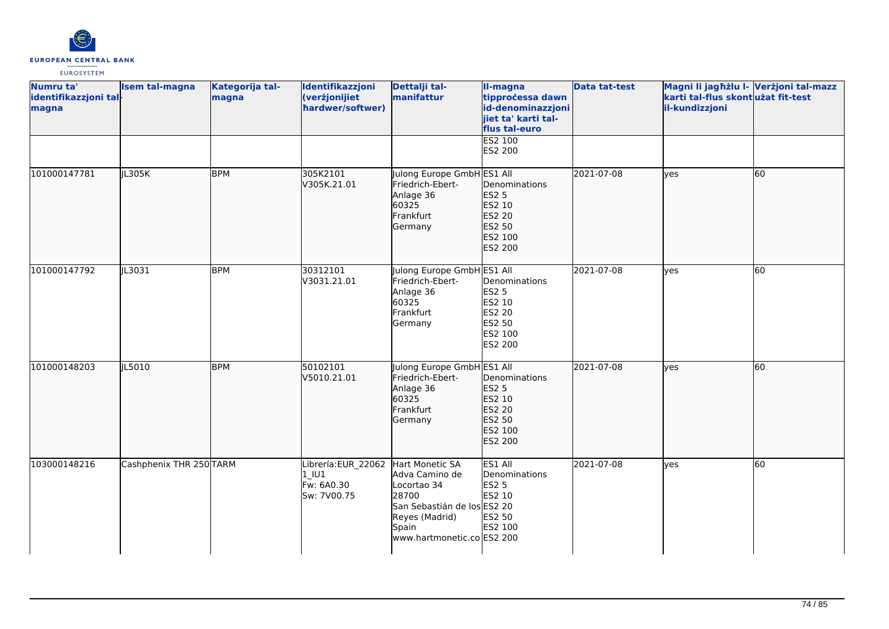| Numru ta' identifikazzjoni tal-magna | Isem tal-magna | Kategorija tal-magna | Identifikazzjoni (verżjonijiet ħardwer/softwer) | Dettalji tal-manifattur | Il-magna tipproċessa dawn id-denominazzjonijiet ta' karti tal-flus tal-euro | Data tat-test | Magni li jagħżlu l-karti tal-flus skont il-kundizzjoni | Verżjoni tal-mazz użat fit-test |
|---|---|---|---|---|---|---|---|---|
| | | | | | ES2 100<br>ES2 200 | | | |
| 101000147781 | JL305K | BPM | 305K2101<br>V305K.21.01 | Julong Europe GmbH<br>Friedrich-Ebert-Anlage 36<br>60325<br>Frankfurt<br>Germany | ES1 All Denominations<br>ES2 5<br>ES2 10<br>ES2 20<br>ES2 50<br>ES2 100<br>ES2 200 | 2021-07-08 | yes | 60 |
| 101000147792 | JL3031 | BPM | 30312101<br>V3031.21.01 | Julong Europe GmbH<br>Friedrich-Ebert-Anlage 36<br>60325<br>Frankfurt<br>Germany | ES1 All Denominations<br>ES2 5<br>ES2 10<br>ES2 20<br>ES2 50<br>ES2 100<br>ES2 200 | 2021-07-08 | yes | 60 |
| 101000148203 | JL5010 | BPM | 50102101<br>V5010.21.01 | Julong Europe GmbH<br>Friedrich-Ebert-Anlage 36<br>60325<br>Frankfurt<br>Germany | ES1 All Denominations<br>ES2 5<br>ES2 10<br>ES2 20<br>ES2 50<br>ES2 100<br>ES2 200 | 2021-07-08 | yes | 60 |
| 103000148216 | Cashphenix THR 250 | TARM | Librería:EUR_220621_IU1<br>Fw: 6A0.30<br>Sw: 7V00.75 | Hart Monetic SA<br>Adva Camino de Locortao 34<br>28700<br>San Sebastián de los Reyes (Madrid)<br>Spain<br>www.hartmonetic.co | ES1 All Denominations<br>ES2 5<br>ES2 10<br>ES2 20<br>ES2 50<br>ES2 100<br>ES2 200 | 2021-07-08 | yes | 60 |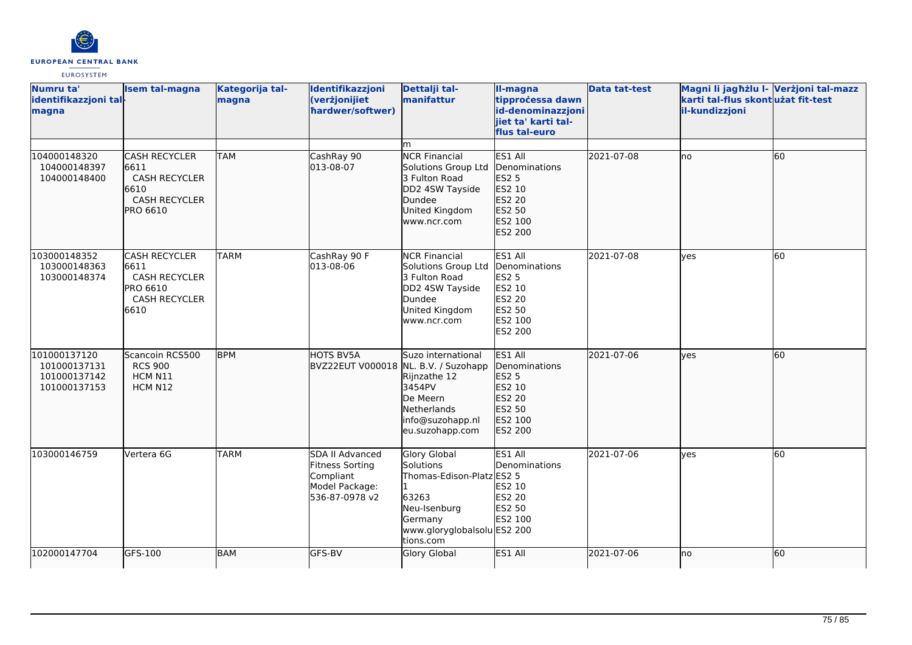| Numru ta' identifikazzjoni tal-magna | Isem tal-magna | Kategorija tal-magna | Identifikazzjoni (verżjonijiet ħardwer/softwer) | Dettalji tal-manifattur | Il-magna tipproċessa dawn id-denominazzjonijiet ta' karti tal-flus tal-euro | Data tat-test | Magni li jagħżlu l-karti tal-flus skont il-kundizzjoni | Verżjoni tal-mazz użat fit-test |
|---|---|---|---|---|---|---|---|---|
| | | | | m | | | | |
| 104000148320<br>104000148397<br>104000148400 | CASH RECYCLER 6611<br>CASH RECYCLER 6610<br>CASH RECYCLER PRO 6610 | TAM | CashRay 90<br>013-08-07 | NCR Financial Solutions Group Ltd<br>3 Fulton Road<br>DD2 4SW Tayside<br>Dundee<br>United Kingdom<br>www.ncr.com | ES1 All Denominations<br>ES2 5<br>ES2 10<br>ES2 20<br>ES2 50<br>ES2 100<br>ES2 200 | 2021-07-08 | no | 60 |
| 103000148352<br>103000148363<br>103000148374 | CASH RECYCLER 6611<br>CASH RECYCLER PRO 6610<br>CASH RECYCLER 6610 | TARM | CashRay 90 F<br>013-08-06 | NCR Financial Solutions Group Ltd<br>3 Fulton Road<br>DD2 4SW Tayside<br>Dundee<br>United Kingdom<br>www.ncr.com | ES1 All Denominations<br>ES2 5<br>ES2 10<br>ES2 20<br>ES2 50<br>ES2 100<br>ES2 200 | 2021-07-08 | yes | 60 |
| 101000137120<br>101000137131<br>101000137142<br>101000137153 | Scancoin RCS500<br>RCS 900<br>HCM N11<br>HCM N12 | BPM | HOTS BV5A<br>BVZ22EUT V000018 | Suzo international NL. B.V. / Suzohapp<br>Rijnzathe 12<br>3454PV<br>De Meern<br>Netherlands<br>info@suzohapp.nl<br>eu.suzohapp.com | ES1 All Denominations<br>ES2 5<br>ES2 10<br>ES2 20<br>ES2 50<br>ES2 100<br>ES2 200 | 2021-07-06 | yes | 60 |
| 103000146759 | Vertera 6G | TARM | SDA II Advanced Fitness Sorting Compliant<br>Model Package: 536-87-0978 v2 | Glory Global Solutions<br>Thomas-Edison-Platz 1<br>63263<br>Neu-Isenburg<br>Germany<br>www.gloryglobalsolutions.com | ES1 All Denominations<br>ES2 5<br>ES2 10<br>ES2 20<br>ES2 50<br>ES2 100<br>ES2 200 | 2021-07-06 | yes | 60 |
| 102000147704 | GFS-100 | BAM | GFS-BV | Glory Global | ES1 All | 2021-07-06 | no | 60 |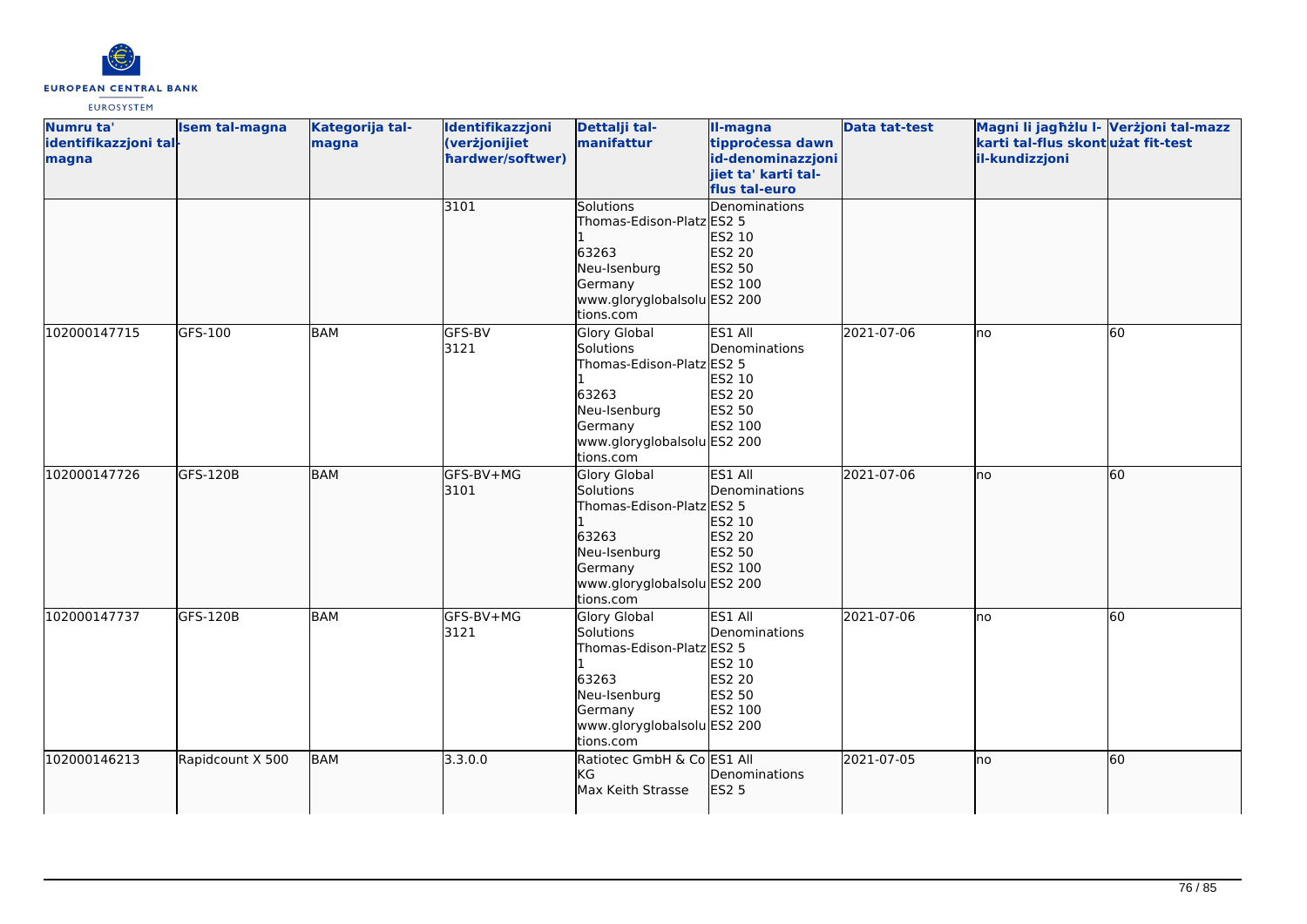| Numru ta' identifikazzjoni tal-magna | Isem tal-magna | Kategorija tal-magna | Identifikazzjoni (verżjonijiet ħardwer/softwer) | Dettalji tal-manifattur | Il-magna tipproċessa dawn id-denominazzjonijiet ta' karti tal-flus tal-euro | Data tat-test | Magni li jagħżlu l-karti tal-flus skont il-kundizzjoni | Verżjoni tal-mazz użat fit-test |
|---|---|---|---|---|---|---|---|---|
| | | | 3101 | Solutions Thomas-Edison-Platz 1 63263 Neu-Isenburg Germany www.gloryglobalsolutions.com | Denominations ES2 5 ES2 10 ES2 20 ES2 50 ES2 100 ES2 200 | | | |
| 102000147715 | GFS-100 | BAM | GFS-BV 3121 | Glory Global Solutions Thomas-Edison-Platz 1 63263 Neu-Isenburg Germany www.gloryglobalsolutions.com | ES1 All Denominations ES2 5 ES2 10 ES2 20 ES2 50 ES2 100 ES2 200 | 2021-07-06 | no | 60 |
| 102000147726 | GFS-120B | BAM | GFS-BV+MG 3101 | Glory Global Solutions Thomas-Edison-Platz 1 63263 Neu-Isenburg Germany www.gloryglobalsolutions.com | ES1 All Denominations ES2 5 ES2 10 ES2 20 ES2 50 ES2 100 ES2 200 | 2021-07-06 | no | 60 |
| 102000147737 | GFS-120B | BAM | GFS-BV+MG 3121 | Glory Global Solutions Thomas-Edison-Platz 1 63263 Neu-Isenburg Germany www.gloryglobalsolutions.com | ES1 All Denominations ES2 5 ES2 10 ES2 20 ES2 50 ES2 100 ES2 200 | 2021-07-06 | no | 60 |
| 102000146213 | Rapidcount X 500 | BAM | 3.3.0.0 | Ratiotec GmbH & Co KG Max Keith Strasse | ES1 All Denominations ES2 5 | 2021-07-05 | no | 60 |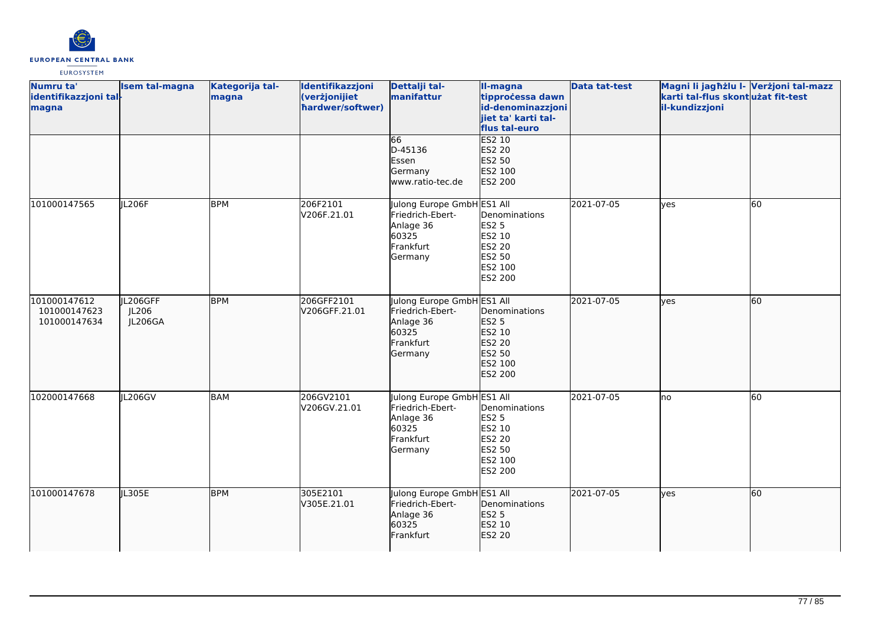| Numru ta' identifikazzjoni tal-magna | Isem tal-magna | Kategorija tal-magna | Identifikazzjoni (verżjonijiet ħardwer/softwer) | Dettalji tal-manifattur | Il-magna tipproċessa dawn id-denominazzjonijiet ta' karti tal-flus tal-euro | Data tat-test | Magni li jagħżlu l-karti tal-flus skont il-kundizzjoni | Verżjoni tal-mazz użat fit-test |
|---|---|---|---|---|---|---|---|---|
| | | | | 66<br>D-45136<br>Essen<br>Germany<br>www.ratio-tec.de | ES2 10<br>ES2 20<br>ES2 50<br>ES2 100<br>ES2 200 | | | |
| 101000147565 | JL206F | BPM | 206F2101<br>V206F.21.01 | Julong Europe GmbH<br>Friedrich-Ebert-Anlage 36<br>60325<br>Frankfurt<br>Germany | ES1 All Denominations<br>ES2 5<br>ES2 10<br>ES2 20<br>ES2 50<br>ES2 100<br>ES2 200 | 2021-07-05 | yes | 60 |
| 101000147612<br>101000147623<br>101000147634 | JL206GFF<br>JL206<br>JL206GA | BPM | 206GFF2101<br>V206GFF.21.01 | Julong Europe GmbH<br>Friedrich-Ebert-Anlage 36<br>60325<br>Frankfurt<br>Germany | ES1 All Denominations<br>ES2 5<br>ES2 10<br>ES2 20<br>ES2 50<br>ES2 100<br>ES2 200 | 2021-07-05 | yes | 60 |
| 102000147668 | JL206GV | BAM | 206GV2101<br>V206GV.21.01 | Julong Europe GmbH<br>Friedrich-Ebert-Anlage 36<br>60325<br>Frankfurt<br>Germany | ES1 All Denominations<br>ES2 5<br>ES2 10<br>ES2 20<br>ES2 50<br>ES2 100<br>ES2 200 | 2021-07-05 | no | 60 |
| 101000147678 | JL305E | BPM | 305E2101<br>V305E.21.01 | Julong Europe GmbH<br>Friedrich-Ebert-Anlage 36<br>60325<br>Frankfurt | ES1 All Denominations<br>ES2 5<br>ES2 10<br>ES2 20 | 2021-07-05 | yes | 60 |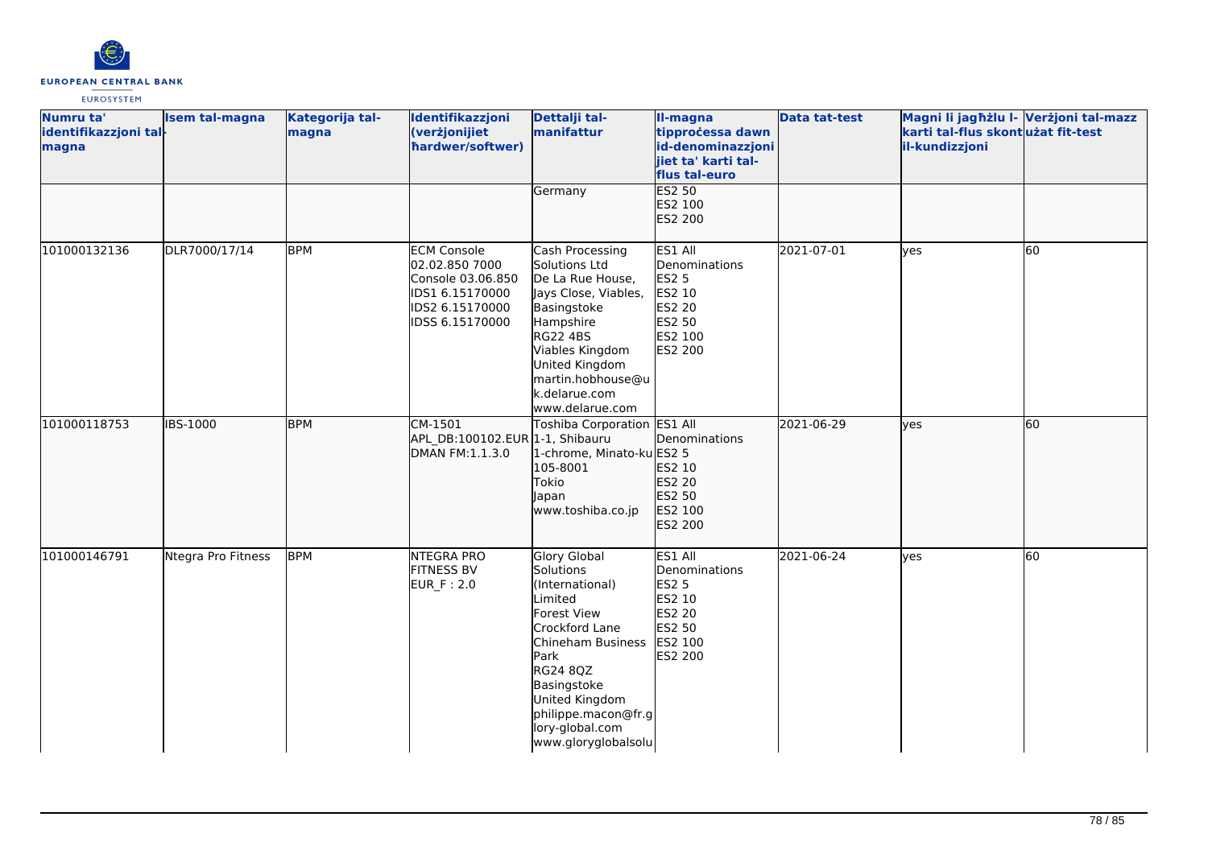| Numru ta' identifikazzjoni tal-magna | Isem tal-magna | Kategorija tal-magna | Identifikazzjoni (verżjonijiet ħardwer/softwer) | Dettalji tal-manifattur | Il-magna tipproċessa dawn id-denominazzjonijiet ta' karti tal-flus tal-euro | Data tat-test | Magni li jagħżlu l-karti tal-flus skont il-kundizzjoni | Verżjoni tal-mazz użat fit-test |
|---|---|---|---|---|---|---|---|---|
| | | | | Germany | ES2 50<br>ES2 100<br>ES2 200 | | | |
| 101000132136 | DLR7000/17/14 | BPM | ECM Console 02.02.850 7000<br>Console 03.06.850<br>IDS1 6.15170000<br>IDS2 6.15170000<br>IDSS 6.15170000 | Cash Processing Solutions Ltd<br>De La Rue House, Jays Close, Viables, Basingstoke<br>Hampshire<br>RG22 4BS<br>Viables Kingdom<br>United Kingdom<br>martin.hobhouse@uk.delarue.com<br>www.delarue.com | ES1 All Denominations<br>ES2 5<br>ES2 10<br>ES2 20<br>ES2 50<br>ES2 100<br>ES2 200 | 2021-07-01 | yes | 60 |
| 101000118753 | IBS-1000 | BPM | CM-1501<br>APL_DB:100102.EUR<br>DMAN FM:1.1.3.0 | Toshiba Corporation<br>1-1, Shibauru 1-chrome, Minato-ku<br>105-8001<br>Tokio<br>Japan<br>www.toshiba.co.jp | ES1 All Denominations<br>ES2 5<br>ES2 10<br>ES2 20<br>ES2 50<br>ES2 100<br>ES2 200 | 2021-06-29 | yes | 60 |
| 101000146791 | Ntegra Pro Fitness | BPM | NTEGRA PRO FITNESS BV<br>EUR_F : 2.0 | Glory Global Solutions (International) Limited<br>Forest View<br>Crockford Lane<br>Chineham Business Park<br>RG24 8QZ<br>Basingstoke<br>United Kingdom<br>philippe.macon@fr.glory-global.com<br>www.gloryglobalsolu | ES1 All Denominations<br>ES2 5<br>ES2 10<br>ES2 20<br>ES2 50<br>ES2 100<br>ES2 200 | 2021-06-24 | yes | 60 |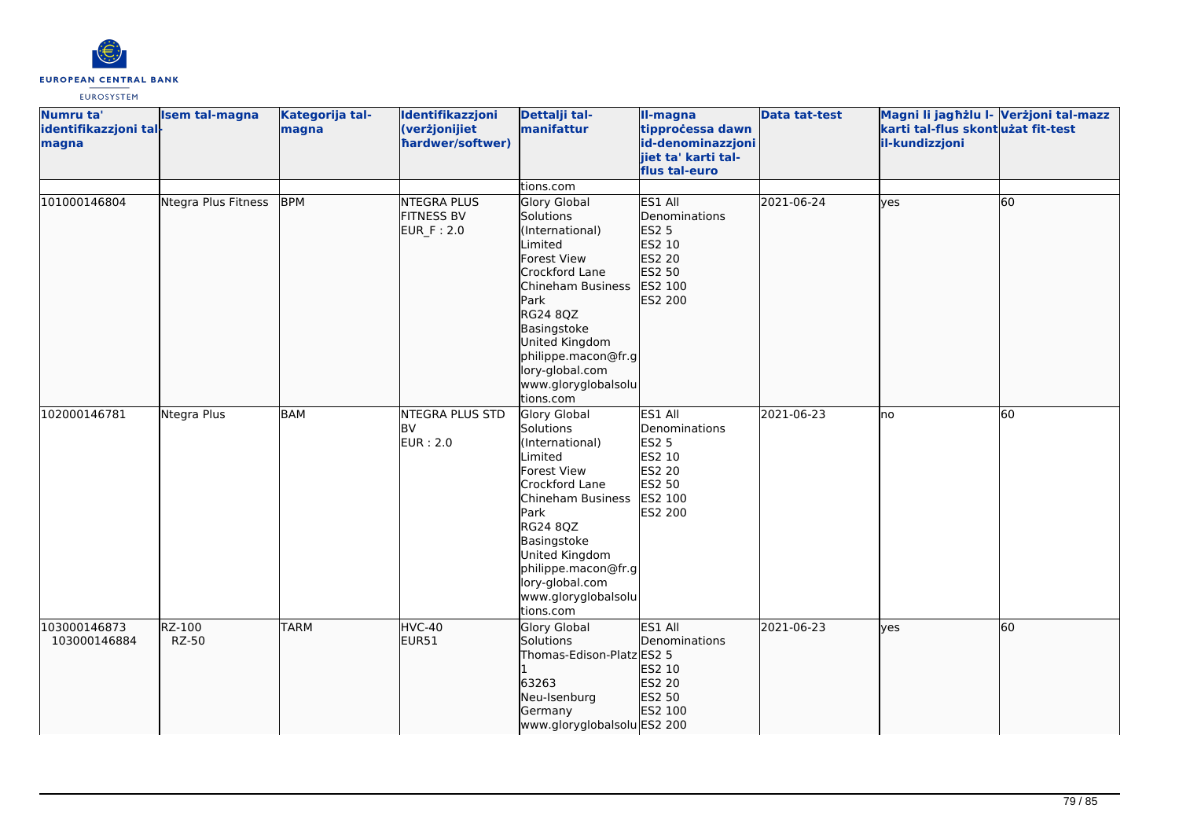| Numru ta' identifikazzjoni tal-magna | Isem tal-magna | Kategorija tal-magna | Identifikazzjoni (verżjonijiet ħardwer/softwer) | Dettalji tal-manifattur | Il-magna tipproċessa dawn id-denominazzjonijiet ta' karti tal-flus tal-euro | Data tat-test | Magni li jagħżlu l-karti tal-flus skont il-kundizzjoni | Verżjoni tal-mazz użat fit-test |
|---|---|---|---|---|---|---|---|---|
| | | | | tions.com | | | | |
| 101000146804 | Ntegra Plus Fitness | BPM | NTEGRA PLUS FITNESS BV EUR_F : 2.0 | Glory Global Solutions (International) Limited Forest View Crockford Lane Chineham Business Park RG24 8QZ Basingstoke United Kingdom philippe.macon@fr.glory-global.com www.gloryglobalsolutions.com | ES1 All Denominations ES2 5 ES2 10 ES2 20 ES2 50 ES2 100 ES2 200 | 2021-06-24 | yes | 60 |
| 102000146781 | Ntegra Plus | BAM | NTEGRA PLUS STD BV EUR : 2.0 | Glory Global Solutions (International) Limited Forest View Crockford Lane Chineham Business Park RG24 8QZ Basingstoke United Kingdom philippe.macon@fr.glory-global.com www.gloryglobalsolutions.com | ES1 All Denominations ES2 5 ES2 10 ES2 20 ES2 50 ES2 100 ES2 200 | 2021-06-23 | no | 60 |
| 103000146873 103000146884 | RZ-100 RZ-50 | TARM | HVC-40 EUR51 | Glory Global Solutions Thomas-Edison-Platz 1 63263 Neu-Isenburg Germany www.gloryglobalsolu | ES1 All Denominations ES2 5 ES2 10 ES2 20 ES2 50 ES2 100 ES2 200 | 2021-06-23 | yes | 60 |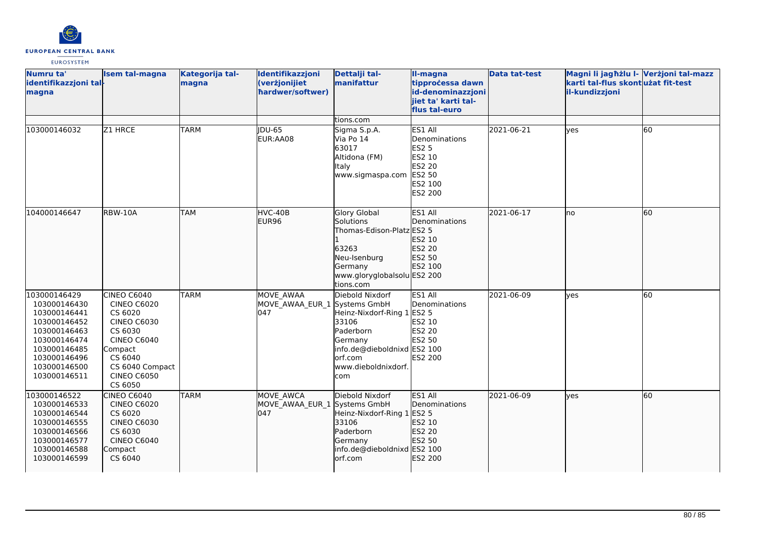| Numru ta' identifikazzjoni tal-magna | Isem tal-magna | Kategorija tal-magna | Identifikazzjoni (verżjonijiet ħardwer/softwer) | Dettalji tal-manifattur | Il-magna tipproċessa dawn id-denominazzjonijiet ta' karti tal-flus tal-euro | Data tat-test | Magni li jagħżlu l-karti tal-flus skont il-kundizzjoni | Verżjoni tal-mazz użat fit-test |
|---|---|---|---|---|---|---|---|---|
| | | | | tions.com | | | | |
| 103000146032 | Z1 HRCE | TARM | JDU-65<br>EUR:AA08 | Sigma S.p.A.<br>Via Po 14<br>63017<br>Altidona (FM)<br>Italy<br>www.sigmaspa.com | ES1 All Denominations<br>ES2 5<br>ES2 10<br>ES2 20<br>ES2 50<br>ES2 100<br>ES2 200 | 2021-06-21 | yes | 60 |
| 104000146647 | RBW-10A | TAM | HVC-40B<br>EUR96 | Glory Global Solutions<br>Thomas-Edison-Platz 1<br>63263<br>Neu-Isenburg<br>Germany<br>www.gloryglobalsolutions.com | ES1 All Denominations<br>ES2 5<br>ES2 10<br>ES2 20<br>ES2 50<br>ES2 100<br>ES2 200 | 2021-06-17 | no | 60 |
| 103000146429<br>103000146430<br>103000146441<br>103000146452<br>103000146463<br>103000146474<br>103000146485<br>103000146496<br>103000146500<br>103000146511 | CINEO C6040<br>CINEO C6020<br>CS 6020<br>CINEO C6030<br>CS 6030<br>CINEO C6040 Compact<br>CS 6040<br>CS 6040 Compact<br>CINEO C6050<br>CS 6050 | TARM | MOVE_AWAA<br>MOVE_AWAA_EUR_1047 | Diebold Nixdorf Systems GmbH<br>Heinz-Nixdorf-Ring 1<br>33106<br>Paderborn<br>Germany<br>info.de@dieboldnixdorf.com<br>www.dieboldnixdorf.com | ES1 All Denominations<br>ES2 5<br>ES2 10<br>ES2 20<br>ES2 50<br>ES2 100<br>ES2 200 | 2021-06-09 | yes | 60 |
| 103000146522<br>103000146533<br>103000146544<br>103000146555<br>103000146566<br>103000146577<br>103000146588<br>103000146599 | CINEO C6040<br>CINEO C6020<br>CS 6020<br>CINEO C6030<br>CS 6030<br>CINEO C6040 Compact<br>CS 6040 | TARM | MOVE_AWCA<br>MOVE_AWAA_EUR_1047 | Diebold Nixdorf Systems GmbH<br>Heinz-Nixdorf-Ring 1<br>33106<br>Paderborn<br>Germany<br>info.de@dieboldnixdorf.com | ES1 All Denominations<br>ES2 5<br>ES2 10<br>ES2 20<br>ES2 50<br>ES2 100<br>ES2 200 | 2021-06-09 | yes | 60 |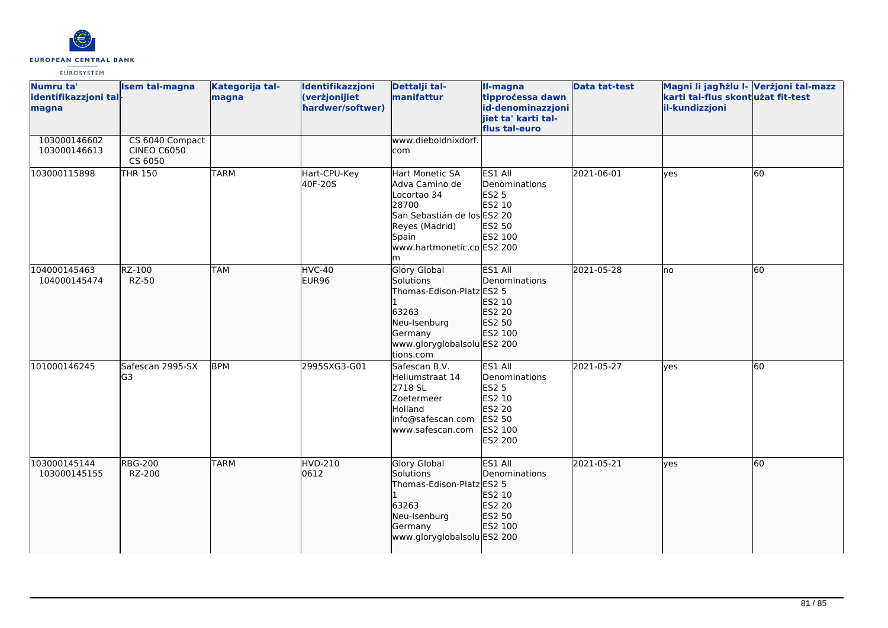| Numru ta' identifikazzjoni tal-magna | Isem tal-magna | Kategorija tal-magna | Identifikazzjoni (verżjonijiet ħardwer/softwer) | Dettalji tal-manifattur | Il-magna tipproċessa dawn id-denominazzjonijiet ta' karti tal-flus tal-euro | Data tat-test | Magni li jagħżlu l-karti tal-flus skont il-kundizzjoni | Verżjoni tal-mazz użat fit-test |
|---|---|---|---|---|---|---|---|---|
| 103000146602<br>103000146613 | CS 6040 Compact<br>CINEO C6050<br>CS 6050 | | | www.dieboldnixdorf.com | | | | |
| 103000115898 | THR 150 | TARM | Hart-CPU-Key<br>40F-20S | Hart Monetic SA<br>Adva Camino de Locortao 34<br>28700<br>San Sebastián de los Reyes (Madrid)<br>Spain<br>www.hartmonetic.com | ES1 All Denominations<br>ES2 5<br>ES2 10<br>ES2 20<br>ES2 50<br>ES2 100<br>ES2 200 | 2021-06-01 | yes | 60 |
| 104000145463<br>104000145474 | RZ-100<br>RZ-50 | TAM | HVC-40<br>EUR96 | Glory Global Solutions<br>Thomas-Edison-Platz 1<br>63263<br>Neu-Isenburg<br>Germany<br>www.gloryglobalsolutions.com | ES1 All Denominations<br>ES2 5<br>ES2 10<br>ES2 20<br>ES2 50<br>ES2 100<br>ES2 200 | 2021-05-28 | no | 60 |
| 101000146245 | Safescan 2995-SX G3 | BPM | 2995SXG3-G01 | Safescan B.V.<br>Heliumstraat 14<br>2718 SL<br>Zoetermeer<br>Holland<br>info@safescan.com<br>www.safescan.com | ES1 All Denominations<br>ES2 5<br>ES2 10<br>ES2 20<br>ES2 50<br>ES2 100<br>ES2 200 | 2021-05-27 | yes | 60 |
| 103000145144<br>103000145155 | RBG-200<br>RZ-200 | TARM | HVD-210<br>0612 | Glory Global Solutions<br>Thomas-Edison-Platz 1<br>63263<br>Neu-Isenburg<br>Germany<br>www.gloryglobalsolu | ES1 All Denominations<br>ES2 5<br>ES2 10<br>ES2 20<br>ES2 50<br>ES2 100<br>ES2 200 | 2021-05-21 | yes | 60 |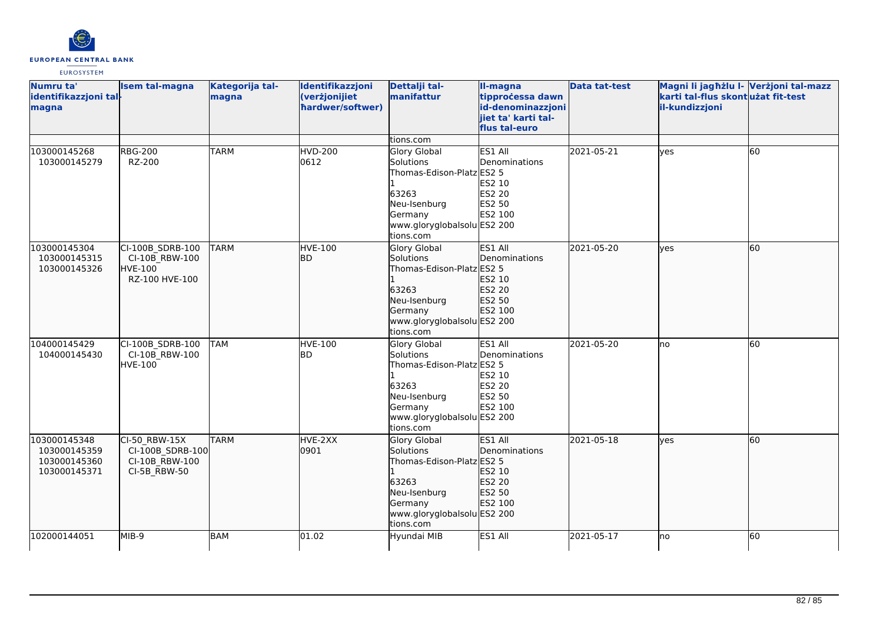| Numru ta' identifikazzjoni tal-magna | Isem tal-magna | Kategorija tal-magna | Identifikazzjoni (verżjonijiet ħardwer/softwer) | Dettalji tal-manifattur | Il-magna tipproċessa dawn id-denominazzjonijiet ta' karti tal-flus tal-euro | Data tat-test | Magni li jagħżlu l-karti tal-flus skont il-kundizzjoni | Verżjoni tal-mazz użat fit-test |
|---|---|---|---|---|---|---|---|---|
| | | | | tions.com | | | | |
| 103000145268<br>103000145279 | RBG-200<br>RZ-200 | TARM | HVD-200<br>0612 | Glory Global Solutions<br>Thomas-Edison-Platz 1<br>63263<br>Neu-Isenburg<br>Germany<br>www.gloryglobalsolutions.com | ES1 All Denominations<br>ES2 5<br>ES2 10<br>ES2 20<br>ES2 50<br>ES2 100<br>ES2 200 | 2021-05-21 | yes | 60 |
| 103000145304<br>103000145315<br>103000145326 | CI-100B_SDRB-100<br>CI-10B_RBW-100<br>HVE-100<br>RZ-100 HVE-100 | TARM | HVE-100<br>BD | Glory Global Solutions<br>Thomas-Edison-Platz 1<br>63263<br>Neu-Isenburg<br>Germany<br>www.gloryglobalsolutions.com | ES1 All Denominations<br>ES2 5<br>ES2 10<br>ES2 20<br>ES2 50<br>ES2 100<br>ES2 200 | 2021-05-20 | yes | 60 |
| 104000145429<br>104000145430 | CI-100B_SDRB-100<br>CI-10B_RBW-100<br>HVE-100 | TAM | HVE-100<br>BD | Glory Global Solutions<br>Thomas-Edison-Platz 1<br>63263<br>Neu-Isenburg<br>Germany<br>www.gloryglobalsolutions.com | ES1 All Denominations<br>ES2 5<br>ES2 10<br>ES2 20<br>ES2 50<br>ES2 100<br>ES2 200 | 2021-05-20 | no | 60 |
| 103000145348<br>103000145359<br>103000145360<br>103000145371 | CI-50_RBW-15X<br>CI-100B_SDRB-100<br>CI-10B_RBW-100<br>CI-5B_RBW-50 | TARM | HVE-2XX<br>0901 | Glory Global Solutions<br>Thomas-Edison-Platz 1<br>63263<br>Neu-Isenburg<br>Germany<br>www.gloryglobalsolutions.com | ES1 All Denominations<br>ES2 5<br>ES2 10<br>ES2 20<br>ES2 50<br>ES2 100<br>ES2 200 | 2021-05-18 | yes | 60 |
| 102000144051 | MIB-9 | BAM | 01.02 | Hyundai MIB | ES1 All | 2021-05-17 | no | 60 |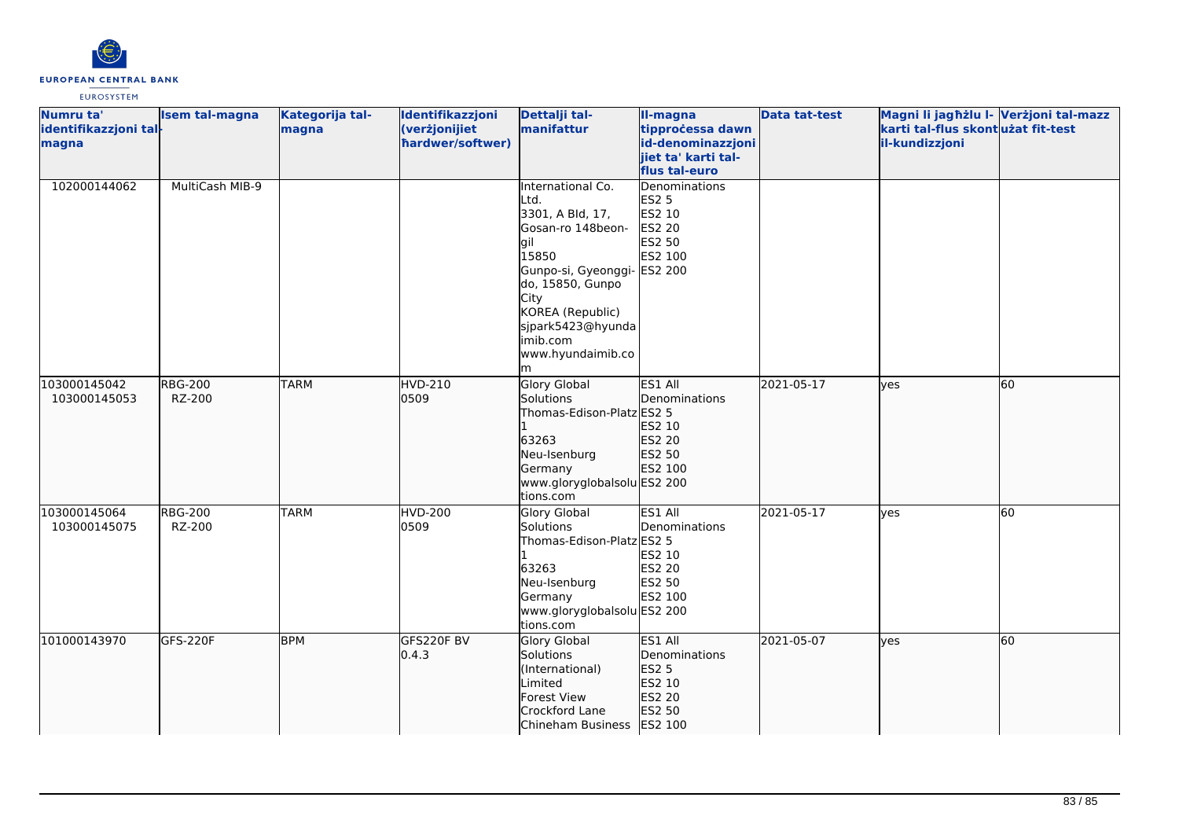| Numru ta' identifikazzjoni tal-magna | Isem tal-magna | Kategorija tal-magna | Identifikazzjoni (verżjonijiet ħardwer/softwer) | Dettalji tal-manifattur | Il-magna tipproċessa dawn id-denominazzjonijiet ta' karti tal-flus tal-euro | Data tat-test | Magni li jagħżlu l-karti tal-flus skont il-kundizzjoni | Verżjoni tal-mazz użat fit-test |
|---|---|---|---|---|---|---|---|---|
| 102000144062 | MultiCash MIB-9 | | | International Co. Ltd.<br>3301, A Bld, 17, Gosan-ro 148beon-gil<br>15850<br>Gunpo-si, Gyeonggi-do, 15850, Gunpo City<br>KOREA (Republic)<br>sjpark5423@hyundaimib.com<br>www.hyundaimib.com | Denominations<br>ES2 5<br>ES2 10<br>ES2 20<br>ES2 50<br>ES2 100<br>ES2 200 | | | |
| 103000145042<br>103000145053 | RBG-200<br>RZ-200 | TARM | HVD-210<br>0509 | Glory Global Solutions<br>Thomas-Edison-Platz 1<br>63263<br>Neu-Isenburg<br>Germany<br>www.gloryglobalsolutions.com | ES1 All Denominations<br>ES2 5<br>ES2 10<br>ES2 20<br>ES2 50<br>ES2 100<br>ES2 200 | 2021-05-17 | yes | 60 |
| 103000145064<br>103000145075 | RBG-200<br>RZ-200 | TARM | HVD-200<br>0509 | Glory Global Solutions<br>Thomas-Edison-Platz 1<br>63263<br>Neu-Isenburg<br>Germany<br>www.gloryglobalsolutions.com | ES1 All Denominations<br>ES2 5<br>ES2 10<br>ES2 20<br>ES2 50<br>ES2 100<br>ES2 200 | 2021-05-17 | yes | 60 |
| 101000143970 | GFS-220F | BPM | GFS220F BV<br>0.4.3 | Glory Global Solutions (International) Limited<br>Forest View<br>Crockford Lane<br>Chineham Business | ES1 All Denominations<br>ES2 5<br>ES2 10<br>ES2 20<br>ES2 50<br>ES2 100 | 2021-05-07 | yes | 60 |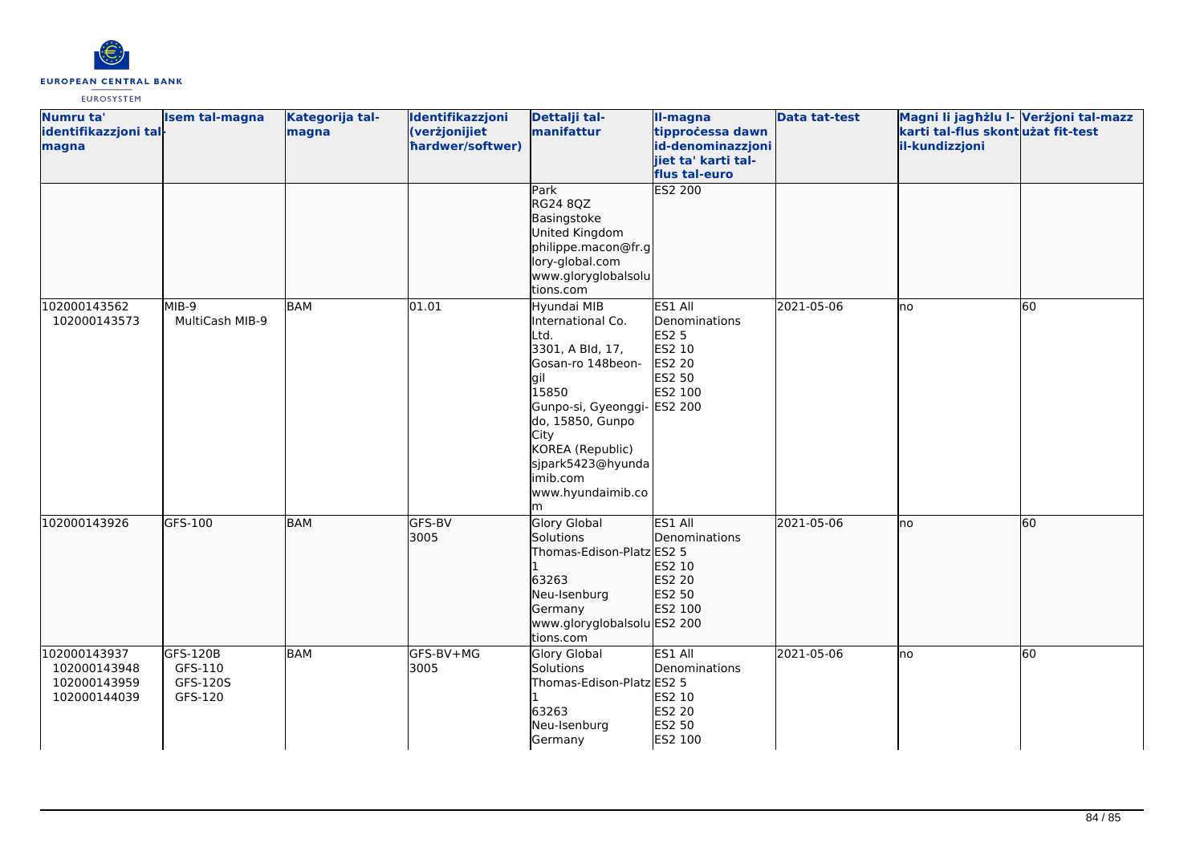| Numru ta' identifikazzjoni tal-magna | Isem tal-magna | Kategorija tal-magna | Identifikazzjoni (verżjonijiet ħardwer/softwer) | Dettalji tal-manifattur | Il-magna tipproċessa dawn id-denominazzjonijiet ta' karti tal-flus tal-euro | Data tat-test | Magni li jagħżlu l-karti tal-flus skont il-kundizzjoni | Verżjoni tal-mazz użat fit-test |
|---|---|---|---|---|---|---|---|---|
| | | | | Park<br>RG24 8QZ<br>Basingstoke<br>United Kingdom<br>philippe.macon@fr.glory-global.com<br>www.gloryglobalsolutions.com | ES2 200 | | | |
| 102000143562<br>102000143573 | MIB-9<br>MultiCash MIB-9 | BAM | 01.01 | Hyundai MIB International Co. Ltd.<br>3301, A Bld, 17, Gosan-ro 148beon-gil<br>15850<br>Gunpo-si, Gyeonggi-do, 15850, Gunpo City<br>KOREA (Republic)<br>sjpark5423@hyundaimib.com<br>www.hyundaimib.com | ES1 All Denominations<br>ES2 5<br>ES2 10<br>ES2 20<br>ES2 50<br>ES2 100<br>ES2 200 | 2021-05-06 | no | 60 |
| 102000143926 | GFS-100 | BAM | GFS-BV<br>3005 | Glory Global Solutions<br>Thomas-Edison-Platz 1<br>63263<br>Neu-Isenburg<br>Germany<br>www.gloryglobalsolutions.com | ES1 All Denominations<br>ES2 5<br>ES2 10<br>ES2 20<br>ES2 50<br>ES2 100<br>ES2 200 | 2021-05-06 | no | 60 |
| 102000143937<br>102000143948<br>102000143959<br>102000144039 | GFS-120B<br>GFS-110<br>GFS-120S<br>GFS-120 | BAM | GFS-BV+MG<br>3005 | Glory Global Solutions<br>Thomas-Edison-Platz 1<br>63263<br>Neu-Isenburg<br>Germany | ES1 All Denominations<br>ES2 5<br>ES2 10<br>ES2 20<br>ES2 50<br>ES2 100 | 2021-05-06 | no | 60 |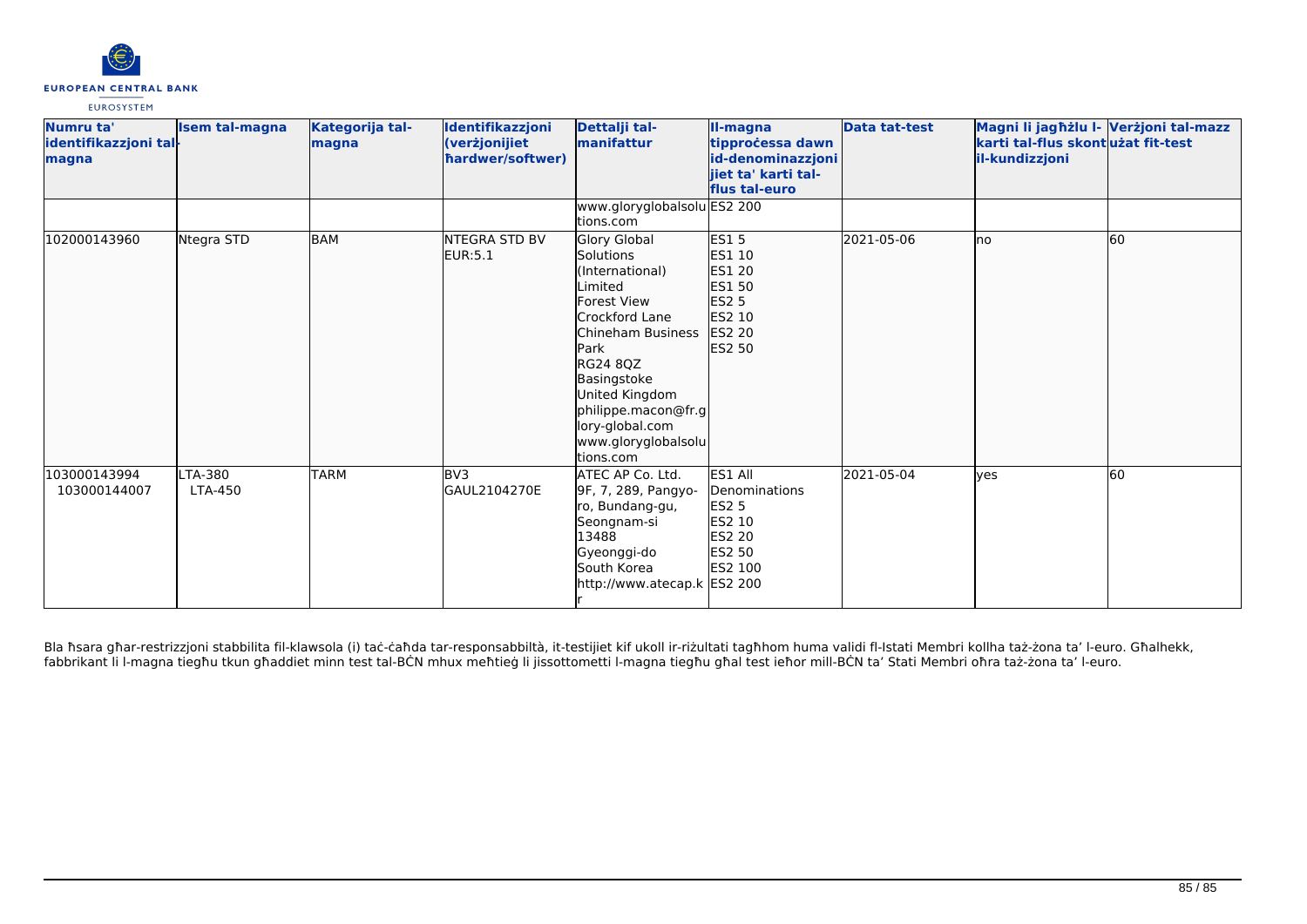| Numru ta' identifikazzjoni tal-magna | Isem tal-magna | Kategorija tal-magna | Identifikazzjoni (verżjonijiet ħardwer/softwer) | Dettalji tal-manifattur | Il-magna tipproċessa dawn id-denominazzjonijiet ta' karti tal-flus tal-euro | Data tat-test | Magni li jagħżlu l-karti tal-flus skont il-kundizzjoni | Verżjoni tal-mazz użat fit-test |
|---|---|---|---|---|---|---|---|---|
| | | | | www.gloryglobalsolutions.com | ES2 200 | | | |
| 102000143960 | Ntegra STD | BAM | NTEGRA STD BV EUR:5.1 | Glory Global Solutions (International) Limited Forest View Crockford Lane Chineham Business Park RG24 8QZ Basingstoke United Kingdom philippe.macon@fr.glory-global.com www.gloryglobalsolutions.com | ES1 5 ES1 10 ES1 20 ES1 50 ES2 5 ES2 10 ES2 20 ES2 50 | 2021-05-06 | no | 60 |
| 103000143994 103000144007 | LTA-380 LTA-450 | TARM | BV3 GAUL2104270E | ATEC AP Co. Ltd. 9F, 7, 289, Pangyo-ro, Bundang-gu, Seongnam-si 13488 Gyeonggi-do South Korea http://www.atecap.kr | ES1 All Denominations ES2 5 ES2 10 ES2 20 ES2 50 ES2 100 ES2 200 | 2021-05-04 | yes | 60 |

Bla ħsara għar-restrizzjoni stabbilita fil-klawsola (i) taċ-ċaħda tar-responsabbiltà, it-testijiet kif ukoll ir-riżultati tagħhom huma validi fl-Istati Membri kollha taż-żona ta' l-euro. Għalhekk, fabbrikant li l-magna tiegħu tkun għaddiet minn test tal-BĊN mhux meħtieġ li jissottometti l-magna tiegħu għal test ieħor mill-BĊN ta' Stati Membri oħra taż-żona ta' l-euro.